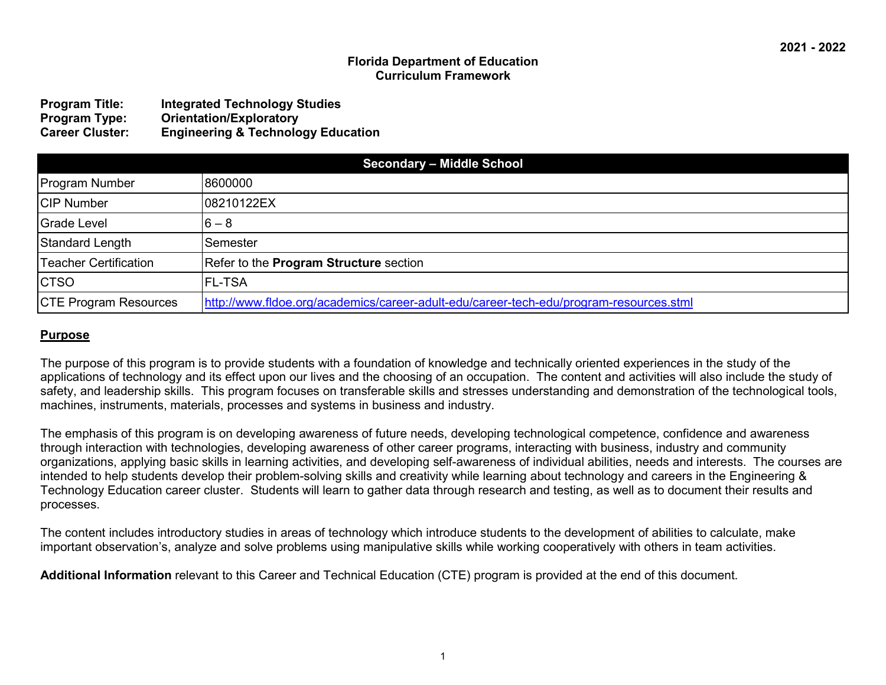2021 - 2022

**Florida Department of Education**
**Curriculum Framework**

**Program Title:** **Integrated Technology Studies**
**Program Type:** **Orientation/Exploratory**
**Career Cluster:** **Engineering & Technology Education**

| Secondary – Middle School | |
|---|---|
| Program Number | 8600000 |
| CIP Number | 08210122EX |
| Grade Level | 6 – 8 |
| Standard Length | Semester |
| Teacher Certification | Refer to the **Program Structure** section |
| CTSO | FL-TSA |
| CTE Program Resources | http://www.fldoe.org/academics/career-adult-edu/career-tech-edu/program-resources.stml |

## Purpose

The purpose of this program is to provide students with a foundation of knowledge and technically oriented experiences in the study of the applications of technology and its effect upon our lives and the choosing of an occupation. The content and activities will also include the study of safety, and leadership skills. This program focuses on transferable skills and stresses understanding and demonstration of the technological tools, machines, instruments, materials, processes and systems in business and industry.

The emphasis of this program is on developing awareness of future needs, developing technological competence, confidence and awareness through interaction with technologies, developing awareness of other career programs, interacting with business, industry and community organizations, applying basic skills in learning activities, and developing self-awareness of individual abilities, needs and interests. The courses are intended to help students develop their problem-solving skills and creativity while learning about technology and careers in the Engineering & Technology Education career cluster. Students will learn to gather data through research and testing, as well as to document their results and processes.

The content includes introductory studies in areas of technology which introduce students to the development of abilities to calculate, make important observation's, analyze and solve problems using manipulative skills while working cooperatively with others in team activities.

**Additional Information** relevant to this Career and Technical Education (CTE) program is provided at the end of this document.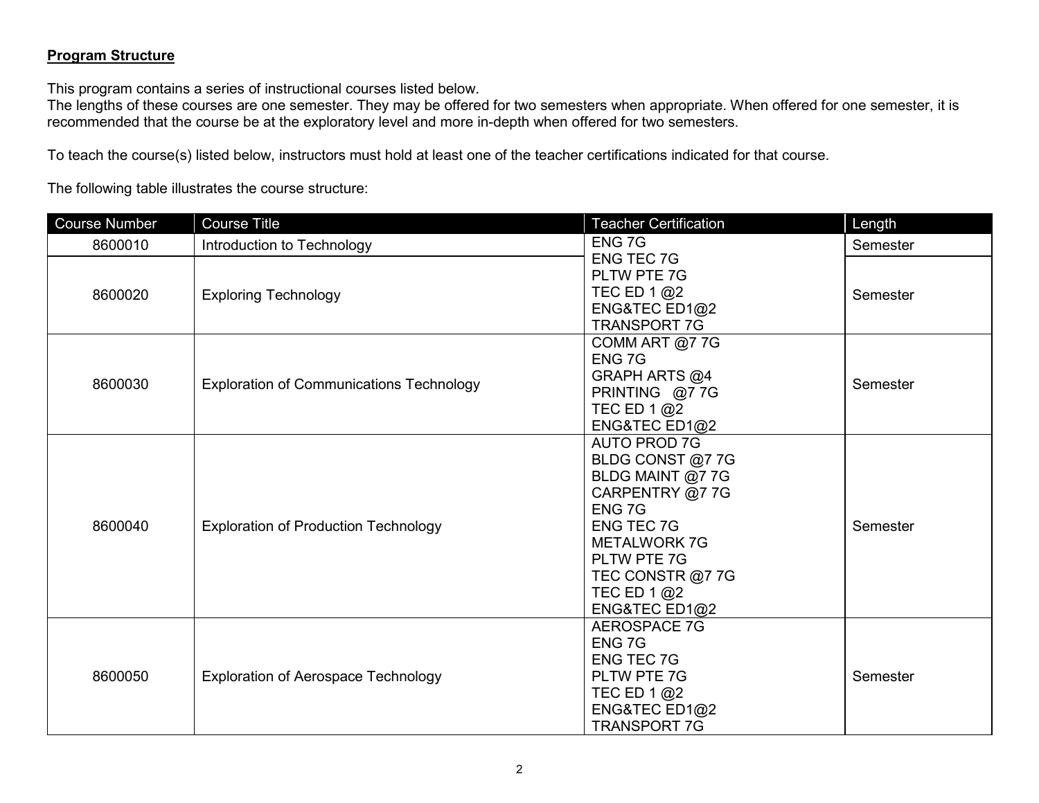**Program Structure**

This program contains a series of instructional courses listed below.
The lengths of these courses are one semester. They may be offered for two semesters when appropriate. When offered for one semester, it is recommended that the course be at the exploratory level and more in-depth when offered for two semesters.

To teach the course(s) listed below, instructors must hold at least one of the teacher certifications indicated for that course.

The following table illustrates the course structure:

| Course Number | Course Title | Teacher Certification | Length |
|---|---|---|---|
| 8600010 | Introduction to Technology | ENG 7G<br>ENG TEC 7G<br>PLTW PTE 7G<br>TEC ED 1 @2<br>ENG&TEC ED1@2<br>TRANSPORT 7G | Semester |
| 8600020 | Exploring Technology | | Semester |
| 8600030 | Exploration of Communications Technology | COMM ART @7 7G<br>ENG 7G<br>GRAPH ARTS @4<br>PRINTING @7 7G<br>TEC ED 1 @2<br>ENG&TEC ED1@2 | Semester |
| 8600040 | Exploration of Production Technology | AUTO PROD 7G<br>BLDG CONST @7 7G<br>BLDG MAINT @7 7G<br>CARPENTRY @7 7G<br>ENG 7G<br>ENG TEC 7G<br>METALWORK 7G<br>PLTW PTE 7G<br>TEC CONSTR @7 7G<br>TEC ED 1 @2<br>ENG&TEC ED1@2 | Semester |
| 8600050 | Exploration of Aerospace Technology | AEROSPACE 7G<br>ENG 7G<br>ENG TEC 7G<br>PLTW PTE 7G<br>TEC ED 1 @2<br>ENG&TEC ED1@2<br>TRANSPORT 7G | Semester |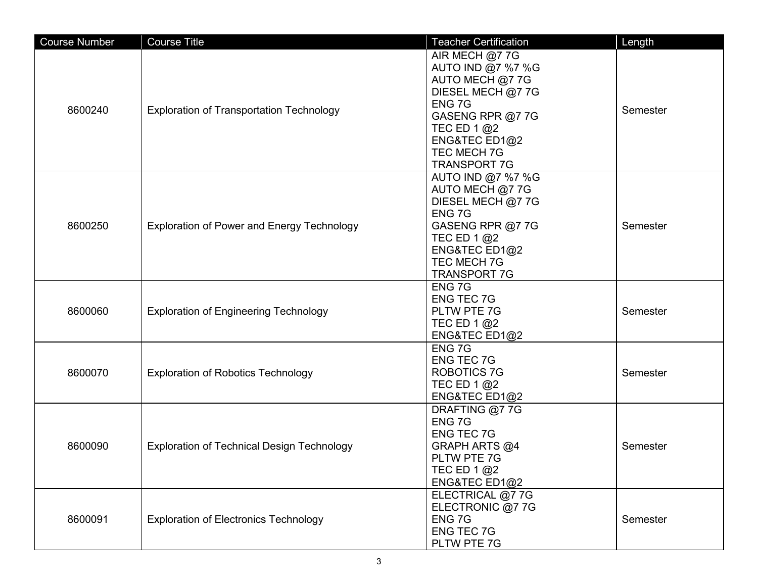| Course Number | Course Title | Teacher Certification | Length |
|---|---|---|---|
| 8600240 | Exploration of Transportation Technology | AIR MECH @7 7G<br>AUTO IND @7 %7 %G<br>AUTO MECH @7 7G<br>DIESEL MECH @7 7G<br>ENG 7G<br>GASENG RPR @7 7G<br>TEC ED 1 @2<br>ENG&TEC ED1@2<br>TEC MECH 7G<br>TRANSPORT 7G | Semester |
| 8600250 | Exploration of Power and Energy Technology | AUTO IND @7 %7 %G<br>AUTO MECH @7 7G<br>DIESEL MECH @7 7G<br>ENG 7G<br>GASENG RPR @7 7G<br>TEC ED 1 @2<br>ENG&TEC ED1@2<br>TEC MECH 7G<br>TRANSPORT 7G | Semester |
| 8600060 | Exploration of Engineering Technology | ENG 7G<br>ENG TEC 7G<br>PLTW PTE 7G<br>TEC ED 1 @2<br>ENG&TEC ED1@2 | Semester |
| 8600070 | Exploration of Robotics Technology | ENG 7G<br>ENG TEC 7G<br>ROBOTICS 7G<br>TEC ED 1 @2<br>ENG&TEC ED1@2 | Semester |
| 8600090 | Exploration of Technical Design Technology | DRAFTING @7 7G<br>ENG 7G<br>ENG TEC 7G<br>GRAPH ARTS @4<br>PLTW PTE 7G<br>TEC ED 1 @2<br>ENG&TEC ED1@2 | Semester |
| 8600091 | Exploration of Electronics Technology | ELECTRICAL @7 7G<br>ELECTRONIC @7 7G<br>ENG 7G<br>ENG TEC 7G<br>PLTW PTE 7G | Semester |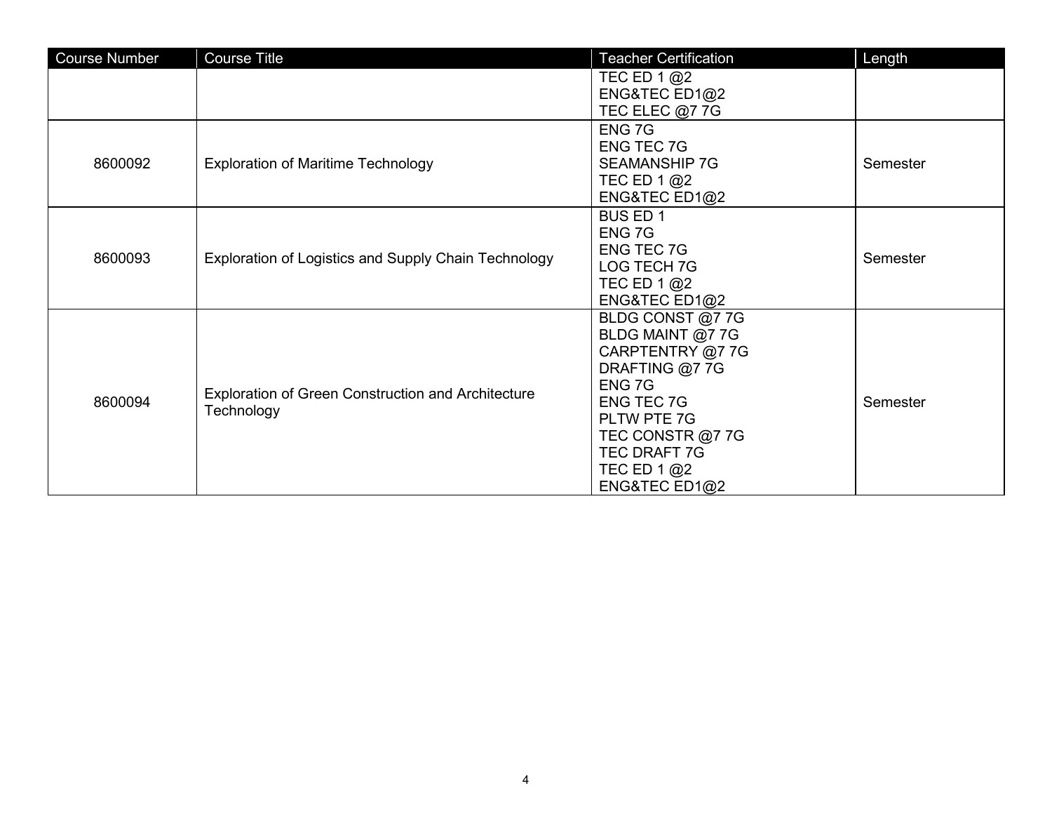| Course Number | Course Title | Teacher Certification | Length |
|---|---|---|---|
| | | TEC ED 1 @2<br>ENG&TEC ED1@2<br>TEC ELEC @7 7G | |
| 8600092 | Exploration of Maritime Technology | ENG 7G<br>ENG TEC 7G<br>SEAMANSHIP 7G<br>TEC ED 1 @2<br>ENG&TEC ED1@2 | Semester |
| 8600093 | Exploration of Logistics and Supply Chain Technology | BUS ED 1<br>ENG 7G<br>ENG TEC 7G<br>LOG TECH 7G<br>TEC ED 1 @2<br>ENG&TEC ED1@2 | Semester |
| 8600094 | Exploration of Green Construction and Architecture Technology | BLDG CONST @7 7G<br>BLDG MAINT @7 7G<br>CARPTENTRY @7 7G<br>DRAFTING @7 7G<br>ENG 7G<br>ENG TEC 7G<br>PLTW PTE 7G<br>TEC CONSTR @7 7G<br>TEC DRAFT 7G<br>TEC ED 1 @2<br>ENG&TEC ED1@2 | Semester |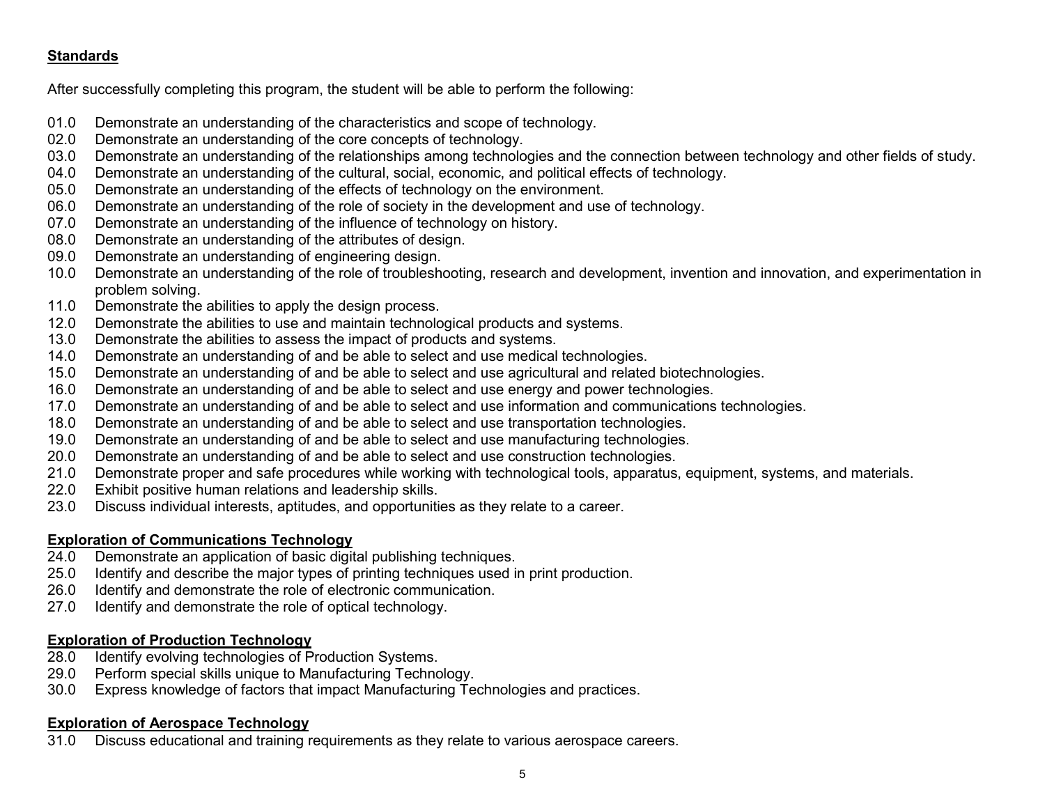**Standards**

After successfully completing this program, the student will be able to perform the following:

01.0 Demonstrate an understanding of the characteristics and scope of technology.
02.0 Demonstrate an understanding of the core concepts of technology.
03.0 Demonstrate an understanding of the relationships among technologies and the connection between technology and other fields of study.
04.0 Demonstrate an understanding of the cultural, social, economic, and political effects of technology.
05.0 Demonstrate an understanding of the effects of technology on the environment.
06.0 Demonstrate an understanding of the role of society in the development and use of technology.
07.0 Demonstrate an understanding of the influence of technology on history.
08.0 Demonstrate an understanding of the attributes of design.
09.0 Demonstrate an understanding of engineering design.
10.0 Demonstrate an understanding of the role of troubleshooting, research and development, invention and innovation, and experimentation in problem solving.
11.0 Demonstrate the abilities to apply the design process.
12.0 Demonstrate the abilities to use and maintain technological products and systems.
13.0 Demonstrate the abilities to assess the impact of products and systems.
14.0 Demonstrate an understanding of and be able to select and use medical technologies.
15.0 Demonstrate an understanding of and be able to select and use agricultural and related biotechnologies.
16.0 Demonstrate an understanding of and be able to select and use energy and power technologies.
17.0 Demonstrate an understanding of and be able to select and use information and communications technologies.
18.0 Demonstrate an understanding of and be able to select and use transportation technologies.
19.0 Demonstrate an understanding of and be able to select and use manufacturing technologies.
20.0 Demonstrate an understanding of and be able to select and use construction technologies.
21.0 Demonstrate proper and safe procedures while working with technological tools, apparatus, equipment, systems, and materials.
22.0 Exhibit positive human relations and leadership skills.
23.0 Discuss individual interests, aptitudes, and opportunities as they relate to a career.

**Exploration of Communications Technology**

24.0 Demonstrate an application of basic digital publishing techniques.
25.0 Identify and describe the major types of printing techniques used in print production.
26.0 Identify and demonstrate the role of electronic communication.
27.0 Identify and demonstrate the role of optical technology.

**Exploration of Production Technology**

28.0 Identify evolving technologies of Production Systems.
29.0 Perform special skills unique to Manufacturing Technology.
30.0 Express knowledge of factors that impact Manufacturing Technologies and practices.

**Exploration of Aerospace Technology**

31.0 Discuss educational and training requirements as they relate to various aerospace careers.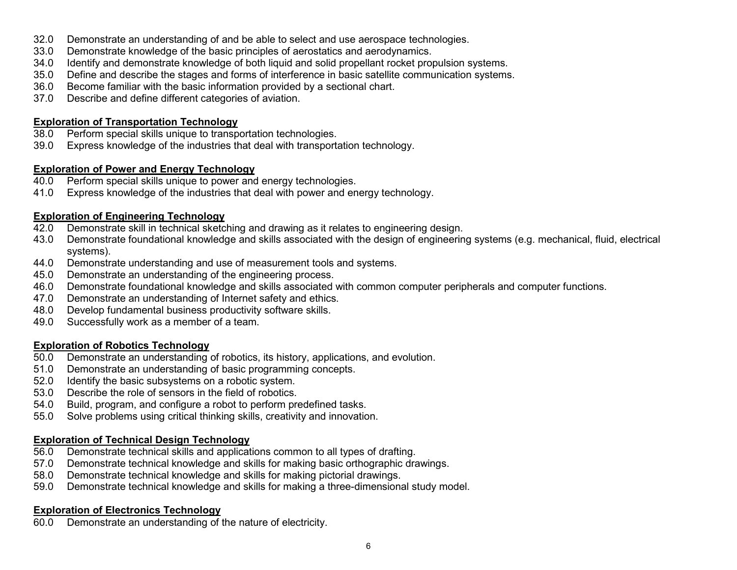32.0 Demonstrate an understanding of and be able to select and use aerospace technologies.
33.0 Demonstrate knowledge of the basic principles of aerostatics and aerodynamics.
34.0 Identify and demonstrate knowledge of both liquid and solid propellant rocket propulsion systems.
35.0 Define and describe the stages and forms of interference in basic satellite communication systems.
36.0 Become familiar with the basic information provided by a sectional chart.
37.0 Describe and define different categories of aviation.

**Exploration of Transportation Technology**

38.0 Perform special skills unique to transportation technologies.
39.0 Express knowledge of the industries that deal with transportation technology.

**Exploration of Power and Energy Technology**

40.0 Perform special skills unique to power and energy technologies.
41.0 Express knowledge of the industries that deal with power and energy technology.

**Exploration of Engineering Technology**

42.0 Demonstrate skill in technical sketching and drawing as it relates to engineering design.
43.0 Demonstrate foundational knowledge and skills associated with the design of engineering systems (e.g. mechanical, fluid, electrical systems).
44.0 Demonstrate understanding and use of measurement tools and systems.
45.0 Demonstrate an understanding of the engineering process.
46.0 Demonstrate foundational knowledge and skills associated with common computer peripherals and computer functions.
47.0 Demonstrate an understanding of Internet safety and ethics.
48.0 Develop fundamental business productivity software skills.
49.0 Successfully work as a member of a team.

**Exploration of Robotics Technology**

50.0 Demonstrate an understanding of robotics, its history, applications, and evolution.
51.0 Demonstrate an understanding of basic programming concepts.
52.0 Identify the basic subsystems on a robotic system.
53.0 Describe the role of sensors in the field of robotics.
54.0 Build, program, and configure a robot to perform predefined tasks.
55.0 Solve problems using critical thinking skills, creativity and innovation.

**Exploration of Technical Design Technology**

56.0 Demonstrate technical skills and applications common to all types of drafting.
57.0 Demonstrate technical knowledge and skills for making basic orthographic drawings.
58.0 Demonstrate technical knowledge and skills for making pictorial drawings.
59.0 Demonstrate technical knowledge and skills for making a three-dimensional study model.

**Exploration of Electronics Technology**

60.0 Demonstrate an understanding of the nature of electricity.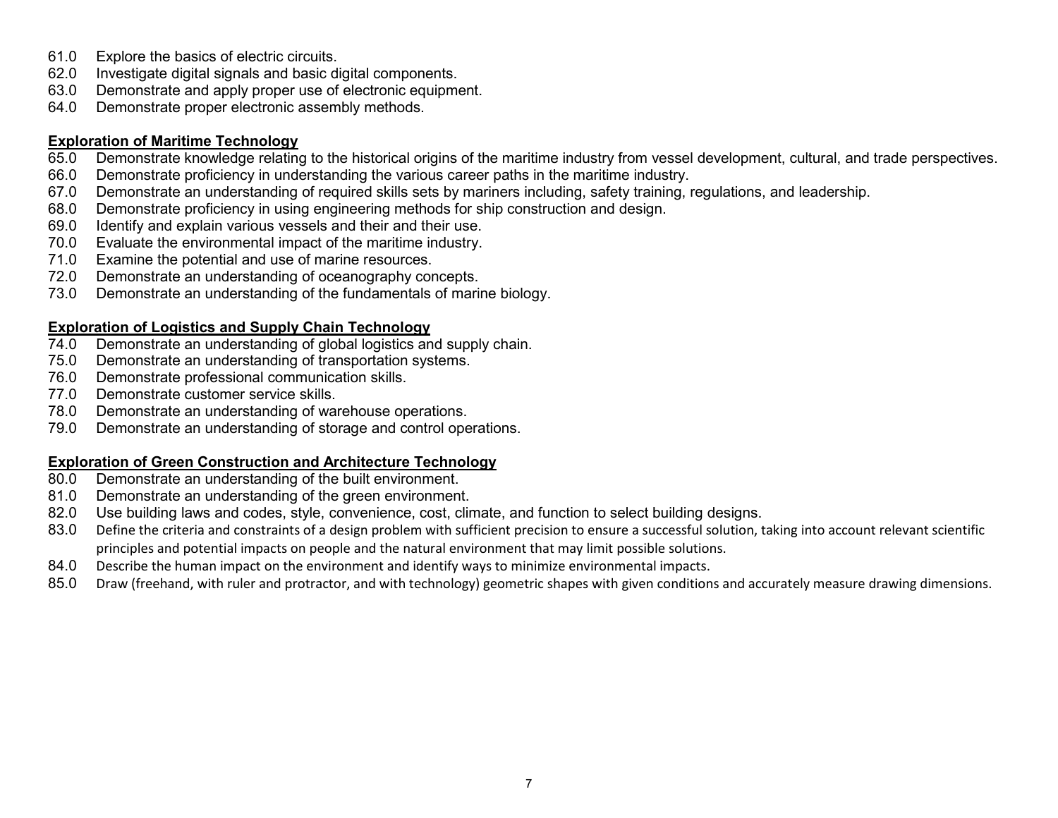61.0 Explore the basics of electric circuits.
62.0 Investigate digital signals and basic digital components.
63.0 Demonstrate and apply proper use of electronic equipment.
64.0 Demonstrate proper electronic assembly methods.

**Exploration of Maritime Technology**

65.0 Demonstrate knowledge relating to the historical origins of the maritime industry from vessel development, cultural, and trade perspectives.
66.0 Demonstrate proficiency in understanding the various career paths in the maritime industry.
67.0 Demonstrate an understanding of required skills sets by mariners including, safety training, regulations, and leadership.
68.0 Demonstrate proficiency in using engineering methods for ship construction and design.
69.0 Identify and explain various vessels and their and their use.
70.0 Evaluate the environmental impact of the maritime industry.
71.0 Examine the potential and use of marine resources.
72.0 Demonstrate an understanding of oceanography concepts.
73.0 Demonstrate an understanding of the fundamentals of marine biology.

**Exploration of Logistics and Supply Chain Technology**

74.0 Demonstrate an understanding of global logistics and supply chain.
75.0 Demonstrate an understanding of transportation systems.
76.0 Demonstrate professional communication skills.
77.0 Demonstrate customer service skills.
78.0 Demonstrate an understanding of warehouse operations.
79.0 Demonstrate an understanding of storage and control operations.

**Exploration of Green Construction and Architecture Technology**

80.0 Demonstrate an understanding of the built environment.
81.0 Demonstrate an understanding of the green environment.
82.0 Use building laws and codes, style, convenience, cost, climate, and function to select building designs.
83.0 Define the criteria and constraints of a design problem with sufficient precision to ensure a successful solution, taking into account relevant scientific principles and potential impacts on people and the natural environment that may limit possible solutions.
84.0 Describe the human impact on the environment and identify ways to minimize environmental impacts.
85.0 Draw (freehand, with ruler and protractor, and with technology) geometric shapes with given conditions and accurately measure drawing dimensions.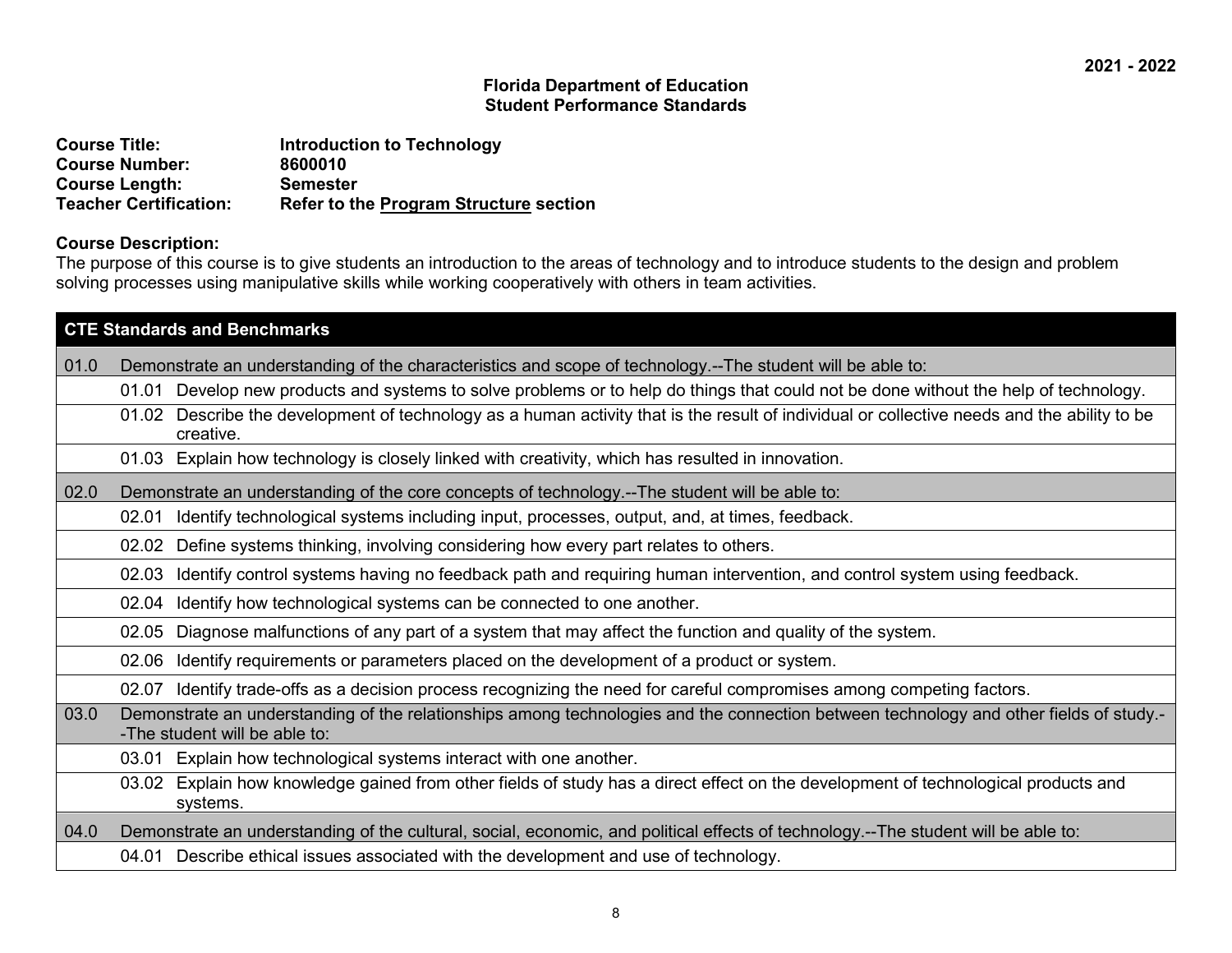2021 - 2022

**Florida Department of Education**
**Student Performance Standards**

**Course Title:** Introduction to Technology
**Course Number:** 8600010
**Course Length:** Semester
**Teacher Certification:** Refer to the Program Structure section

**Course Description:**
The purpose of this course is to give students an introduction to the areas of technology and to introduce students to the design and problem solving processes using manipulative skills while working cooperatively with others in team activities.

| CTE Standards and Benchmarks | |
|---|---|
| 01.0 | Demonstrate an understanding of the characteristics and scope of technology.--The student will be able to: |
| | 01.01 Develop new products and systems to solve problems or to help do things that could not be done without the help of technology. |
| | 01.02 Describe the development of technology as a human activity that is the result of individual or collective needs and the ability to be creative. |
| | 01.03 Explain how technology is closely linked with creativity, which has resulted in innovation. |
| 02.0 | Demonstrate an understanding of the core concepts of technology.--The student will be able to: |
| | 02.01 Identify technological systems including input, processes, output, and, at times, feedback. |
| | 02.02 Define systems thinking, involving considering how every part relates to others. |
| | 02.03 Identify control systems having no feedback path and requiring human intervention, and control system using feedback. |
| | 02.04 Identify how technological systems can be connected to one another. |
| | 02.05 Diagnose malfunctions of any part of a system that may affect the function and quality of the system. |
| | 02.06 Identify requirements or parameters placed on the development of a product or system. |
| | 02.07 Identify trade-offs as a decision process recognizing the need for careful compromises among competing factors. |
| 03.0 | Demonstrate an understanding of the relationships among technologies and the connection between technology and other fields of study.--The student will be able to: |
| | 03.01 Explain how technological systems interact with one another. |
| | 03.02 Explain how knowledge gained from other fields of study has a direct effect on the development of technological products and systems. |
| 04.0 | Demonstrate an understanding of the cultural, social, economic, and political effects of technology.--The student will be able to: |
| | 04.01 Describe ethical issues associated with the development and use of technology. |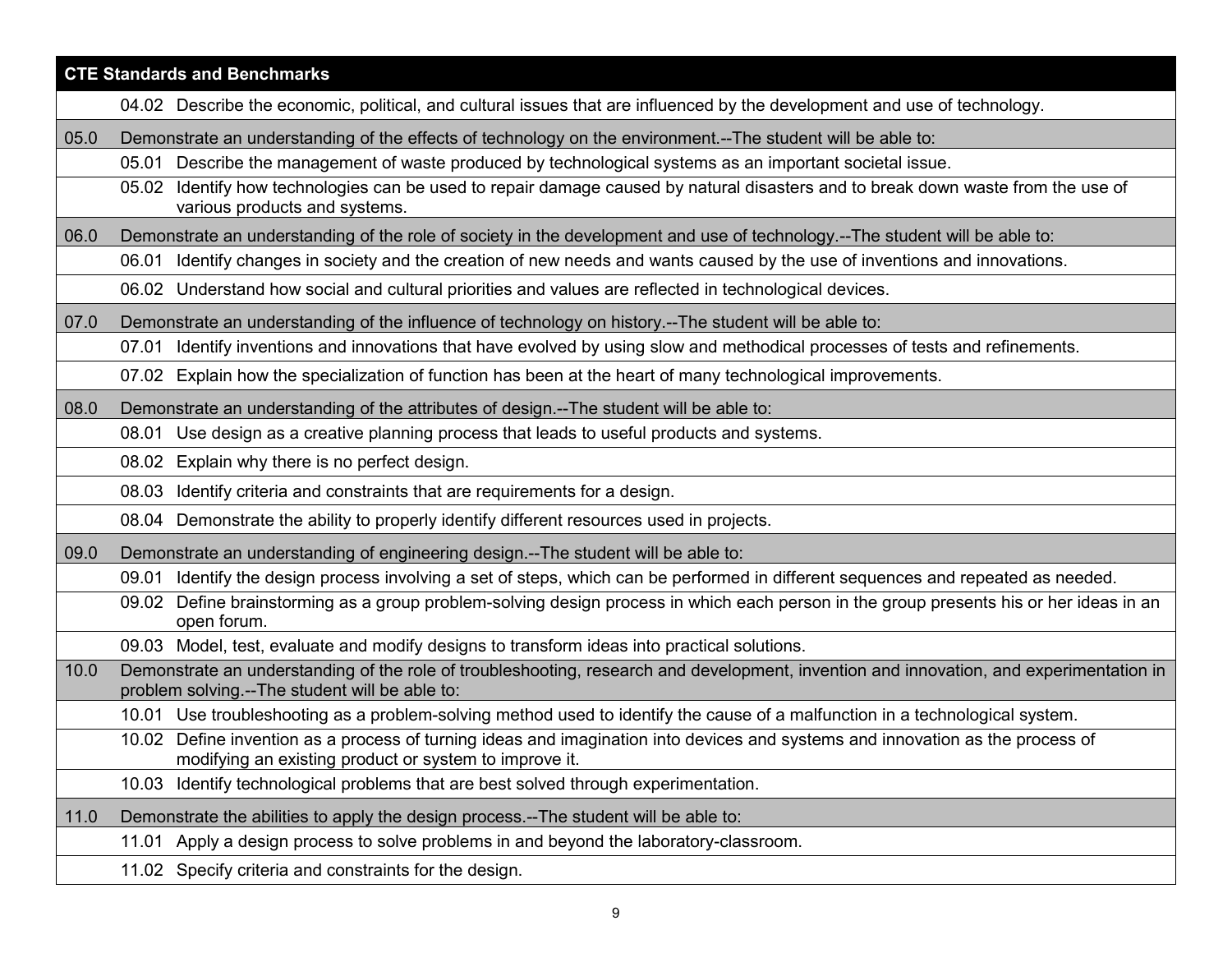| CTE Standards and Benchmarks | |
|---|---|
| | 04.02 Describe the economic, political, and cultural issues that are influenced by the development and use of technology. |
| 05.0 | Demonstrate an understanding of the effects of technology on the environment.--The student will be able to: |
| | 05.01 Describe the management of waste produced by technological systems as an important societal issue. |
| | 05.02 Identify how technologies can be used to repair damage caused by natural disasters and to break down waste from the use of various products and systems. |
| 06.0 | Demonstrate an understanding of the role of society in the development and use of technology.--The student will be able to: |
| | 06.01 Identify changes in society and the creation of new needs and wants caused by the use of inventions and innovations. |
| | 06.02 Understand how social and cultural priorities and values are reflected in technological devices. |
| 07.0 | Demonstrate an understanding of the influence of technology on history.--The student will be able to: |
| | 07.01 Identify inventions and innovations that have evolved by using slow and methodical processes of tests and refinements. |
| | 07.02 Explain how the specialization of function has been at the heart of many technological improvements. |
| 08.0 | Demonstrate an understanding of the attributes of design.--The student will be able to: |
| | 08.01 Use design as a creative planning process that leads to useful products and systems. |
| | 08.02 Explain why there is no perfect design. |
| | 08.03 Identify criteria and constraints that are requirements for a design. |
| | 08.04 Demonstrate the ability to properly identify different resources used in projects. |
| 09.0 | Demonstrate an understanding of engineering design.--The student will be able to: |
| | 09.01 Identify the design process involving a set of steps, which can be performed in different sequences and repeated as needed. |
| | 09.02 Define brainstorming as a group problem-solving design process in which each person in the group presents his or her ideas in an open forum. |
| | 09.03 Model, test, evaluate and modify designs to transform ideas into practical solutions. |
| 10.0 | Demonstrate an understanding of the role of troubleshooting, research and development, invention and innovation, and experimentation in problem solving.--The student will be able to: |
| | 10.01 Use troubleshooting as a problem-solving method used to identify the cause of a malfunction in a technological system. |
| | 10.02 Define invention as a process of turning ideas and imagination into devices and systems and innovation as the process of modifying an existing product or system to improve it. |
| | 10.03 Identify technological problems that are best solved through experimentation. |
| 11.0 | Demonstrate the abilities to apply the design process.--The student will be able to: |
| | 11.01 Apply a design process to solve problems in and beyond the laboratory-classroom. |
| | 11.02 Specify criteria and constraints for the design. |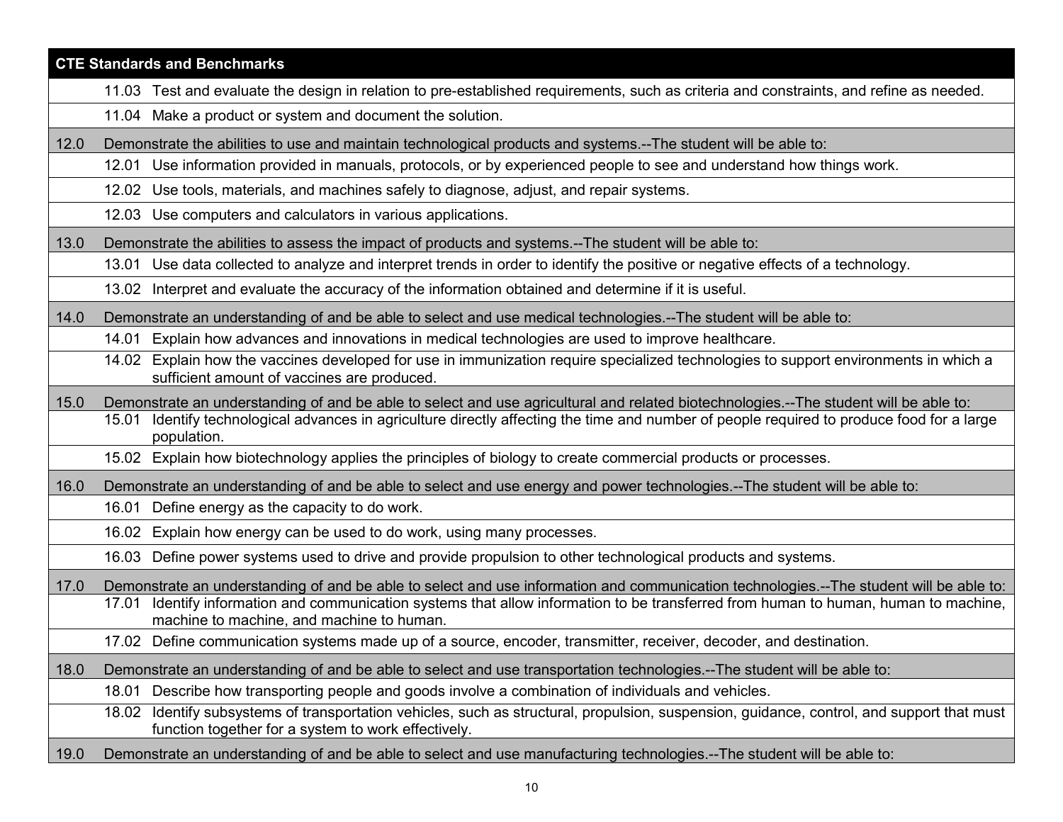| CTE Standards and Benchmarks | | |
|---|---|---|
| | 11.03 | Test and evaluate the design in relation to pre-established requirements, such as criteria and constraints, and refine as needed. |
| | 11.04 | Make a product or system and document the solution. |
| 12.0 | Demonstrate the abilities to use and maintain technological products and systems.--The student will be able to: | |
| | 12.01 | Use information provided in manuals, protocols, or by experienced people to see and understand how things work. |
| | 12.02 | Use tools, materials, and machines safely to diagnose, adjust, and repair systems. |
| | 12.03 | Use computers and calculators in various applications. |
| 13.0 | Demonstrate the abilities to assess the impact of products and systems.--The student will be able to: | |
| | 13.01 | Use data collected to analyze and interpret trends in order to identify the positive or negative effects of a technology. |
| | 13.02 | Interpret and evaluate the accuracy of the information obtained and determine if it is useful. |
| 14.0 | Demonstrate an understanding of and be able to select and use medical technologies.--The student will be able to: | |
| | 14.01 | Explain how advances and innovations in medical technologies are used to improve healthcare. |
| | 14.02 | Explain how the vaccines developed for use in immunization require specialized technologies to support environments in which a sufficient amount of vaccines are produced. |
| 15.0 | Demonstrate an understanding of and be able to select and use agricultural and related biotechnologies.--The student will be able to: | |
| | 15.01 | Identify technological advances in agriculture directly affecting the time and number of people required to produce food for a large population. |
| | 15.02 | Explain how biotechnology applies the principles of biology to create commercial products or processes. |
| 16.0 | Demonstrate an understanding of and be able to select and use energy and power technologies.--The student will be able to: | |
| | 16.01 | Define energy as the capacity to do work. |
| | 16.02 | Explain how energy can be used to do work, using many processes. |
| | 16.03 | Define power systems used to drive and provide propulsion to other technological products and systems. |
| 17.0 | Demonstrate an understanding of and be able to select and use information and communication technologies.--The student will be able to: | |
| | 17.01 | Identify information and communication systems that allow information to be transferred from human to human, human to machine, machine to machine, and machine to human. |
| | 17.02 | Define communication systems made up of a source, encoder, transmitter, receiver, decoder, and destination. |
| 18.0 | Demonstrate an understanding of and be able to select and use transportation technologies.--The student will be able to: | |
| | 18.01 | Describe how transporting people and goods involve a combination of individuals and vehicles. |
| | 18.02 | Identify subsystems of transportation vehicles, such as structural, propulsion, suspension, guidance, control, and support that must function together for a system to work effectively. |
| 19.0 | Demonstrate an understanding of and be able to select and use manufacturing technologies.--The student will be able to: | |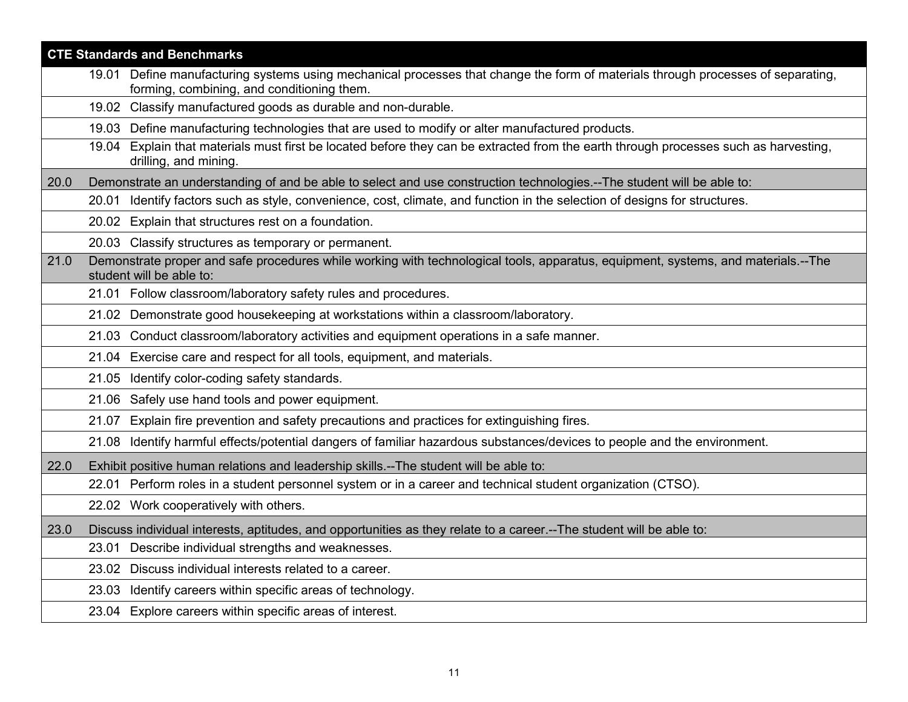| CTE Standards and Benchmarks | | |
|---|---|---|
| | 19.01 | Define manufacturing systems using mechanical processes that change the form of materials through processes of separating, forming, combining, and conditioning them. |
| | 19.02 | Classify manufactured goods as durable and non-durable. |
| | 19.03 | Define manufacturing technologies that are used to modify or alter manufactured products. |
| | 19.04 | Explain that materials must first be located before they can be extracted from the earth through processes such as harvesting, drilling, and mining. |
| 20.0 | Demonstrate an understanding of and be able to select and use construction technologies.--The student will be able to: | |
| | 20.01 | Identify factors such as style, convenience, cost, climate, and function in the selection of designs for structures. |
| | 20.02 | Explain that structures rest on a foundation. |
| | 20.03 | Classify structures as temporary or permanent. |
| 21.0 | Demonstrate proper and safe procedures while working with technological tools, apparatus, equipment, systems, and materials.--The student will be able to: | |
| | 21.01 | Follow classroom/laboratory safety rules and procedures. |
| | 21.02 | Demonstrate good housekeeping at workstations within a classroom/laboratory. |
| | 21.03 | Conduct classroom/laboratory activities and equipment operations in a safe manner. |
| | 21.04 | Exercise care and respect for all tools, equipment, and materials. |
| | 21.05 | Identify color-coding safety standards. |
| | 21.06 | Safely use hand tools and power equipment. |
| | 21.07 | Explain fire prevention and safety precautions and practices for extinguishing fires. |
| | 21.08 | Identify harmful effects/potential dangers of familiar hazardous substances/devices to people and the environment. |
| 22.0 | Exhibit positive human relations and leadership skills.--The student will be able to: | |
| | 22.01 | Perform roles in a student personnel system or in a career and technical student organization (CTSO). |
| | 22.02 | Work cooperatively with others. |
| 23.0 | Discuss individual interests, aptitudes, and opportunities as they relate to a career.--The student will be able to: | |
| | 23.01 | Describe individual strengths and weaknesses. |
| | 23.02 | Discuss individual interests related to a career. |
| | 23.03 | Identify careers within specific areas of technology. |
| | 23.04 | Explore careers within specific areas of interest. |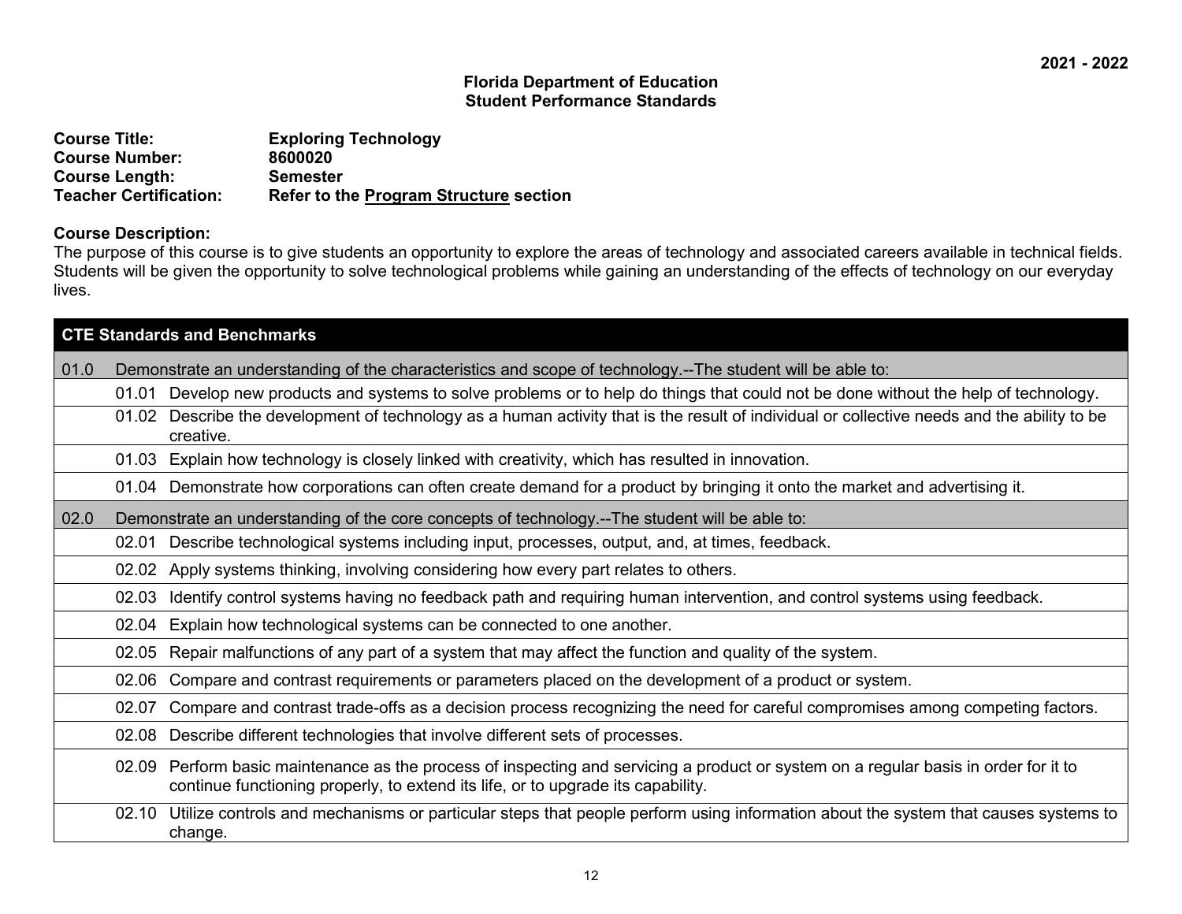2021 - 2022

**Florida Department of Education**
**Student Performance Standards**

**Course Title:** Exploring Technology
**Course Number:** 8600020
**Course Length:** Semester
**Teacher Certification:** Refer to the Program Structure section

**Course Description:**
The purpose of this course is to give students an opportunity to explore the areas of technology and associated careers available in technical fields. Students will be given the opportunity to solve technological problems while gaining an understanding of the effects of technology on our everyday lives.

| CTE Standards and Benchmarks | | |
|---|---|---|
| 01.0 | Demonstrate an understanding of the characteristics and scope of technology.--The student will be able to: | |
| | 01.01 | Develop new products and systems to solve problems or to help do things that could not be done without the help of technology. |
| | 01.02 | Describe the development of technology as a human activity that is the result of individual or collective needs and the ability to be creative. |
| | 01.03 | Explain how technology is closely linked with creativity, which has resulted in innovation. |
| | 01.04 | Demonstrate how corporations can often create demand for a product by bringing it onto the market and advertising it. |
| 02.0 | Demonstrate an understanding of the core concepts of technology.--The student will be able to: | |
| | 02.01 | Describe technological systems including input, processes, output, and, at times, feedback. |
| | 02.02 | Apply systems thinking, involving considering how every part relates to others. |
| | 02.03 | Identify control systems having no feedback path and requiring human intervention, and control systems using feedback. |
| | 02.04 | Explain how technological systems can be connected to one another. |
| | 02.05 | Repair malfunctions of any part of a system that may affect the function and quality of the system. |
| | 02.06 | Compare and contrast requirements or parameters placed on the development of a product or system. |
| | 02.07 | Compare and contrast trade-offs as a decision process recognizing the need for careful compromises among competing factors. |
| | 02.08 | Describe different technologies that involve different sets of processes. |
| | 02.09 | Perform basic maintenance as the process of inspecting and servicing a product or system on a regular basis in order for it to continue functioning properly, to extend its life, or to upgrade its capability. |
| | 02.10 | Utilize controls and mechanisms or particular steps that people perform using information about the system that causes systems to change. |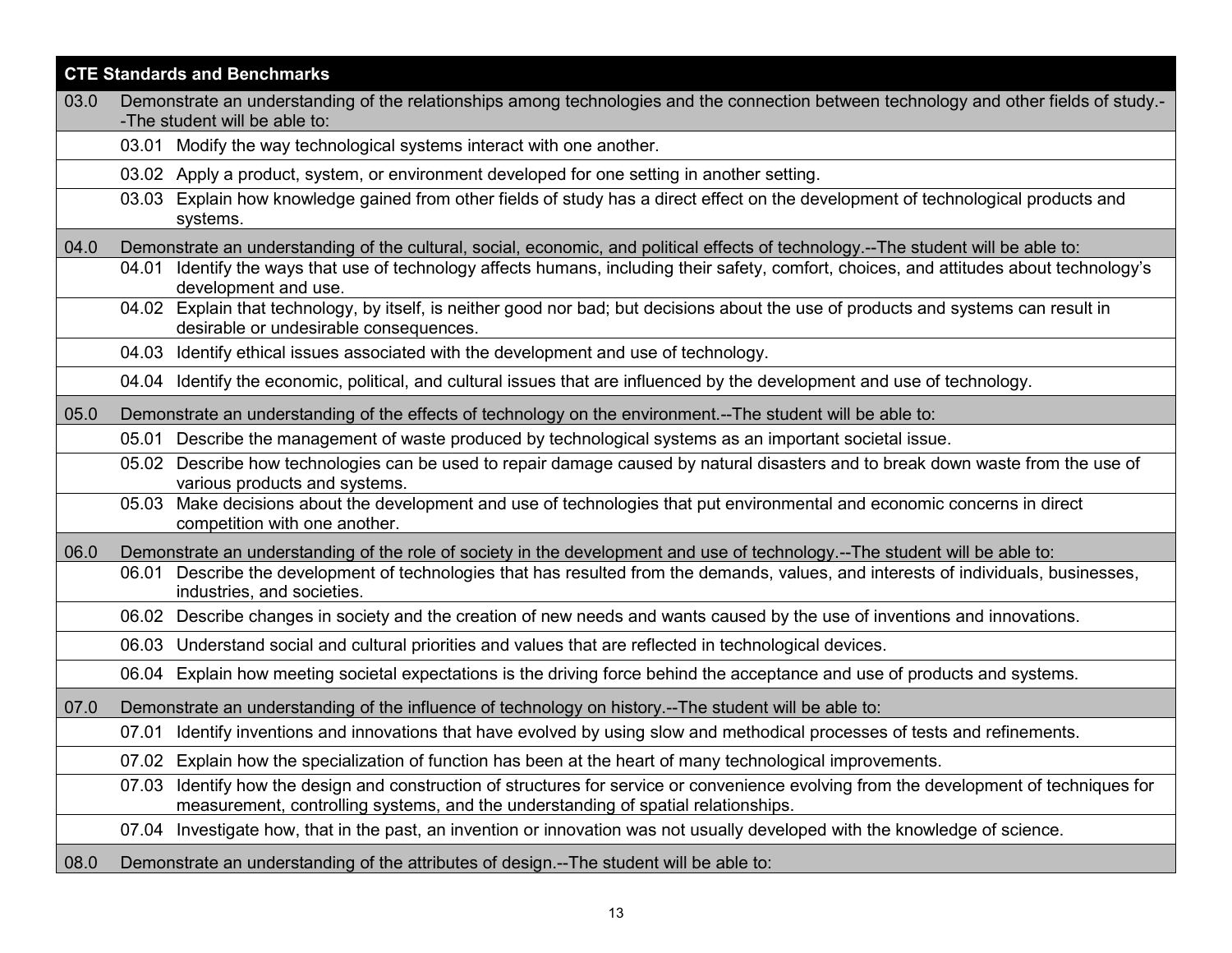| CTE Standards and Benchmarks | |
|---|---|
| 03.0 | Demonstrate an understanding of the relationships among technologies and the connection between technology and other fields of study.--The student will be able to: |
| | 03.01 Modify the way technological systems interact with one another. |
| | 03.02 Apply a product, system, or environment developed for one setting in another setting. |
| | 03.03 Explain how knowledge gained from other fields of study has a direct effect on the development of technological products and systems. |
| 04.0 | Demonstrate an understanding of the cultural, social, economic, and political effects of technology.--The student will be able to: |
| | 04.01 Identify the ways that use of technology affects humans, including their safety, comfort, choices, and attitudes about technology's development and use. |
| | 04.02 Explain that technology, by itself, is neither good nor bad; but decisions about the use of products and systems can result in desirable or undesirable consequences. |
| | 04.03 Identify ethical issues associated with the development and use of technology. |
| | 04.04 Identify the economic, political, and cultural issues that are influenced by the development and use of technology. |
| 05.0 | Demonstrate an understanding of the effects of technology on the environment.--The student will be able to: |
| | 05.01 Describe the management of waste produced by technological systems as an important societal issue. |
| | 05.02 Describe how technologies can be used to repair damage caused by natural disasters and to break down waste from the use of various products and systems. |
| | 05.03 Make decisions about the development and use of technologies that put environmental and economic concerns in direct competition with one another. |
| 06.0 | Demonstrate an understanding of the role of society in the development and use of technology.--The student will be able to: |
| | 06.01 Describe the development of technologies that has resulted from the demands, values, and interests of individuals, businesses, industries, and societies. |
| | 06.02 Describe changes in society and the creation of new needs and wants caused by the use of inventions and innovations. |
| | 06.03 Understand social and cultural priorities and values that are reflected in technological devices. |
| | 06.04 Explain how meeting societal expectations is the driving force behind the acceptance and use of products and systems. |
| 07.0 | Demonstrate an understanding of the influence of technology on history.--The student will be able to: |
| | 07.01 Identify inventions and innovations that have evolved by using slow and methodical processes of tests and refinements. |
| | 07.02 Explain how the specialization of function has been at the heart of many technological improvements. |
| | 07.03 Identify how the design and construction of structures for service or convenience evolving from the development of techniques for measurement, controlling systems, and the understanding of spatial relationships. |
| | 07.04 Investigate how, that in the past, an invention or innovation was not usually developed with the knowledge of science. |
| 08.0 | Demonstrate an understanding of the attributes of design.--The student will be able to: |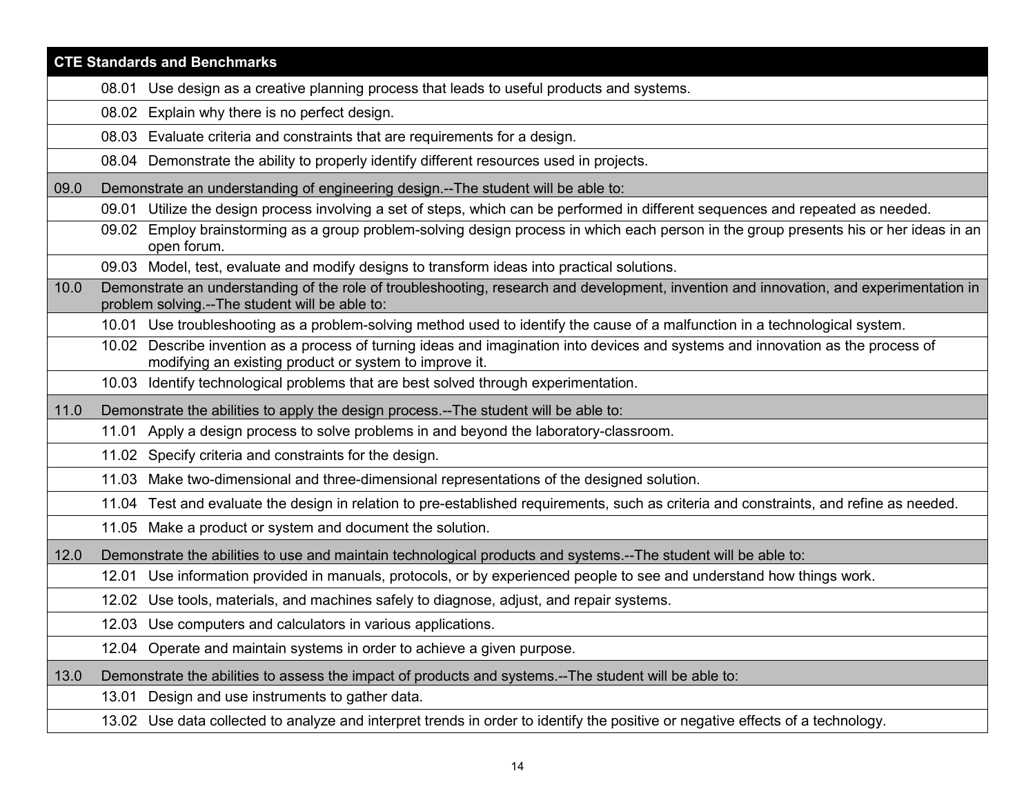| CTE Standards and Benchmarks | |
|---|---|
| | 08.01 Use design as a creative planning process that leads to useful products and systems. |
| | 08.02 Explain why there is no perfect design. |
| | 08.03 Evaluate criteria and constraints that are requirements for a design. |
| | 08.04 Demonstrate the ability to properly identify different resources used in projects. |
| 09.0 | Demonstrate an understanding of engineering design.--The student will be able to: |
| | 09.01 Utilize the design process involving a set of steps, which can be performed in different sequences and repeated as needed. |
| | 09.02 Employ brainstorming as a group problem-solving design process in which each person in the group presents his or her ideas in an open forum. |
| | 09.03 Model, test, evaluate and modify designs to transform ideas into practical solutions. |
| 10.0 | Demonstrate an understanding of the role of troubleshooting, research and development, invention and innovation, and experimentation in problem solving.--The student will be able to: |
| | 10.01 Use troubleshooting as a problem-solving method used to identify the cause of a malfunction in a technological system. |
| | 10.02 Describe invention as a process of turning ideas and imagination into devices and systems and innovation as the process of modifying an existing product or system to improve it. |
| | 10.03 Identify technological problems that are best solved through experimentation. |
| 11.0 | Demonstrate the abilities to apply the design process.--The student will be able to: |
| | 11.01 Apply a design process to solve problems in and beyond the laboratory-classroom. |
| | 11.02 Specify criteria and constraints for the design. |
| | 11.03 Make two-dimensional and three-dimensional representations of the designed solution. |
| | 11.04 Test and evaluate the design in relation to pre-established requirements, such as criteria and constraints, and refine as needed. |
| | 11.05 Make a product or system and document the solution. |
| 12.0 | Demonstrate the abilities to use and maintain technological products and systems.--The student will be able to: |
| | 12.01 Use information provided in manuals, protocols, or by experienced people to see and understand how things work. |
| | 12.02 Use tools, materials, and machines safely to diagnose, adjust, and repair systems. |
| | 12.03 Use computers and calculators in various applications. |
| | 12.04 Operate and maintain systems in order to achieve a given purpose. |
| 13.0 | Demonstrate the abilities to assess the impact of products and systems.--The student will be able to: |
| | 13.01 Design and use instruments to gather data. |
| | 13.02 Use data collected to analyze and interpret trends in order to identify the positive or negative effects of a technology. |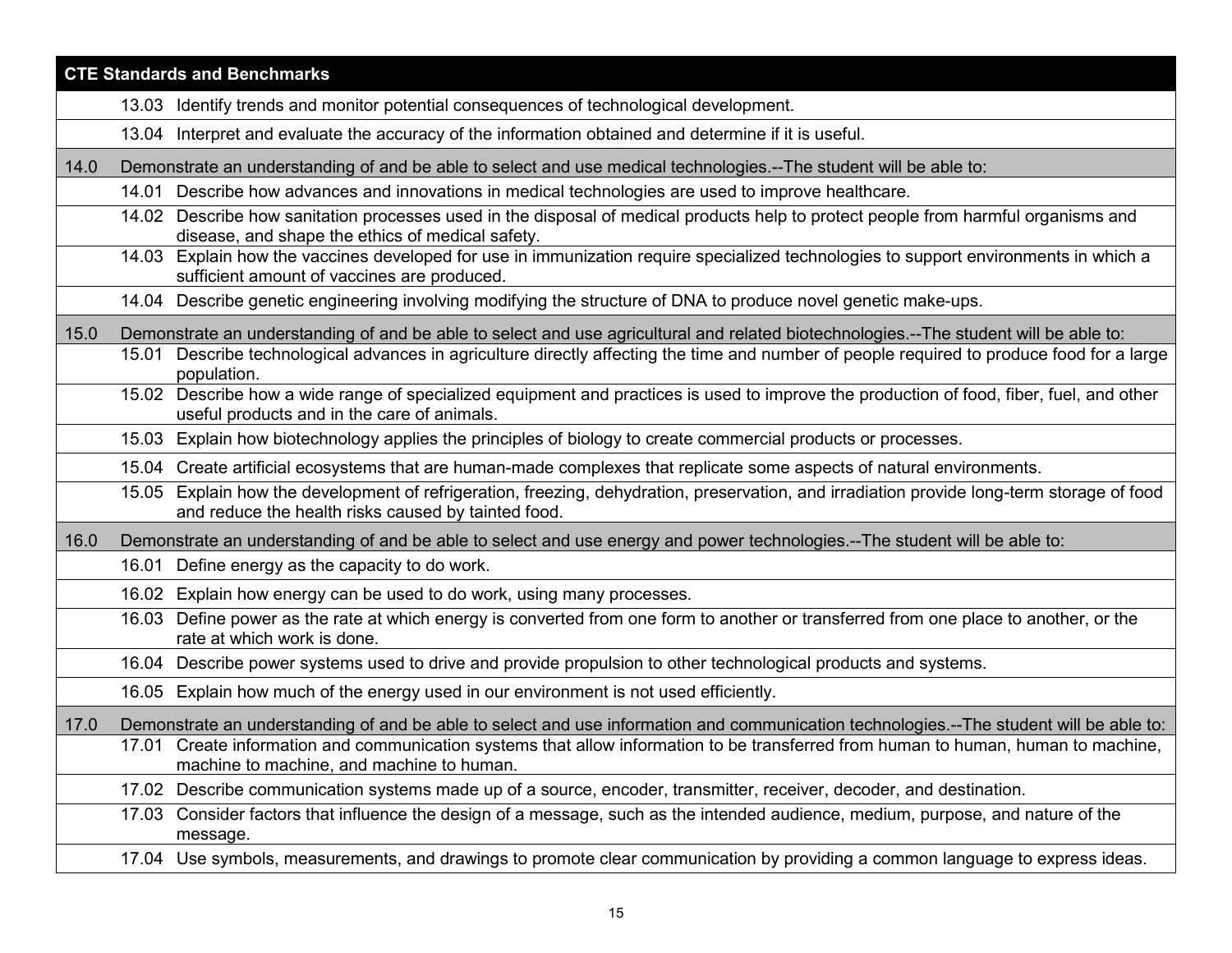| CTE Standards and Benchmarks | | |
|---|---|---|
| | 13.03 | Identify trends and monitor potential consequences of technological development. |
| | 13.04 | Interpret and evaluate the accuracy of the information obtained and determine if it is useful. |
| 14.0 | Demonstrate an understanding of and be able to select and use medical technologies.--The student will be able to: | |
| | 14.01 | Describe how advances and innovations in medical technologies are used to improve healthcare. |
| | 14.02 | Describe how sanitation processes used in the disposal of medical products help to protect people from harmful organisms and disease, and shape the ethics of medical safety. |
| | 14.03 | Explain how the vaccines developed for use in immunization require specialized technologies to support environments in which a sufficient amount of vaccines are produced. |
| | 14.04 | Describe genetic engineering involving modifying the structure of DNA to produce novel genetic make-ups. |
| 15.0 | Demonstrate an understanding of and be able to select and use agricultural and related biotechnologies.--The student will be able to: | |
| | 15.01 | Describe technological advances in agriculture directly affecting the time and number of people required to produce food for a large population. |
| | 15.02 | Describe how a wide range of specialized equipment and practices is used to improve the production of food, fiber, fuel, and other useful products and in the care of animals. |
| | 15.03 | Explain how biotechnology applies the principles of biology to create commercial products or processes. |
| | 15.04 | Create artificial ecosystems that are human-made complexes that replicate some aspects of natural environments. |
| | 15.05 | Explain how the development of refrigeration, freezing, dehydration, preservation, and irradiation provide long-term storage of food and reduce the health risks caused by tainted food. |
| 16.0 | Demonstrate an understanding of and be able to select and use energy and power technologies.--The student will be able to: | |
| | 16.01 | Define energy as the capacity to do work. |
| | 16.02 | Explain how energy can be used to do work, using many processes. |
| | 16.03 | Define power as the rate at which energy is converted from one form to another or transferred from one place to another, or the rate at which work is done. |
| | 16.04 | Describe power systems used to drive and provide propulsion to other technological products and systems. |
| | 16.05 | Explain how much of the energy used in our environment is not used efficiently. |
| 17.0 | Demonstrate an understanding of and be able to select and use information and communication technologies.--The student will be able to: | |
| | 17.01 | Create information and communication systems that allow information to be transferred from human to human, human to machine, machine to machine, and machine to human. |
| | 17.02 | Describe communication systems made up of a source, encoder, transmitter, receiver, decoder, and destination. |
| | 17.03 | Consider factors that influence the design of a message, such as the intended audience, medium, purpose, and nature of the message. |
| | 17.04 | Use symbols, measurements, and drawings to promote clear communication by providing a common language to express ideas. |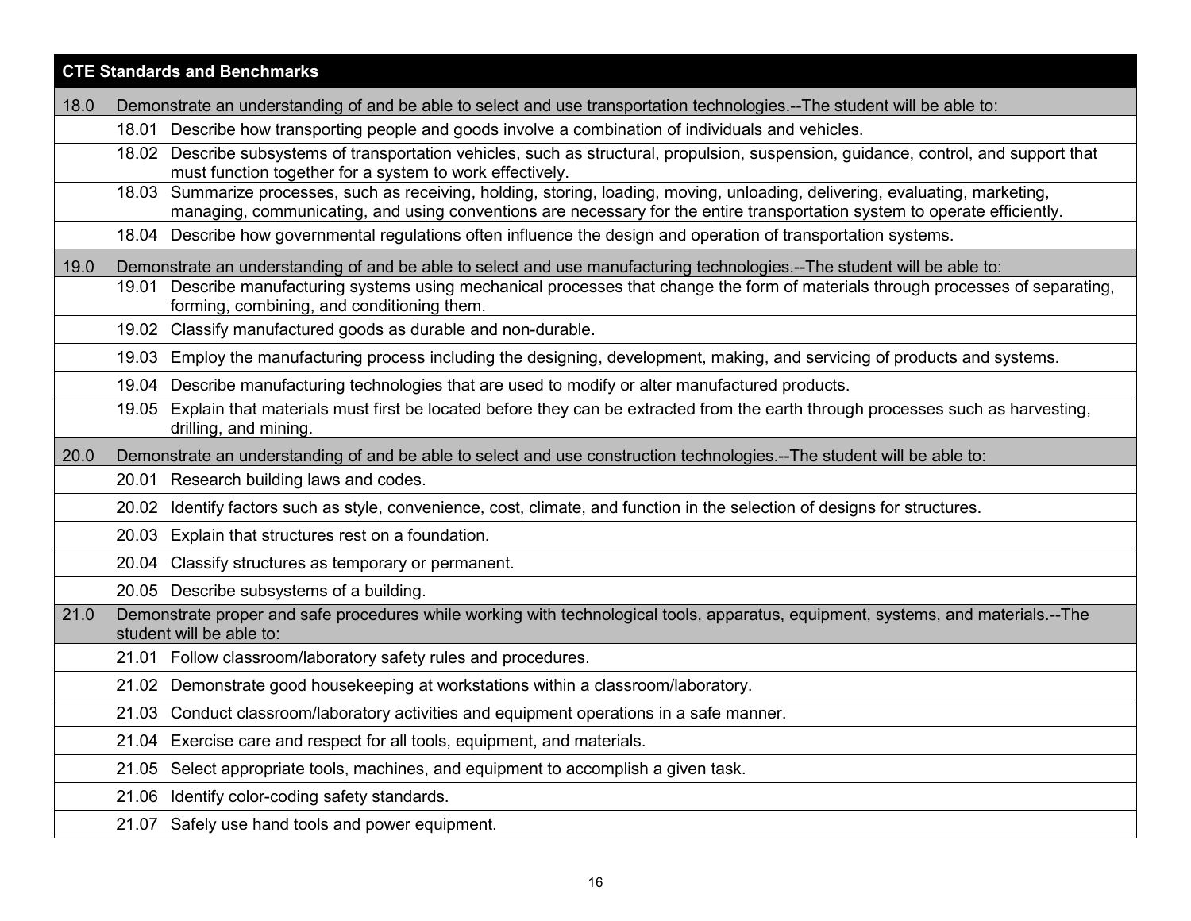| CTE Standards and Benchmarks | | |
|---|---|---|
| 18.0 | Demonstrate an understanding of and be able to select and use transportation technologies.--The student will be able to: | |
| | 18.01 | Describe how transporting people and goods involve a combination of individuals and vehicles. |
| | 18.02 | Describe subsystems of transportation vehicles, such as structural, propulsion, suspension, guidance, control, and support that must function together for a system to work effectively. |
| | 18.03 | Summarize processes, such as receiving, holding, storing, loading, moving, unloading, delivering, evaluating, marketing, managing, communicating, and using conventions are necessary for the entire transportation system to operate efficiently. |
| | 18.04 | Describe how governmental regulations often influence the design and operation of transportation systems. |
| 19.0 | Demonstrate an understanding of and be able to select and use manufacturing technologies.--The student will be able to: | |
| | 19.01 | Describe manufacturing systems using mechanical processes that change the form of materials through processes of separating, forming, combining, and conditioning them. |
| | 19.02 | Classify manufactured goods as durable and non-durable. |
| | 19.03 | Employ the manufacturing process including the designing, development, making, and servicing of products and systems. |
| | 19.04 | Describe manufacturing technologies that are used to modify or alter manufactured products. |
| | 19.05 | Explain that materials must first be located before they can be extracted from the earth through processes such as harvesting, drilling, and mining. |
| 20.0 | Demonstrate an understanding of and be able to select and use construction technologies.--The student will be able to: | |
| | 20.01 | Research building laws and codes. |
| | 20.02 | Identify factors such as style, convenience, cost, climate, and function in the selection of designs for structures. |
| | 20.03 | Explain that structures rest on a foundation. |
| | 20.04 | Classify structures as temporary or permanent. |
| | 20.05 | Describe subsystems of a building. |
| 21.0 | Demonstrate proper and safe procedures while working with technological tools, apparatus, equipment, systems, and materials.--The student will be able to: | |
| | 21.01 | Follow classroom/laboratory safety rules and procedures. |
| | 21.02 | Demonstrate good housekeeping at workstations within a classroom/laboratory. |
| | 21.03 | Conduct classroom/laboratory activities and equipment operations in a safe manner. |
| | 21.04 | Exercise care and respect for all tools, equipment, and materials. |
| | 21.05 | Select appropriate tools, machines, and equipment to accomplish a given task. |
| | 21.06 | Identify color-coding safety standards. |
| | 21.07 | Safely use hand tools and power equipment. |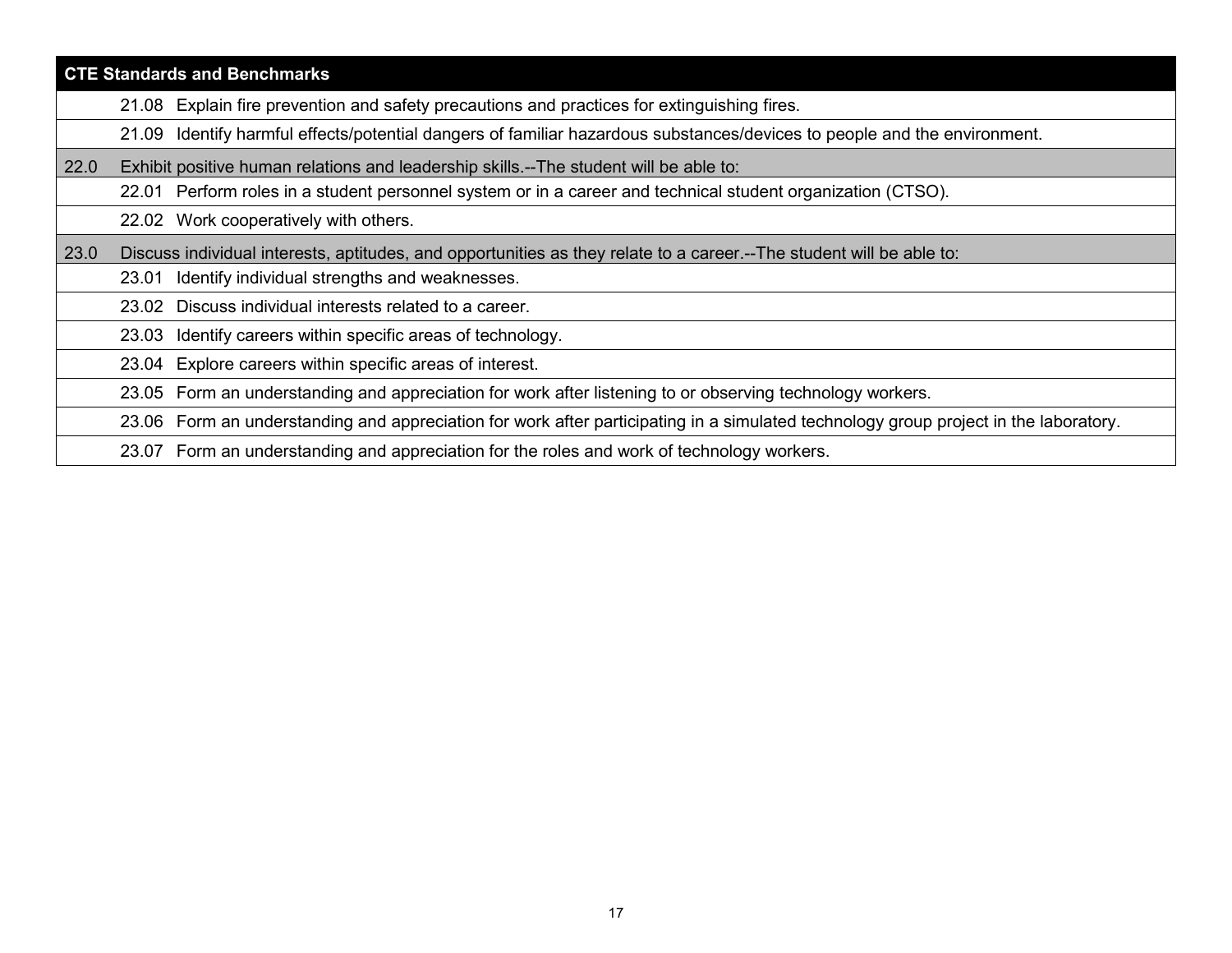| CTE Standards and Benchmarks | |
|---|---|
| | 21.08 Explain fire prevention and safety precautions and practices for extinguishing fires. |
| | 21.09 Identify harmful effects/potential dangers of familiar hazardous substances/devices to people and the environment. |
| 22.0 | Exhibit positive human relations and leadership skills.--The student will be able to: |
| | 22.01 Perform roles in a student personnel system or in a career and technical student organization (CTSO). |
| | 22.02 Work cooperatively with others. |
| 23.0 | Discuss individual interests, aptitudes, and opportunities as they relate to a career.--The student will be able to: |
| | 23.01 Identify individual strengths and weaknesses. |
| | 23.02 Discuss individual interests related to a career. |
| | 23.03 Identify careers within specific areas of technology. |
| | 23.04 Explore careers within specific areas of interest. |
| | 23.05 Form an understanding and appreciation for work after listening to or observing technology workers. |
| | 23.06 Form an understanding and appreciation for work after participating in a simulated technology group project in the laboratory. |
| | 23.07 Form an understanding and appreciation for the roles and work of technology workers. |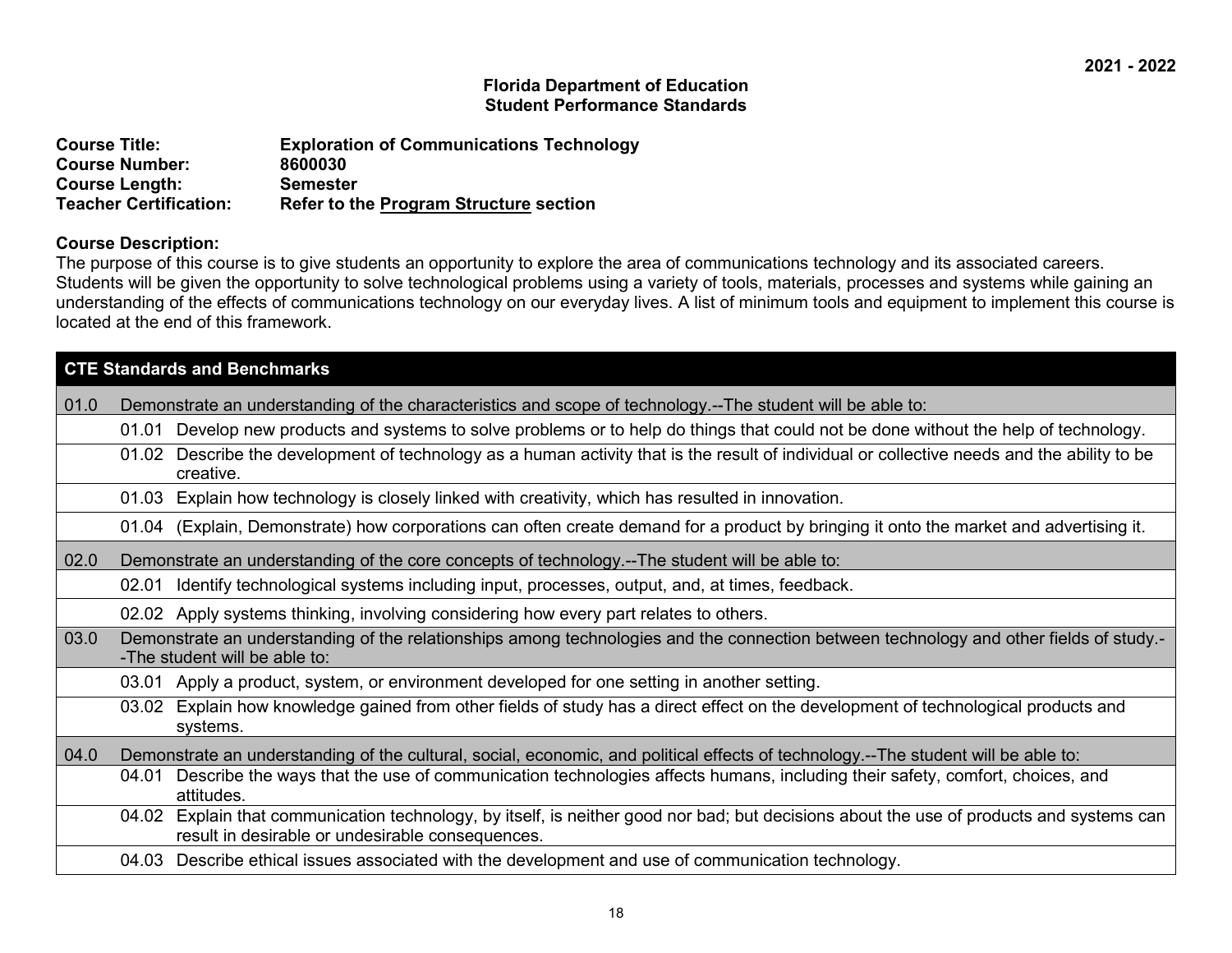2021 - 2022

**Florida Department of Education**
**Student Performance Standards**

**Course Title:** Exploration of Communications Technology
**Course Number:** 8600030
**Course Length:** Semester
**Teacher Certification:** Refer to the Program Structure section

**Course Description:**
The purpose of this course is to give students an opportunity to explore the area of communications technology and its associated careers. Students will be given the opportunity to solve technological problems using a variety of tools, materials, processes and systems while gaining an understanding of the effects of communications technology on our everyday lives. A list of minimum tools and equipment to implement this course is located at the end of this framework.

| CTE Standards and Benchmarks | | |
|---|---|---|
| 01.0 | Demonstrate an understanding of the characteristics and scope of technology.--The student will be able to: | |
| | 01.01 | Develop new products and systems to solve problems or to help do things that could not be done without the help of technology. |
| | 01.02 | Describe the development of technology as a human activity that is the result of individual or collective needs and the ability to be creative. |
| | 01.03 | Explain how technology is closely linked with creativity, which has resulted in innovation. |
| | 01.04 | (Explain, Demonstrate) how corporations can often create demand for a product by bringing it onto the market and advertising it. |
| 02.0 | Demonstrate an understanding of the core concepts of technology.--The student will be able to: | |
| | 02.01 | Identify technological systems including input, processes, output, and, at times, feedback. |
| | 02.02 | Apply systems thinking, involving considering how every part relates to others. |
| 03.0 | Demonstrate an understanding of the relationships among technologies and the connection between technology and other fields of study.--The student will be able to: | |
| | 03.01 | Apply a product, system, or environment developed for one setting in another setting. |
| | 03.02 | Explain how knowledge gained from other fields of study has a direct effect on the development of technological products and systems. |
| 04.0 | Demonstrate an understanding of the cultural, social, economic, and political effects of technology.--The student will be able to: | |
| | 04.01 | Describe the ways that the use of communication technologies affects humans, including their safety, comfort, choices, and attitudes. |
| | 04.02 | Explain that communication technology, by itself, is neither good nor bad; but decisions about the use of products and systems can result in desirable or undesirable consequences. |
| | 04.03 | Describe ethical issues associated with the development and use of communication technology. |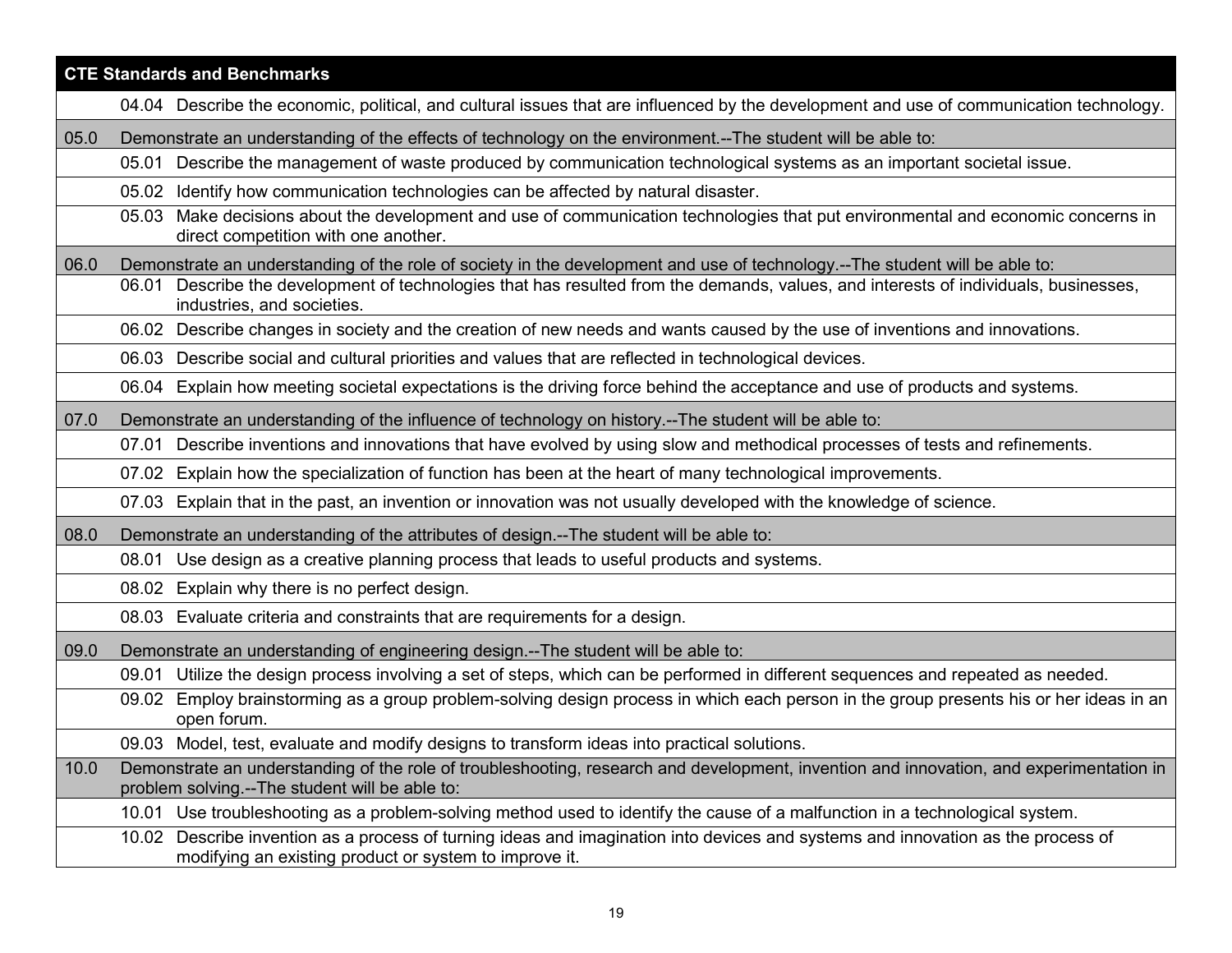| CTE Standards and Benchmarks | | |
|---|---|---|
| | 04.04 | Describe the economic, political, and cultural issues that are influenced by the development and use of communication technology. |
| 05.0 | Demonstrate an understanding of the effects of technology on the environment.--The student will be able to: | |
| | 05.01 | Describe the management of waste produced by communication technological systems as an important societal issue. |
| | 05.02 | Identify how communication technologies can be affected by natural disaster. |
| | 05.03 | Make decisions about the development and use of communication technologies that put environmental and economic concerns in direct competition with one another. |
| 06.0 | Demonstrate an understanding of the role of society in the development and use of technology.--The student will be able to: | |
| | 06.01 | Describe the development of technologies that has resulted from the demands, values, and interests of individuals, businesses, industries, and societies. |
| | 06.02 | Describe changes in society and the creation of new needs and wants caused by the use of inventions and innovations. |
| | 06.03 | Describe social and cultural priorities and values that are reflected in technological devices. |
| | 06.04 | Explain how meeting societal expectations is the driving force behind the acceptance and use of products and systems. |
| 07.0 | Demonstrate an understanding of the influence of technology on history.--The student will be able to: | |
| | 07.01 | Describe inventions and innovations that have evolved by using slow and methodical processes of tests and refinements. |
| | 07.02 | Explain how the specialization of function has been at the heart of many technological improvements. |
| | 07.03 | Explain that in the past, an invention or innovation was not usually developed with the knowledge of science. |
| 08.0 | Demonstrate an understanding of the attributes of design.--The student will be able to: | |
| | 08.01 | Use design as a creative planning process that leads to useful products and systems. |
| | 08.02 | Explain why there is no perfect design. |
| | 08.03 | Evaluate criteria and constraints that are requirements for a design. |
| 09.0 | Demonstrate an understanding of engineering design.--The student will be able to: | |
| | 09.01 | Utilize the design process involving a set of steps, which can be performed in different sequences and repeated as needed. |
| | 09.02 | Employ brainstorming as a group problem-solving design process in which each person in the group presents his or her ideas in an open forum. |
| | 09.03 | Model, test, evaluate and modify designs to transform ideas into practical solutions. |
| 10.0 | Demonstrate an understanding of the role of troubleshooting, research and development, invention and innovation, and experimentation in problem solving.--The student will be able to: | |
| | 10.01 | Use troubleshooting as a problem-solving method used to identify the cause of a malfunction in a technological system. |
| | 10.02 | Describe invention as a process of turning ideas and imagination into devices and systems and innovation as the process of modifying an existing product or system to improve it. |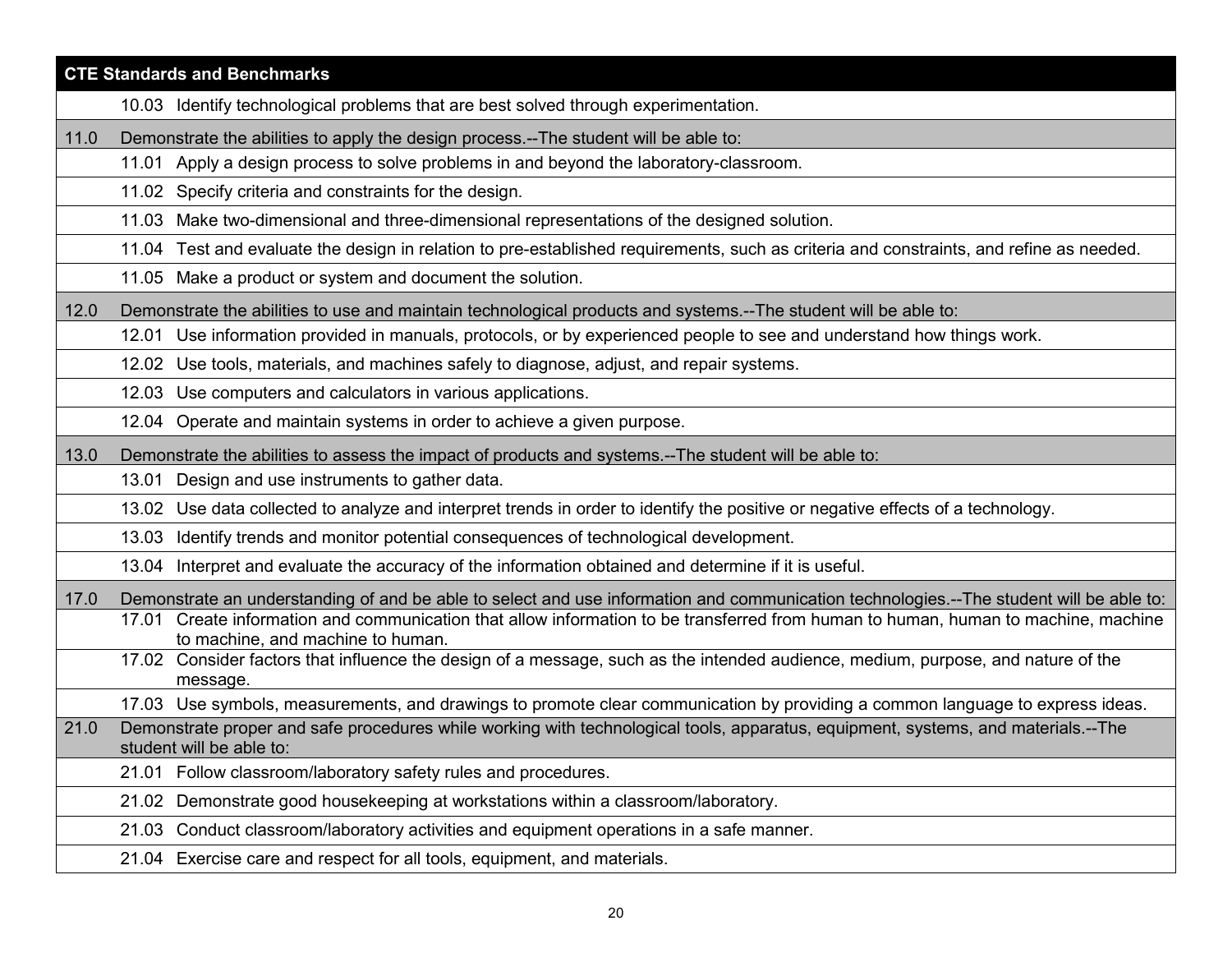| CTE Standards and Benchmarks | |
|---|---|
| | 10.03 Identify technological problems that are best solved through experimentation. |
| 11.0 | Demonstrate the abilities to apply the design process.--The student will be able to: |
| | 11.01 Apply a design process to solve problems in and beyond the laboratory-classroom. |
| | 11.02 Specify criteria and constraints for the design. |
| | 11.03 Make two-dimensional and three-dimensional representations of the designed solution. |
| | 11.04 Test and evaluate the design in relation to pre-established requirements, such as criteria and constraints, and refine as needed. |
| | 11.05 Make a product or system and document the solution. |
| 12.0 | Demonstrate the abilities to use and maintain technological products and systems.--The student will be able to: |
| | 12.01 Use information provided in manuals, protocols, or by experienced people to see and understand how things work. |
| | 12.02 Use tools, materials, and machines safely to diagnose, adjust, and repair systems. |
| | 12.03 Use computers and calculators in various applications. |
| | 12.04 Operate and maintain systems in order to achieve a given purpose. |
| 13.0 | Demonstrate the abilities to assess the impact of products and systems.--The student will be able to: |
| | 13.01 Design and use instruments to gather data. |
| | 13.02 Use data collected to analyze and interpret trends in order to identify the positive or negative effects of a technology. |
| | 13.03 Identify trends and monitor potential consequences of technological development. |
| | 13.04 Interpret and evaluate the accuracy of the information obtained and determine if it is useful. |
| 17.0 | Demonstrate an understanding of and be able to select and use information and communication technologies.--The student will be able to: |
| | 17.01 Create information and communication that allow information to be transferred from human to human, human to machine, machine to machine, and machine to human. |
| | 17.02 Consider factors that influence the design of a message, such as the intended audience, medium, purpose, and nature of the message. |
| | 17.03 Use symbols, measurements, and drawings to promote clear communication by providing a common language to express ideas. |
| 21.0 | Demonstrate proper and safe procedures while working with technological tools, apparatus, equipment, systems, and materials.--The student will be able to: |
| | 21.01 Follow classroom/laboratory safety rules and procedures. |
| | 21.02 Demonstrate good housekeeping at workstations within a classroom/laboratory. |
| | 21.03 Conduct classroom/laboratory activities and equipment operations in a safe manner. |
| | 21.04 Exercise care and respect for all tools, equipment, and materials. |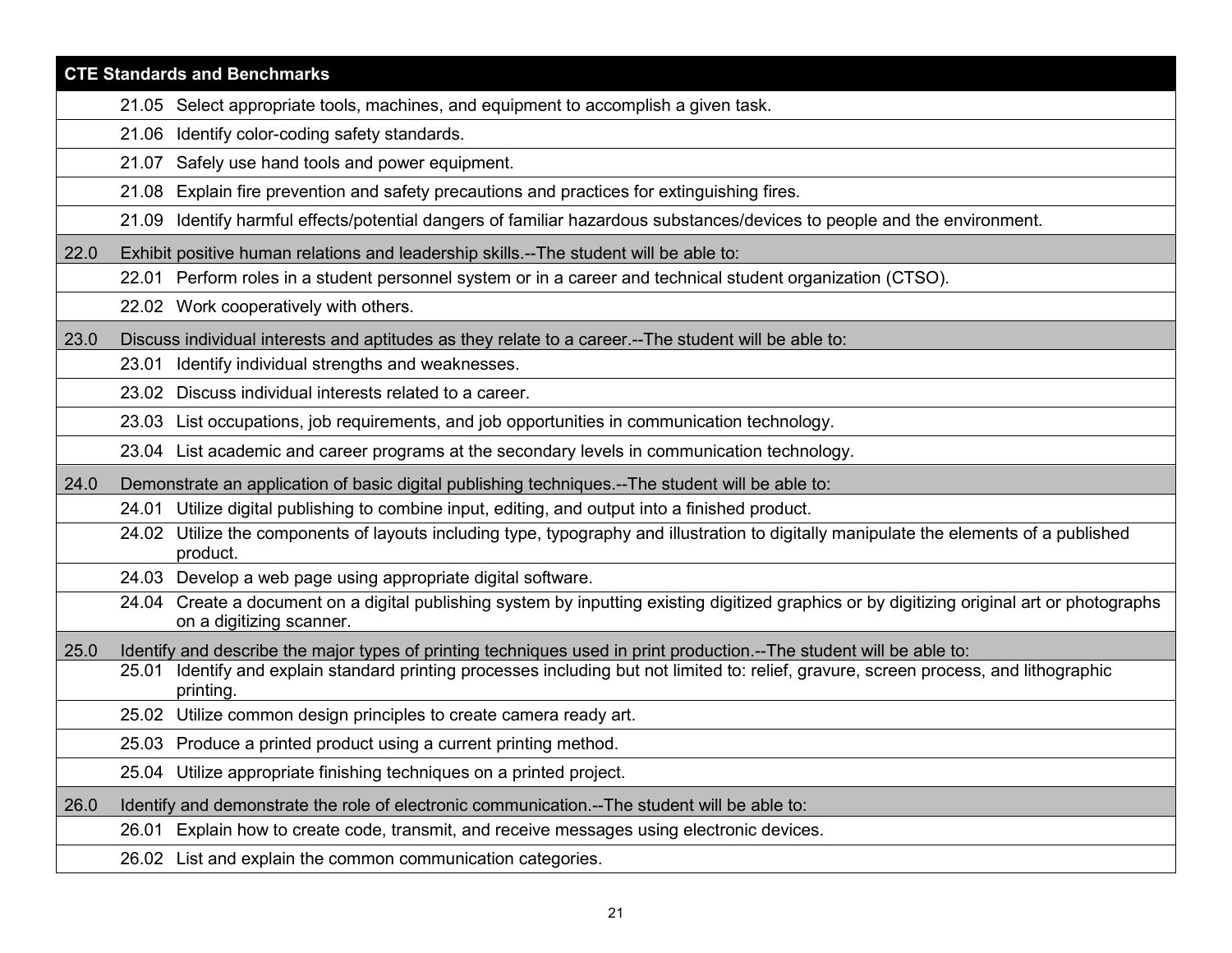| CTE Standards and Benchmarks | | |
| --- | --- | --- |
| | 21.05 | Select appropriate tools, machines, and equipment to accomplish a given task. |
| | 21.06 | Identify color-coding safety standards. |
| | 21.07 | Safely use hand tools and power equipment. |
| | 21.08 | Explain fire prevention and safety precautions and practices for extinguishing fires. |
| | 21.09 | Identify harmful effects/potential dangers of familiar hazardous substances/devices to people and the environment. |
| 22.0 | Exhibit positive human relations and leadership skills.--The student will be able to: | |
| | 22.01 | Perform roles in a student personnel system or in a career and technical student organization (CTSO). |
| | 22.02 | Work cooperatively with others. |
| 23.0 | Discuss individual interests and aptitudes as they relate to a career.--The student will be able to: | |
| | 23.01 | Identify individual strengths and weaknesses. |
| | 23.02 | Discuss individual interests related to a career. |
| | 23.03 | List occupations, job requirements, and job opportunities in communication technology. |
| | 23.04 | List academic and career programs at the secondary levels in communication technology. |
| 24.0 | Demonstrate an application of basic digital publishing techniques.--The student will be able to: | |
| | 24.01 | Utilize digital publishing to combine input, editing, and output into a finished product. |
| | 24.02 | Utilize the components of layouts including type, typography and illustration to digitally manipulate the elements of a published product. |
| | 24.03 | Develop a web page using appropriate digital software. |
| | 24.04 | Create a document on a digital publishing system by inputting existing digitized graphics or by digitizing original art or photographs on a digitizing scanner. |
| 25.0 | Identify and describe the major types of printing techniques used in print production.--The student will be able to: | |
| | 25.01 | Identify and explain standard printing processes including but not limited to: relief, gravure, screen process, and lithographic printing. |
| | 25.02 | Utilize common design principles to create camera ready art. |
| | 25.03 | Produce a printed product using a current printing method. |
| | 25.04 | Utilize appropriate finishing techniques on a printed project. |
| 26.0 | Identify and demonstrate the role of electronic communication.--The student will be able to: | |
| | 26.01 | Explain how to create code, transmit, and receive messages using electronic devices. |
| | 26.02 | List and explain the common communication categories. |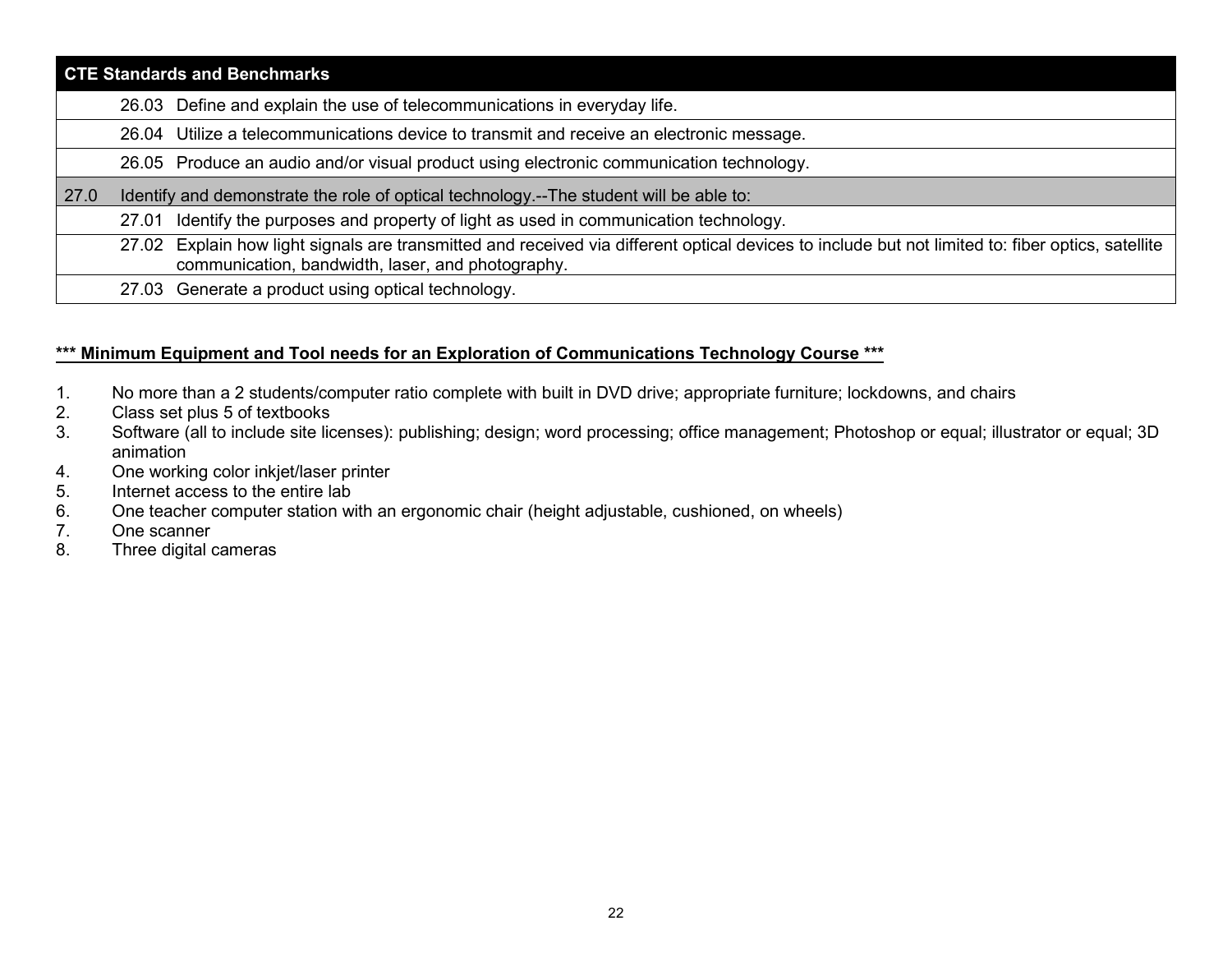| CTE Standards and Benchmarks | | |
|---|---|---|
| | 26.03 | Define and explain the use of telecommunications in everyday life. |
| | 26.04 | Utilize a telecommunications device to transmit and receive an electronic message. |
| | 26.05 | Produce an audio and/or visual product using electronic communication technology. |
| 27.0 | Identify and demonstrate the role of optical technology.--The student will be able to: | |
| | 27.01 | Identify the purposes and property of light as used in communication technology. |
| | 27.02 | Explain how light signals are transmitted and received via different optical devices to include but not limited to: fiber optics, satellite communication, bandwidth, laser, and photography. |
| | 27.03 | Generate a product using optical technology. |

**<u>*** Minimum Equipment and Tool needs for an Exploration of Communications Technology Course ***</u>**

1. No more than a 2 students/computer ratio complete with built in DVD drive; appropriate furniture; lockdowns, and chairs
2. Class set plus 5 of textbooks
3. Software (all to include site licenses): publishing; design; word processing; office management; Photoshop or equal; illustrator or equal; 3D animation
4. One working color inkjet/laser printer
5. Internet access to the entire lab
6. One teacher computer station with an ergonomic chair (height adjustable, cushioned, on wheels)
7. One scanner
8. Three digital cameras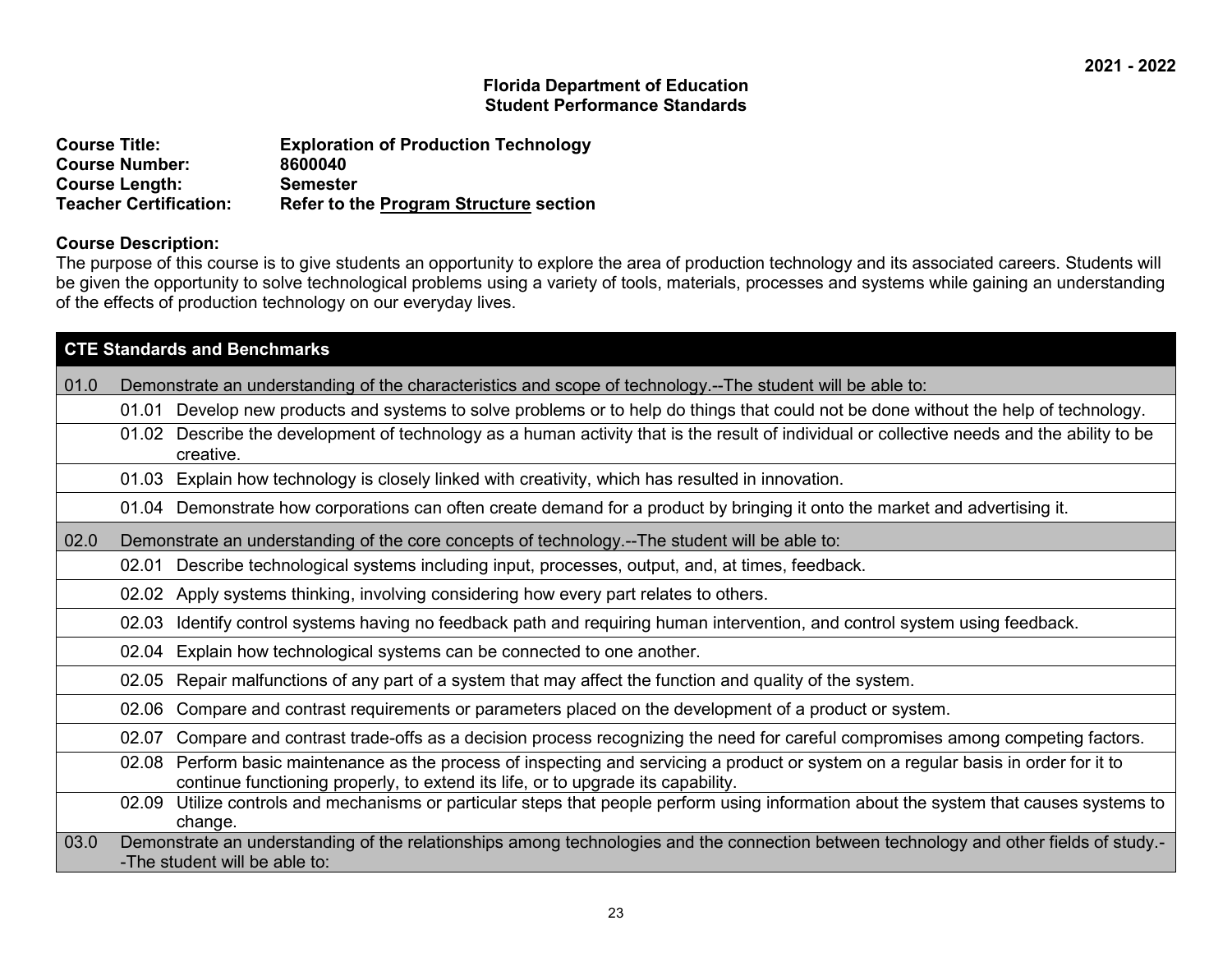2021 - 2022

**Florida Department of Education**
**Student Performance Standards**

**Course Title:** Exploration of Production Technology
**Course Number:** 8600040
**Course Length:** Semester
**Teacher Certification:** Refer to the Program Structure section

**Course Description:**
The purpose of this course is to give students an opportunity to explore the area of production technology and its associated careers. Students will be given the opportunity to solve technological problems using a variety of tools, materials, processes and systems while gaining an understanding of the effects of production technology on our everyday lives.

| CTE Standards and Benchmarks | | |
|---|---|---|
| 01.0 | Demonstrate an understanding of the characteristics and scope of technology.--The student will be able to: | |
| | 01.01 | Develop new products and systems to solve problems or to help do things that could not be done without the help of technology. |
| | 01.02 | Describe the development of technology as a human activity that is the result of individual or collective needs and the ability to be creative. |
| | 01.03 | Explain how technology is closely linked with creativity, which has resulted in innovation. |
| | 01.04 | Demonstrate how corporations can often create demand for a product by bringing it onto the market and advertising it. |
| 02.0 | Demonstrate an understanding of the core concepts of technology.--The student will be able to: | |
| | 02.01 | Describe technological systems including input, processes, output, and, at times, feedback. |
| | 02.02 | Apply systems thinking, involving considering how every part relates to others. |
| | 02.03 | Identify control systems having no feedback path and requiring human intervention, and control system using feedback. |
| | 02.04 | Explain how technological systems can be connected to one another. |
| | 02.05 | Repair malfunctions of any part of a system that may affect the function and quality of the system. |
| | 02.06 | Compare and contrast requirements or parameters placed on the development of a product or system. |
| | 02.07 | Compare and contrast trade-offs as a decision process recognizing the need for careful compromises among competing factors. |
| | 02.08 | Perform basic maintenance as the process of inspecting and servicing a product or system on a regular basis in order for it to continue functioning properly, to extend its life, or to upgrade its capability. |
| | 02.09 | Utilize controls and mechanisms or particular steps that people perform using information about the system that causes systems to change. |
| 03.0 | Demonstrate an understanding of the relationships among technologies and the connection between technology and other fields of study.--The student will be able to: | |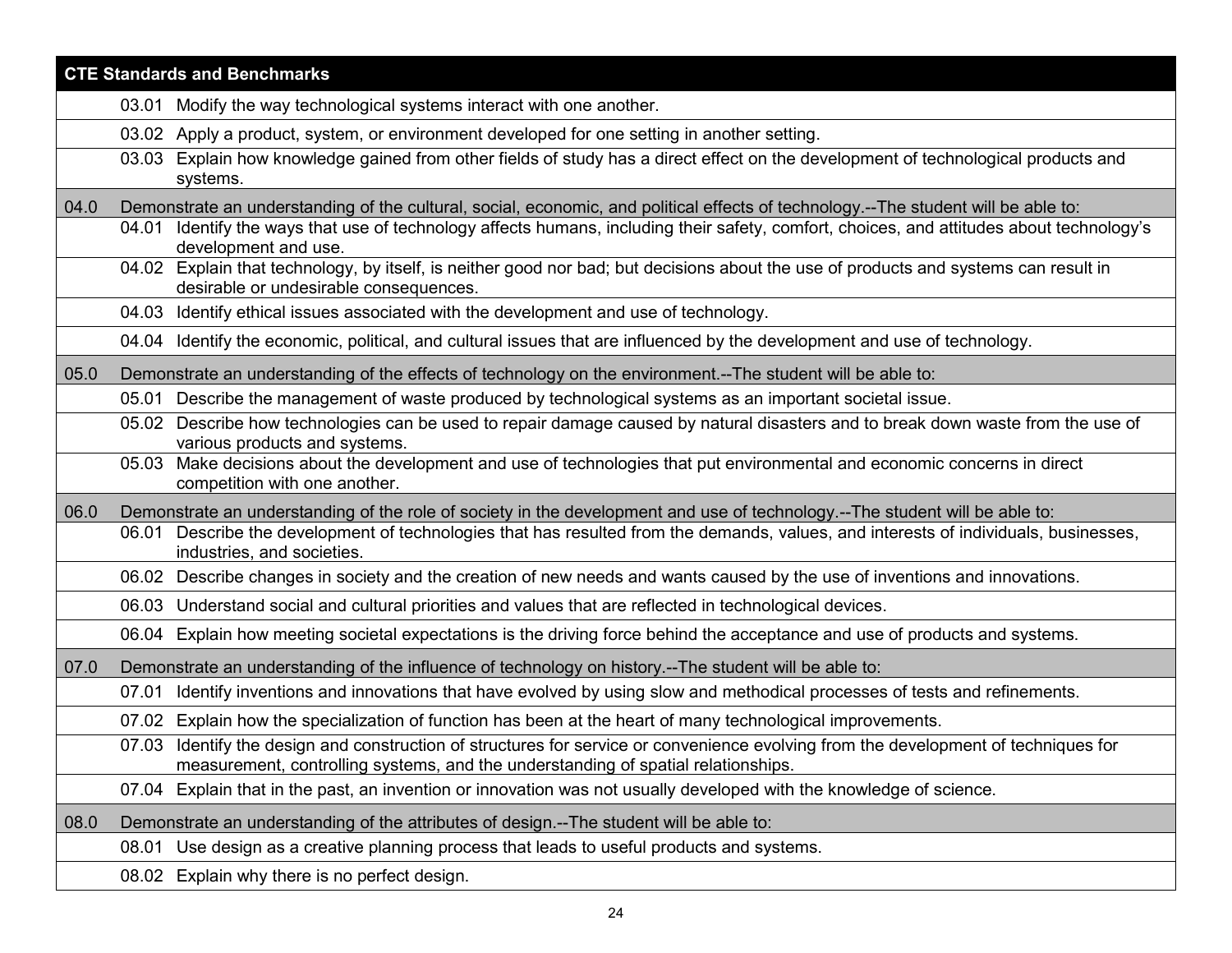| CTE Standards and Benchmarks | | |
|---|---|---|
| | 03.01 | Modify the way technological systems interact with one another. |
| | 03.02 | Apply a product, system, or environment developed for one setting in another setting. |
| | 03.03 | Explain how knowledge gained from other fields of study has a direct effect on the development of technological products and systems. |
| 04.0 | Demonstrate an understanding of the cultural, social, economic, and political effects of technology.--The student will be able to: | |
| | 04.01 | Identify the ways that use of technology affects humans, including their safety, comfort, choices, and attitudes about technology's development and use. |
| | 04.02 | Explain that technology, by itself, is neither good nor bad; but decisions about the use of products and systems can result in desirable or undesirable consequences. |
| | 04.03 | Identify ethical issues associated with the development and use of technology. |
| | 04.04 | Identify the economic, political, and cultural issues that are influenced by the development and use of technology. |
| 05.0 | Demonstrate an understanding of the effects of technology on the environment.--The student will be able to: | |
| | 05.01 | Describe the management of waste produced by technological systems as an important societal issue. |
| | 05.02 | Describe how technologies can be used to repair damage caused by natural disasters and to break down waste from the use of various products and systems. |
| | 05.03 | Make decisions about the development and use of technologies that put environmental and economic concerns in direct competition with one another. |
| 06.0 | Demonstrate an understanding of the role of society in the development and use of technology.--The student will be able to: | |
| | 06.01 | Describe the development of technologies that has resulted from the demands, values, and interests of individuals, businesses, industries, and societies. |
| | 06.02 | Describe changes in society and the creation of new needs and wants caused by the use of inventions and innovations. |
| | 06.03 | Understand social and cultural priorities and values that are reflected in technological devices. |
| | 06.04 | Explain how meeting societal expectations is the driving force behind the acceptance and use of products and systems. |
| 07.0 | Demonstrate an understanding of the influence of technology on history.--The student will be able to: | |
| | 07.01 | Identify inventions and innovations that have evolved by using slow and methodical processes of tests and refinements. |
| | 07.02 | Explain how the specialization of function has been at the heart of many technological improvements. |
| | 07.03 | Identify the design and construction of structures for service or convenience evolving from the development of techniques for measurement, controlling systems, and the understanding of spatial relationships. |
| | 07.04 | Explain that in the past, an invention or innovation was not usually developed with the knowledge of science. |
| 08.0 | Demonstrate an understanding of the attributes of design.--The student will be able to: | |
| | 08.01 | Use design as a creative planning process that leads to useful products and systems. |
| | 08.02 | Explain why there is no perfect design. |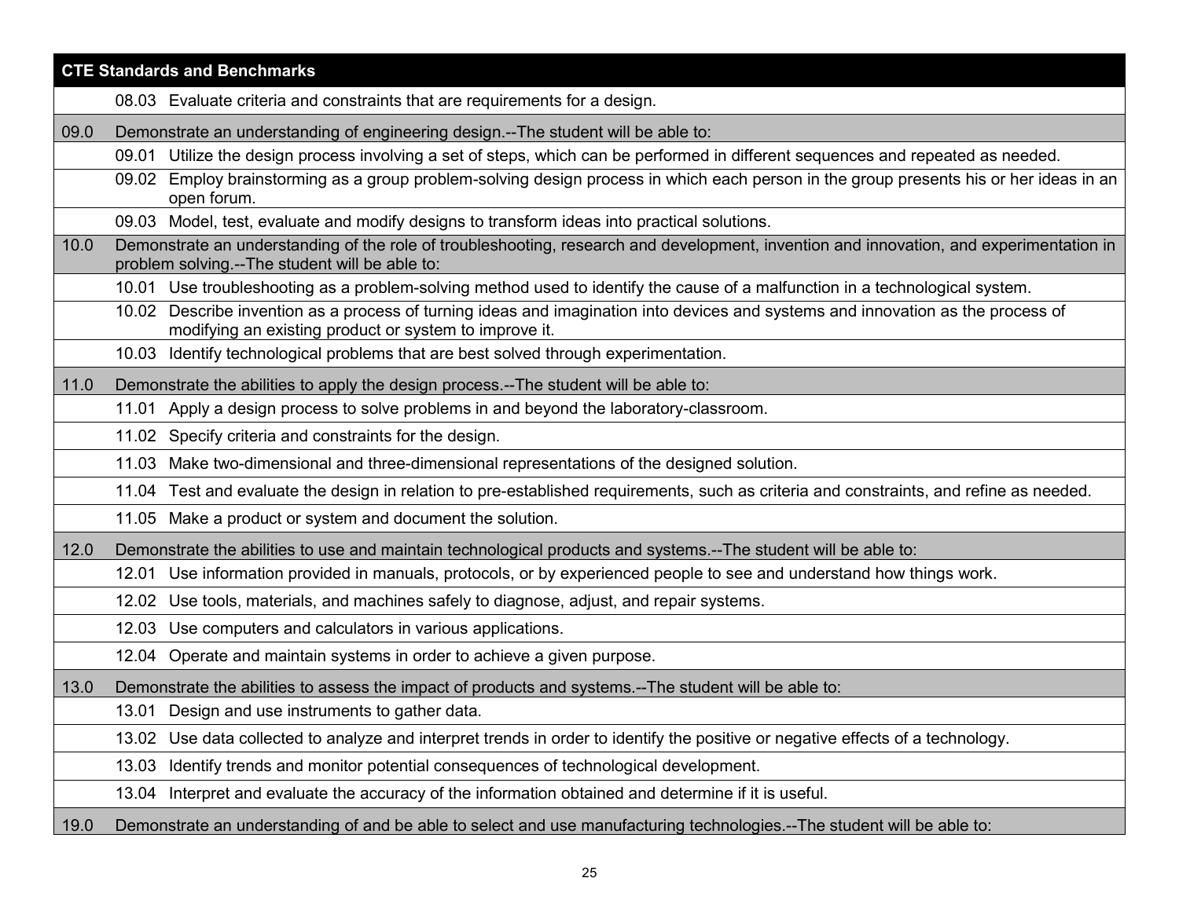| CTE Standards and Benchmarks | |
|---|---|
| | 08.03 Evaluate criteria and constraints that are requirements for a design. |
| 09.0 | Demonstrate an understanding of engineering design.--The student will be able to: |
| | 09.01 Utilize the design process involving a set of steps, which can be performed in different sequences and repeated as needed. |
| | 09.02 Employ brainstorming as a group problem-solving design process in which each person in the group presents his or her ideas in an open forum. |
| | 09.03 Model, test, evaluate and modify designs to transform ideas into practical solutions. |
| 10.0 | Demonstrate an understanding of the role of troubleshooting, research and development, invention and innovation, and experimentation in problem solving.--The student will be able to: |
| | 10.01 Use troubleshooting as a problem-solving method used to identify the cause of a malfunction in a technological system. |
| | 10.02 Describe invention as a process of turning ideas and imagination into devices and systems and innovation as the process of modifying an existing product or system to improve it. |
| | 10.03 Identify technological problems that are best solved through experimentation. |
| 11.0 | Demonstrate the abilities to apply the design process.--The student will be able to: |
| | 11.01 Apply a design process to solve problems in and beyond the laboratory-classroom. |
| | 11.02 Specify criteria and constraints for the design. |
| | 11.03 Make two-dimensional and three-dimensional representations of the designed solution. |
| | 11.04 Test and evaluate the design in relation to pre-established requirements, such as criteria and constraints, and refine as needed. |
| | 11.05 Make a product or system and document the solution. |
| 12.0 | Demonstrate the abilities to use and maintain technological products and systems.--The student will be able to: |
| | 12.01 Use information provided in manuals, protocols, or by experienced people to see and understand how things work. |
| | 12.02 Use tools, materials, and machines safely to diagnose, adjust, and repair systems. |
| | 12.03 Use computers and calculators in various applications. |
| | 12.04 Operate and maintain systems in order to achieve a given purpose. |
| 13.0 | Demonstrate the abilities to assess the impact of products and systems.--The student will be able to: |
| | 13.01 Design and use instruments to gather data. |
| | 13.02 Use data collected to analyze and interpret trends in order to identify the positive or negative effects of a technology. |
| | 13.03 Identify trends and monitor potential consequences of technological development. |
| | 13.04 Interpret and evaluate the accuracy of the information obtained and determine if it is useful. |
| 19.0 | Demonstrate an understanding of and be able to select and use manufacturing technologies.--The student will be able to: |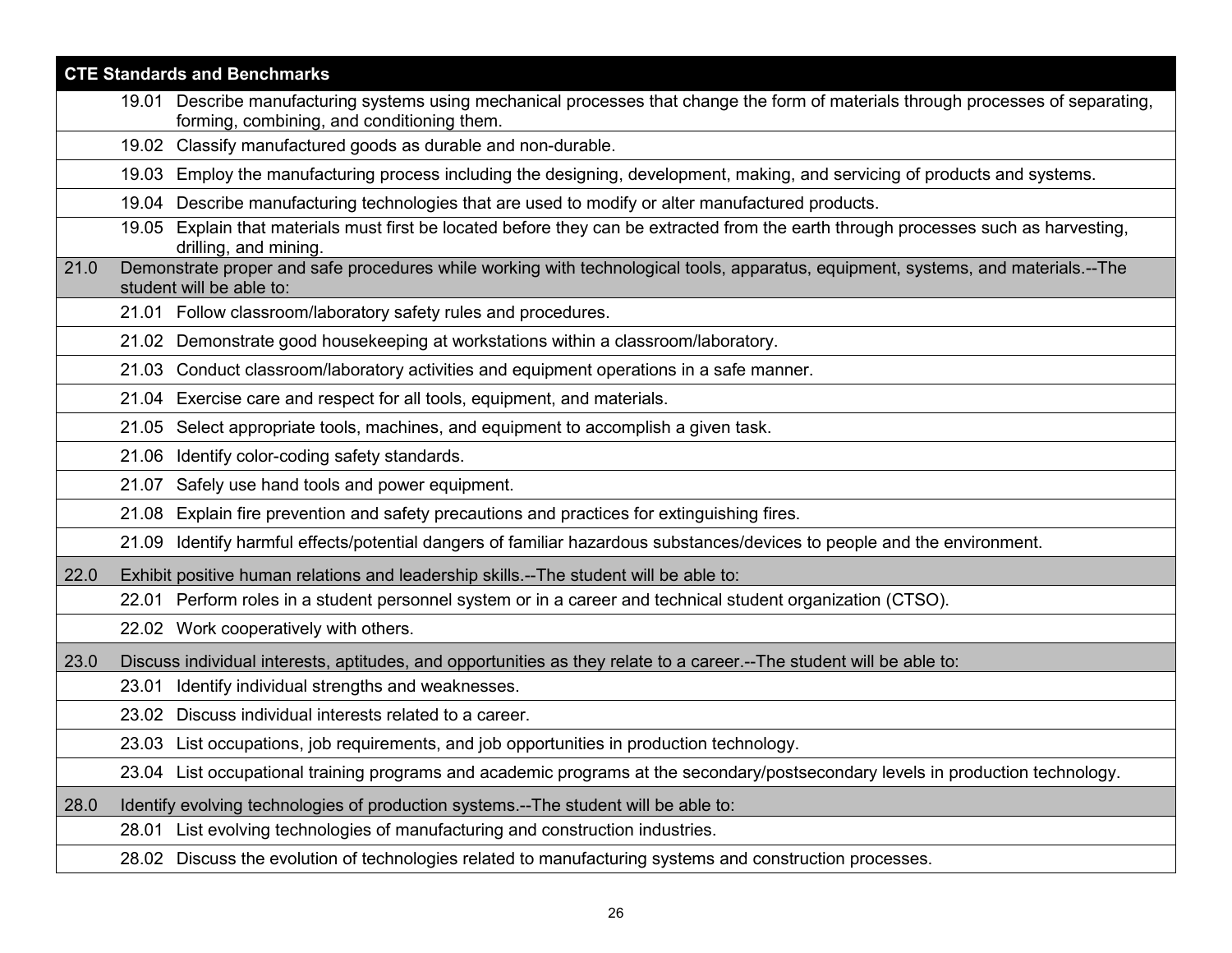| CTE Standards and Benchmarks | | |
|---|---|---|
| | 19.01 | Describe manufacturing systems using mechanical processes that change the form of materials through processes of separating, forming, combining, and conditioning them. |
| | 19.02 | Classify manufactured goods as durable and non-durable. |
| | 19.03 | Employ the manufacturing process including the designing, development, making, and servicing of products and systems. |
| | 19.04 | Describe manufacturing technologies that are used to modify or alter manufactured products. |
| | 19.05 | Explain that materials must first be located before they can be extracted from the earth through processes such as harvesting, drilling, and mining. |
| 21.0 | Demonstrate proper and safe procedures while working with technological tools, apparatus, equipment, systems, and materials.--The student will be able to: | |
| | 21.01 | Follow classroom/laboratory safety rules and procedures. |
| | 21.02 | Demonstrate good housekeeping at workstations within a classroom/laboratory. |
| | 21.03 | Conduct classroom/laboratory activities and equipment operations in a safe manner. |
| | 21.04 | Exercise care and respect for all tools, equipment, and materials. |
| | 21.05 | Select appropriate tools, machines, and equipment to accomplish a given task. |
| | 21.06 | Identify color-coding safety standards. |
| | 21.07 | Safely use hand tools and power equipment. |
| | 21.08 | Explain fire prevention and safety precautions and practices for extinguishing fires. |
| | 21.09 | Identify harmful effects/potential dangers of familiar hazardous substances/devices to people and the environment. |
| 22.0 | Exhibit positive human relations and leadership skills.--The student will be able to: | |
| | 22.01 | Perform roles in a student personnel system or in a career and technical student organization (CTSO). |
| | 22.02 | Work cooperatively with others. |
| 23.0 | Discuss individual interests, aptitudes, and opportunities as they relate to a career.--The student will be able to: | |
| | 23.01 | Identify individual strengths and weaknesses. |
| | 23.02 | Discuss individual interests related to a career. |
| | 23.03 | List occupations, job requirements, and job opportunities in production technology. |
| | 23.04 | List occupational training programs and academic programs at the secondary/postsecondary levels in production technology. |
| 28.0 | Identify evolving technologies of production systems.--The student will be able to: | |
| | 28.01 | List evolving technologies of manufacturing and construction industries. |
| | 28.02 | Discuss the evolution of technologies related to manufacturing systems and construction processes. |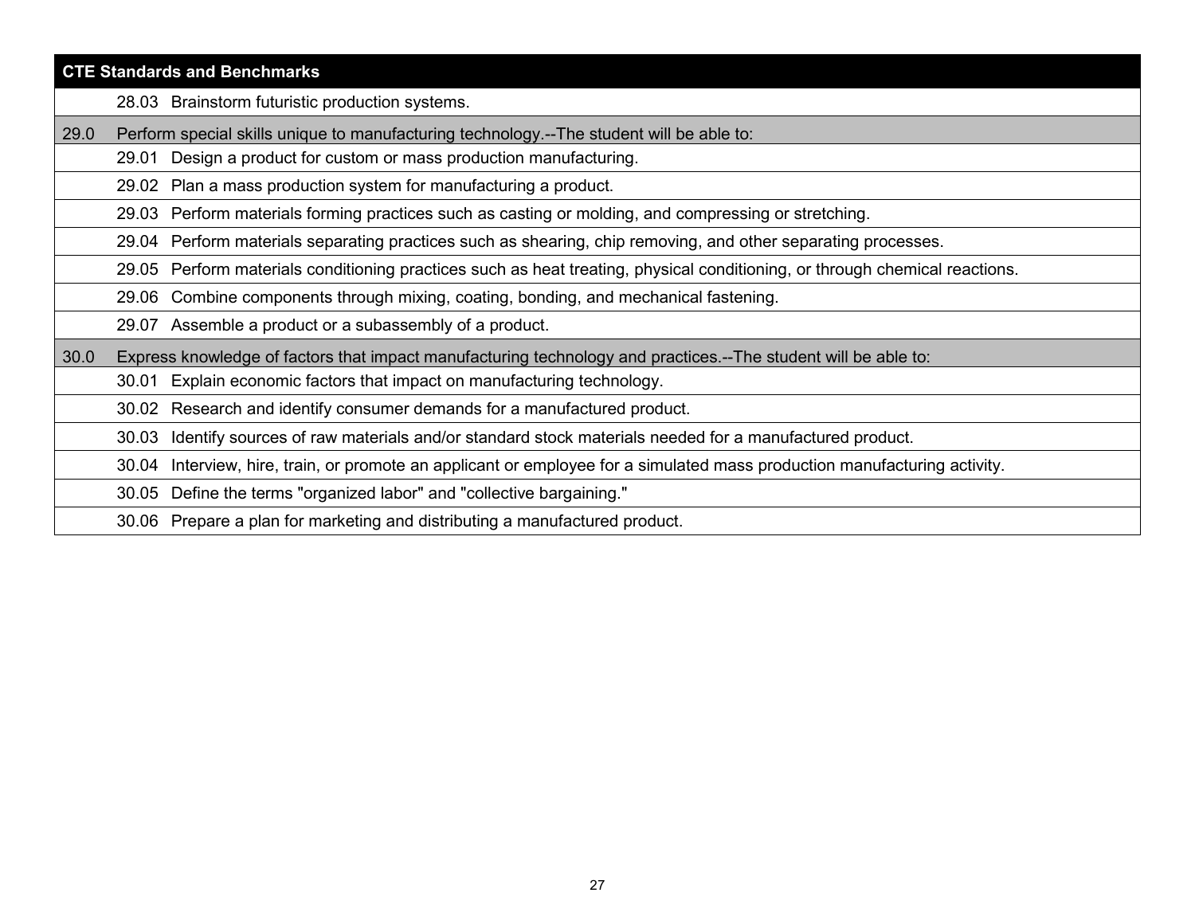| CTE Standards and Benchmarks | |
|---|---|
| | 28.03 Brainstorm futuristic production systems. |
| 29.0 | Perform special skills unique to manufacturing technology.--The student will be able to: |
| | 29.01 Design a product for custom or mass production manufacturing. |
| | 29.02 Plan a mass production system for manufacturing a product. |
| | 29.03 Perform materials forming practices such as casting or molding, and compressing or stretching. |
| | 29.04 Perform materials separating practices such as shearing, chip removing, and other separating processes. |
| | 29.05 Perform materials conditioning practices such as heat treating, physical conditioning, or through chemical reactions. |
| | 29.06 Combine components through mixing, coating, bonding, and mechanical fastening. |
| | 29.07 Assemble a product or a subassembly of a product. |
| 30.0 | Express knowledge of factors that impact manufacturing technology and practices.--The student will be able to: |
| | 30.01 Explain economic factors that impact on manufacturing technology. |
| | 30.02 Research and identify consumer demands for a manufactured product. |
| | 30.03 Identify sources of raw materials and/or standard stock materials needed for a manufactured product. |
| | 30.04 Interview, hire, train, or promote an applicant or employee for a simulated mass production manufacturing activity. |
| | 30.05 Define the terms "organized labor" and "collective bargaining." |
| | 30.06 Prepare a plan for marketing and distributing a manufactured product. |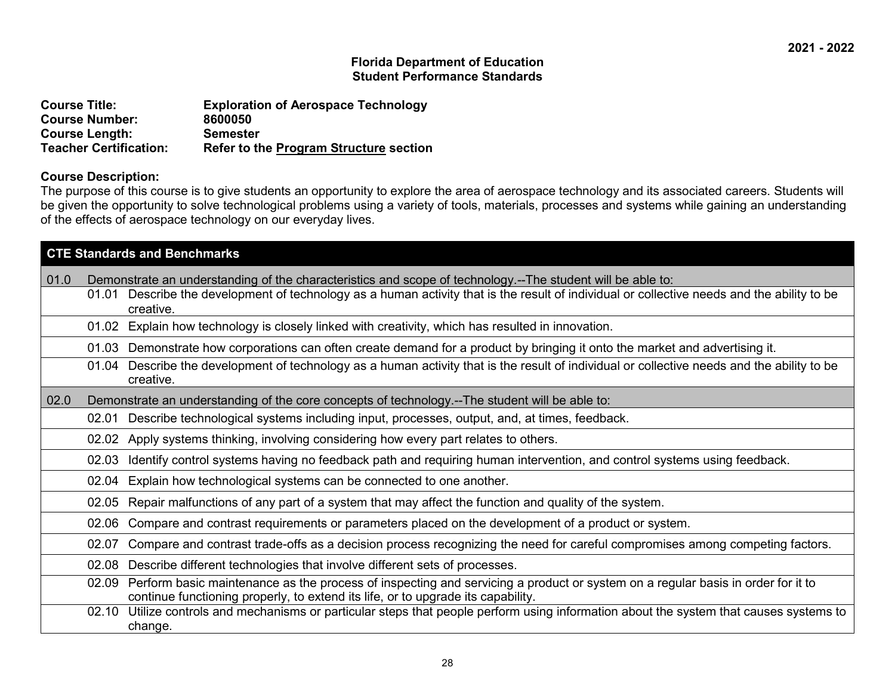2021 - 2022

**Florida Department of Education**
**Student Performance Standards**

**Course Title:** Exploration of Aerospace Technology
**Course Number:** 8600050
**Course Length:** Semester
**Teacher Certification:** Refer to the Program Structure section

**Course Description:**
The purpose of this course is to give students an opportunity to explore the area of aerospace technology and its associated careers. Students will be given the opportunity to solve technological problems using a variety of tools, materials, processes and systems while gaining an understanding of the effects of aerospace technology on our everyday lives.

| CTE Standards and Benchmarks | | |
|---|---|---|
| 01.0 | Demonstrate an understanding of the characteristics and scope of technology.--The student will be able to: | |
| | 01.01 | Describe the development of technology as a human activity that is the result of individual or collective needs and the ability to be creative. |
| | 01.02 | Explain how technology is closely linked with creativity, which has resulted in innovation. |
| | 01.03 | Demonstrate how corporations can often create demand for a product by bringing it onto the market and advertising it. |
| | 01.04 | Describe the development of technology as a human activity that is the result of individual or collective needs and the ability to be creative. |
| 02.0 | Demonstrate an understanding of the core concepts of technology.--The student will be able to: | |
| | 02.01 | Describe technological systems including input, processes, output, and, at times, feedback. |
| | 02.02 | Apply systems thinking, involving considering how every part relates to others. |
| | 02.03 | Identify control systems having no feedback path and requiring human intervention, and control systems using feedback. |
| | 02.04 | Explain how technological systems can be connected to one another. |
| | 02.05 | Repair malfunctions of any part of a system that may affect the function and quality of the system. |
| | 02.06 | Compare and contrast requirements or parameters placed on the development of a product or system. |
| | 02.07 | Compare and contrast trade-offs as a decision process recognizing the need for careful compromises among competing factors. |
| | 02.08 | Describe different technologies that involve different sets of processes. |
| | 02.09 | Perform basic maintenance as the process of inspecting and servicing a product or system on a regular basis in order for it to continue functioning properly, to extend its life, or to upgrade its capability. |
| | 02.10 | Utilize controls and mechanisms or particular steps that people perform using information about the system that causes systems to change. |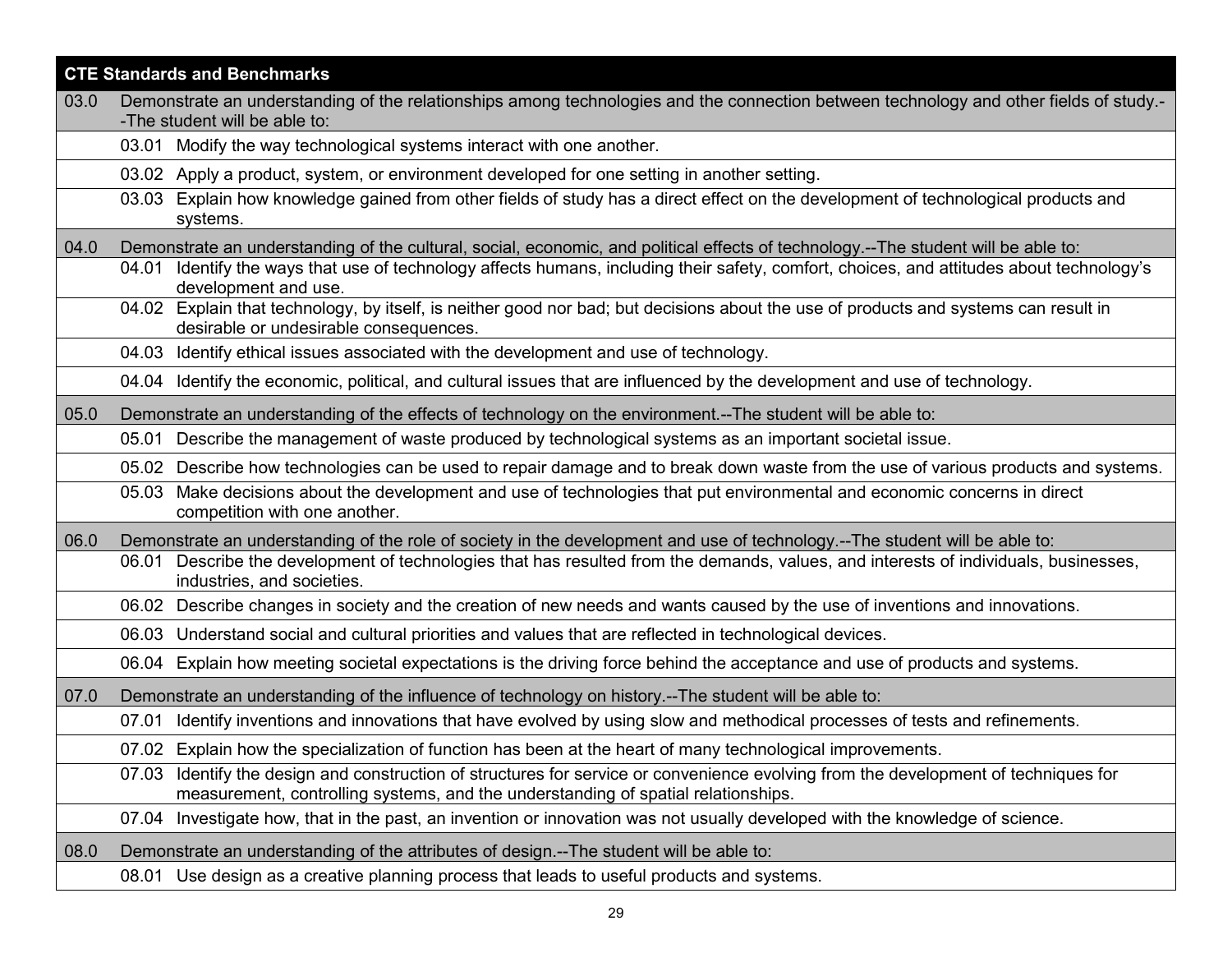| CTE Standards and Benchmarks | | |
| --- | --- | --- |
| 03.0 | Demonstrate an understanding of the relationships among technologies and the connection between technology and other fields of study.--The student will be able to: | |
| | 03.01 | Modify the way technological systems interact with one another. |
| | 03.02 | Apply a product, system, or environment developed for one setting in another setting. |
| | 03.03 | Explain how knowledge gained from other fields of study has a direct effect on the development of technological products and systems. |
| 04.0 | Demonstrate an understanding of the cultural, social, economic, and political effects of technology.--The student will be able to: | |
| | 04.01 | Identify the ways that use of technology affects humans, including their safety, comfort, choices, and attitudes about technology's development and use. |
| | 04.02 | Explain that technology, by itself, is neither good nor bad; but decisions about the use of products and systems can result in desirable or undesirable consequences. |
| | 04.03 | Identify ethical issues associated with the development and use of technology. |
| | 04.04 | Identify the economic, political, and cultural issues that are influenced by the development and use of technology. |
| 05.0 | Demonstrate an understanding of the effects of technology on the environment.--The student will be able to: | |
| | 05.01 | Describe the management of waste produced by technological systems as an important societal issue. |
| | 05.02 | Describe how technologies can be used to repair damage and to break down waste from the use of various products and systems. |
| | 05.03 | Make decisions about the development and use of technologies that put environmental and economic concerns in direct competition with one another. |
| 06.0 | Demonstrate an understanding of the role of society in the development and use of technology.--The student will be able to: | |
| | 06.01 | Describe the development of technologies that has resulted from the demands, values, and interests of individuals, businesses, industries, and societies. |
| | 06.02 | Describe changes in society and the creation of new needs and wants caused by the use of inventions and innovations. |
| | 06.03 | Understand social and cultural priorities and values that are reflected in technological devices. |
| | 06.04 | Explain how meeting societal expectations is the driving force behind the acceptance and use of products and systems. |
| 07.0 | Demonstrate an understanding of the influence of technology on history.--The student will be able to: | |
| | 07.01 | Identify inventions and innovations that have evolved by using slow and methodical processes of tests and refinements. |
| | 07.02 | Explain how the specialization of function has been at the heart of many technological improvements. |
| | 07.03 | Identify the design and construction of structures for service or convenience evolving from the development of techniques for measurement, controlling systems, and the understanding of spatial relationships. |
| | 07.04 | Investigate how, that in the past, an invention or innovation was not usually developed with the knowledge of science. |
| 08.0 | Demonstrate an understanding of the attributes of design.--The student will be able to: | |
| | 08.01 | Use design as a creative planning process that leads to useful products and systems. |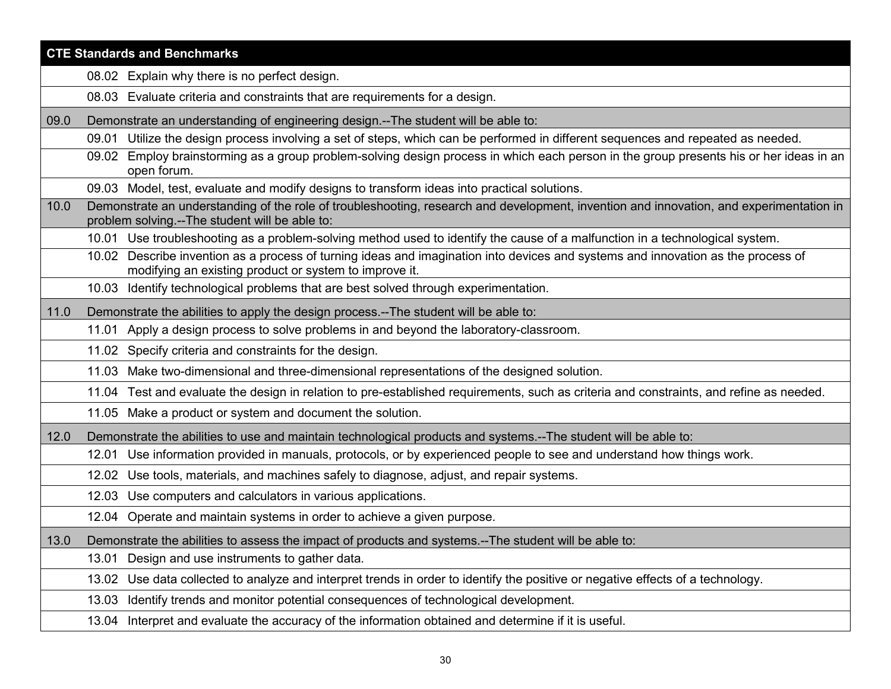| CTE Standards and Benchmarks | |
|---|---|
| | 08.02 Explain why there is no perfect design. |
| | 08.03 Evaluate criteria and constraints that are requirements for a design. |
| 09.0 | Demonstrate an understanding of engineering design.--The student will be able to: |
| | 09.01 Utilize the design process involving a set of steps, which can be performed in different sequences and repeated as needed. |
| | 09.02 Employ brainstorming as a group problem-solving design process in which each person in the group presents his or her ideas in an open forum. |
| | 09.03 Model, test, evaluate and modify designs to transform ideas into practical solutions. |
| 10.0 | Demonstrate an understanding of the role of troubleshooting, research and development, invention and innovation, and experimentation in problem solving.--The student will be able to: |
| | 10.01 Use troubleshooting as a problem-solving method used to identify the cause of a malfunction in a technological system. |
| | 10.02 Describe invention as a process of turning ideas and imagination into devices and systems and innovation as the process of modifying an existing product or system to improve it. |
| | 10.03 Identify technological problems that are best solved through experimentation. |
| 11.0 | Demonstrate the abilities to apply the design process.--The student will be able to: |
| | 11.01 Apply a design process to solve problems in and beyond the laboratory-classroom. |
| | 11.02 Specify criteria and constraints for the design. |
| | 11.03 Make two-dimensional and three-dimensional representations of the designed solution. |
| | 11.04 Test and evaluate the design in relation to pre-established requirements, such as criteria and constraints, and refine as needed. |
| | 11.05 Make a product or system and document the solution. |
| 12.0 | Demonstrate the abilities to use and maintain technological products and systems.--The student will be able to: |
| | 12.01 Use information provided in manuals, protocols, or by experienced people to see and understand how things work. |
| | 12.02 Use tools, materials, and machines safely to diagnose, adjust, and repair systems. |
| | 12.03 Use computers and calculators in various applications. |
| | 12.04 Operate and maintain systems in order to achieve a given purpose. |
| 13.0 | Demonstrate the abilities to assess the impact of products and systems.--The student will be able to: |
| | 13.01 Design and use instruments to gather data. |
| | 13.02 Use data collected to analyze and interpret trends in order to identify the positive or negative effects of a technology. |
| | 13.03 Identify trends and monitor potential consequences of technological development. |
| | 13.04 Interpret and evaluate the accuracy of the information obtained and determine if it is useful. |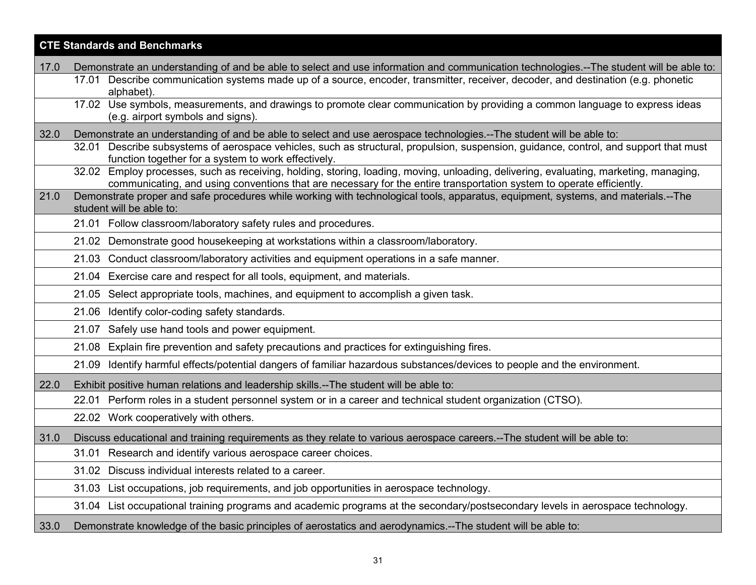| CTE Standards and Benchmarks | | |
|---|---|---|
| 17.0 | Demonstrate an understanding of and be able to select and use information and communication technologies.--The student will be able to: | |
| | 17.01 | Describe communication systems made up of a source, encoder, transmitter, receiver, decoder, and destination (e.g. phonetic alphabet). |
| | 17.02 | Use symbols, measurements, and drawings to promote clear communication by providing a common language to express ideas (e.g. airport symbols and signs). |
| 32.0 | Demonstrate an understanding of and be able to select and use aerospace technologies.--The student will be able to: | |
| | 32.01 | Describe subsystems of aerospace vehicles, such as structural, propulsion, suspension, guidance, control, and support that must function together for a system to work effectively. |
| | 32.02 | Employ processes, such as receiving, holding, storing, loading, moving, unloading, delivering, evaluating, marketing, managing, communicating, and using conventions that are necessary for the entire transportation system to operate efficiently. |
| 21.0 | Demonstrate proper and safe procedures while working with technological tools, apparatus, equipment, systems, and materials.--The student will be able to: | |
| | 21.01 | Follow classroom/laboratory safety rules and procedures. |
| | 21.02 | Demonstrate good housekeeping at workstations within a classroom/laboratory. |
| | 21.03 | Conduct classroom/laboratory activities and equipment operations in a safe manner. |
| | 21.04 | Exercise care and respect for all tools, equipment, and materials. |
| | 21.05 | Select appropriate tools, machines, and equipment to accomplish a given task. |
| | 21.06 | Identify color-coding safety standards. |
| | 21.07 | Safely use hand tools and power equipment. |
| | 21.08 | Explain fire prevention and safety precautions and practices for extinguishing fires. |
| | 21.09 | Identify harmful effects/potential dangers of familiar hazardous substances/devices to people and the environment. |
| 22.0 | Exhibit positive human relations and leadership skills.--The student will be able to: | |
| | 22.01 | Perform roles in a student personnel system or in a career and technical student organization (CTSO). |
| | 22.02 | Work cooperatively with others. |
| 31.0 | Discuss educational and training requirements as they relate to various aerospace careers.--The student will be able to: | |
| | 31.01 | Research and identify various aerospace career choices. |
| | 31.02 | Discuss individual interests related to a career. |
| | 31.03 | List occupations, job requirements, and job opportunities in aerospace technology. |
| | 31.04 | List occupational training programs and academic programs at the secondary/postsecondary levels in aerospace technology. |
| 33.0 | Demonstrate knowledge of the basic principles of aerostatics and aerodynamics.--The student will be able to: | |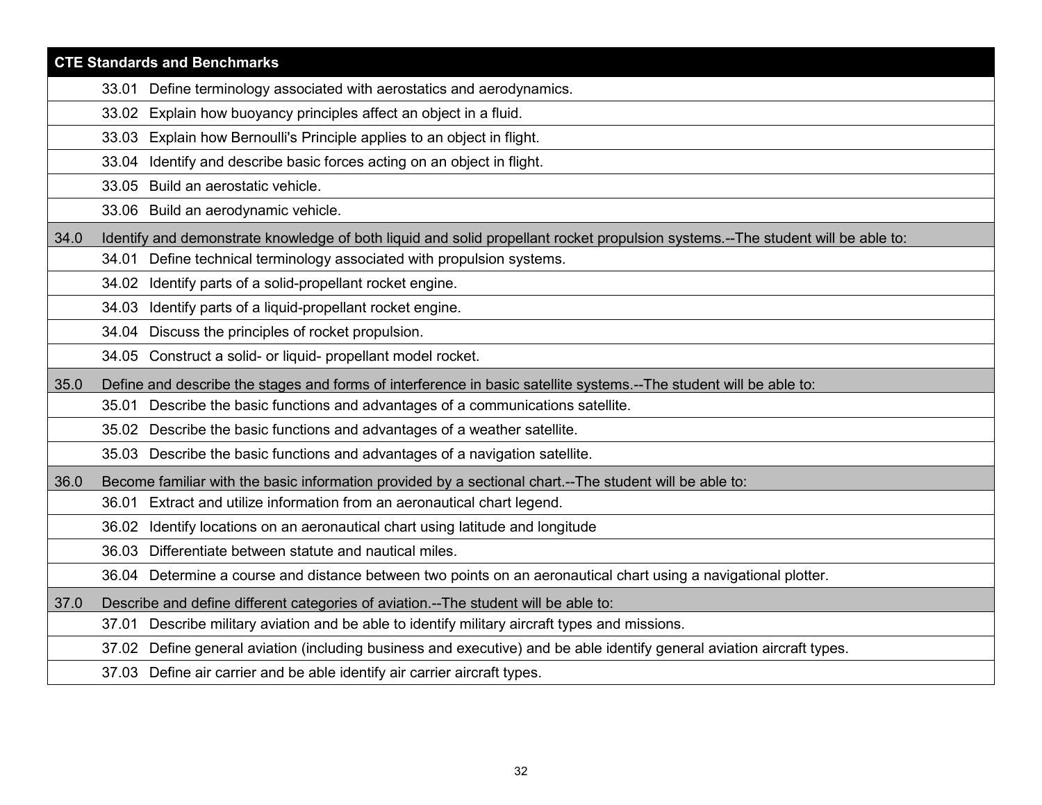| CTE Standards and Benchmarks | |
|---|---|
| | 33.01 Define terminology associated with aerostatics and aerodynamics. |
| | 33.02 Explain how buoyancy principles affect an object in a fluid. |
| | 33.03 Explain how Bernoulli's Principle applies to an object in flight. |
| | 33.04 Identify and describe basic forces acting on an object in flight. |
| | 33.05 Build an aerostatic vehicle. |
| | 33.06 Build an aerodynamic vehicle. |
| 34.0 | Identify and demonstrate knowledge of both liquid and solid propellant rocket propulsion systems.--The student will be able to: |
| | 34.01 Define technical terminology associated with propulsion systems. |
| | 34.02 Identify parts of a solid-propellant rocket engine. |
| | 34.03 Identify parts of a liquid-propellant rocket engine. |
| | 34.04 Discuss the principles of rocket propulsion. |
| | 34.05 Construct a solid- or liquid- propellant model rocket. |
| 35.0 | Define and describe the stages and forms of interference in basic satellite systems.--The student will be able to: |
| | 35.01 Describe the basic functions and advantages of a communications satellite. |
| | 35.02 Describe the basic functions and advantages of a weather satellite. |
| | 35.03 Describe the basic functions and advantages of a navigation satellite. |
| 36.0 | Become familiar with the basic information provided by a sectional chart.--The student will be able to: |
| | 36.01 Extract and utilize information from an aeronautical chart legend. |
| | 36.02 Identify locations on an aeronautical chart using latitude and longitude |
| | 36.03 Differentiate between statute and nautical miles. |
| | 36.04 Determine a course and distance between two points on an aeronautical chart using a navigational plotter. |
| 37.0 | Describe and define different categories of aviation.--The student will be able to: |
| | 37.01 Describe military aviation and be able to identify military aircraft types and missions. |
| | 37.02 Define general aviation (including business and executive) and be able identify general aviation aircraft types. |
| | 37.03 Define air carrier and be able identify air carrier aircraft types. |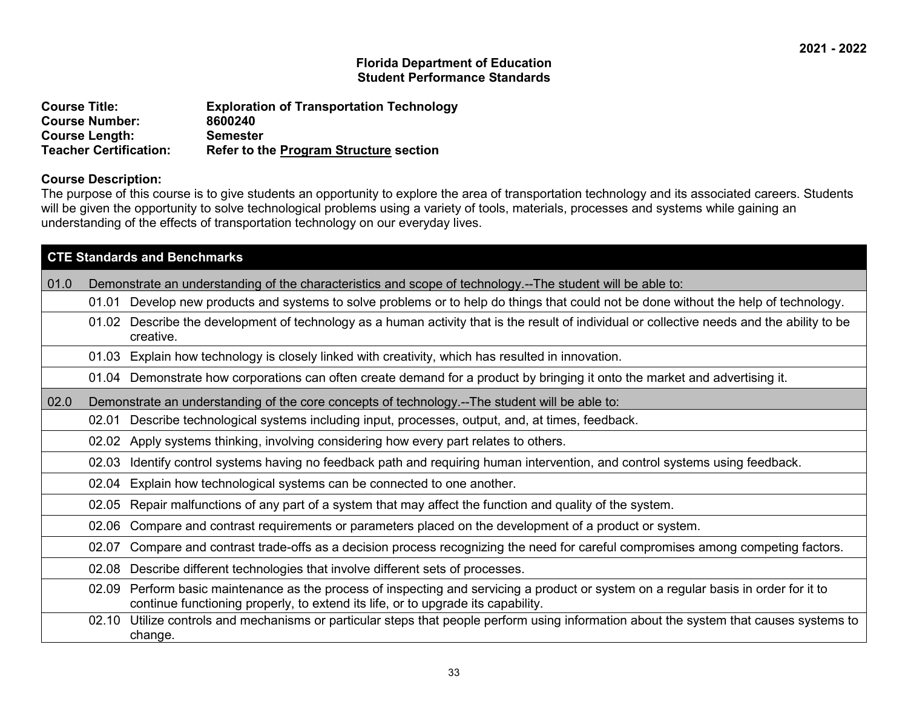**2021 - 2022**

**Florida Department of Education**
**Student Performance Standards**

**Course Title:** **Exploration of Transportation Technology**
**Course Number:** **8600240**
**Course Length:** **Semester**
**Teacher Certification:** **Refer to the Program Structure section**

**Course Description:**
The purpose of this course is to give students an opportunity to explore the area of transportation technology and its associated careers. Students will be given the opportunity to solve technological problems using a variety of tools, materials, processes and systems while gaining an understanding of the effects of transportation technology on our everyday lives.

| **CTE Standards and Benchmarks** | |
|---|---|
| 01.0 | Demonstrate an understanding of the characteristics and scope of technology.--The student will be able to: |
| 01.01 | Develop new products and systems to solve problems or to help do things that could not be done without the help of technology. |
| 01.02 | Describe the development of technology as a human activity that is the result of individual or collective needs and the ability to be creative. |
| 01.03 | Explain how technology is closely linked with creativity, which has resulted in innovation. |
| 01.04 | Demonstrate how corporations can often create demand for a product by bringing it onto the market and advertising it. |
| 02.0 | Demonstrate an understanding of the core concepts of technology.--The student will be able to: |
| 02.01 | Describe technological systems including input, processes, output, and, at times, feedback. |
| 02.02 | Apply systems thinking, involving considering how every part relates to others. |
| 02.03 | Identify control systems having no feedback path and requiring human intervention, and control systems using feedback. |
| 02.04 | Explain how technological systems can be connected to one another. |
| 02.05 | Repair malfunctions of any part of a system that may affect the function and quality of the system. |
| 02.06 | Compare and contrast requirements or parameters placed on the development of a product or system. |
| 02.07 | Compare and contrast trade-offs as a decision process recognizing the need for careful compromises among competing factors. |
| 02.08 | Describe different technologies that involve different sets of processes. |
| 02.09 | Perform basic maintenance as the process of inspecting and servicing a product or system on a regular basis in order for it to continue functioning properly, to extend its life, or to upgrade its capability. |
| 02.10 | Utilize controls and mechanisms or particular steps that people perform using information about the system that causes systems to change. |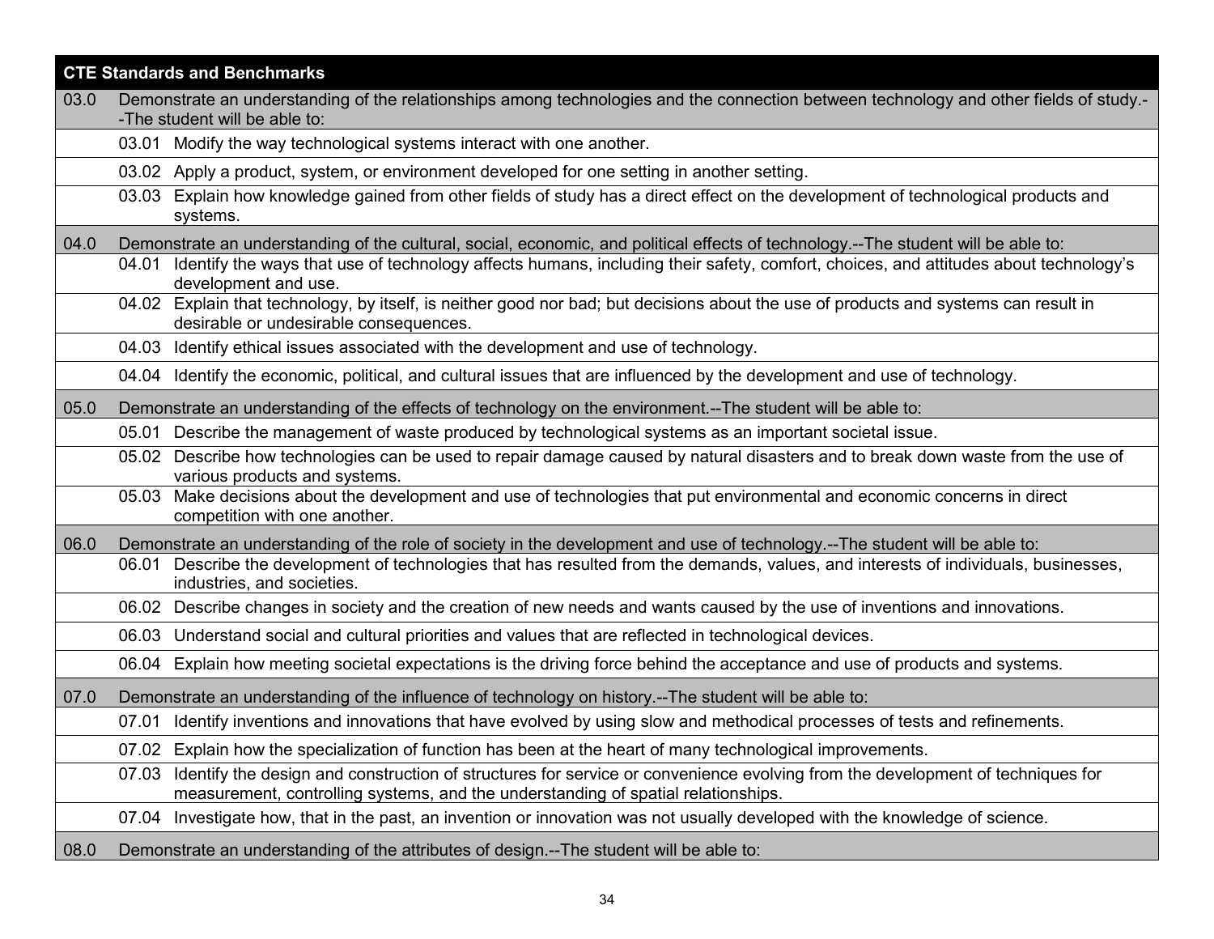| CTE Standards and Benchmarks | | |
|---|---|---|
| 03.0 | Demonstrate an understanding of the relationships among technologies and the connection between technology and other fields of study.--The student will be able to: | |
| | 03.01 | Modify the way technological systems interact with one another. |
| | 03.02 | Apply a product, system, or environment developed for one setting in another setting. |
| | 03.03 | Explain how knowledge gained from other fields of study has a direct effect on the development of technological products and systems. |
| 04.0 | Demonstrate an understanding of the cultural, social, economic, and political effects of technology.--The student will be able to: | |
| | 04.01 | Identify the ways that use of technology affects humans, including their safety, comfort, choices, and attitudes about technology's development and use. |
| | 04.02 | Explain that technology, by itself, is neither good nor bad; but decisions about the use of products and systems can result in desirable or undesirable consequences. |
| | 04.03 | Identify ethical issues associated with the development and use of technology. |
| | 04.04 | Identify the economic, political, and cultural issues that are influenced by the development and use of technology. |
| 05.0 | Demonstrate an understanding of the effects of technology on the environment.--The student will be able to: | |
| | 05.01 | Describe the management of waste produced by technological systems as an important societal issue. |
| | 05.02 | Describe how technologies can be used to repair damage caused by natural disasters and to break down waste from the use of various products and systems. |
| | 05.03 | Make decisions about the development and use of technologies that put environmental and economic concerns in direct competition with one another. |
| 06.0 | Demonstrate an understanding of the role of society in the development and use of technology.--The student will be able to: | |
| | 06.01 | Describe the development of technologies that has resulted from the demands, values, and interests of individuals, businesses, industries, and societies. |
| | 06.02 | Describe changes in society and the creation of new needs and wants caused by the use of inventions and innovations. |
| | 06.03 | Understand social and cultural priorities and values that are reflected in technological devices. |
| | 06.04 | Explain how meeting societal expectations is the driving force behind the acceptance and use of products and systems. |
| 07.0 | Demonstrate an understanding of the influence of technology on history.--The student will be able to: | |
| | 07.01 | Identify inventions and innovations that have evolved by using slow and methodical processes of tests and refinements. |
| | 07.02 | Explain how the specialization of function has been at the heart of many technological improvements. |
| | 07.03 | Identify the design and construction of structures for service or convenience evolving from the development of techniques for measurement, controlling systems, and the understanding of spatial relationships. |
| | 07.04 | Investigate how, that in the past, an invention or innovation was not usually developed with the knowledge of science. |
| 08.0 | Demonstrate an understanding of the attributes of design.--The student will be able to: | |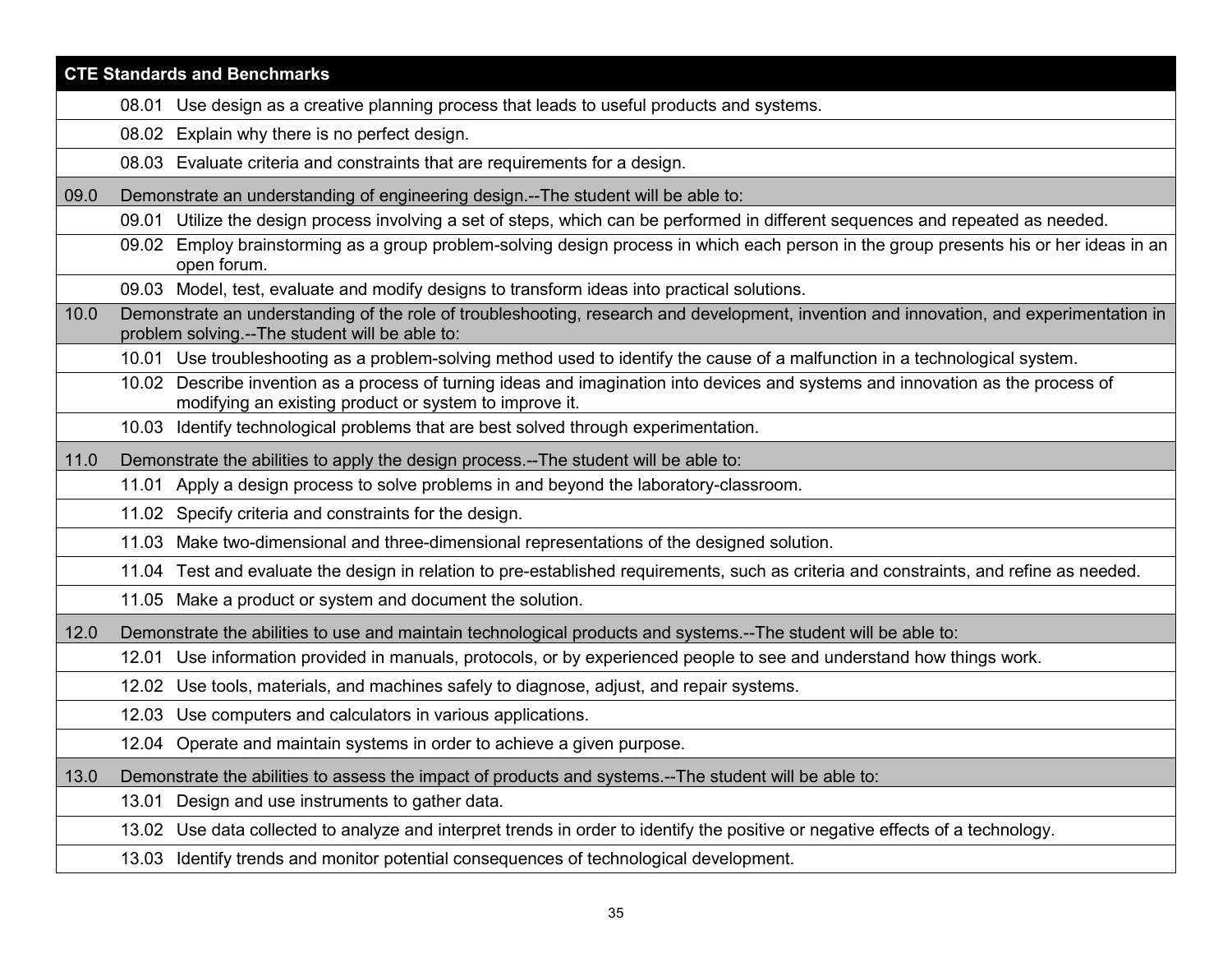| CTE Standards and Benchmarks | |
|---|---|
| | 08.01 Use design as a creative planning process that leads to useful products and systems. |
| | 08.02 Explain why there is no perfect design. |
| | 08.03 Evaluate criteria and constraints that are requirements for a design. |
| 09.0 | Demonstrate an understanding of engineering design.--The student will be able to: |
| | 09.01 Utilize the design process involving a set of steps, which can be performed in different sequences and repeated as needed. |
| | 09.02 Employ brainstorming as a group problem-solving design process in which each person in the group presents his or her ideas in an open forum. |
| | 09.03 Model, test, evaluate and modify designs to transform ideas into practical solutions. |
| 10.0 | Demonstrate an understanding of the role of troubleshooting, research and development, invention and innovation, and experimentation in problem solving.--The student will be able to: |
| | 10.01 Use troubleshooting as a problem-solving method used to identify the cause of a malfunction in a technological system. |
| | 10.02 Describe invention as a process of turning ideas and imagination into devices and systems and innovation as the process of modifying an existing product or system to improve it. |
| | 10.03 Identify technological problems that are best solved through experimentation. |
| 11.0 | Demonstrate the abilities to apply the design process.--The student will be able to: |
| | 11.01 Apply a design process to solve problems in and beyond the laboratory-classroom. |
| | 11.02 Specify criteria and constraints for the design. |
| | 11.03 Make two-dimensional and three-dimensional representations of the designed solution. |
| | 11.04 Test and evaluate the design in relation to pre-established requirements, such as criteria and constraints, and refine as needed. |
| | 11.05 Make a product or system and document the solution. |
| 12.0 | Demonstrate the abilities to use and maintain technological products and systems.--The student will be able to: |
| | 12.01 Use information provided in manuals, protocols, or by experienced people to see and understand how things work. |
| | 12.02 Use tools, materials, and machines safely to diagnose, adjust, and repair systems. |
| | 12.03 Use computers and calculators in various applications. |
| | 12.04 Operate and maintain systems in order to achieve a given purpose. |
| 13.0 | Demonstrate the abilities to assess the impact of products and systems.--The student will be able to: |
| | 13.01 Design and use instruments to gather data. |
| | 13.02 Use data collected to analyze and interpret trends in order to identify the positive or negative effects of a technology. |
| | 13.03 Identify trends and monitor potential consequences of technological development. |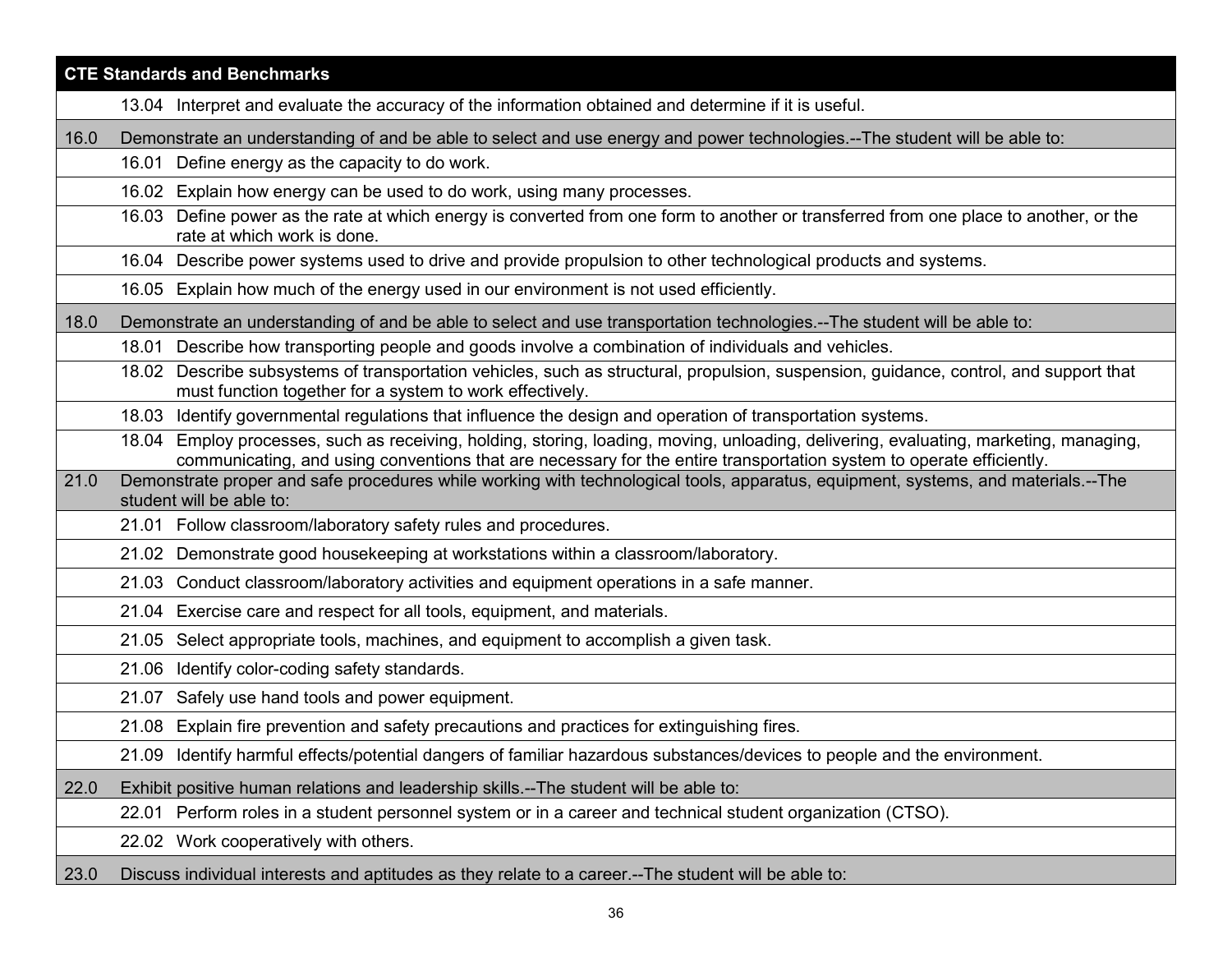| CTE Standards and Benchmarks | |
|---|---|
| | 13.04 Interpret and evaluate the accuracy of the information obtained and determine if it is useful. |
| 16.0 | Demonstrate an understanding of and be able to select and use energy and power technologies.--The student will be able to: |
| | 16.01 Define energy as the capacity to do work. |
| | 16.02 Explain how energy can be used to do work, using many processes. |
| | 16.03 Define power as the rate at which energy is converted from one form to another or transferred from one place to another, or the rate at which work is done. |
| | 16.04 Describe power systems used to drive and provide propulsion to other technological products and systems. |
| | 16.05 Explain how much of the energy used in our environment is not used efficiently. |
| 18.0 | Demonstrate an understanding of and be able to select and use transportation technologies.--The student will be able to: |
| | 18.01 Describe how transporting people and goods involve a combination of individuals and vehicles. |
| | 18.02 Describe subsystems of transportation vehicles, such as structural, propulsion, suspension, guidance, control, and support that must function together for a system to work effectively. |
| | 18.03 Identify governmental regulations that influence the design and operation of transportation systems. |
| | 18.04 Employ processes, such as receiving, holding, storing, loading, moving, unloading, delivering, evaluating, marketing, managing, communicating, and using conventions that are necessary for the entire transportation system to operate efficiently. |
| 21.0 | Demonstrate proper and safe procedures while working with technological tools, apparatus, equipment, systems, and materials.--The student will be able to: |
| | 21.01 Follow classroom/laboratory safety rules and procedures. |
| | 21.02 Demonstrate good housekeeping at workstations within a classroom/laboratory. |
| | 21.03 Conduct classroom/laboratory activities and equipment operations in a safe manner. |
| | 21.04 Exercise care and respect for all tools, equipment, and materials. |
| | 21.05 Select appropriate tools, machines, and equipment to accomplish a given task. |
| | 21.06 Identify color-coding safety standards. |
| | 21.07 Safely use hand tools and power equipment. |
| | 21.08 Explain fire prevention and safety precautions and practices for extinguishing fires. |
| | 21.09 Identify harmful effects/potential dangers of familiar hazardous substances/devices to people and the environment. |
| 22.0 | Exhibit positive human relations and leadership skills.--The student will be able to: |
| | 22.01 Perform roles in a student personnel system or in a career and technical student organization (CTSO). |
| | 22.02 Work cooperatively with others. |
| 23.0 | Discuss individual interests and aptitudes as they relate to a career.--The student will be able to: |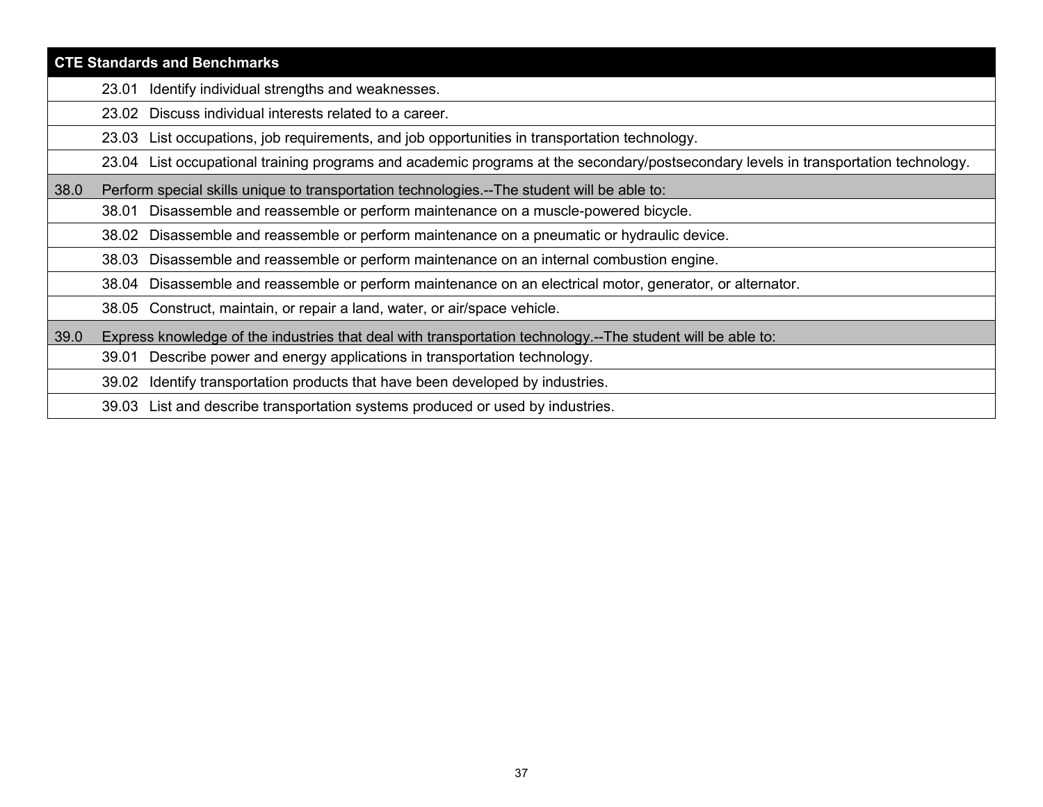| CTE Standards and Benchmarks | |
|---|---|
| | 23.01 Identify individual strengths and weaknesses. |
| | 23.02 Discuss individual interests related to a career. |
| | 23.03 List occupations, job requirements, and job opportunities in transportation technology. |
| | 23.04 List occupational training programs and academic programs at the secondary/postsecondary levels in transportation technology. |
| 38.0 | Perform special skills unique to transportation technologies.--The student will be able to: |
| | 38.01 Disassemble and reassemble or perform maintenance on a muscle-powered bicycle. |
| | 38.02 Disassemble and reassemble or perform maintenance on a pneumatic or hydraulic device. |
| | 38.03 Disassemble and reassemble or perform maintenance on an internal combustion engine. |
| | 38.04 Disassemble and reassemble or perform maintenance on an electrical motor, generator, or alternator. |
| | 38.05 Construct, maintain, or repair a land, water, or air/space vehicle. |
| 39.0 | Express knowledge of the industries that deal with transportation technology.--The student will be able to: |
| | 39.01 Describe power and energy applications in transportation technology. |
| | 39.02 Identify transportation products that have been developed by industries. |
| | 39.03 List and describe transportation systems produced or used by industries. |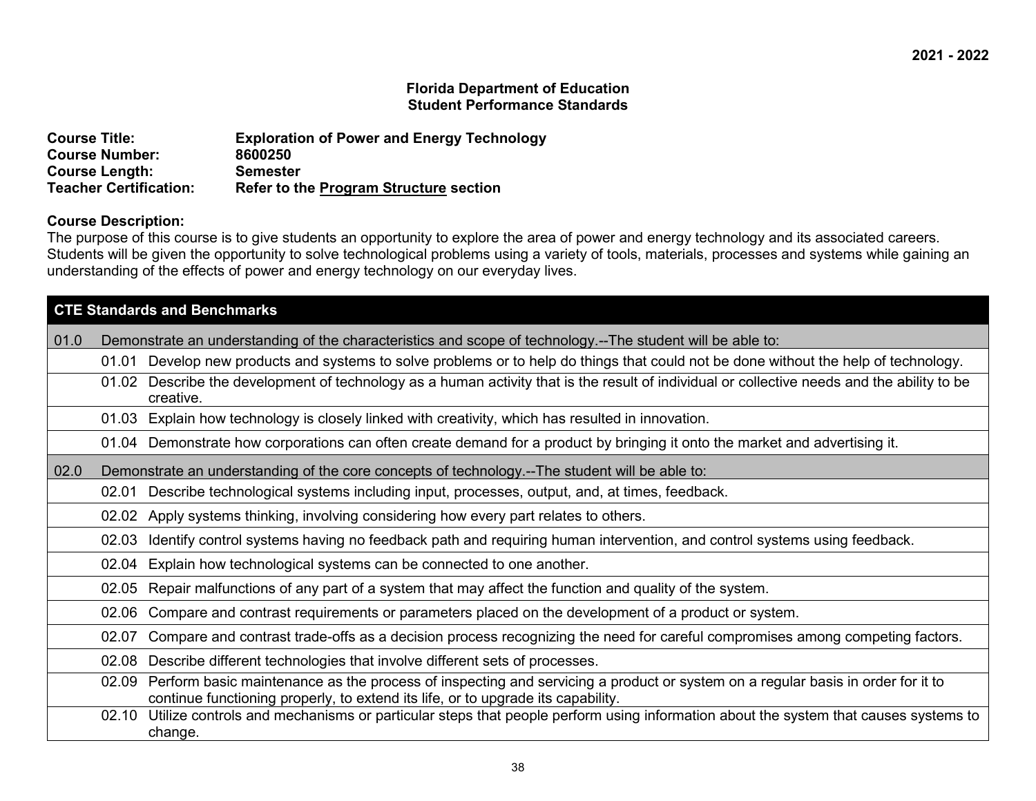2021 - 2022

**Florida Department of Education**
**Student Performance Standards**

**Course Title:** Exploration of Power and Energy Technology
**Course Number:** 8600250
**Course Length:** Semester
**Teacher Certification:** Refer to the Program Structure section

**Course Description:**
The purpose of this course is to give students an opportunity to explore the area of power and energy technology and its associated careers. Students will be given the opportunity to solve technological problems using a variety of tools, materials, processes and systems while gaining an understanding of the effects of power and energy technology on our everyday lives.

| CTE Standards and Benchmarks | |
|---|---|
| 01.0 | Demonstrate an understanding of the characteristics and scope of technology.--The student will be able to: |
| 01.01 | Develop new products and systems to solve problems or to help do things that could not be done without the help of technology. |
| 01.02 | Describe the development of technology as a human activity that is the result of individual or collective needs and the ability to be creative. |
| 01.03 | Explain how technology is closely linked with creativity, which has resulted in innovation. |
| 01.04 | Demonstrate how corporations can often create demand for a product by bringing it onto the market and advertising it. |
| 02.0 | Demonstrate an understanding of the core concepts of technology.--The student will be able to: |
| 02.01 | Describe technological systems including input, processes, output, and, at times, feedback. |
| 02.02 | Apply systems thinking, involving considering how every part relates to others. |
| 02.03 | Identify control systems having no feedback path and requiring human intervention, and control systems using feedback. |
| 02.04 | Explain how technological systems can be connected to one another. |
| 02.05 | Repair malfunctions of any part of a system that may affect the function and quality of the system. |
| 02.06 | Compare and contrast requirements or parameters placed on the development of a product or system. |
| 02.07 | Compare and contrast trade-offs as a decision process recognizing the need for careful compromises among competing factors. |
| 02.08 | Describe different technologies that involve different sets of processes. |
| 02.09 | Perform basic maintenance as the process of inspecting and servicing a product or system on a regular basis in order for it to continue functioning properly, to extend its life, or to upgrade its capability. |
| 02.10 | Utilize controls and mechanisms or particular steps that people perform using information about the system that causes systems to change. |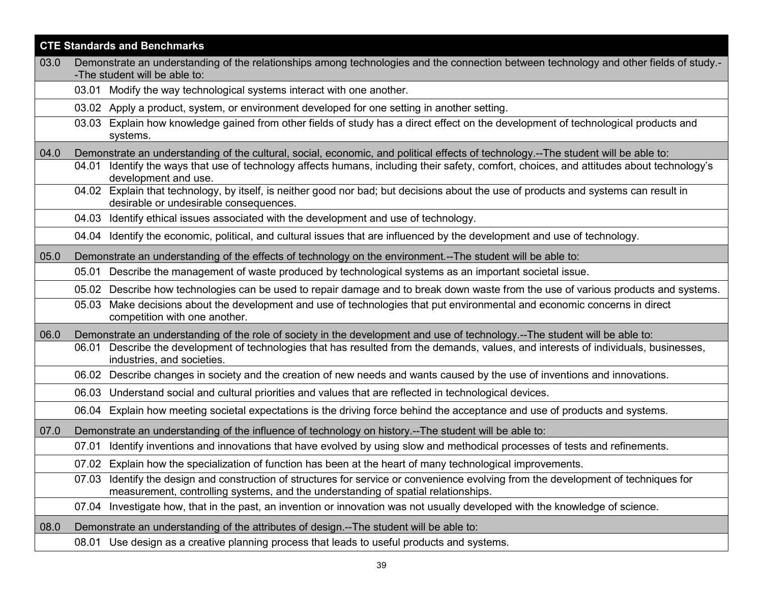| CTE Standards and Benchmarks | | |
|---|---|---|
| 03.0 | Demonstrate an understanding of the relationships among technologies and the connection between technology and other fields of study.--The student will be able to: | |
| | 03.01 | Modify the way technological systems interact with one another. |
| | 03.02 | Apply a product, system, or environment developed for one setting in another setting. |
| | 03.03 | Explain how knowledge gained from other fields of study has a direct effect on the development of technological products and systems. |
| 04.0 | Demonstrate an understanding of the cultural, social, economic, and political effects of technology.--The student will be able to: | |
| | 04.01 | Identify the ways that use of technology affects humans, including their safety, comfort, choices, and attitudes about technology's development and use. |
| | 04.02 | Explain that technology, by itself, is neither good nor bad; but decisions about the use of products and systems can result in desirable or undesirable consequences. |
| | 04.03 | Identify ethical issues associated with the development and use of technology. |
| | 04.04 | Identify the economic, political, and cultural issues that are influenced by the development and use of technology. |
| 05.0 | Demonstrate an understanding of the effects of technology on the environment.--The student will be able to: | |
| | 05.01 | Describe the management of waste produced by technological systems as an important societal issue. |
| | 05.02 | Describe how technologies can be used to repair damage and to break down waste from the use of various products and systems. |
| | 05.03 | Make decisions about the development and use of technologies that put environmental and economic concerns in direct competition with one another. |
| 06.0 | Demonstrate an understanding of the role of society in the development and use of technology.--The student will be able to: | |
| | 06.01 | Describe the development of technologies that has resulted from the demands, values, and interests of individuals, businesses, industries, and societies. |
| | 06.02 | Describe changes in society and the creation of new needs and wants caused by the use of inventions and innovations. |
| | 06.03 | Understand social and cultural priorities and values that are reflected in technological devices. |
| | 06.04 | Explain how meeting societal expectations is the driving force behind the acceptance and use of products and systems. |
| 07.0 | Demonstrate an understanding of the influence of technology on history.--The student will be able to: | |
| | 07.01 | Identify inventions and innovations that have evolved by using slow and methodical processes of tests and refinements. |
| | 07.02 | Explain how the specialization of function has been at the heart of many technological improvements. |
| | 07.03 | Identify the design and construction of structures for service or convenience evolving from the development of techniques for measurement, controlling systems, and the understanding of spatial relationships. |
| | 07.04 | Investigate how, that in the past, an invention or innovation was not usually developed with the knowledge of science. |
| 08.0 | Demonstrate an understanding of the attributes of design.--The student will be able to: | |
| | 08.01 | Use design as a creative planning process that leads to useful products and systems. |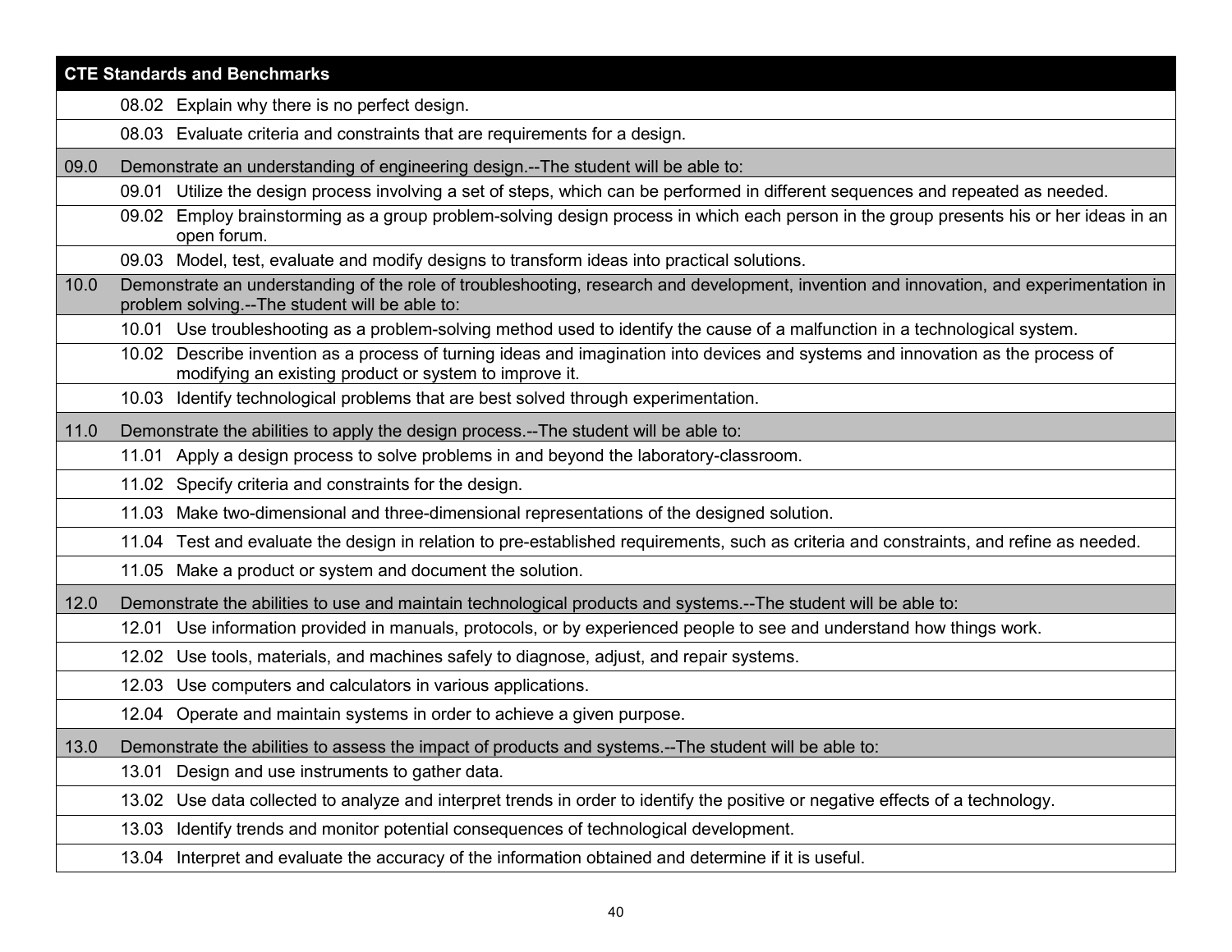| CTE Standards and Benchmarks | | |
|---|---|---|
| | 08.02 | Explain why there is no perfect design. |
| | 08.03 | Evaluate criteria and constraints that are requirements for a design. |
| 09.0 | Demonstrate an understanding of engineering design.--The student will be able to: | |
| | 09.01 | Utilize the design process involving a set of steps, which can be performed in different sequences and repeated as needed. |
| | 09.02 | Employ brainstorming as a group problem-solving design process in which each person in the group presents his or her ideas in an open forum. |
| | 09.03 | Model, test, evaluate and modify designs to transform ideas into practical solutions. |
| 10.0 | Demonstrate an understanding of the role of troubleshooting, research and development, invention and innovation, and experimentation in problem solving.--The student will be able to: | |
| | 10.01 | Use troubleshooting as a problem-solving method used to identify the cause of a malfunction in a technological system. |
| | 10.02 | Describe invention as a process of turning ideas and imagination into devices and systems and innovation as the process of modifying an existing product or system to improve it. |
| | 10.03 | Identify technological problems that are best solved through experimentation. |
| 11.0 | Demonstrate the abilities to apply the design process.--The student will be able to: | |
| | 11.01 | Apply a design process to solve problems in and beyond the laboratory-classroom. |
| | 11.02 | Specify criteria and constraints for the design. |
| | 11.03 | Make two-dimensional and three-dimensional representations of the designed solution. |
| | 11.04 | Test and evaluate the design in relation to pre-established requirements, such as criteria and constraints, and refine as needed. |
| | 11.05 | Make a product or system and document the solution. |
| 12.0 | Demonstrate the abilities to use and maintain technological products and systems.--The student will be able to: | |
| | 12.01 | Use information provided in manuals, protocols, or by experienced people to see and understand how things work. |
| | 12.02 | Use tools, materials, and machines safely to diagnose, adjust, and repair systems. |
| | 12.03 | Use computers and calculators in various applications. |
| | 12.04 | Operate and maintain systems in order to achieve a given purpose. |
| 13.0 | Demonstrate the abilities to assess the impact of products and systems.--The student will be able to: | |
| | 13.01 | Design and use instruments to gather data. |
| | 13.02 | Use data collected to analyze and interpret trends in order to identify the positive or negative effects of a technology. |
| | 13.03 | Identify trends and monitor potential consequences of technological development. |
| | 13.04 | Interpret and evaluate the accuracy of the information obtained and determine if it is useful. |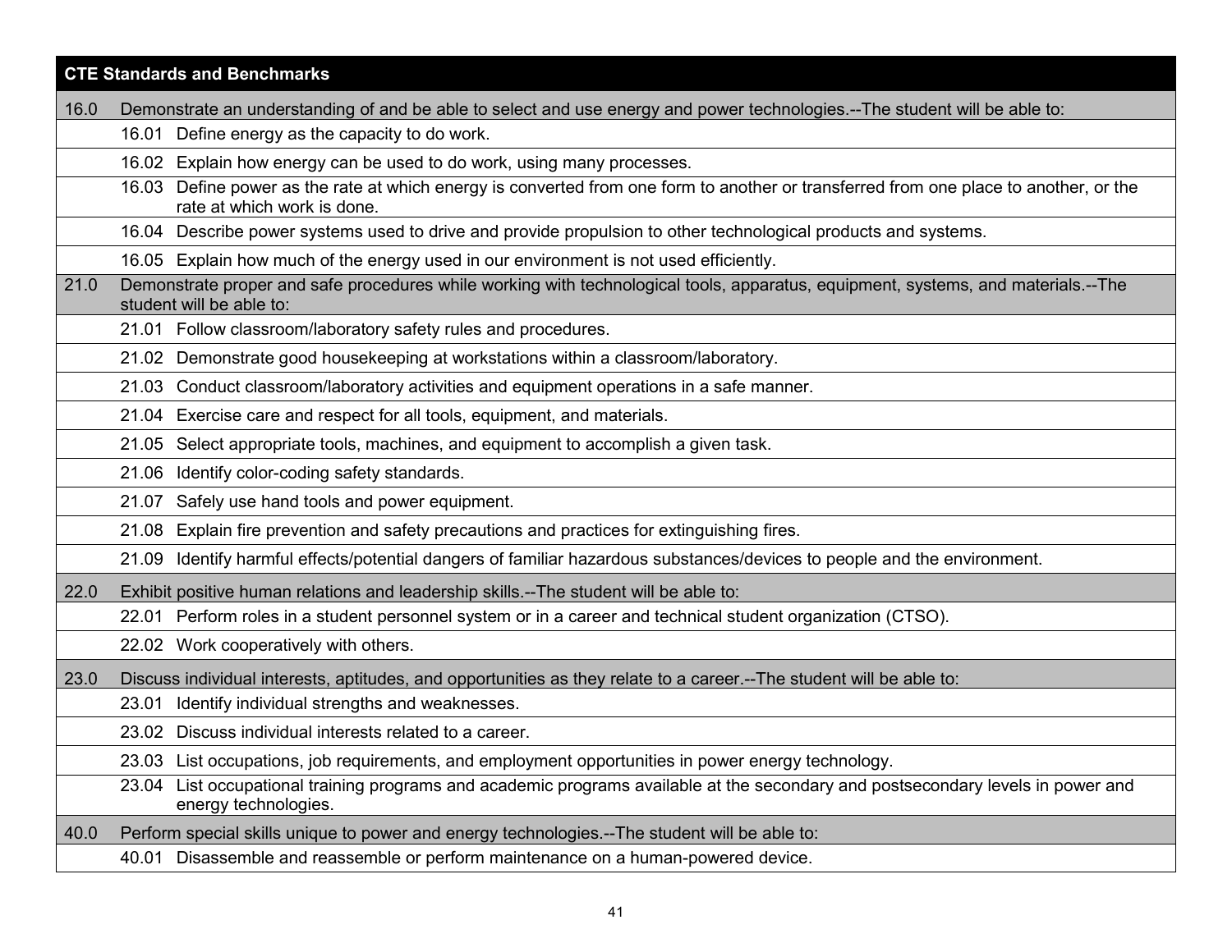| CTE Standards and Benchmarks | | |
|---|---|---|
| 16.0 | Demonstrate an understanding of and be able to select and use energy and power technologies.--The student will be able to: | |
| | 16.01 | Define energy as the capacity to do work. |
| | 16.02 | Explain how energy can be used to do work, using many processes. |
| | 16.03 | Define power as the rate at which energy is converted from one form to another or transferred from one place to another, or the rate at which work is done. |
| | 16.04 | Describe power systems used to drive and provide propulsion to other technological products and systems. |
| | 16.05 | Explain how much of the energy used in our environment is not used efficiently. |
| 21.0 | Demonstrate proper and safe procedures while working with technological tools, apparatus, equipment, systems, and materials.--The student will be able to: | |
| | 21.01 | Follow classroom/laboratory safety rules and procedures. |
| | 21.02 | Demonstrate good housekeeping at workstations within a classroom/laboratory. |
| | 21.03 | Conduct classroom/laboratory activities and equipment operations in a safe manner. |
| | 21.04 | Exercise care and respect for all tools, equipment, and materials. |
| | 21.05 | Select appropriate tools, machines, and equipment to accomplish a given task. |
| | 21.06 | Identify color-coding safety standards. |
| | 21.07 | Safely use hand tools and power equipment. |
| | 21.08 | Explain fire prevention and safety precautions and practices for extinguishing fires. |
| | 21.09 | Identify harmful effects/potential dangers of familiar hazardous substances/devices to people and the environment. |
| 22.0 | Exhibit positive human relations and leadership skills.--The student will be able to: | |
| | 22.01 | Perform roles in a student personnel system or in a career and technical student organization (CTSO). |
| | 22.02 | Work cooperatively with others. |
| 23.0 | Discuss individual interests, aptitudes, and opportunities as they relate to a career.--The student will be able to: | |
| | 23.01 | Identify individual strengths and weaknesses. |
| | 23.02 | Discuss individual interests related to a career. |
| | 23.03 | List occupations, job requirements, and employment opportunities in power energy technology. |
| | 23.04 | List occupational training programs and academic programs available at the secondary and postsecondary levels in power and energy technologies. |
| 40.0 | Perform special skills unique to power and energy technologies.--The student will be able to: | |
| | 40.01 | Disassemble and reassemble or perform maintenance on a human-powered device. |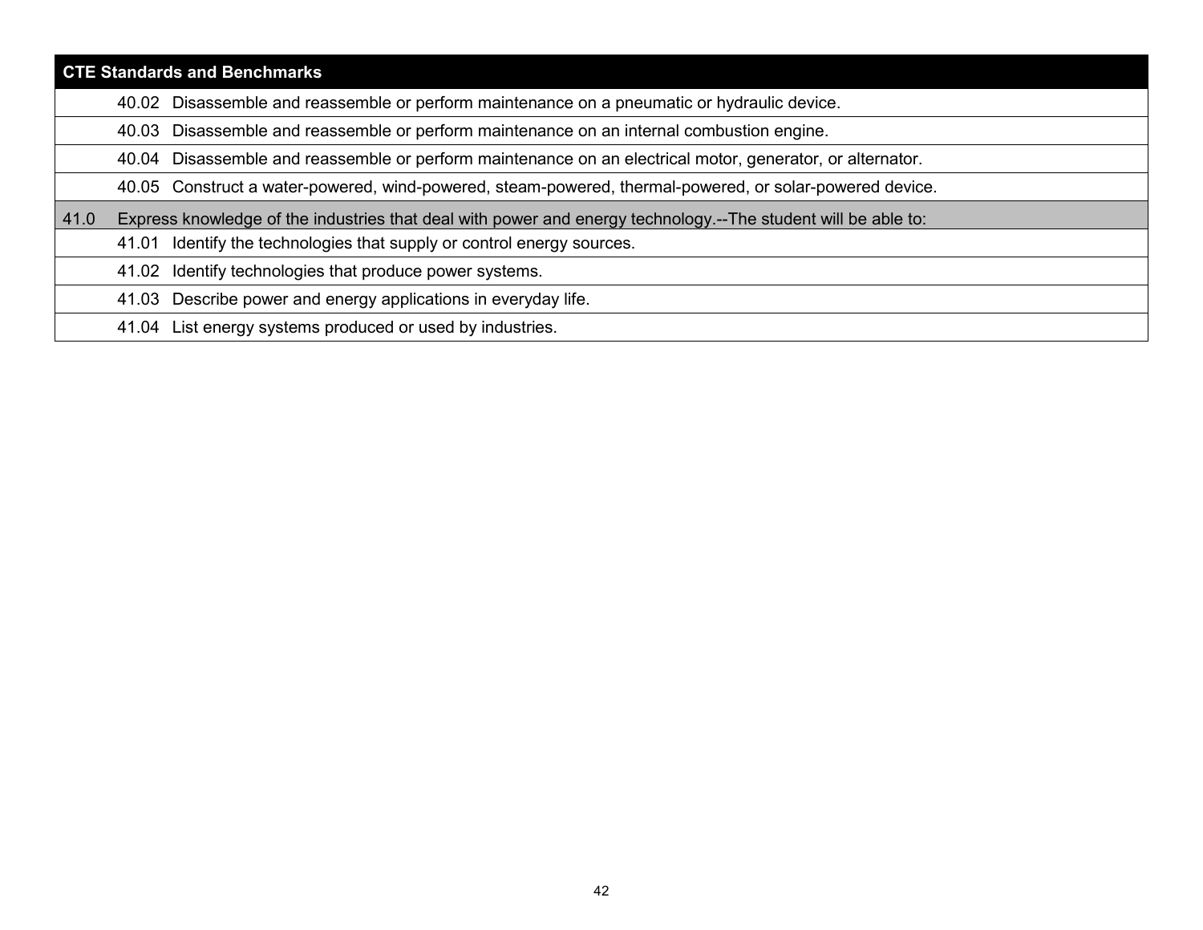| CTE Standards and Benchmarks | |
|---|---|
| | 40.02 Disassemble and reassemble or perform maintenance on a pneumatic or hydraulic device. |
| | 40.03 Disassemble and reassemble or perform maintenance on an internal combustion engine. |
| | 40.04 Disassemble and reassemble or perform maintenance on an electrical motor, generator, or alternator. |
| | 40.05 Construct a water-powered, wind-powered, steam-powered, thermal-powered, or solar-powered device. |
| 41.0 | Express knowledge of the industries that deal with power and energy technology.--The student will be able to: |
| | 41.01 Identify the technologies that supply or control energy sources. |
| | 41.02 Identify technologies that produce power systems. |
| | 41.03 Describe power and energy applications in everyday life. |
| | 41.04 List energy systems produced or used by industries. |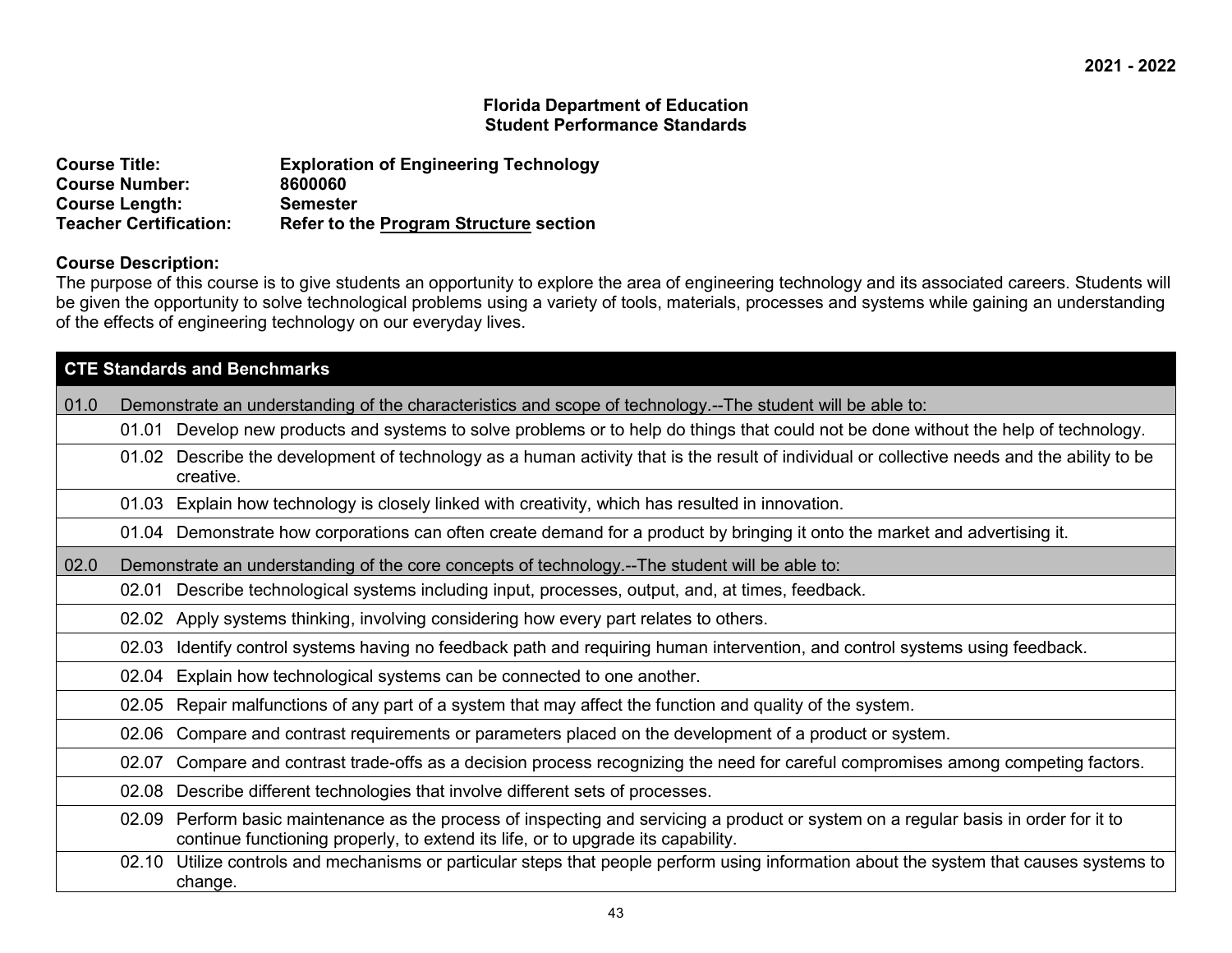**2021 - 2022**

**Florida Department of Education**
**Student Performance Standards**

**Course Title:** Exploration of Engineering Technology
**Course Number:** 8600060
**Course Length:** Semester
**Teacher Certification:** Refer to the Program Structure section

**Course Description:**
The purpose of this course is to give students an opportunity to explore the area of engineering technology and its associated careers. Students will be given the opportunity to solve technological problems using a variety of tools, materials, processes and systems while gaining an understanding of the effects of engineering technology on our everyday lives.

| CTE Standards and Benchmarks | | |
|---|---|---|
| 01.0 | Demonstrate an understanding of the characteristics and scope of technology.--The student will be able to: | |
| | 01.01 | Develop new products and systems to solve problems or to help do things that could not be done without the help of technology. |
| | 01.02 | Describe the development of technology as a human activity that is the result of individual or collective needs and the ability to be creative. |
| | 01.03 | Explain how technology is closely linked with creativity, which has resulted in innovation. |
| | 01.04 | Demonstrate how corporations can often create demand for a product by bringing it onto the market and advertising it. |
| 02.0 | Demonstrate an understanding of the core concepts of technology.--The student will be able to: | |
| | 02.01 | Describe technological systems including input, processes, output, and, at times, feedback. |
| | 02.02 | Apply systems thinking, involving considering how every part relates to others. |
| | 02.03 | Identify control systems having no feedback path and requiring human intervention, and control systems using feedback. |
| | 02.04 | Explain how technological systems can be connected to one another. |
| | 02.05 | Repair malfunctions of any part of a system that may affect the function and quality of the system. |
| | 02.06 | Compare and contrast requirements or parameters placed on the development of a product or system. |
| | 02.07 | Compare and contrast trade-offs as a decision process recognizing the need for careful compromises among competing factors. |
| | 02.08 | Describe different technologies that involve different sets of processes. |
| | 02.09 | Perform basic maintenance as the process of inspecting and servicing a product or system on a regular basis in order for it to continue functioning properly, to extend its life, or to upgrade its capability. |
| | 02.10 | Utilize controls and mechanisms or particular steps that people perform using information about the system that causes systems to change. |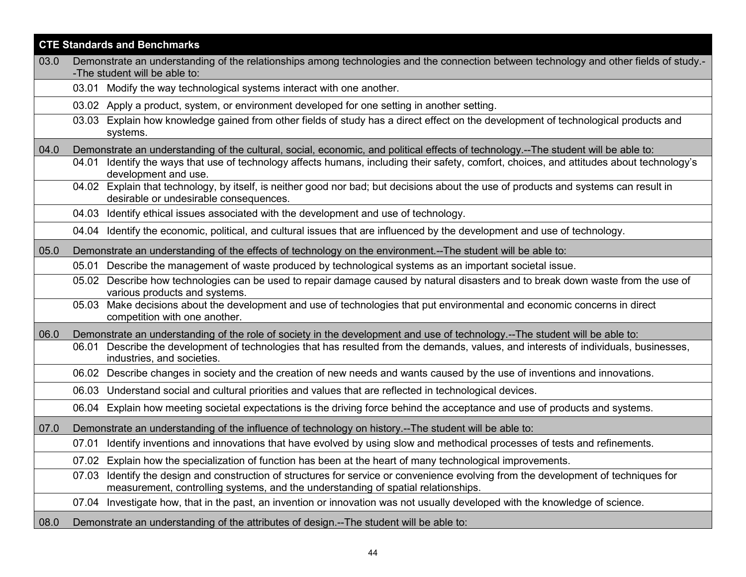| CTE Standards and Benchmarks | | |
|---|---|---|
| 03.0 | Demonstrate an understanding of the relationships among technologies and the connection between technology and other fields of study.--The student will be able to: | |
| | 03.01 | Modify the way technological systems interact with one another. |
| | 03.02 | Apply a product, system, or environment developed for one setting in another setting. |
| | 03.03 | Explain how knowledge gained from other fields of study has a direct effect on the development of technological products and systems. |
| 04.0 | Demonstrate an understanding of the cultural, social, economic, and political effects of technology.--The student will be able to: | |
| | 04.01 | Identify the ways that use of technology affects humans, including their safety, comfort, choices, and attitudes about technology's development and use. |
| | 04.02 | Explain that technology, by itself, is neither good nor bad; but decisions about the use of products and systems can result in desirable or undesirable consequences. |
| | 04.03 | Identify ethical issues associated with the development and use of technology. |
| | 04.04 | Identify the economic, political, and cultural issues that are influenced by the development and use of technology. |
| 05.0 | Demonstrate an understanding of the effects of technology on the environment.--The student will be able to: | |
| | 05.01 | Describe the management of waste produced by technological systems as an important societal issue. |
| | 05.02 | Describe how technologies can be used to repair damage caused by natural disasters and to break down waste from the use of various products and systems. |
| | 05.03 | Make decisions about the development and use of technologies that put environmental and economic concerns in direct competition with one another. |
| 06.0 | Demonstrate an understanding of the role of society in the development and use of technology.--The student will be able to: | |
| | 06.01 | Describe the development of technologies that has resulted from the demands, values, and interests of individuals, businesses, industries, and societies. |
| | 06.02 | Describe changes in society and the creation of new needs and wants caused by the use of inventions and innovations. |
| | 06.03 | Understand social and cultural priorities and values that are reflected in technological devices. |
| | 06.04 | Explain how meeting societal expectations is the driving force behind the acceptance and use of products and systems. |
| 07.0 | Demonstrate an understanding of the influence of technology on history.--The student will be able to: | |
| | 07.01 | Identify inventions and innovations that have evolved by using slow and methodical processes of tests and refinements. |
| | 07.02 | Explain how the specialization of function has been at the heart of many technological improvements. |
| | 07.03 | Identify the design and construction of structures for service or convenience evolving from the development of techniques for measurement, controlling systems, and the understanding of spatial relationships. |
| | 07.04 | Investigate how, that in the past, an invention or innovation was not usually developed with the knowledge of science. |
| 08.0 | Demonstrate an understanding of the attributes of design.--The student will be able to: | |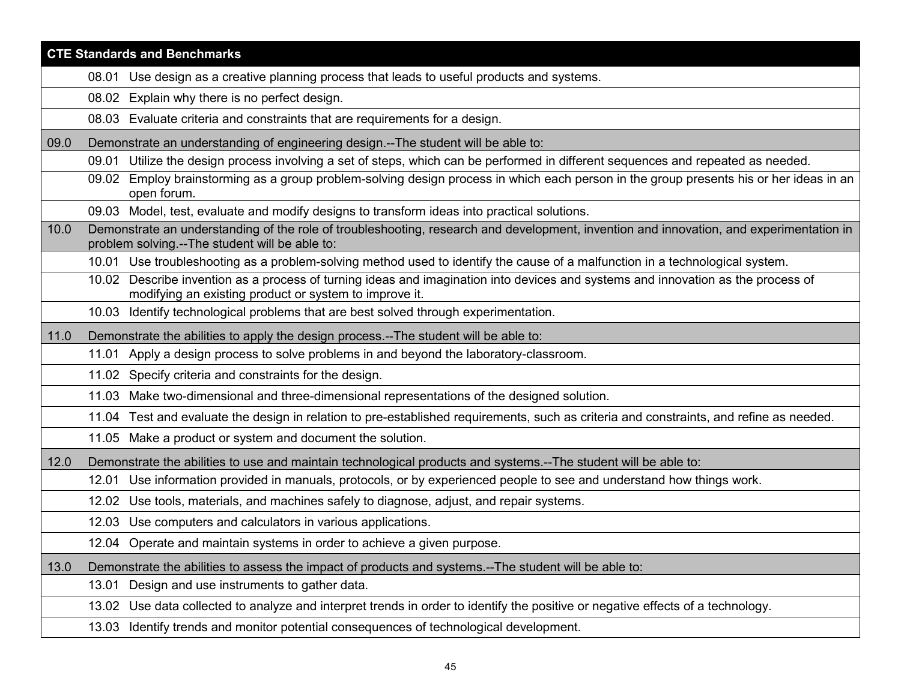| CTE Standards and Benchmarks | | |
|---|---|---|
| | 08.01 | Use design as a creative planning process that leads to useful products and systems. |
| | 08.02 | Explain why there is no perfect design. |
| | 08.03 | Evaluate criteria and constraints that are requirements for a design. |
| 09.0 | Demonstrate an understanding of engineering design.--The student will be able to: | |
| | 09.01 | Utilize the design process involving a set of steps, which can be performed in different sequences and repeated as needed. |
| | 09.02 | Employ brainstorming as a group problem-solving design process in which each person in the group presents his or her ideas in an open forum. |
| | 09.03 | Model, test, evaluate and modify designs to transform ideas into practical solutions. |
| 10.0 | Demonstrate an understanding of the role of troubleshooting, research and development, invention and innovation, and experimentation in problem solving.--The student will be able to: | |
| | 10.01 | Use troubleshooting as a problem-solving method used to identify the cause of a malfunction in a technological system. |
| | 10.02 | Describe invention as a process of turning ideas and imagination into devices and systems and innovation as the process of modifying an existing product or system to improve it. |
| | 10.03 | Identify technological problems that are best solved through experimentation. |
| 11.0 | Demonstrate the abilities to apply the design process.--The student will be able to: | |
| | 11.01 | Apply a design process to solve problems in and beyond the laboratory-classroom. |
| | 11.02 | Specify criteria and constraints for the design. |
| | 11.03 | Make two-dimensional and three-dimensional representations of the designed solution. |
| | 11.04 | Test and evaluate the design in relation to pre-established requirements, such as criteria and constraints, and refine as needed. |
| | 11.05 | Make a product or system and document the solution. |
| 12.0 | Demonstrate the abilities to use and maintain technological products and systems.--The student will be able to: | |
| | 12.01 | Use information provided in manuals, protocols, or by experienced people to see and understand how things work. |
| | 12.02 | Use tools, materials, and machines safely to diagnose, adjust, and repair systems. |
| | 12.03 | Use computers and calculators in various applications. |
| | 12.04 | Operate and maintain systems in order to achieve a given purpose. |
| 13.0 | Demonstrate the abilities to assess the impact of products and systems.--The student will be able to: | |
| | 13.01 | Design and use instruments to gather data. |
| | 13.02 | Use data collected to analyze and interpret trends in order to identify the positive or negative effects of a technology. |
| | 13.03 | Identify trends and monitor potential consequences of technological development. |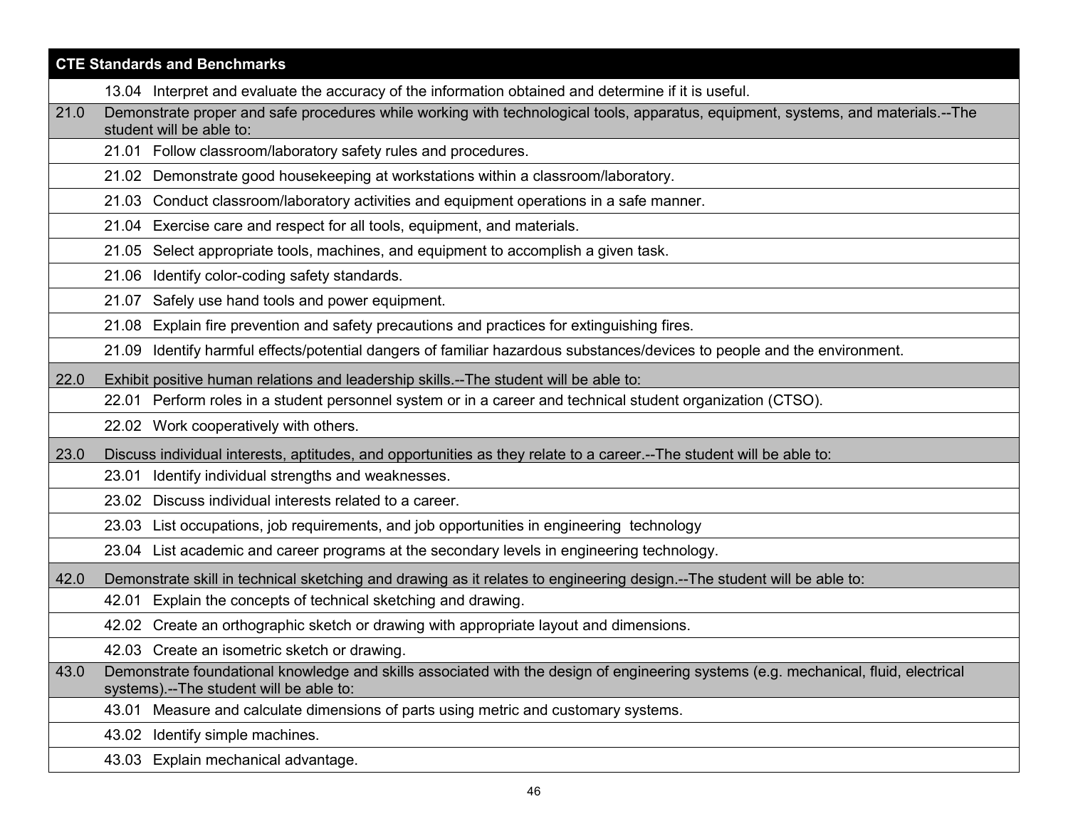| CTE Standards and Benchmarks | |
|---|---|
| | 13.04 Interpret and evaluate the accuracy of the information obtained and determine if it is useful. |
| 21.0 | Demonstrate proper and safe procedures while working with technological tools, apparatus, equipment, systems, and materials.--The student will be able to: |
| | 21.01 Follow classroom/laboratory safety rules and procedures. |
| | 21.02 Demonstrate good housekeeping at workstations within a classroom/laboratory. |
| | 21.03 Conduct classroom/laboratory activities and equipment operations in a safe manner. |
| | 21.04 Exercise care and respect for all tools, equipment, and materials. |
| | 21.05 Select appropriate tools, machines, and equipment to accomplish a given task. |
| | 21.06 Identify color-coding safety standards. |
| | 21.07 Safely use hand tools and power equipment. |
| | 21.08 Explain fire prevention and safety precautions and practices for extinguishing fires. |
| | 21.09 Identify harmful effects/potential dangers of familiar hazardous substances/devices to people and the environment. |
| 22.0 | Exhibit positive human relations and leadership skills.--The student will be able to: |
| | 22.01 Perform roles in a student personnel system or in a career and technical student organization (CTSO). |
| | 22.02 Work cooperatively with others. |
| 23.0 | Discuss individual interests, aptitudes, and opportunities as they relate to a career.--The student will be able to: |
| | 23.01 Identify individual strengths and weaknesses. |
| | 23.02 Discuss individual interests related to a career. |
| | 23.03 List occupations, job requirements, and job opportunities in engineering technology |
| | 23.04 List academic and career programs at the secondary levels in engineering technology. |
| 42.0 | Demonstrate skill in technical sketching and drawing as it relates to engineering design.--The student will be able to: |
| | 42.01 Explain the concepts of technical sketching and drawing. |
| | 42.02 Create an orthographic sketch or drawing with appropriate layout and dimensions. |
| | 42.03 Create an isometric sketch or drawing. |
| 43.0 | Demonstrate foundational knowledge and skills associated with the design of engineering systems (e.g. mechanical, fluid, electrical systems).--The student will be able to: |
| | 43.01 Measure and calculate dimensions of parts using metric and customary systems. |
| | 43.02 Identify simple machines. |
| | 43.03 Explain mechanical advantage. |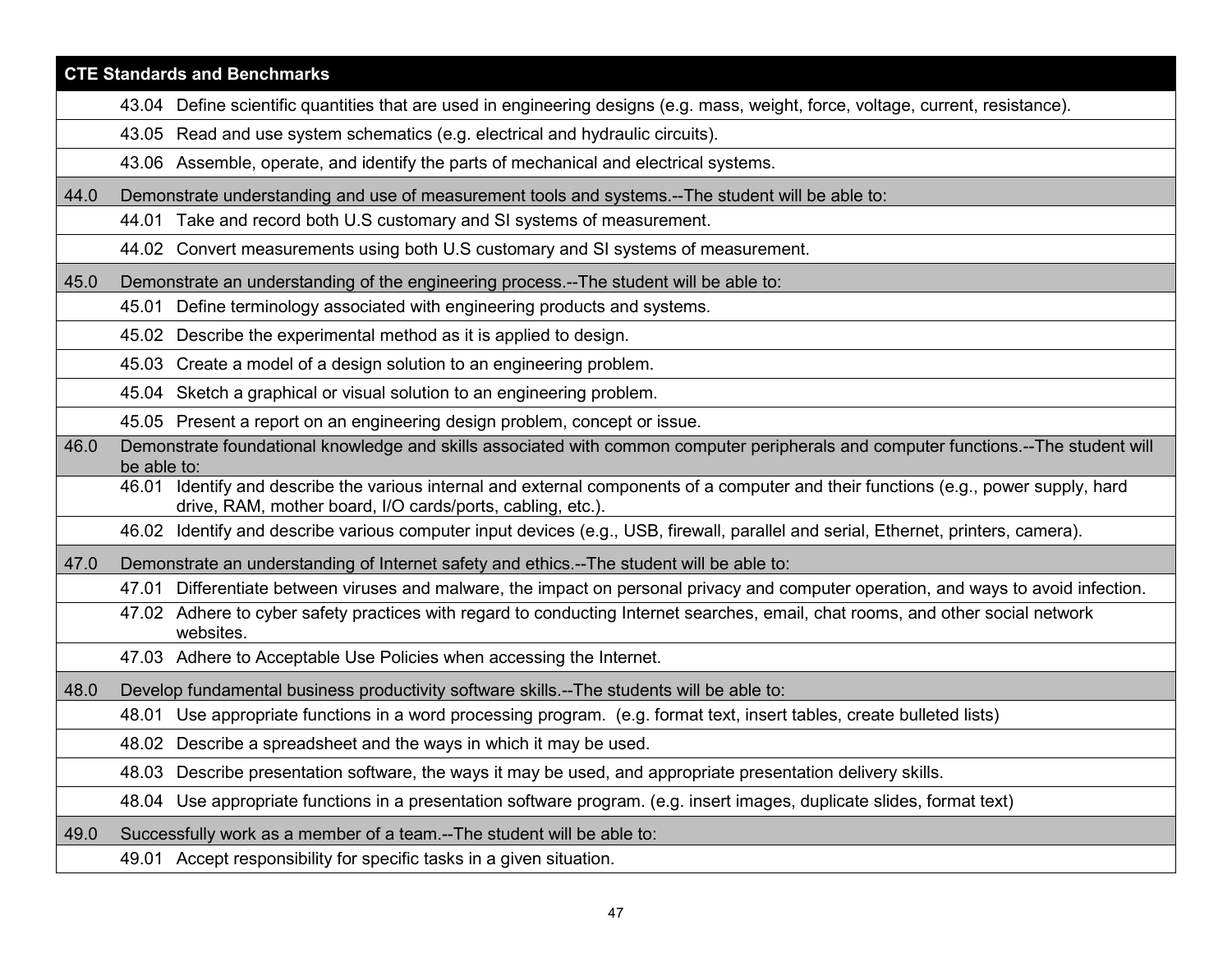| CTE Standards and Benchmarks | |
|---|---|
| | 43.04 Define scientific quantities that are used in engineering designs (e.g. mass, weight, force, voltage, current, resistance). |
| | 43.05 Read and use system schematics (e.g. electrical and hydraulic circuits). |
| | 43.06 Assemble, operate, and identify the parts of mechanical and electrical systems. |
| 44.0 | Demonstrate understanding and use of measurement tools and systems.--The student will be able to: |
| | 44.01 Take and record both U.S customary and SI systems of measurement. |
| | 44.02 Convert measurements using both U.S customary and SI systems of measurement. |
| 45.0 | Demonstrate an understanding of the engineering process.--The student will be able to: |
| | 45.01 Define terminology associated with engineering products and systems. |
| | 45.02 Describe the experimental method as it is applied to design. |
| | 45.03 Create a model of a design solution to an engineering problem. |
| | 45.04 Sketch a graphical or visual solution to an engineering problem. |
| | 45.05 Present a report on an engineering design problem, concept or issue. |
| 46.0 | Demonstrate foundational knowledge and skills associated with common computer peripherals and computer functions.--The student will be able to: |
| | 46.01 Identify and describe the various internal and external components of a computer and their functions (e.g., power supply, hard drive, RAM, mother board, I/O cards/ports, cabling, etc.). |
| | 46.02 Identify and describe various computer input devices (e.g., USB, firewall, parallel and serial, Ethernet, printers, camera). |
| 47.0 | Demonstrate an understanding of Internet safety and ethics.--The student will be able to: |
| | 47.01 Differentiate between viruses and malware, the impact on personal privacy and computer operation, and ways to avoid infection. |
| | 47.02 Adhere to cyber safety practices with regard to conducting Internet searches, email, chat rooms, and other social network websites. |
| | 47.03 Adhere to Acceptable Use Policies when accessing the Internet. |
| 48.0 | Develop fundamental business productivity software skills.--The students will be able to: |
| | 48.01 Use appropriate functions in a word processing program. (e.g. format text, insert tables, create bulleted lists) |
| | 48.02 Describe a spreadsheet and the ways in which it may be used. |
| | 48.03 Describe presentation software, the ways it may be used, and appropriate presentation delivery skills. |
| | 48.04 Use appropriate functions in a presentation software program. (e.g. insert images, duplicate slides, format text) |
| 49.0 | Successfully work as a member of a team.--The student will be able to: |
| | 49.01 Accept responsibility for specific tasks in a given situation. |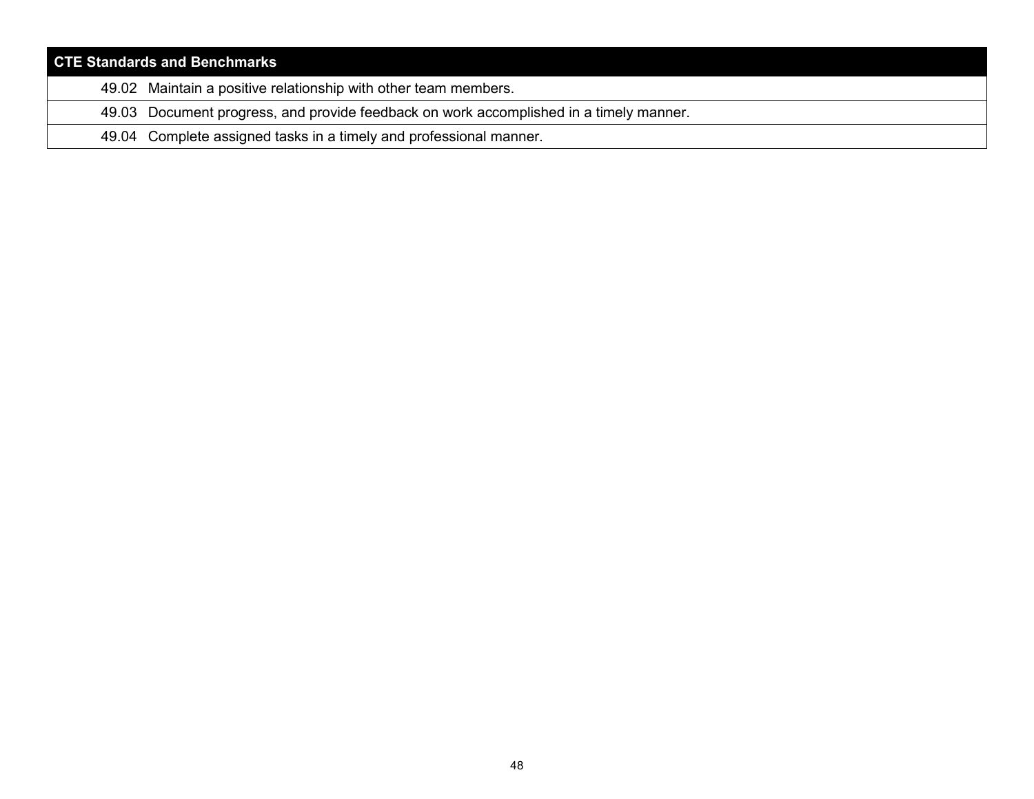| CTE Standards and Benchmarks |
| --- |
| 49.02 Maintain a positive relationship with other team members. |
| 49.03 Document progress, and provide feedback on work accomplished in a timely manner. |
| 49.04 Complete assigned tasks in a timely and professional manner. |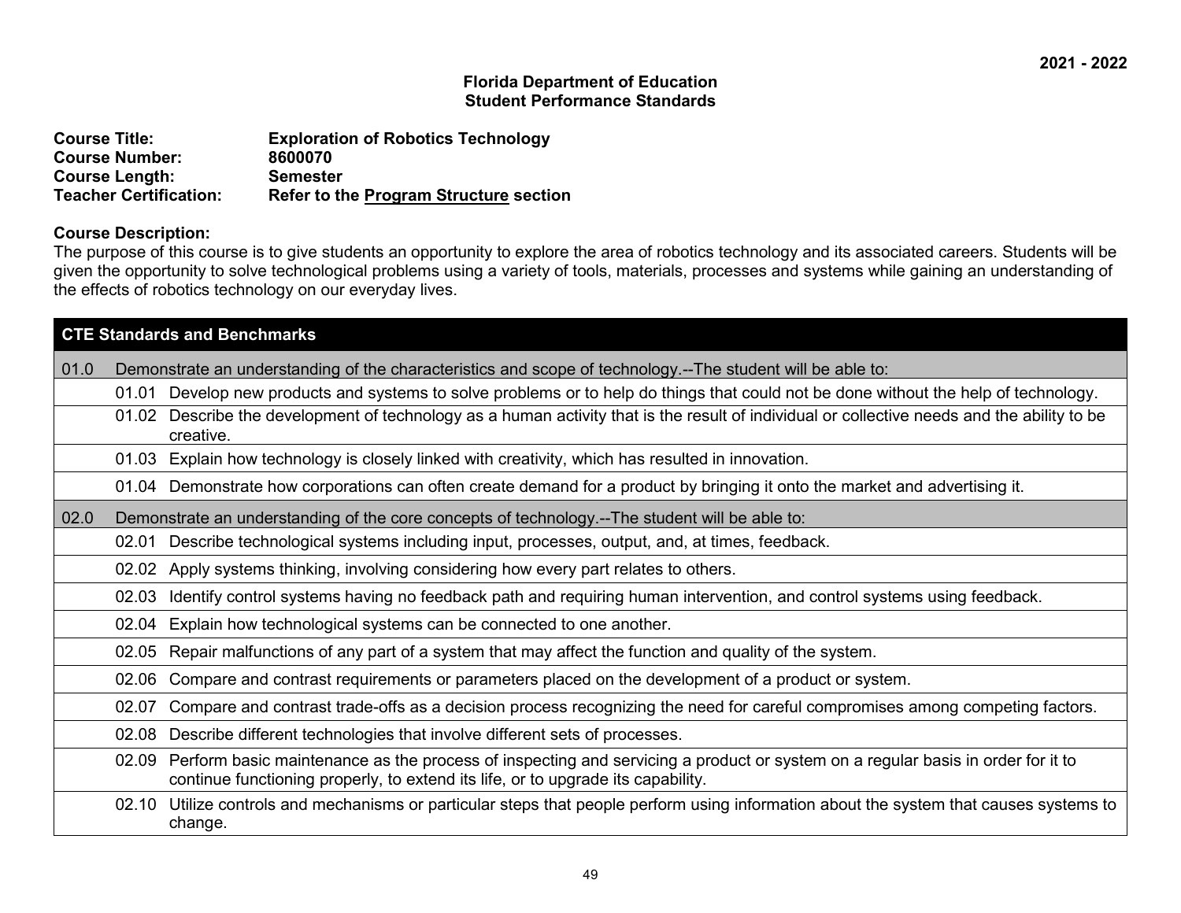2021 - 2022

**Florida Department of Education**
**Student Performance Standards**

**Course Title:** Exploration of Robotics Technology
**Course Number:** 8600070
**Course Length:** Semester
**Teacher Certification:** Refer to the Program Structure section

**Course Description:**
The purpose of this course is to give students an opportunity to explore the area of robotics technology and its associated careers. Students will be given the opportunity to solve technological problems using a variety of tools, materials, processes and systems while gaining an understanding of the effects of robotics technology on our everyday lives.

| CTE Standards and Benchmarks | |
|---|---|
| 01.0 | Demonstrate an understanding of the characteristics and scope of technology.--The student will be able to: |
| 01.01 | Develop new products and systems to solve problems or to help do things that could not be done without the help of technology. |
| 01.02 | Describe the development of technology as a human activity that is the result of individual or collective needs and the ability to be creative. |
| 01.03 | Explain how technology is closely linked with creativity, which has resulted in innovation. |
| 01.04 | Demonstrate how corporations can often create demand for a product by bringing it onto the market and advertising it. |
| 02.0 | Demonstrate an understanding of the core concepts of technology.--The student will be able to: |
| 02.01 | Describe technological systems including input, processes, output, and, at times, feedback. |
| 02.02 | Apply systems thinking, involving considering how every part relates to others. |
| 02.03 | Identify control systems having no feedback path and requiring human intervention, and control systems using feedback. |
| 02.04 | Explain how technological systems can be connected to one another. |
| 02.05 | Repair malfunctions of any part of a system that may affect the function and quality of the system. |
| 02.06 | Compare and contrast requirements or parameters placed on the development of a product or system. |
| 02.07 | Compare and contrast trade-offs as a decision process recognizing the need for careful compromises among competing factors. |
| 02.08 | Describe different technologies that involve different sets of processes. |
| 02.09 | Perform basic maintenance as the process of inspecting and servicing a product or system on a regular basis in order for it to continue functioning properly, to extend its life, or to upgrade its capability. |
| 02.10 | Utilize controls and mechanisms or particular steps that people perform using information about the system that causes systems to change. |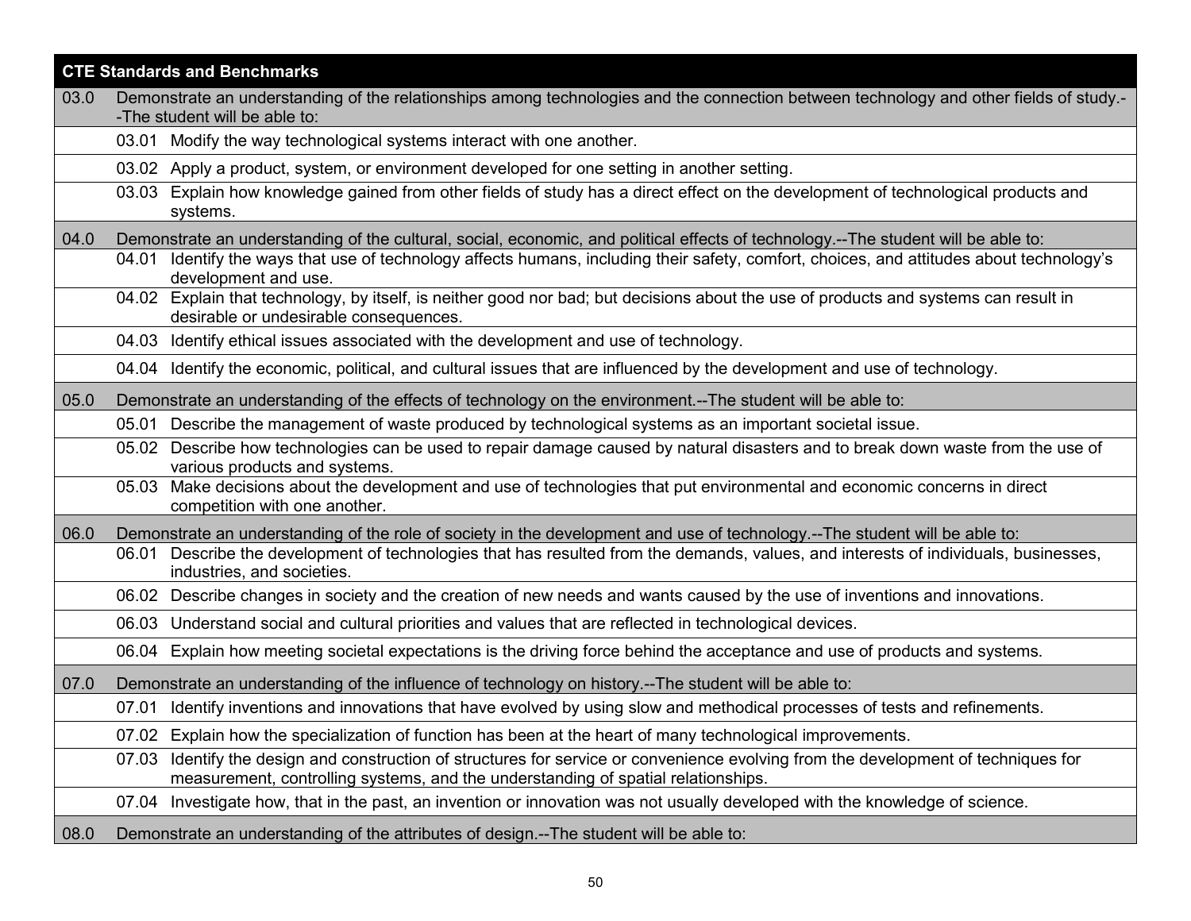| CTE Standards and Benchmarks | | |
|---|---|---|
| 03.0 | Demonstrate an understanding of the relationships among technologies and the connection between technology and other fields of study.--The student will be able to: | |
| | 03.01 | Modify the way technological systems interact with one another. |
| | 03.02 | Apply a product, system, or environment developed for one setting in another setting. |
| | 03.03 | Explain how knowledge gained from other fields of study has a direct effect on the development of technological products and systems. |
| 04.0 | Demonstrate an understanding of the cultural, social, economic, and political effects of technology.--The student will be able to: | |
| | 04.01 | Identify the ways that use of technology affects humans, including their safety, comfort, choices, and attitudes about technology's development and use. |
| | 04.02 | Explain that technology, by itself, is neither good nor bad; but decisions about the use of products and systems can result in desirable or undesirable consequences. |
| | 04.03 | Identify ethical issues associated with the development and use of technology. |
| | 04.04 | Identify the economic, political, and cultural issues that are influenced by the development and use of technology. |
| 05.0 | Demonstrate an understanding of the effects of technology on the environment.--The student will be able to: | |
| | 05.01 | Describe the management of waste produced by technological systems as an important societal issue. |
| | 05.02 | Describe how technologies can be used to repair damage caused by natural disasters and to break down waste from the use of various products and systems. |
| | 05.03 | Make decisions about the development and use of technologies that put environmental and economic concerns in direct competition with one another. |
| 06.0 | Demonstrate an understanding of the role of society in the development and use of technology.--The student will be able to: | |
| | 06.01 | Describe the development of technologies that has resulted from the demands, values, and interests of individuals, businesses, industries, and societies. |
| | 06.02 | Describe changes in society and the creation of new needs and wants caused by the use of inventions and innovations. |
| | 06.03 | Understand social and cultural priorities and values that are reflected in technological devices. |
| | 06.04 | Explain how meeting societal expectations is the driving force behind the acceptance and use of products and systems. |
| 07.0 | Demonstrate an understanding of the influence of technology on history.--The student will be able to: | |
| | 07.01 | Identify inventions and innovations that have evolved by using slow and methodical processes of tests and refinements. |
| | 07.02 | Explain how the specialization of function has been at the heart of many technological improvements. |
| | 07.03 | Identify the design and construction of structures for service or convenience evolving from the development of techniques for measurement, controlling systems, and the understanding of spatial relationships. |
| | 07.04 | Investigate how, that in the past, an invention or innovation was not usually developed with the knowledge of science. |
| 08.0 | Demonstrate an understanding of the attributes of design.--The student will be able to: | |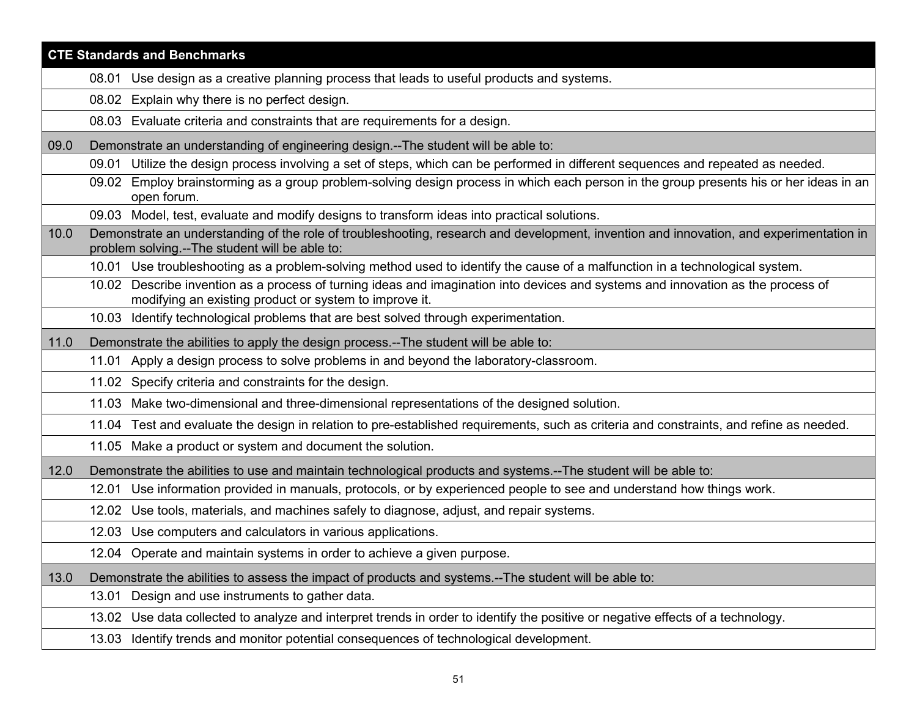| CTE Standards and Benchmarks | | |
|---|---|---|
| | 08.01 | Use design as a creative planning process that leads to useful products and systems. |
| | 08.02 | Explain why there is no perfect design. |
| | 08.03 | Evaluate criteria and constraints that are requirements for a design. |
| 09.0 | Demonstrate an understanding of engineering design.--The student will be able to: | |
| | 09.01 | Utilize the design process involving a set of steps, which can be performed in different sequences and repeated as needed. |
| | 09.02 | Employ brainstorming as a group problem-solving design process in which each person in the group presents his or her ideas in an open forum. |
| | 09.03 | Model, test, evaluate and modify designs to transform ideas into practical solutions. |
| 10.0 | Demonstrate an understanding of the role of troubleshooting, research and development, invention and innovation, and experimentation in problem solving.--The student will be able to: | |
| | 10.01 | Use troubleshooting as a problem-solving method used to identify the cause of a malfunction in a technological system. |
| | 10.02 | Describe invention as a process of turning ideas and imagination into devices and systems and innovation as the process of modifying an existing product or system to improve it. |
| | 10.03 | Identify technological problems that are best solved through experimentation. |
| 11.0 | Demonstrate the abilities to apply the design process.--The student will be able to: | |
| | 11.01 | Apply a design process to solve problems in and beyond the laboratory-classroom. |
| | 11.02 | Specify criteria and constraints for the design. |
| | 11.03 | Make two-dimensional and three-dimensional representations of the designed solution. |
| | 11.04 | Test and evaluate the design in relation to pre-established requirements, such as criteria and constraints, and refine as needed. |
| | 11.05 | Make a product or system and document the solution. |
| 12.0 | Demonstrate the abilities to use and maintain technological products and systems.--The student will be able to: | |
| | 12.01 | Use information provided in manuals, protocols, or by experienced people to see and understand how things work. |
| | 12.02 | Use tools, materials, and machines safely to diagnose, adjust, and repair systems. |
| | 12.03 | Use computers and calculators in various applications. |
| | 12.04 | Operate and maintain systems in order to achieve a given purpose. |
| 13.0 | Demonstrate the abilities to assess the impact of products and systems.--The student will be able to: | |
| | 13.01 | Design and use instruments to gather data. |
| | 13.02 | Use data collected to analyze and interpret trends in order to identify the positive or negative effects of a technology. |
| | 13.03 | Identify trends and monitor potential consequences of technological development. |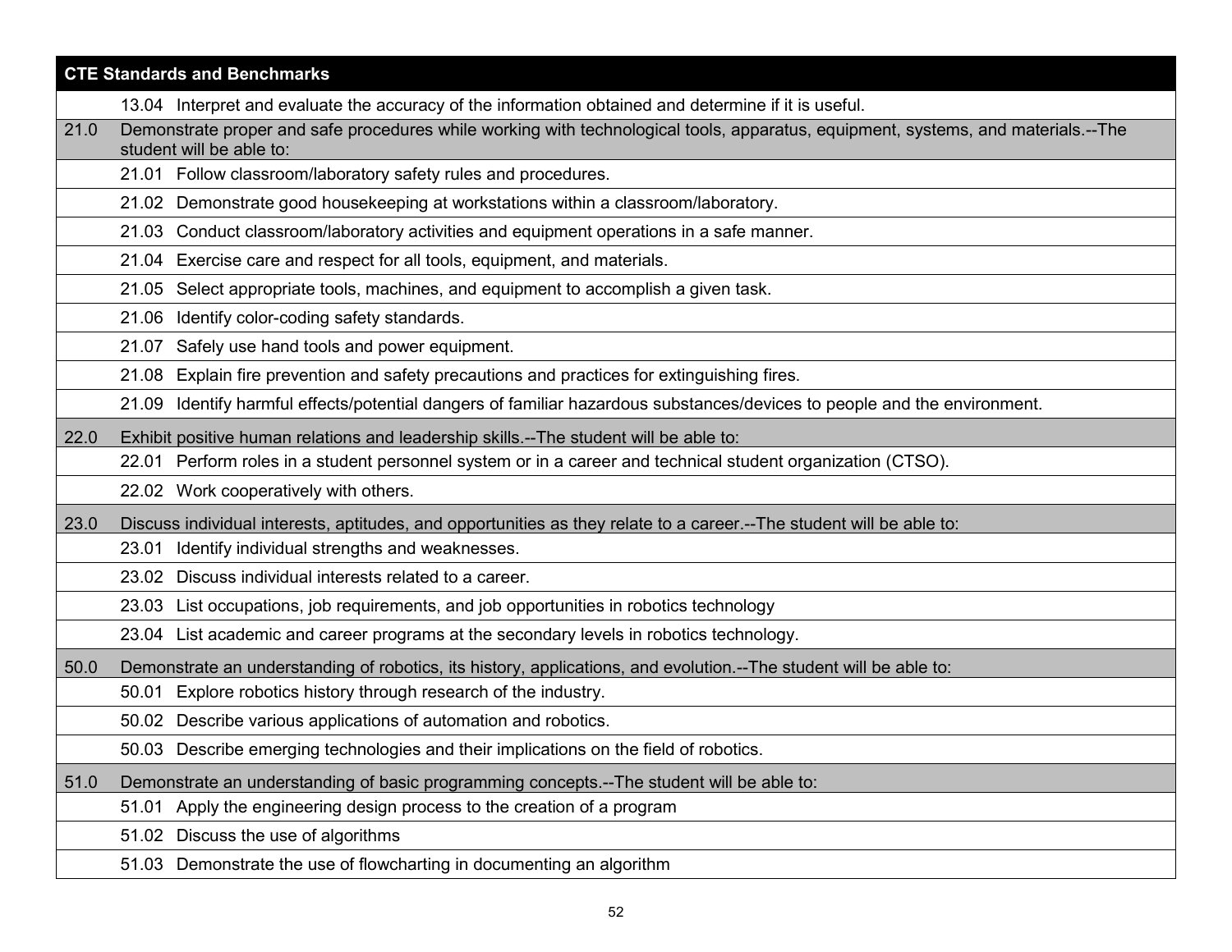| CTE Standards and Benchmarks | |
|---|---|
| | 13.04 Interpret and evaluate the accuracy of the information obtained and determine if it is useful. |
| 21.0 | Demonstrate proper and safe procedures while working with technological tools, apparatus, equipment, systems, and materials.--The student will be able to: |
| | 21.01 Follow classroom/laboratory safety rules and procedures. |
| | 21.02 Demonstrate good housekeeping at workstations within a classroom/laboratory. |
| | 21.03 Conduct classroom/laboratory activities and equipment operations in a safe manner. |
| | 21.04 Exercise care and respect for all tools, equipment, and materials. |
| | 21.05 Select appropriate tools, machines, and equipment to accomplish a given task. |
| | 21.06 Identify color-coding safety standards. |
| | 21.07 Safely use hand tools and power equipment. |
| | 21.08 Explain fire prevention and safety precautions and practices for extinguishing fires. |
| | 21.09 Identify harmful effects/potential dangers of familiar hazardous substances/devices to people and the environment. |
| 22.0 | Exhibit positive human relations and leadership skills.--The student will be able to: |
| | 22.01 Perform roles in a student personnel system or in a career and technical student organization (CTSO). |
| | 22.02 Work cooperatively with others. |
| 23.0 | Discuss individual interests, aptitudes, and opportunities as they relate to a career.--The student will be able to: |
| | 23.01 Identify individual strengths and weaknesses. |
| | 23.02 Discuss individual interests related to a career. |
| | 23.03 List occupations, job requirements, and job opportunities in robotics technology |
| | 23.04 List academic and career programs at the secondary levels in robotics technology. |
| 50.0 | Demonstrate an understanding of robotics, its history, applications, and evolution.--The student will be able to: |
| | 50.01 Explore robotics history through research of the industry. |
| | 50.02 Describe various applications of automation and robotics. |
| | 50.03 Describe emerging technologies and their implications on the field of robotics. |
| 51.0 | Demonstrate an understanding of basic programming concepts.--The student will be able to: |
| | 51.01 Apply the engineering design process to the creation of a program |
| | 51.02 Discuss the use of algorithms |
| | 51.03 Demonstrate the use of flowcharting in documenting an algorithm |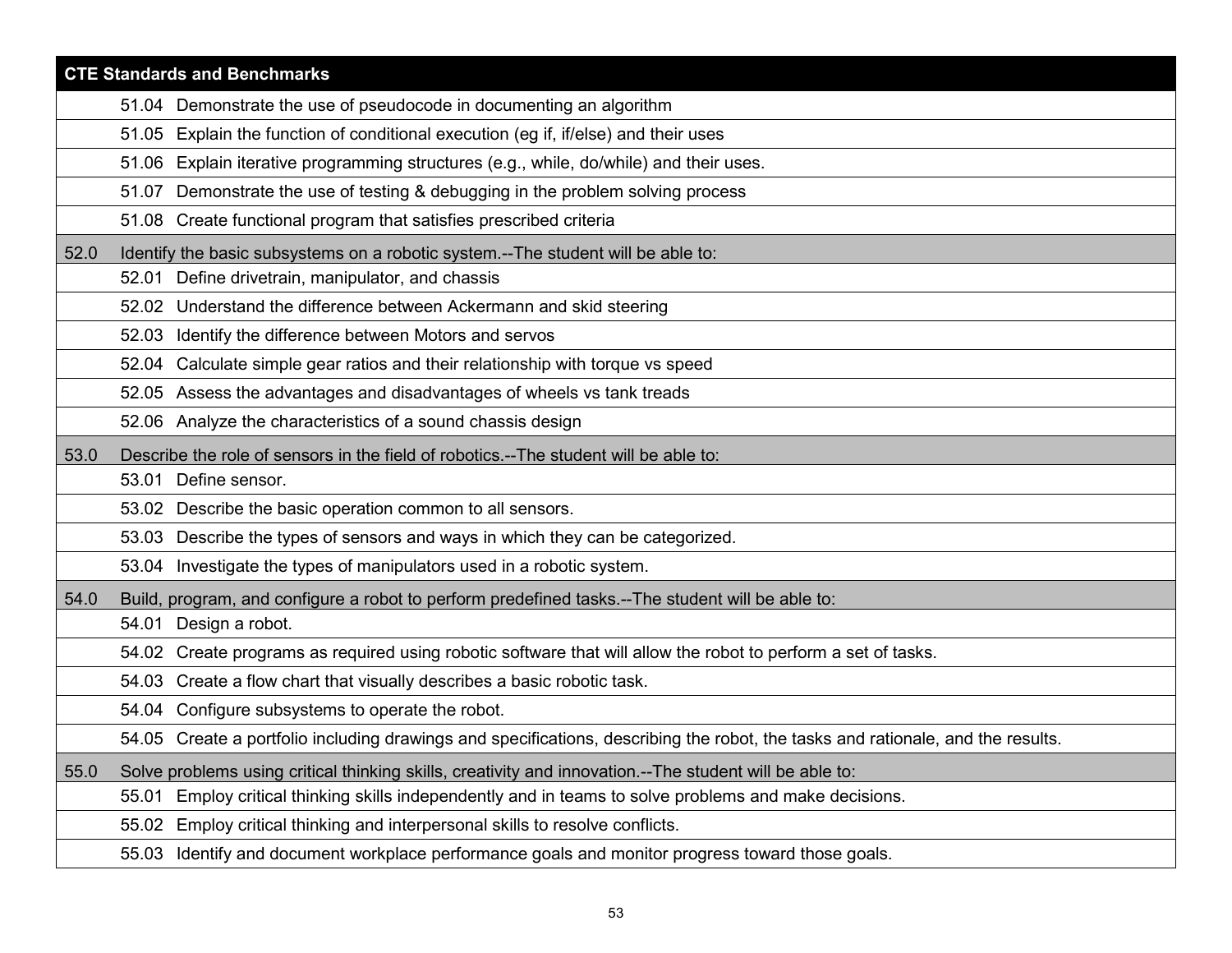| CTE Standards and Benchmarks | |
|---|---|
| | 51.04 Demonstrate the use of pseudocode in documenting an algorithm |
| | 51.05 Explain the function of conditional execution (eg if, if/else) and their uses |
| | 51.06 Explain iterative programming structures (e.g., while, do/while) and their uses. |
| | 51.07 Demonstrate the use of testing & debugging in the problem solving process |
| | 51.08 Create functional program that satisfies prescribed criteria |
| 52.0 | Identify the basic subsystems on a robotic system.--The student will be able to: |
| | 52.01 Define drivetrain, manipulator, and chassis |
| | 52.02 Understand the difference between Ackermann and skid steering |
| | 52.03 Identify the difference between Motors and servos |
| | 52.04 Calculate simple gear ratios and their relationship with torque vs speed |
| | 52.05 Assess the advantages and disadvantages of wheels vs tank treads |
| | 52.06 Analyze the characteristics of a sound chassis design |
| 53.0 | Describe the role of sensors in the field of robotics.--The student will be able to: |
| | 53.01 Define sensor. |
| | 53.02 Describe the basic operation common to all sensors. |
| | 53.03 Describe the types of sensors and ways in which they can be categorized. |
| | 53.04 Investigate the types of manipulators used in a robotic system. |
| 54.0 | Build, program, and configure a robot to perform predefined tasks.--The student will be able to: |
| | 54.01 Design a robot. |
| | 54.02 Create programs as required using robotic software that will allow the robot to perform a set of tasks. |
| | 54.03 Create a flow chart that visually describes a basic robotic task. |
| | 54.04 Configure subsystems to operate the robot. |
| | 54.05 Create a portfolio including drawings and specifications, describing the robot, the tasks and rationale, and the results. |
| 55.0 | Solve problems using critical thinking skills, creativity and innovation.--The student will be able to: |
| | 55.01 Employ critical thinking skills independently and in teams to solve problems and make decisions. |
| | 55.02 Employ critical thinking and interpersonal skills to resolve conflicts. |
| | 55.03 Identify and document workplace performance goals and monitor progress toward those goals. |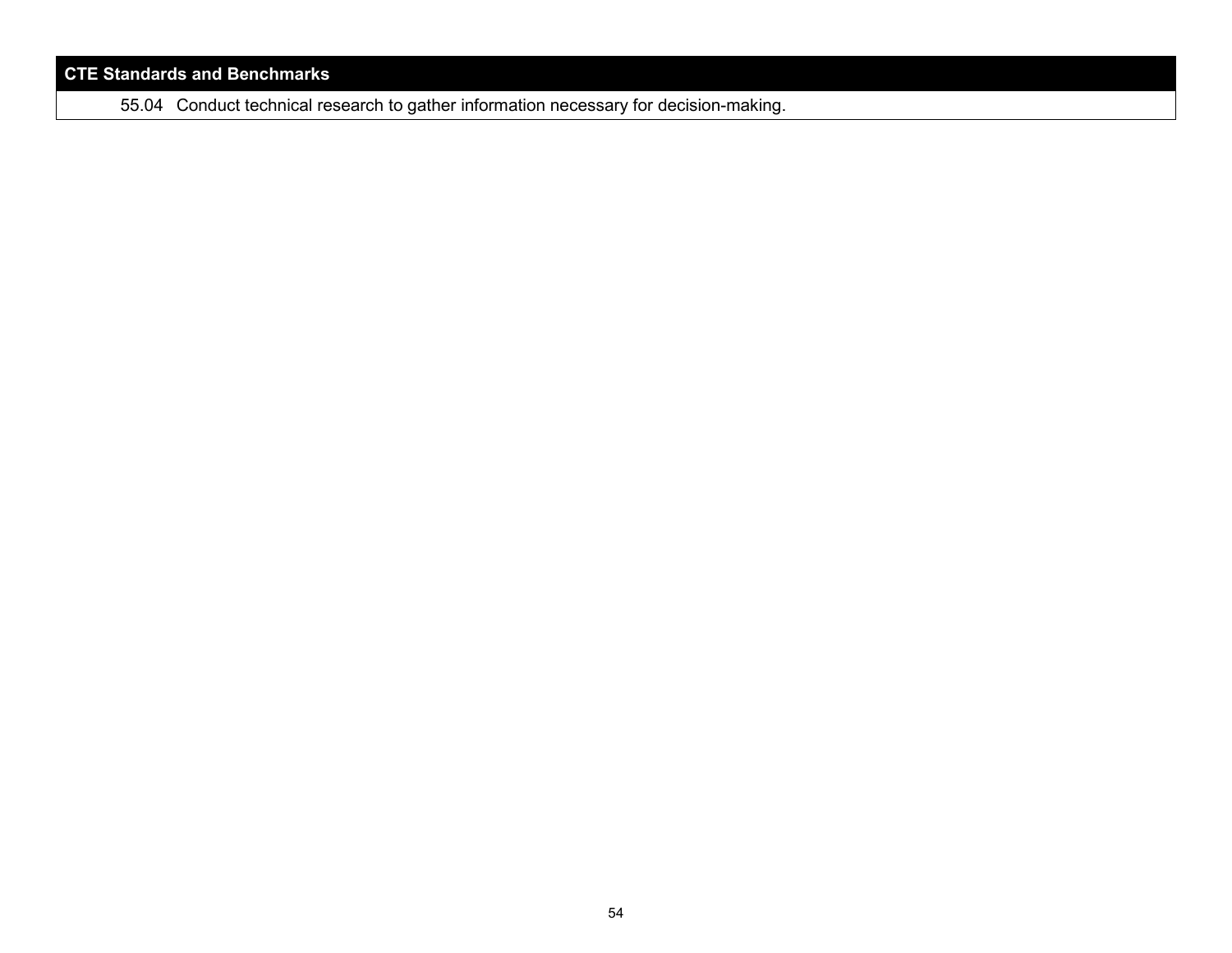| CTE Standards and Benchmarks |
| --- |
| 55.04 Conduct technical research to gather information necessary for decision-making. |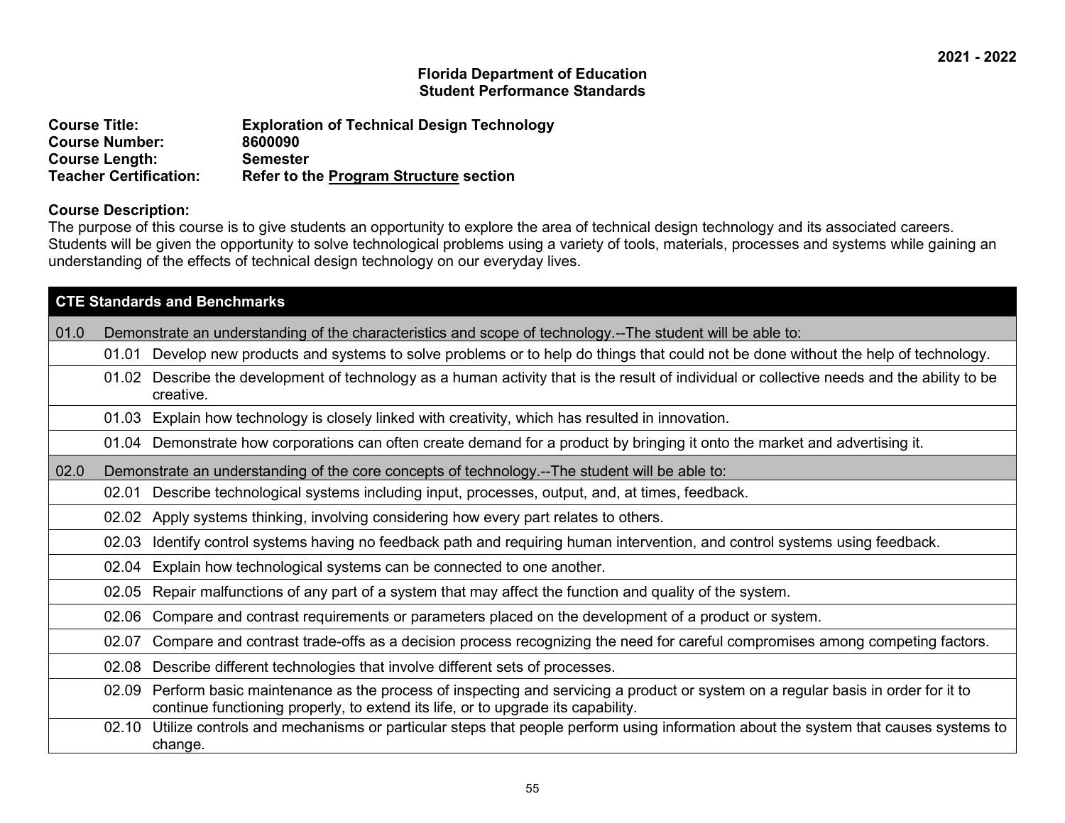2021 - 2022

**Florida Department of Education**
**Student Performance Standards**

**Course Title:** Exploration of Technical Design Technology
**Course Number:** 8600090
**Course Length:** Semester
**Teacher Certification:** Refer to the Program Structure section

**Course Description:**
The purpose of this course is to give students an opportunity to explore the area of technical design technology and its associated careers. Students will be given the opportunity to solve technological problems using a variety of tools, materials, processes and systems while gaining an understanding of the effects of technical design technology on our everyday lives.

| CTE Standards and Benchmarks | | |
|---|---|---|
| 01.0 | Demonstrate an understanding of the characteristics and scope of technology.--The student will be able to: | |
| | 01.01 | Develop new products and systems to solve problems or to help do things that could not be done without the help of technology. |
| | 01.02 | Describe the development of technology as a human activity that is the result of individual or collective needs and the ability to be creative. |
| | 01.03 | Explain how technology is closely linked with creativity, which has resulted in innovation. |
| | 01.04 | Demonstrate how corporations can often create demand for a product by bringing it onto the market and advertising it. |
| 02.0 | Demonstrate an understanding of the core concepts of technology.--The student will be able to: | |
| | 02.01 | Describe technological systems including input, processes, output, and, at times, feedback. |
| | 02.02 | Apply systems thinking, involving considering how every part relates to others. |
| | 02.03 | Identify control systems having no feedback path and requiring human intervention, and control systems using feedback. |
| | 02.04 | Explain how technological systems can be connected to one another. |
| | 02.05 | Repair malfunctions of any part of a system that may affect the function and quality of the system. |
| | 02.06 | Compare and contrast requirements or parameters placed on the development of a product or system. |
| | 02.07 | Compare and contrast trade-offs as a decision process recognizing the need for careful compromises among competing factors. |
| | 02.08 | Describe different technologies that involve different sets of processes. |
| | 02.09 | Perform basic maintenance as the process of inspecting and servicing a product or system on a regular basis in order for it to continue functioning properly, to extend its life, or to upgrade its capability. |
| | 02.10 | Utilize controls and mechanisms or particular steps that people perform using information about the system that causes systems to change. |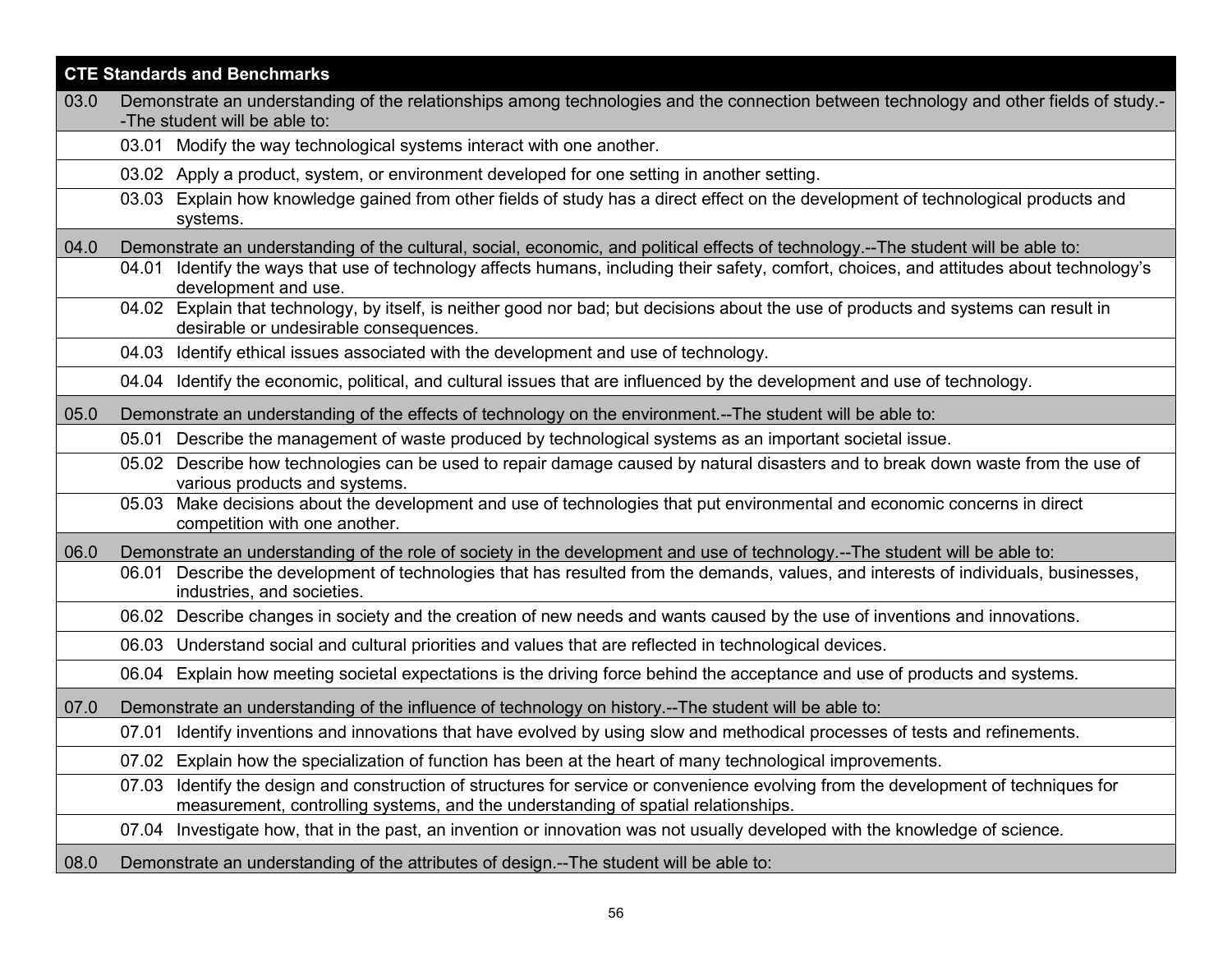| CTE Standards and Benchmarks | |
|---|---|
| 03.0 | Demonstrate an understanding of the relationships among technologies and the connection between technology and other fields of study.--The student will be able to: |
| | 03.01 Modify the way technological systems interact with one another. |
| | 03.02 Apply a product, system, or environment developed for one setting in another setting. |
| | 03.03 Explain how knowledge gained from other fields of study has a direct effect on the development of technological products and systems. |
| 04.0 | Demonstrate an understanding of the cultural, social, economic, and political effects of technology.--The student will be able to: |
| | 04.01 Identify the ways that use of technology affects humans, including their safety, comfort, choices, and attitudes about technology's development and use. |
| | 04.02 Explain that technology, by itself, is neither good nor bad; but decisions about the use of products and systems can result in desirable or undesirable consequences. |
| | 04.03 Identify ethical issues associated with the development and use of technology. |
| | 04.04 Identify the economic, political, and cultural issues that are influenced by the development and use of technology. |
| 05.0 | Demonstrate an understanding of the effects of technology on the environment.--The student will be able to: |
| | 05.01 Describe the management of waste produced by technological systems as an important societal issue. |
| | 05.02 Describe how technologies can be used to repair damage caused by natural disasters and to break down waste from the use of various products and systems. |
| | 05.03 Make decisions about the development and use of technologies that put environmental and economic concerns in direct competition with one another. |
| 06.0 | Demonstrate an understanding of the role of society in the development and use of technology.--The student will be able to: |
| | 06.01 Describe the development of technologies that has resulted from the demands, values, and interests of individuals, businesses, industries, and societies. |
| | 06.02 Describe changes in society and the creation of new needs and wants caused by the use of inventions and innovations. |
| | 06.03 Understand social and cultural priorities and values that are reflected in technological devices. |
| | 06.04 Explain how meeting societal expectations is the driving force behind the acceptance and use of products and systems. |
| 07.0 | Demonstrate an understanding of the influence of technology on history.--The student will be able to: |
| | 07.01 Identify inventions and innovations that have evolved by using slow and methodical processes of tests and refinements. |
| | 07.02 Explain how the specialization of function has been at the heart of many technological improvements. |
| | 07.03 Identify the design and construction of structures for service or convenience evolving from the development of techniques for measurement, controlling systems, and the understanding of spatial relationships. |
| | 07.04 Investigate how, that in the past, an invention or innovation was not usually developed with the knowledge of science. |
| 08.0 | Demonstrate an understanding of the attributes of design.--The student will be able to: |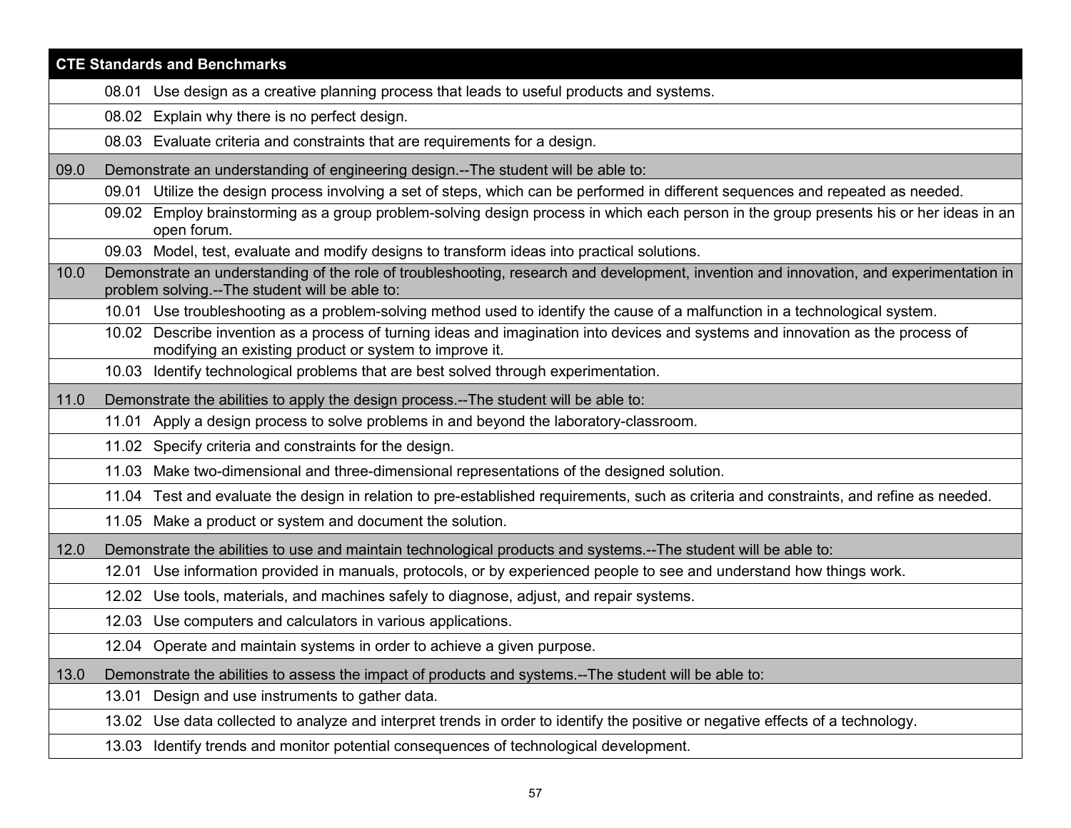| CTE Standards and Benchmarks | |
|---|---|
| | 08.01 Use design as a creative planning process that leads to useful products and systems. |
| | 08.02 Explain why there is no perfect design. |
| | 08.03 Evaluate criteria and constraints that are requirements for a design. |
| 09.0 | Demonstrate an understanding of engineering design.--The student will be able to: |
| | 09.01 Utilize the design process involving a set of steps, which can be performed in different sequences and repeated as needed. |
| | 09.02 Employ brainstorming as a group problem-solving design process in which each person in the group presents his or her ideas in an open forum. |
| | 09.03 Model, test, evaluate and modify designs to transform ideas into practical solutions. |
| 10.0 | Demonstrate an understanding of the role of troubleshooting, research and development, invention and innovation, and experimentation in problem solving.--The student will be able to: |
| | 10.01 Use troubleshooting as a problem-solving method used to identify the cause of a malfunction in a technological system. |
| | 10.02 Describe invention as a process of turning ideas and imagination into devices and systems and innovation as the process of modifying an existing product or system to improve it. |
| | 10.03 Identify technological problems that are best solved through experimentation. |
| 11.0 | Demonstrate the abilities to apply the design process.--The student will be able to: |
| | 11.01 Apply a design process to solve problems in and beyond the laboratory-classroom. |
| | 11.02 Specify criteria and constraints for the design. |
| | 11.03 Make two-dimensional and three-dimensional representations of the designed solution. |
| | 11.04 Test and evaluate the design in relation to pre-established requirements, such as criteria and constraints, and refine as needed. |
| | 11.05 Make a product or system and document the solution. |
| 12.0 | Demonstrate the abilities to use and maintain technological products and systems.--The student will be able to: |
| | 12.01 Use information provided in manuals, protocols, or by experienced people to see and understand how things work. |
| | 12.02 Use tools, materials, and machines safely to diagnose, adjust, and repair systems. |
| | 12.03 Use computers and calculators in various applications. |
| | 12.04 Operate and maintain systems in order to achieve a given purpose. |
| 13.0 | Demonstrate the abilities to assess the impact of products and systems.--The student will be able to: |
| | 13.01 Design and use instruments to gather data. |
| | 13.02 Use data collected to analyze and interpret trends in order to identify the positive or negative effects of a technology. |
| | 13.03 Identify trends and monitor potential consequences of technological development. |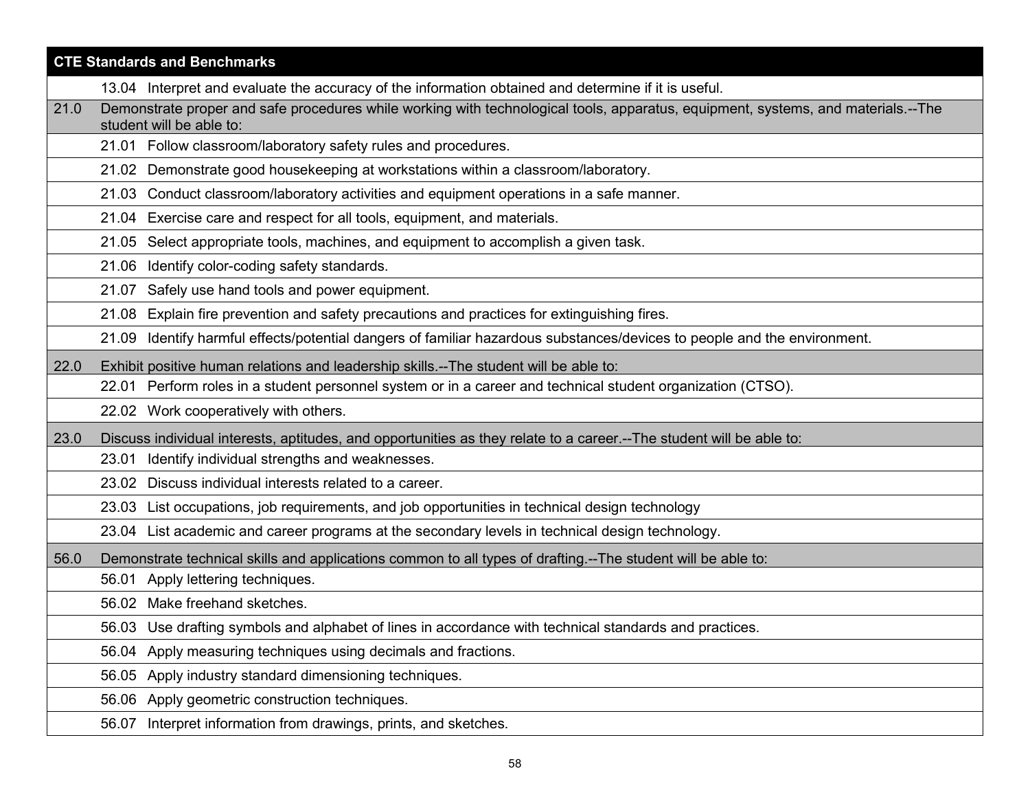| CTE Standards and Benchmarks | |
|---|---|
| | 13.04 Interpret and evaluate the accuracy of the information obtained and determine if it is useful. |
| 21.0 | Demonstrate proper and safe procedures while working with technological tools, apparatus, equipment, systems, and materials.--The student will be able to: |
| | 21.01 Follow classroom/laboratory safety rules and procedures. |
| | 21.02 Demonstrate good housekeeping at workstations within a classroom/laboratory. |
| | 21.03 Conduct classroom/laboratory activities and equipment operations in a safe manner. |
| | 21.04 Exercise care and respect for all tools, equipment, and materials. |
| | 21.05 Select appropriate tools, machines, and equipment to accomplish a given task. |
| | 21.06 Identify color-coding safety standards. |
| | 21.07 Safely use hand tools and power equipment. |
| | 21.08 Explain fire prevention and safety precautions and practices for extinguishing fires. |
| | 21.09 Identify harmful effects/potential dangers of familiar hazardous substances/devices to people and the environment. |
| 22.0 | Exhibit positive human relations and leadership skills.--The student will be able to: |
| | 22.01 Perform roles in a student personnel system or in a career and technical student organization (CTSO). |
| | 22.02 Work cooperatively with others. |
| 23.0 | Discuss individual interests, aptitudes, and opportunities as they relate to a career.--The student will be able to: |
| | 23.01 Identify individual strengths and weaknesses. |
| | 23.02 Discuss individual interests related to a career. |
| | 23.03 List occupations, job requirements, and job opportunities in technical design technology |
| | 23.04 List academic and career programs at the secondary levels in technical design technology. |
| 56.0 | Demonstrate technical skills and applications common to all types of drafting.--The student will be able to: |
| | 56.01 Apply lettering techniques. |
| | 56.02 Make freehand sketches. |
| | 56.03 Use drafting symbols and alphabet of lines in accordance with technical standards and practices. |
| | 56.04 Apply measuring techniques using decimals and fractions. |
| | 56.05 Apply industry standard dimensioning techniques. |
| | 56.06 Apply geometric construction techniques. |
| | 56.07 Interpret information from drawings, prints, and sketches. |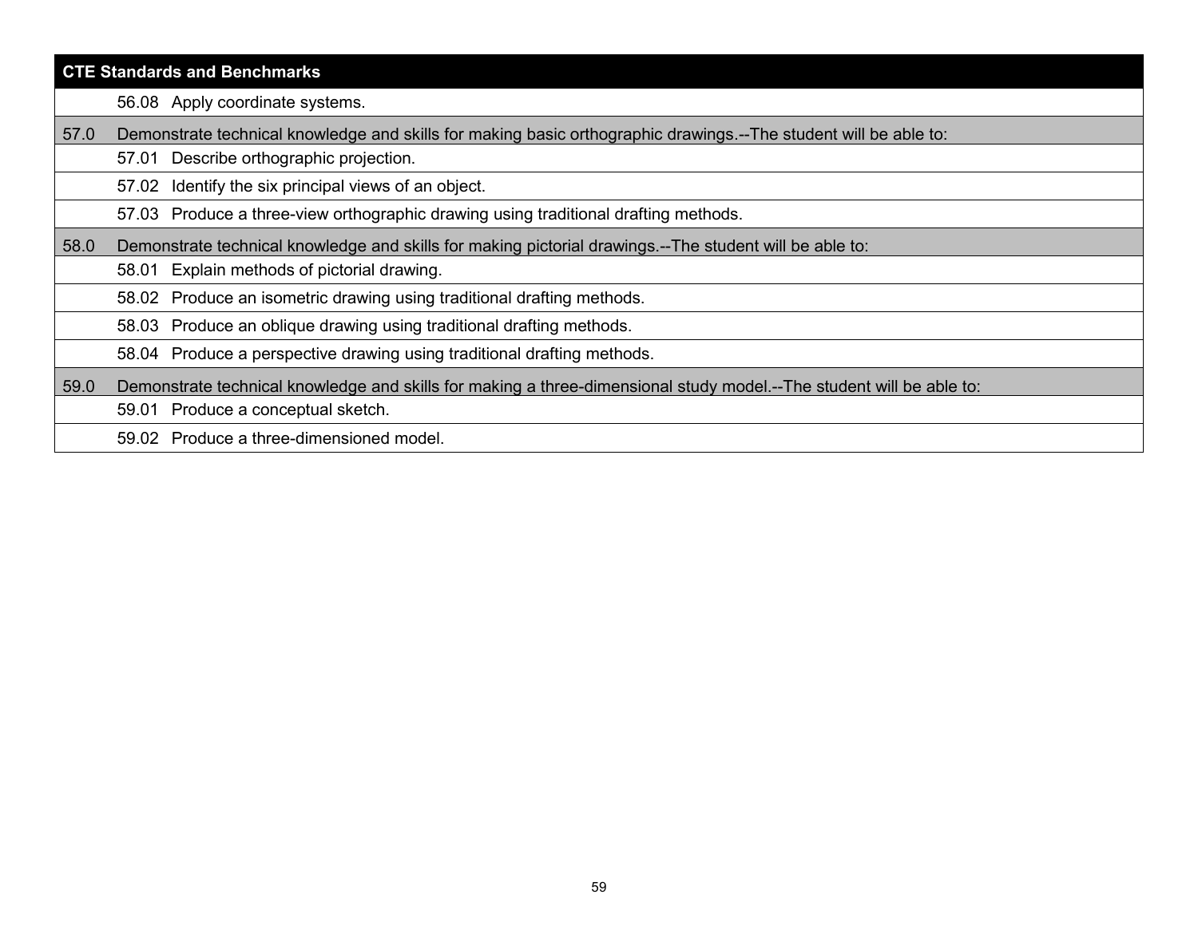| CTE Standards and Benchmarks | |
| --- | --- |
| | 56.08 Apply coordinate systems. |
| 57.0 | Demonstrate technical knowledge and skills for making basic orthographic drawings.--The student will be able to: |
| | 57.01 Describe orthographic projection. |
| | 57.02 Identify the six principal views of an object. |
| | 57.03 Produce a three-view orthographic drawing using traditional drafting methods. |
| 58.0 | Demonstrate technical knowledge and skills for making pictorial drawings.--The student will be able to: |
| | 58.01 Explain methods of pictorial drawing. |
| | 58.02 Produce an isometric drawing using traditional drafting methods. |
| | 58.03 Produce an oblique drawing using traditional drafting methods. |
| | 58.04 Produce a perspective drawing using traditional drafting methods. |
| 59.0 | Demonstrate technical knowledge and skills for making a three-dimensional study model.--The student will be able to: |
| | 59.01 Produce a conceptual sketch. |
| | 59.02 Produce a three-dimensioned model. |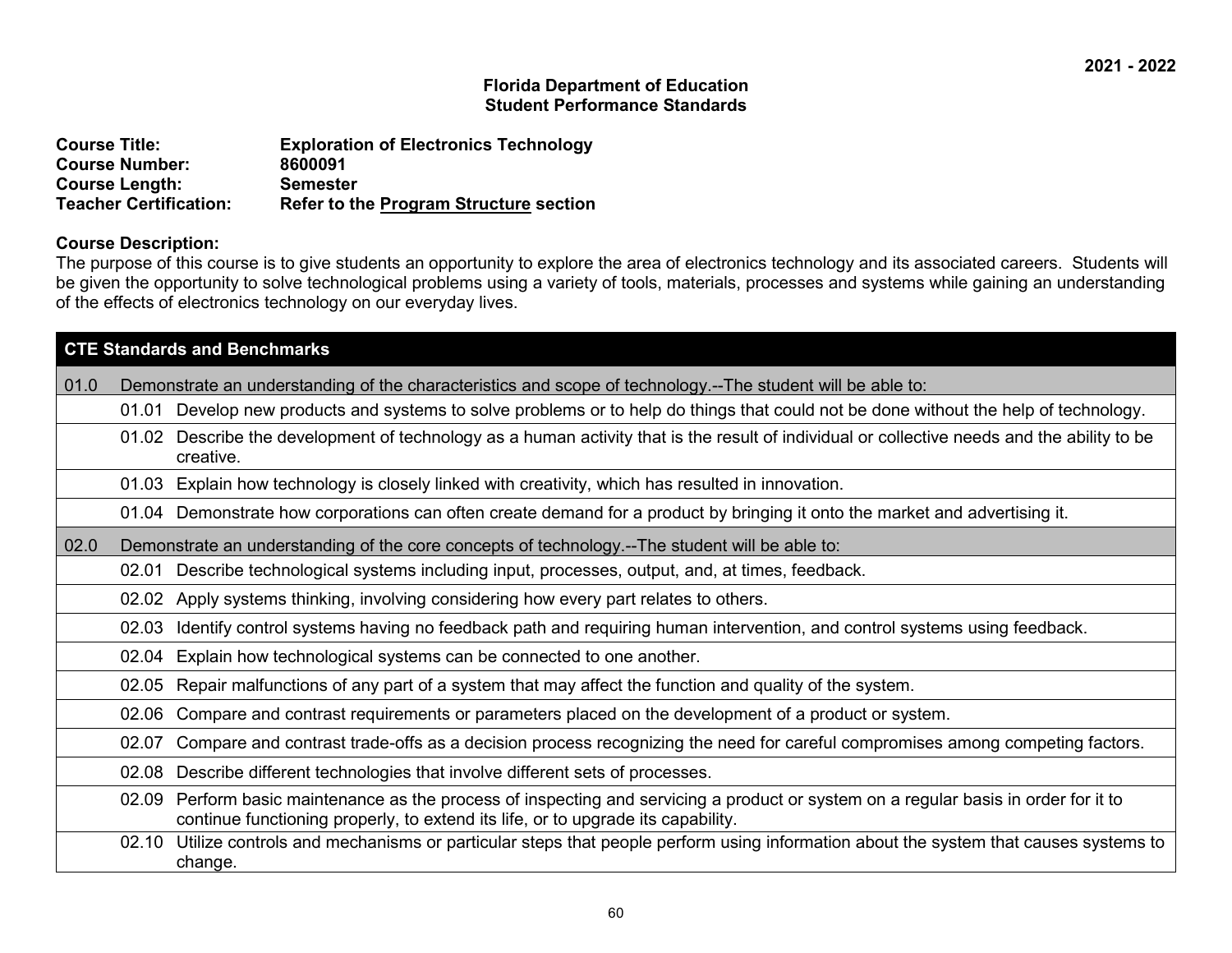2021 - 2022

**Florida Department of Education**
**Student Performance Standards**

**Course Title:** Exploration of Electronics Technology
**Course Number:** 8600091
**Course Length:** Semester
**Teacher Certification:** Refer to the Program Structure section

**Course Description:**
The purpose of this course is to give students an opportunity to explore the area of electronics technology and its associated careers. Students will be given the opportunity to solve technological problems using a variety of tools, materials, processes and systems while gaining an understanding of the effects of electronics technology on our everyday lives.

| CTE Standards and Benchmarks | | |
|---|---|---|
| 01.0 | Demonstrate an understanding of the characteristics and scope of technology.--The student will be able to: | |
| | 01.01 | Develop new products and systems to solve problems or to help do things that could not be done without the help of technology. |
| | 01.02 | Describe the development of technology as a human activity that is the result of individual or collective needs and the ability to be creative. |
| | 01.03 | Explain how technology is closely linked with creativity, which has resulted in innovation. |
| | 01.04 | Demonstrate how corporations can often create demand for a product by bringing it onto the market and advertising it. |
| 02.0 | Demonstrate an understanding of the core concepts of technology.--The student will be able to: | |
| | 02.01 | Describe technological systems including input, processes, output, and, at times, feedback. |
| | 02.02 | Apply systems thinking, involving considering how every part relates to others. |
| | 02.03 | Identify control systems having no feedback path and requiring human intervention, and control systems using feedback. |
| | 02.04 | Explain how technological systems can be connected to one another. |
| | 02.05 | Repair malfunctions of any part of a system that may affect the function and quality of the system. |
| | 02.06 | Compare and contrast requirements or parameters placed on the development of a product or system. |
| | 02.07 | Compare and contrast trade-offs as a decision process recognizing the need for careful compromises among competing factors. |
| | 02.08 | Describe different technologies that involve different sets of processes. |
| | 02.09 | Perform basic maintenance as the process of inspecting and servicing a product or system on a regular basis in order for it to continue functioning properly, to extend its life, or to upgrade its capability. |
| | 02.10 | Utilize controls and mechanisms or particular steps that people perform using information about the system that causes systems to change. |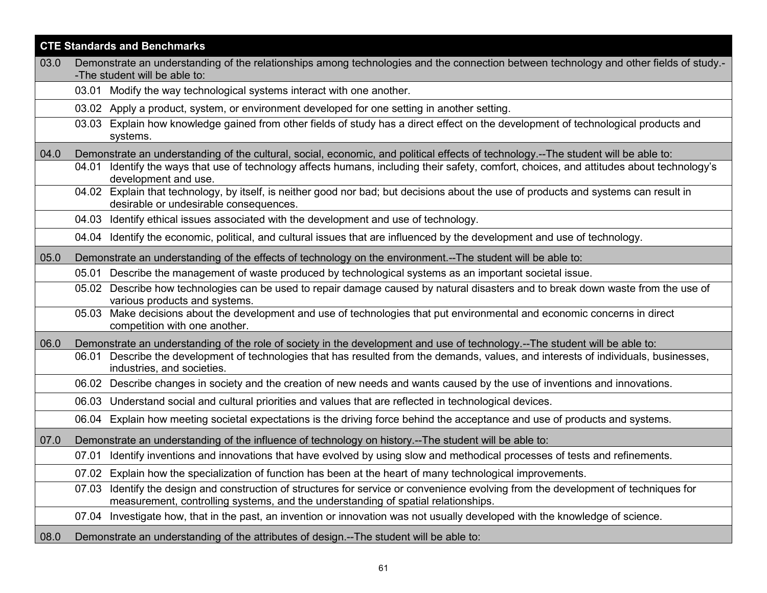| CTE Standards and Benchmarks | | |
|---|---|---|
| 03.0 | Demonstrate an understanding of the relationships among technologies and the connection between technology and other fields of study.--The student will be able to: | |
| | 03.01 | Modify the way technological systems interact with one another. |
| | 03.02 | Apply a product, system, or environment developed for one setting in another setting. |
| | 03.03 | Explain how knowledge gained from other fields of study has a direct effect on the development of technological products and systems. |
| 04.0 | Demonstrate an understanding of the cultural, social, economic, and political effects of technology.--The student will be able to: | |
| | 04.01 | Identify the ways that use of technology affects humans, including their safety, comfort, choices, and attitudes about technology's development and use. |
| | 04.02 | Explain that technology, by itself, is neither good nor bad; but decisions about the use of products and systems can result in desirable or undesirable consequences. |
| | 04.03 | Identify ethical issues associated with the development and use of technology. |
| | 04.04 | Identify the economic, political, and cultural issues that are influenced by the development and use of technology. |
| 05.0 | Demonstrate an understanding of the effects of technology on the environment.--The student will be able to: | |
| | 05.01 | Describe the management of waste produced by technological systems as an important societal issue. |
| | 05.02 | Describe how technologies can be used to repair damage caused by natural disasters and to break down waste from the use of various products and systems. |
| | 05.03 | Make decisions about the development and use of technologies that put environmental and economic concerns in direct competition with one another. |
| 06.0 | Demonstrate an understanding of the role of society in the development and use of technology.--The student will be able to: | |
| | 06.01 | Describe the development of technologies that has resulted from the demands, values, and interests of individuals, businesses, industries, and societies. |
| | 06.02 | Describe changes in society and the creation of new needs and wants caused by the use of inventions and innovations. |
| | 06.03 | Understand social and cultural priorities and values that are reflected in technological devices. |
| | 06.04 | Explain how meeting societal expectations is the driving force behind the acceptance and use of products and systems. |
| 07.0 | Demonstrate an understanding of the influence of technology on history.--The student will be able to: | |
| | 07.01 | Identify inventions and innovations that have evolved by using slow and methodical processes of tests and refinements. |
| | 07.02 | Explain how the specialization of function has been at the heart of many technological improvements. |
| | 07.03 | Identify the design and construction of structures for service or convenience evolving from the development of techniques for measurement, controlling systems, and the understanding of spatial relationships. |
| | 07.04 | Investigate how, that in the past, an invention or innovation was not usually developed with the knowledge of science. |
| 08.0 | Demonstrate an understanding of the attributes of design.--The student will be able to: | |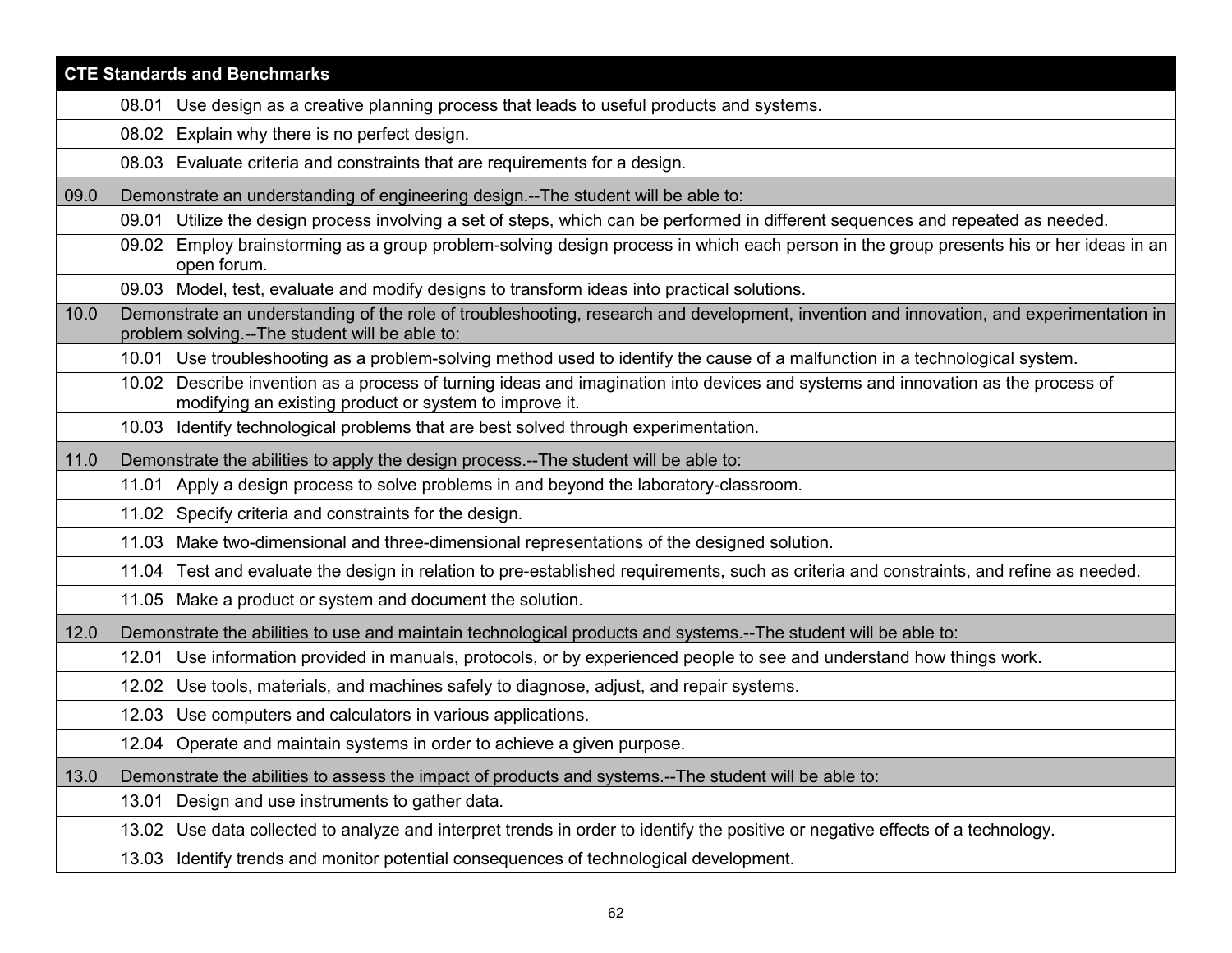| CTE Standards and Benchmarks | |
|---|---|
| | 08.01 Use design as a creative planning process that leads to useful products and systems. |
| | 08.02 Explain why there is no perfect design. |
| | 08.03 Evaluate criteria and constraints that are requirements for a design. |
| 09.0 | Demonstrate an understanding of engineering design.--The student will be able to: |
| | 09.01 Utilize the design process involving a set of steps, which can be performed in different sequences and repeated as needed. |
| | 09.02 Employ brainstorming as a group problem-solving design process in which each person in the group presents his or her ideas in an open forum. |
| | 09.03 Model, test, evaluate and modify designs to transform ideas into practical solutions. |
| 10.0 | Demonstrate an understanding of the role of troubleshooting, research and development, invention and innovation, and experimentation in problem solving.--The student will be able to: |
| | 10.01 Use troubleshooting as a problem-solving method used to identify the cause of a malfunction in a technological system. |
| | 10.02 Describe invention as a process of turning ideas and imagination into devices and systems and innovation as the process of modifying an existing product or system to improve it. |
| | 10.03 Identify technological problems that are best solved through experimentation. |
| 11.0 | Demonstrate the abilities to apply the design process.--The student will be able to: |
| | 11.01 Apply a design process to solve problems in and beyond the laboratory-classroom. |
| | 11.02 Specify criteria and constraints for the design. |
| | 11.03 Make two-dimensional and three-dimensional representations of the designed solution. |
| | 11.04 Test and evaluate the design in relation to pre-established requirements, such as criteria and constraints, and refine as needed. |
| | 11.05 Make a product or system and document the solution. |
| 12.0 | Demonstrate the abilities to use and maintain technological products and systems.--The student will be able to: |
| | 12.01 Use information provided in manuals, protocols, or by experienced people to see and understand how things work. |
| | 12.02 Use tools, materials, and machines safely to diagnose, adjust, and repair systems. |
| | 12.03 Use computers and calculators in various applications. |
| | 12.04 Operate and maintain systems in order to achieve a given purpose. |
| 13.0 | Demonstrate the abilities to assess the impact of products and systems.--The student will be able to: |
| | 13.01 Design and use instruments to gather data. |
| | 13.02 Use data collected to analyze and interpret trends in order to identify the positive or negative effects of a technology. |
| | 13.03 Identify trends and monitor potential consequences of technological development. |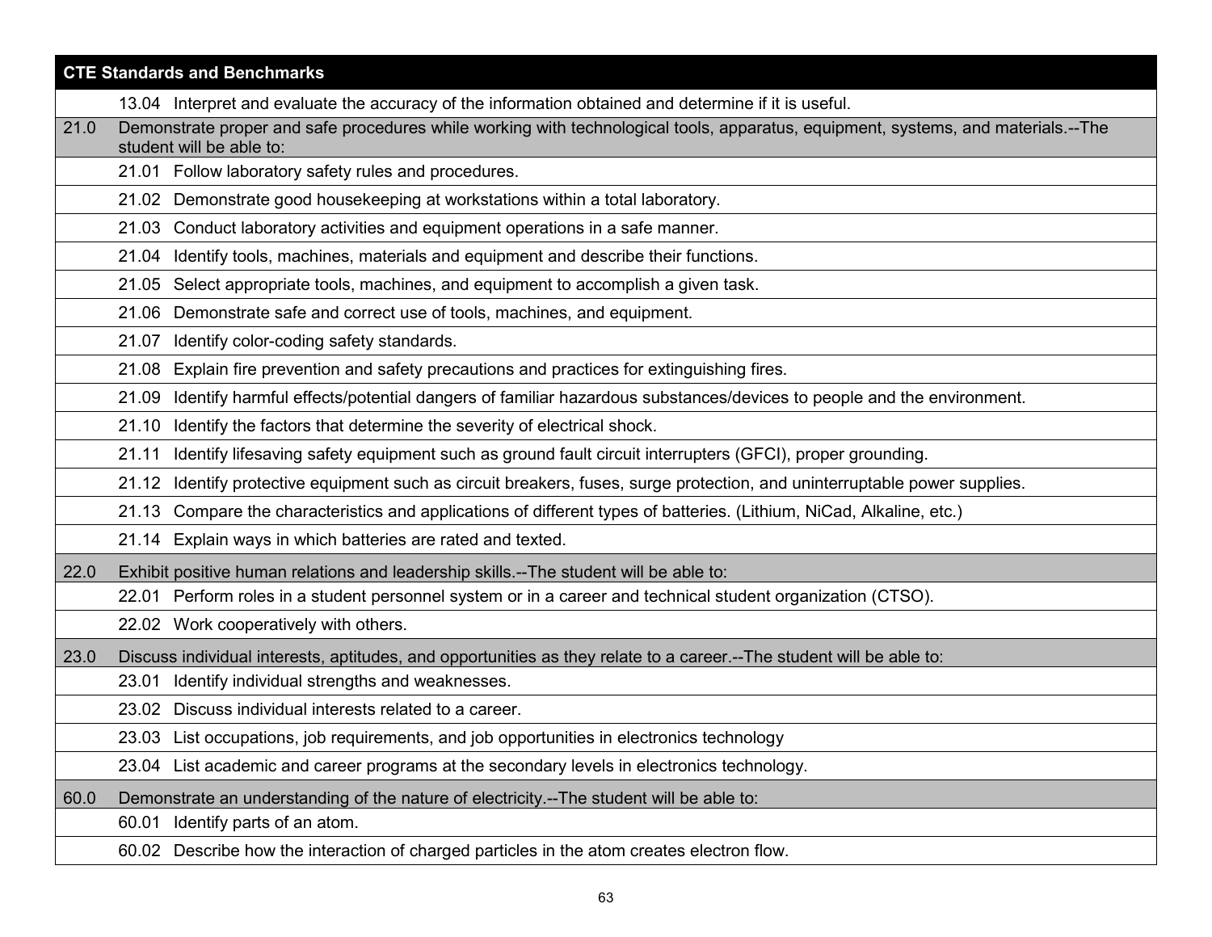| CTE Standards and Benchmarks | |
|---|---|
| | 13.04 Interpret and evaluate the accuracy of the information obtained and determine if it is useful. |
| 21.0 | Demonstrate proper and safe procedures while working with technological tools, apparatus, equipment, systems, and materials.--The student will be able to: |
| | 21.01 Follow laboratory safety rules and procedures. |
| | 21.02 Demonstrate good housekeeping at workstations within a total laboratory. |
| | 21.03 Conduct laboratory activities and equipment operations in a safe manner. |
| | 21.04 Identify tools, machines, materials and equipment and describe their functions. |
| | 21.05 Select appropriate tools, machines, and equipment to accomplish a given task. |
| | 21.06 Demonstrate safe and correct use of tools, machines, and equipment. |
| | 21.07 Identify color-coding safety standards. |
| | 21.08 Explain fire prevention and safety precautions and practices for extinguishing fires. |
| | 21.09 Identify harmful effects/potential dangers of familiar hazardous substances/devices to people and the environment. |
| | 21.10 Identify the factors that determine the severity of electrical shock. |
| | 21.11 Identify lifesaving safety equipment such as ground fault circuit interrupters (GFCI), proper grounding. |
| | 21.12 Identify protective equipment such as circuit breakers, fuses, surge protection, and uninterruptable power supplies. |
| | 21.13 Compare the characteristics and applications of different types of batteries. (Lithium, NiCad, Alkaline, etc.) |
| | 21.14 Explain ways in which batteries are rated and texted. |
| 22.0 | Exhibit positive human relations and leadership skills.--The student will be able to: |
| | 22.01 Perform roles in a student personnel system or in a career and technical student organization (CTSO). |
| | 22.02 Work cooperatively with others. |
| 23.0 | Discuss individual interests, aptitudes, and opportunities as they relate to a career.--The student will be able to: |
| | 23.01 Identify individual strengths and weaknesses. |
| | 23.02 Discuss individual interests related to a career. |
| | 23.03 List occupations, job requirements, and job opportunities in electronics technology |
| | 23.04 List academic and career programs at the secondary levels in electronics technology. |
| 60.0 | Demonstrate an understanding of the nature of electricity.--The student will be able to: |
| | 60.01 Identify parts of an atom. |
| | 60.02 Describe how the interaction of charged particles in the atom creates electron flow. |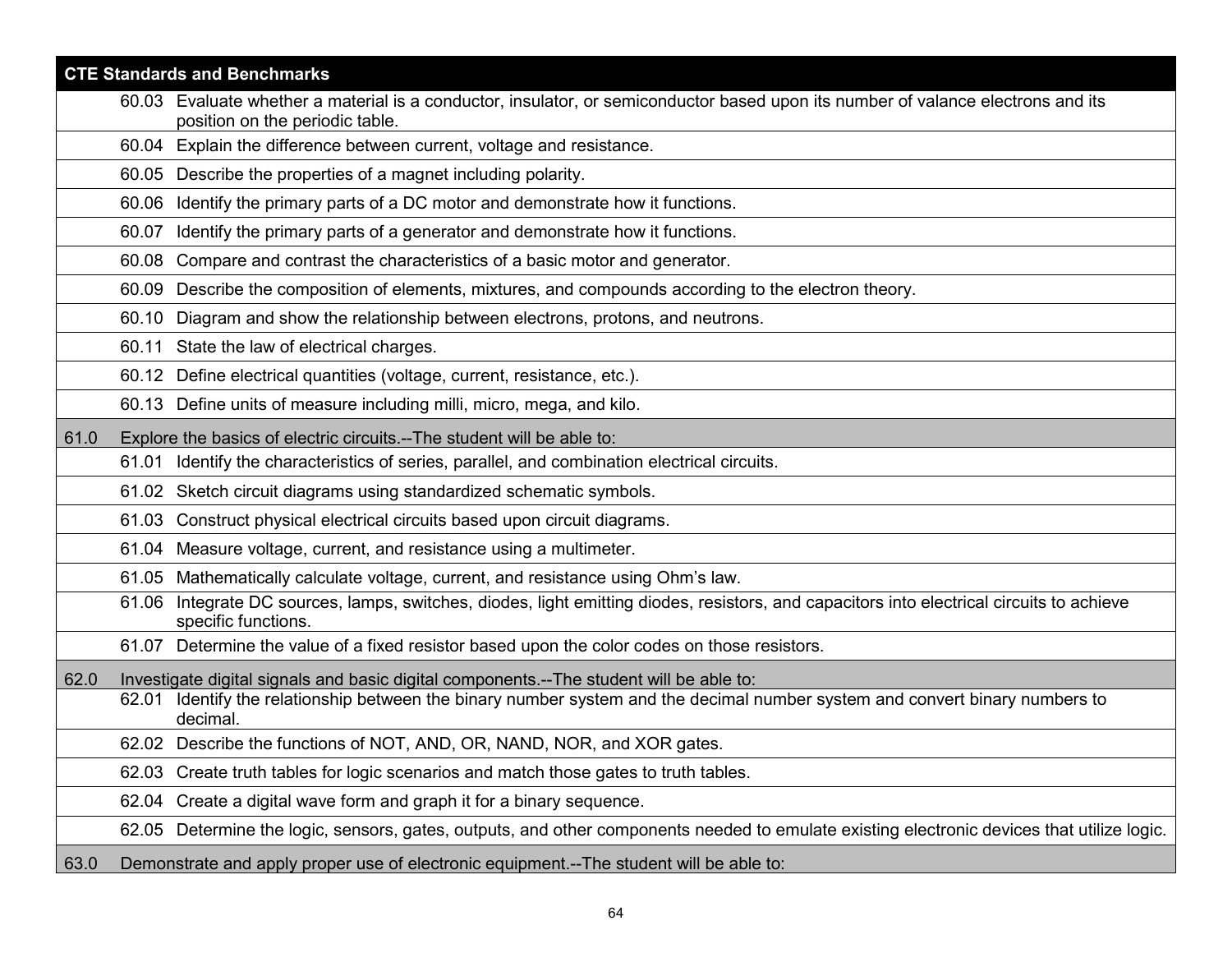| CTE Standards and Benchmarks | | |
|---|---|---|
| | 60.03 | Evaluate whether a material is a conductor, insulator, or semiconductor based upon its number of valance electrons and its position on the periodic table. |
| | 60.04 | Explain the difference between current, voltage and resistance. |
| | 60.05 | Describe the properties of a magnet including polarity. |
| | 60.06 | Identify the primary parts of a DC motor and demonstrate how it functions. |
| | 60.07 | Identify the primary parts of a generator and demonstrate how it functions. |
| | 60.08 | Compare and contrast the characteristics of a basic motor and generator. |
| | 60.09 | Describe the composition of elements, mixtures, and compounds according to the electron theory. |
| | 60.10 | Diagram and show the relationship between electrons, protons, and neutrons. |
| | 60.11 | State the law of electrical charges. |
| | 60.12 | Define electrical quantities (voltage, current, resistance, etc.). |
| | 60.13 | Define units of measure including milli, micro, mega, and kilo. |
| 61.0 | Explore the basics of electric circuits.--The student will be able to: | |
| | 61.01 | Identify the characteristics of series, parallel, and combination electrical circuits. |
| | 61.02 | Sketch circuit diagrams using standardized schematic symbols. |
| | 61.03 | Construct physical electrical circuits based upon circuit diagrams. |
| | 61.04 | Measure voltage, current, and resistance using a multimeter. |
| | 61.05 | Mathematically calculate voltage, current, and resistance using Ohm's law. |
| | 61.06 | Integrate DC sources, lamps, switches, diodes, light emitting diodes, resistors, and capacitors into electrical circuits to achieve specific functions. |
| | 61.07 | Determine the value of a fixed resistor based upon the color codes on those resistors. |
| 62.0 | Investigate digital signals and basic digital components.--The student will be able to: | |
| | 62.01 | Identify the relationship between the binary number system and the decimal number system and convert binary numbers to decimal. |
| | 62.02 | Describe the functions of NOT, AND, OR, NAND, NOR, and XOR gates. |
| | 62.03 | Create truth tables for logic scenarios and match those gates to truth tables. |
| | 62.04 | Create a digital wave form and graph it for a binary sequence. |
| | 62.05 | Determine the logic, sensors, gates, outputs, and other components needed to emulate existing electronic devices that utilize logic. |
| 63.0 | Demonstrate and apply proper use of electronic equipment.--The student will be able to: | |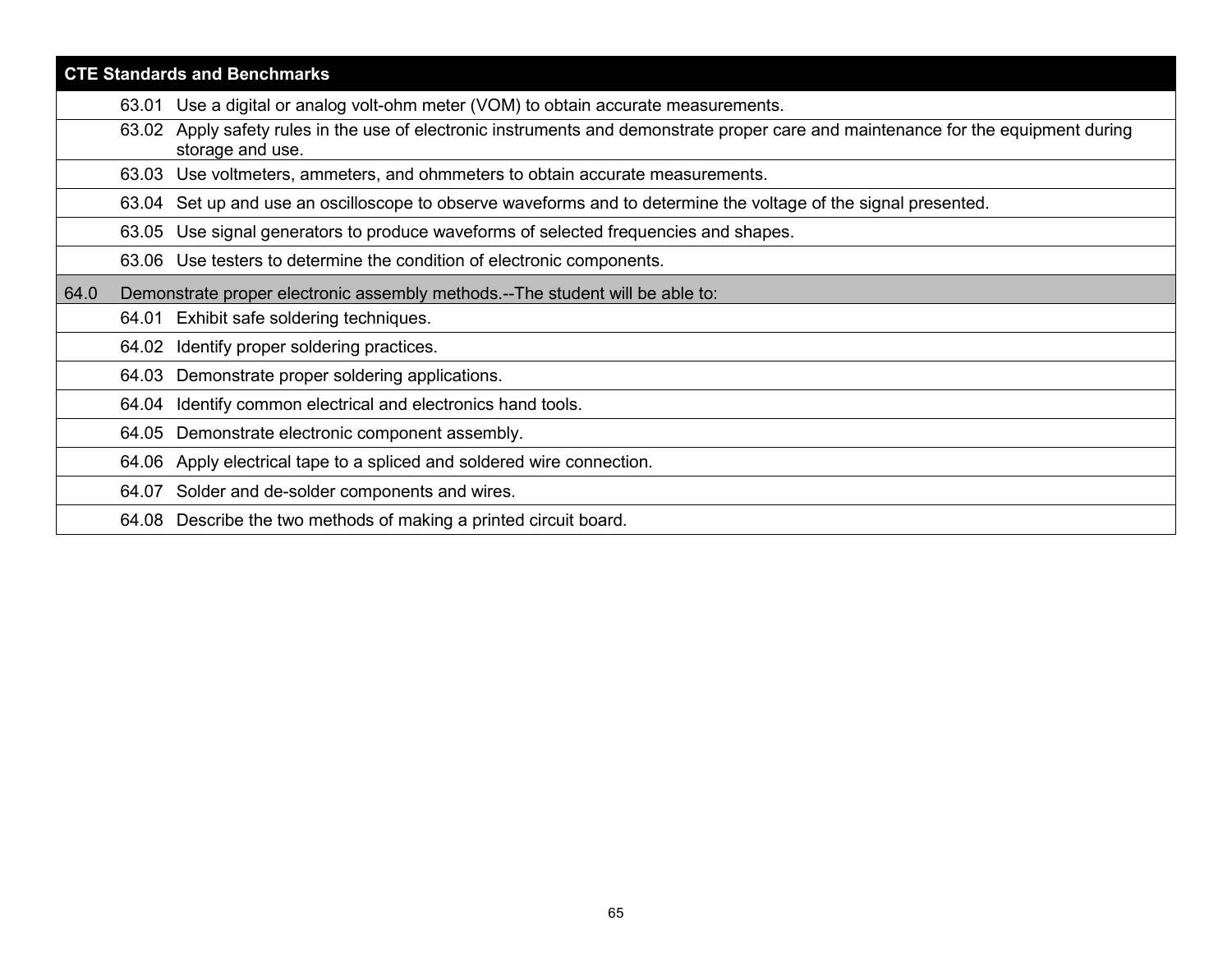| CTE Standards and Benchmarks | | |
|---|---|---|
| | 63.01 | Use a digital or analog volt-ohm meter (VOM) to obtain accurate measurements. |
| | 63.02 | Apply safety rules in the use of electronic instruments and demonstrate proper care and maintenance for the equipment during storage and use. |
| | 63.03 | Use voltmeters, ammeters, and ohmmeters to obtain accurate measurements. |
| | 63.04 | Set up and use an oscilloscope to observe waveforms and to determine the voltage of the signal presented. |
| | 63.05 | Use signal generators to produce waveforms of selected frequencies and shapes. |
| | 63.06 | Use testers to determine the condition of electronic components. |
| 64.0 | Demonstrate proper electronic assembly methods.--The student will be able to: | |
| | 64.01 | Exhibit safe soldering techniques. |
| | 64.02 | Identify proper soldering practices. |
| | 64.03 | Demonstrate proper soldering applications. |
| | 64.04 | Identify common electrical and electronics hand tools. |
| | 64.05 | Demonstrate electronic component assembly. |
| | 64.06 | Apply electrical tape to a spliced and soldered wire connection. |
| | 64.07 | Solder and de-solder components and wires. |
| | 64.08 | Describe the two methods of making a printed circuit board. |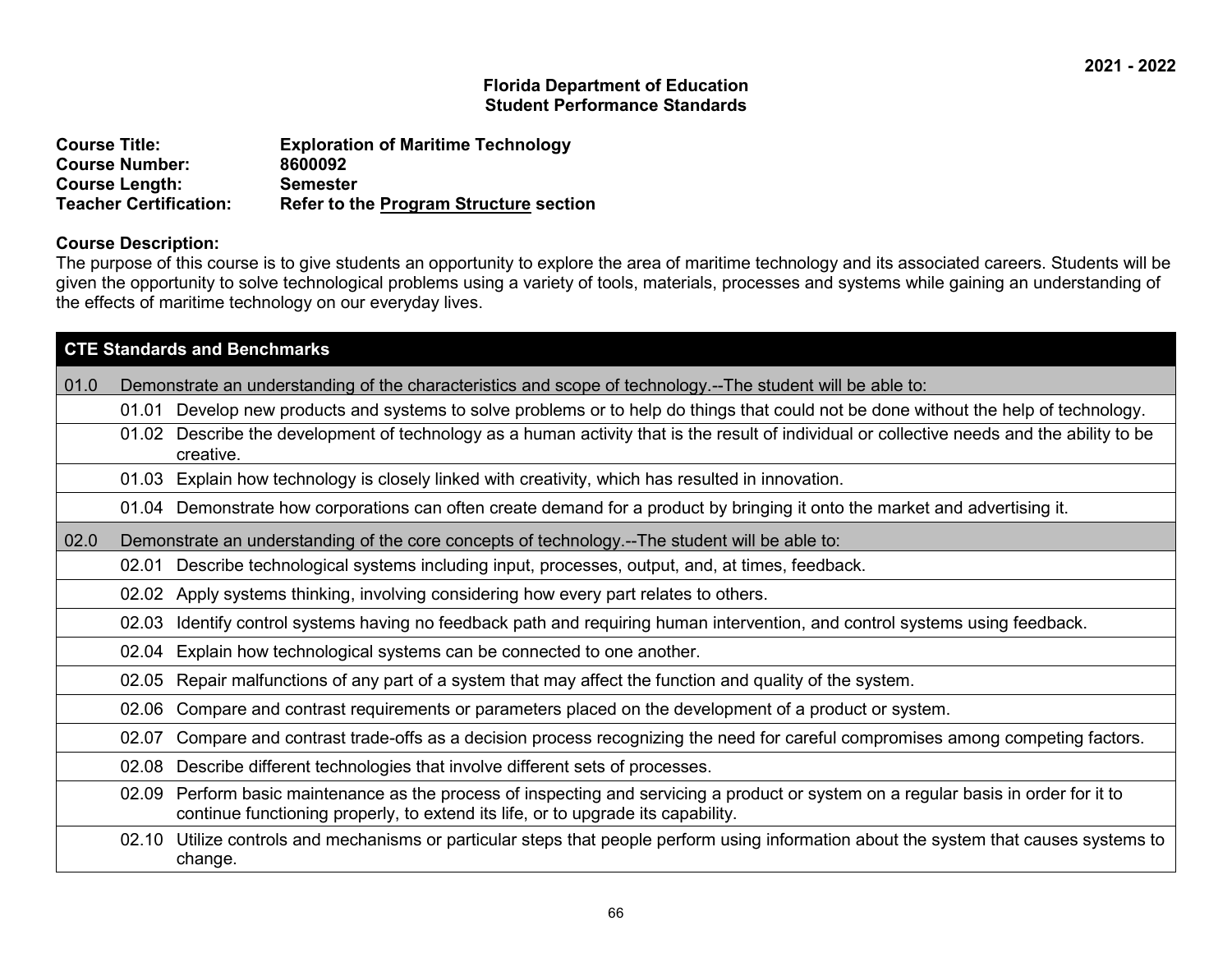2021 - 2022

**Florida Department of Education**
**Student Performance Standards**

**Course Title:** **Exploration of Maritime Technology**
**Course Number:** **8600092**
**Course Length:** **Semester**
**Teacher Certification:** **Refer to the Program Structure section**

**Course Description:**
The purpose of this course is to give students an opportunity to explore the area of maritime technology and its associated careers. Students will be given the opportunity to solve technological problems using a variety of tools, materials, processes and systems while gaining an understanding of the effects of maritime technology on our everyday lives.

| CTE Standards and Benchmarks | | |
|---|---|---|
| 01.0 | Demonstrate an understanding of the characteristics and scope of technology.--The student will be able to: | |
| | 01.01 | Develop new products and systems to solve problems or to help do things that could not be done without the help of technology. |
| | 01.02 | Describe the development of technology as a human activity that is the result of individual or collective needs and the ability to be creative. |
| | 01.03 | Explain how technology is closely linked with creativity, which has resulted in innovation. |
| | 01.04 | Demonstrate how corporations can often create demand for a product by bringing it onto the market and advertising it. |
| 02.0 | Demonstrate an understanding of the core concepts of technology.--The student will be able to: | |
| | 02.01 | Describe technological systems including input, processes, output, and, at times, feedback. |
| | 02.02 | Apply systems thinking, involving considering how every part relates to others. |
| | 02.03 | Identify control systems having no feedback path and requiring human intervention, and control systems using feedback. |
| | 02.04 | Explain how technological systems can be connected to one another. |
| | 02.05 | Repair malfunctions of any part of a system that may affect the function and quality of the system. |
| | 02.06 | Compare and contrast requirements or parameters placed on the development of a product or system. |
| | 02.07 | Compare and contrast trade-offs as a decision process recognizing the need for careful compromises among competing factors. |
| | 02.08 | Describe different technologies that involve different sets of processes. |
| | 02.09 | Perform basic maintenance as the process of inspecting and servicing a product or system on a regular basis in order for it to continue functioning properly, to extend its life, or to upgrade its capability. |
| | 02.10 | Utilize controls and mechanisms or particular steps that people perform using information about the system that causes systems to change. |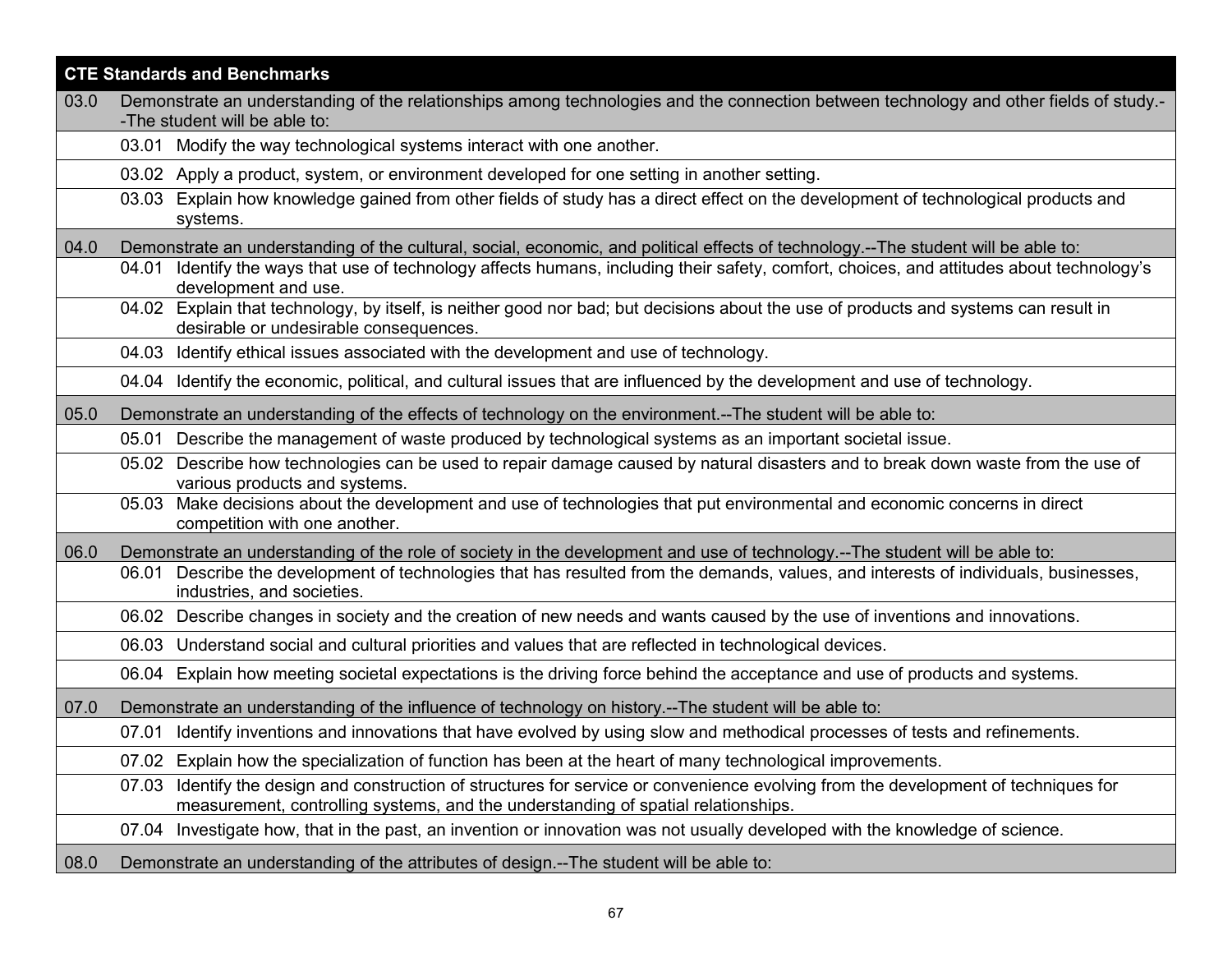| CTE Standards and Benchmarks | | |
|---|---|---|
| 03.0 | Demonstrate an understanding of the relationships among technologies and the connection between technology and other fields of study.--The student will be able to: | |
| | 03.01 | Modify the way technological systems interact with one another. |
| | 03.02 | Apply a product, system, or environment developed for one setting in another setting. |
| | 03.03 | Explain how knowledge gained from other fields of study has a direct effect on the development of technological products and systems. |
| 04.0 | Demonstrate an understanding of the cultural, social, economic, and political effects of technology.--The student will be able to: | |
| | 04.01 | Identify the ways that use of technology affects humans, including their safety, comfort, choices, and attitudes about technology's development and use. |
| | 04.02 | Explain that technology, by itself, is neither good nor bad; but decisions about the use of products and systems can result in desirable or undesirable consequences. |
| | 04.03 | Identify ethical issues associated with the development and use of technology. |
| | 04.04 | Identify the economic, political, and cultural issues that are influenced by the development and use of technology. |
| 05.0 | Demonstrate an understanding of the effects of technology on the environment.--The student will be able to: | |
| | 05.01 | Describe the management of waste produced by technological systems as an important societal issue. |
| | 05.02 | Describe how technologies can be used to repair damage caused by natural disasters and to break down waste from the use of various products and systems. |
| | 05.03 | Make decisions about the development and use of technologies that put environmental and economic concerns in direct competition with one another. |
| 06.0 | Demonstrate an understanding of the role of society in the development and use of technology.--The student will be able to: | |
| | 06.01 | Describe the development of technologies that has resulted from the demands, values, and interests of individuals, businesses, industries, and societies. |
| | 06.02 | Describe changes in society and the creation of new needs and wants caused by the use of inventions and innovations. |
| | 06.03 | Understand social and cultural priorities and values that are reflected in technological devices. |
| | 06.04 | Explain how meeting societal expectations is the driving force behind the acceptance and use of products and systems. |
| 07.0 | Demonstrate an understanding of the influence of technology on history.--The student will be able to: | |
| | 07.01 | Identify inventions and innovations that have evolved by using slow and methodical processes of tests and refinements. |
| | 07.02 | Explain how the specialization of function has been at the heart of many technological improvements. |
| | 07.03 | Identify the design and construction of structures for service or convenience evolving from the development of techniques for measurement, controlling systems, and the understanding of spatial relationships. |
| | 07.04 | Investigate how, that in the past, an invention or innovation was not usually developed with the knowledge of science. |
| 08.0 | Demonstrate an understanding of the attributes of design.--The student will be able to: | |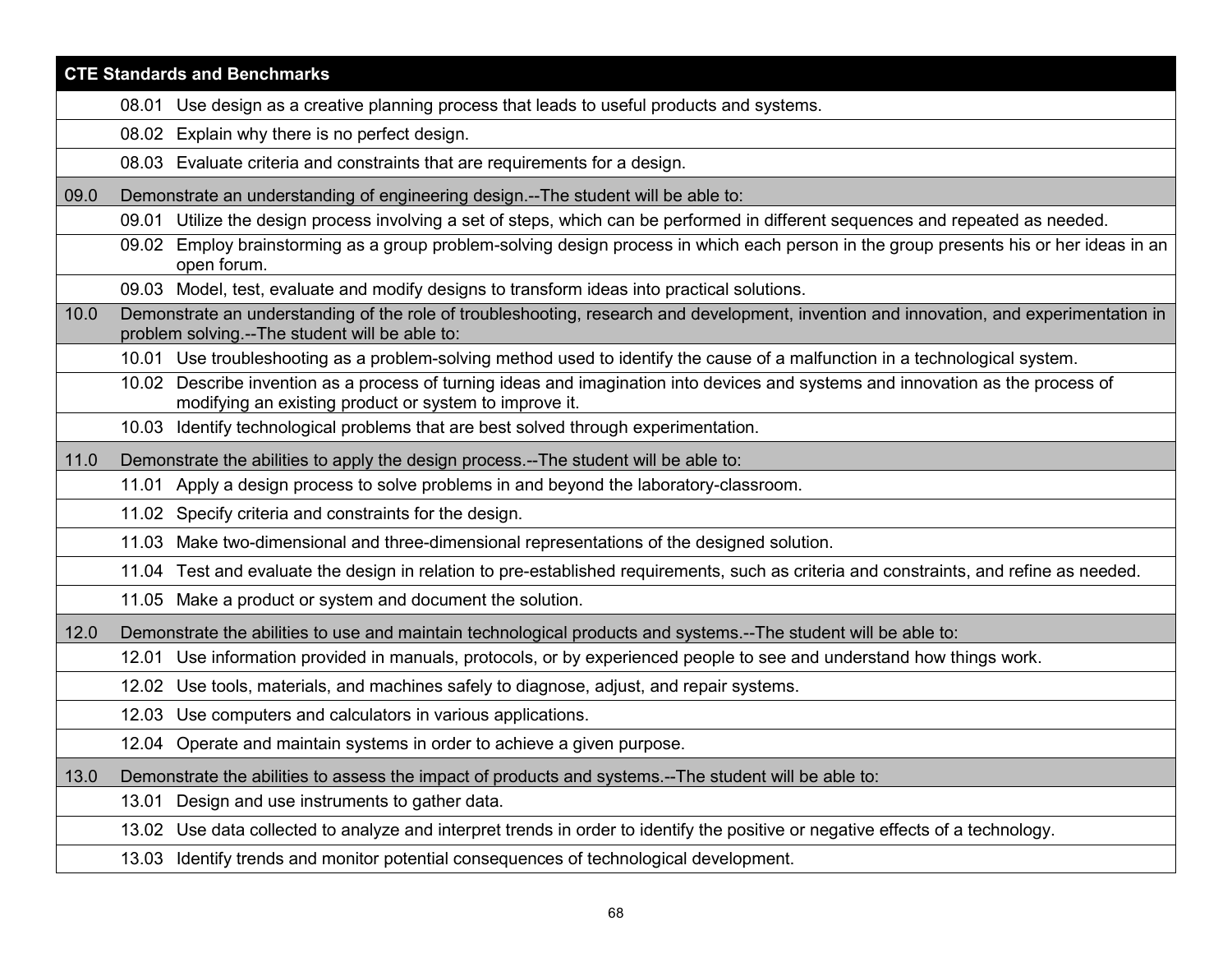| CTE Standards and Benchmarks | | |
|---|---|---|
| | 08.01 | Use design as a creative planning process that leads to useful products and systems. |
| | 08.02 | Explain why there is no perfect design. |
| | 08.03 | Evaluate criteria and constraints that are requirements for a design. |
| 09.0 | Demonstrate an understanding of engineering design.--The student will be able to: | |
| | 09.01 | Utilize the design process involving a set of steps, which can be performed in different sequences and repeated as needed. |
| | 09.02 | Employ brainstorming as a group problem-solving design process in which each person in the group presents his or her ideas in an open forum. |
| | 09.03 | Model, test, evaluate and modify designs to transform ideas into practical solutions. |
| 10.0 | Demonstrate an understanding of the role of troubleshooting, research and development, invention and innovation, and experimentation in problem solving.--The student will be able to: | |
| | 10.01 | Use troubleshooting as a problem-solving method used to identify the cause of a malfunction in a technological system. |
| | 10.02 | Describe invention as a process of turning ideas and imagination into devices and systems and innovation as the process of modifying an existing product or system to improve it. |
| | 10.03 | Identify technological problems that are best solved through experimentation. |
| 11.0 | Demonstrate the abilities to apply the design process.--The student will be able to: | |
| | 11.01 | Apply a design process to solve problems in and beyond the laboratory-classroom. |
| | 11.02 | Specify criteria and constraints for the design. |
| | 11.03 | Make two-dimensional and three-dimensional representations of the designed solution. |
| | 11.04 | Test and evaluate the design in relation to pre-established requirements, such as criteria and constraints, and refine as needed. |
| | 11.05 | Make a product or system and document the solution. |
| 12.0 | Demonstrate the abilities to use and maintain technological products and systems.--The student will be able to: | |
| | 12.01 | Use information provided in manuals, protocols, or by experienced people to see and understand how things work. |
| | 12.02 | Use tools, materials, and machines safely to diagnose, adjust, and repair systems. |
| | 12.03 | Use computers and calculators in various applications. |
| | 12.04 | Operate and maintain systems in order to achieve a given purpose. |
| 13.0 | Demonstrate the abilities to assess the impact of products and systems.--The student will be able to: | |
| | 13.01 | Design and use instruments to gather data. |
| | 13.02 | Use data collected to analyze and interpret trends in order to identify the positive or negative effects of a technology. |
| | 13.03 | Identify trends and monitor potential consequences of technological development. |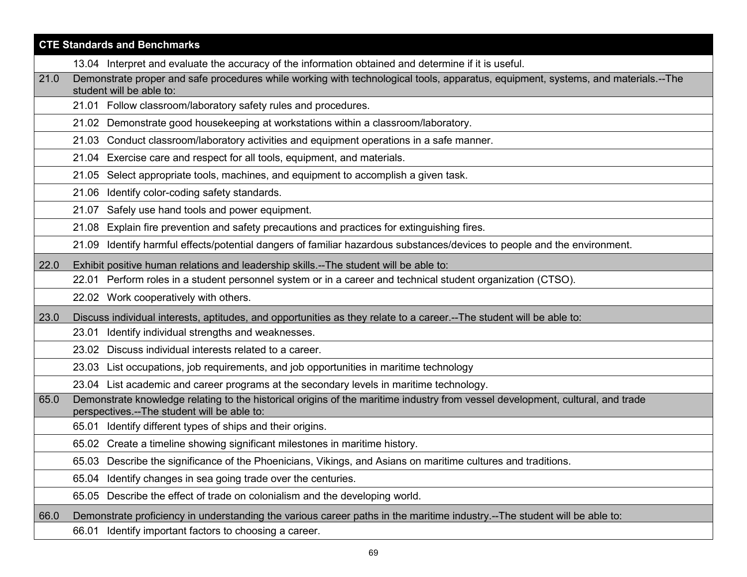| CTE Standards and Benchmarks | |
|---|---|
| | 13.04 Interpret and evaluate the accuracy of the information obtained and determine if it is useful. |
| 21.0 | Demonstrate proper and safe procedures while working with technological tools, apparatus, equipment, systems, and materials.--The student will be able to: |
| | 21.01 Follow classroom/laboratory safety rules and procedures. |
| | 21.02 Demonstrate good housekeeping at workstations within a classroom/laboratory. |
| | 21.03 Conduct classroom/laboratory activities and equipment operations in a safe manner. |
| | 21.04 Exercise care and respect for all tools, equipment, and materials. |
| | 21.05 Select appropriate tools, machines, and equipment to accomplish a given task. |
| | 21.06 Identify color-coding safety standards. |
| | 21.07 Safely use hand tools and power equipment. |
| | 21.08 Explain fire prevention and safety precautions and practices for extinguishing fires. |
| | 21.09 Identify harmful effects/potential dangers of familiar hazardous substances/devices to people and the environment. |
| 22.0 | Exhibit positive human relations and leadership skills.--The student will be able to: |
| | 22.01 Perform roles in a student personnel system or in a career and technical student organization (CTSO). |
| | 22.02 Work cooperatively with others. |
| 23.0 | Discuss individual interests, aptitudes, and opportunities as they relate to a career.--The student will be able to: |
| | 23.01 Identify individual strengths and weaknesses. |
| | 23.02 Discuss individual interests related to a career. |
| | 23.03 List occupations, job requirements, and job opportunities in maritime technology |
| | 23.04 List academic and career programs at the secondary levels in maritime technology. |
| 65.0 | Demonstrate knowledge relating to the historical origins of the maritime industry from vessel development, cultural, and trade perspectives.--The student will be able to: |
| | 65.01 Identify different types of ships and their origins. |
| | 65.02 Create a timeline showing significant milestones in maritime history. |
| | 65.03 Describe the significance of the Phoenicians, Vikings, and Asians on maritime cultures and traditions. |
| | 65.04 Identify changes in sea going trade over the centuries. |
| | 65.05 Describe the effect of trade on colonialism and the developing world. |
| 66.0 | Demonstrate proficiency in understanding the various career paths in the maritime industry.--The student will be able to: |
| | 66.01 Identify important factors to choosing a career. |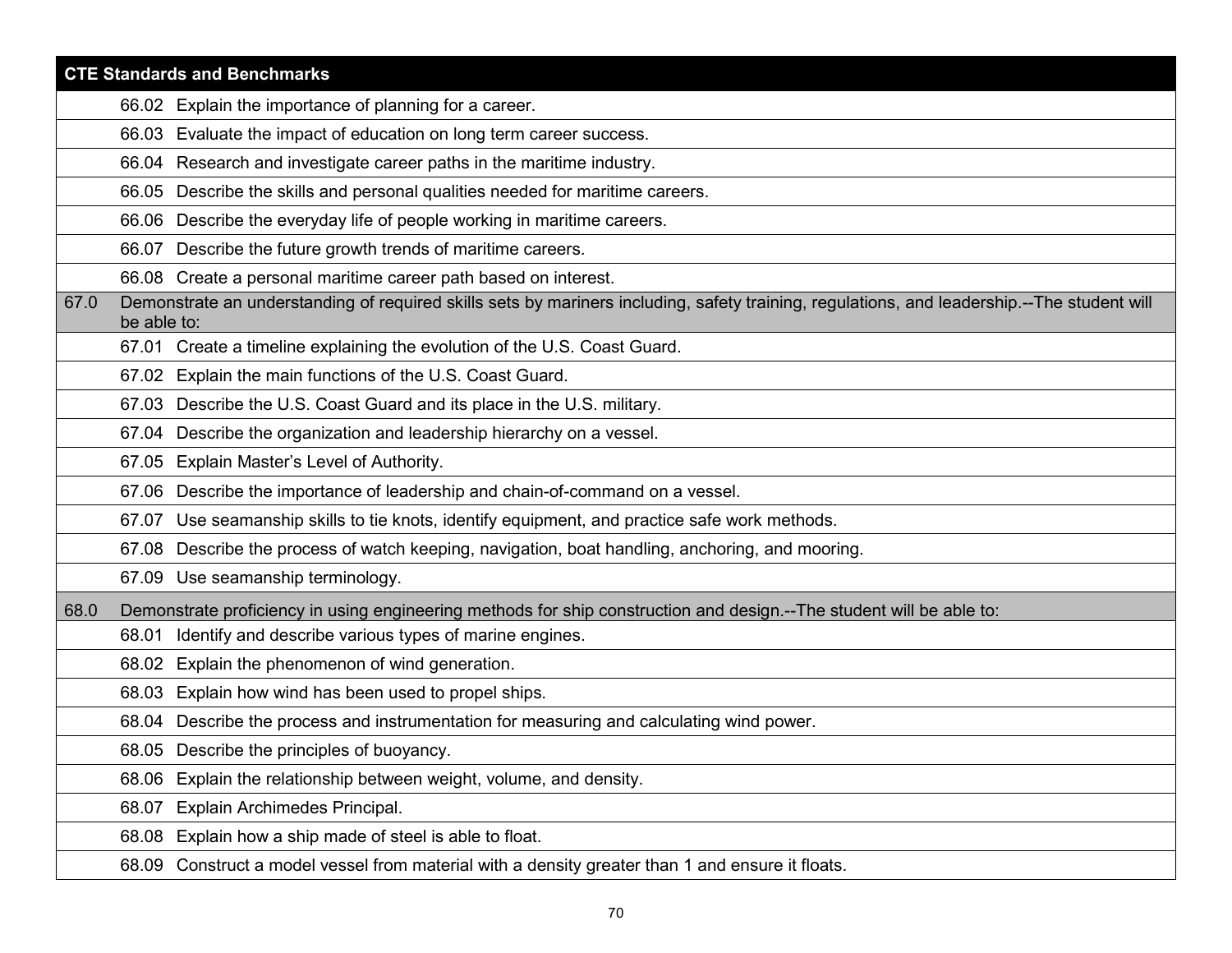| CTE Standards and Benchmarks | |
|---|---|
| | 66.02 Explain the importance of planning for a career. |
| | 66.03 Evaluate the impact of education on long term career success. |
| | 66.04 Research and investigate career paths in the maritime industry. |
| | 66.05 Describe the skills and personal qualities needed for maritime careers. |
| | 66.06 Describe the everyday life of people working in maritime careers. |
| | 66.07 Describe the future growth trends of maritime careers. |
| | 66.08 Create a personal maritime career path based on interest. |
| 67.0 | Demonstrate an understanding of required skills sets by mariners including, safety training, regulations, and leadership.--The student will be able to: |
| | 67.01 Create a timeline explaining the evolution of the U.S. Coast Guard. |
| | 67.02 Explain the main functions of the U.S. Coast Guard. |
| | 67.03 Describe the U.S. Coast Guard and its place in the U.S. military. |
| | 67.04 Describe the organization and leadership hierarchy on a vessel. |
| | 67.05 Explain Master's Level of Authority. |
| | 67.06 Describe the importance of leadership and chain-of-command on a vessel. |
| | 67.07 Use seamanship skills to tie knots, identify equipment, and practice safe work methods. |
| | 67.08 Describe the process of watch keeping, navigation, boat handling, anchoring, and mooring. |
| | 67.09 Use seamanship terminology. |
| 68.0 | Demonstrate proficiency in using engineering methods for ship construction and design.--The student will be able to: |
| | 68.01 Identify and describe various types of marine engines. |
| | 68.02 Explain the phenomenon of wind generation. |
| | 68.03 Explain how wind has been used to propel ships. |
| | 68.04 Describe the process and instrumentation for measuring and calculating wind power. |
| | 68.05 Describe the principles of buoyancy. |
| | 68.06 Explain the relationship between weight, volume, and density. |
| | 68.07 Explain Archimedes Principal. |
| | 68.08 Explain how a ship made of steel is able to float. |
| | 68.09 Construct a model vessel from material with a density greater than 1 and ensure it floats. |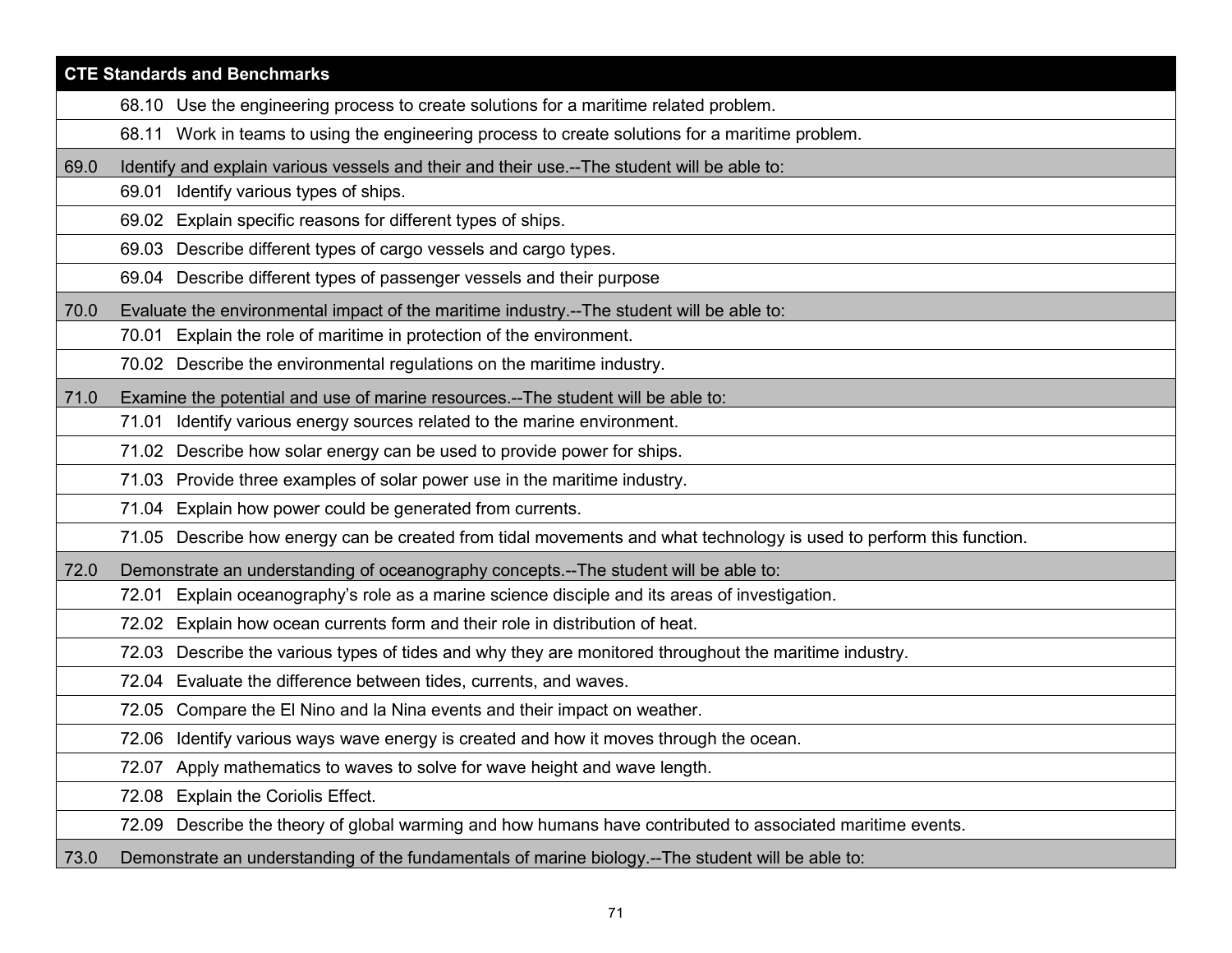| CTE Standards and Benchmarks | |
|---|---|
| | 68.10 Use the engineering process to create solutions for a maritime related problem. |
| | 68.11 Work in teams to using the engineering process to create solutions for a maritime problem. |
| 69.0 | Identify and explain various vessels and their and their use.--The student will be able to: |
| | 69.01 Identify various types of ships. |
| | 69.02 Explain specific reasons for different types of ships. |
| | 69.03 Describe different types of cargo vessels and cargo types. |
| | 69.04 Describe different types of passenger vessels and their purpose |
| 70.0 | Evaluate the environmental impact of the maritime industry.--The student will be able to: |
| | 70.01 Explain the role of maritime in protection of the environment. |
| | 70.02 Describe the environmental regulations on the maritime industry. |
| 71.0 | Examine the potential and use of marine resources.--The student will be able to: |
| | 71.01 Identify various energy sources related to the marine environment. |
| | 71.02 Describe how solar energy can be used to provide power for ships. |
| | 71.03 Provide three examples of solar power use in the maritime industry. |
| | 71.04 Explain how power could be generated from currents. |
| | 71.05 Describe how energy can be created from tidal movements and what technology is used to perform this function. |
| 72.0 | Demonstrate an understanding of oceanography concepts.--The student will be able to: |
| | 72.01 Explain oceanography's role as a marine science disciple and its areas of investigation. |
| | 72.02 Explain how ocean currents form and their role in distribution of heat. |
| | 72.03 Describe the various types of tides and why they are monitored throughout the maritime industry. |
| | 72.04 Evaluate the difference between tides, currents, and waves. |
| | 72.05 Compare the El Nino and la Nina events and their impact on weather. |
| | 72.06 Identify various ways wave energy is created and how it moves through the ocean. |
| | 72.07 Apply mathematics to waves to solve for wave height and wave length. |
| | 72.08 Explain the Coriolis Effect. |
| | 72.09 Describe the theory of global warming and how humans have contributed to associated maritime events. |
| 73.0 | Demonstrate an understanding of the fundamentals of marine biology.--The student will be able to: |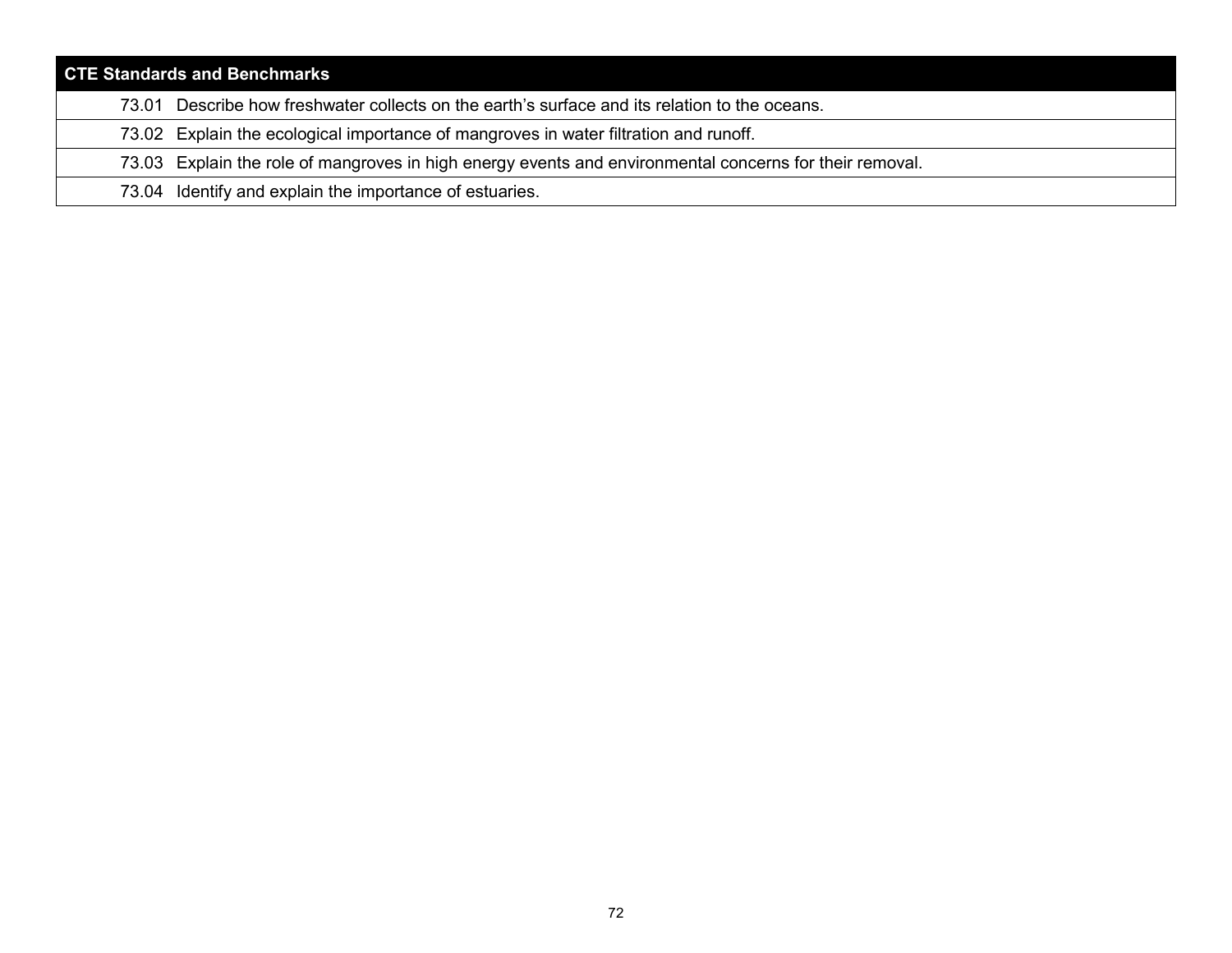| CTE Standards and Benchmarks |
| --- |
| 73.01 Describe how freshwater collects on the earth’s surface and its relation to the oceans. |
| 73.02 Explain the ecological importance of mangroves in water filtration and runoff. |
| 73.03 Explain the role of mangroves in high energy events and environmental concerns for their removal. |
| 73.04 Identify and explain the importance of estuaries. |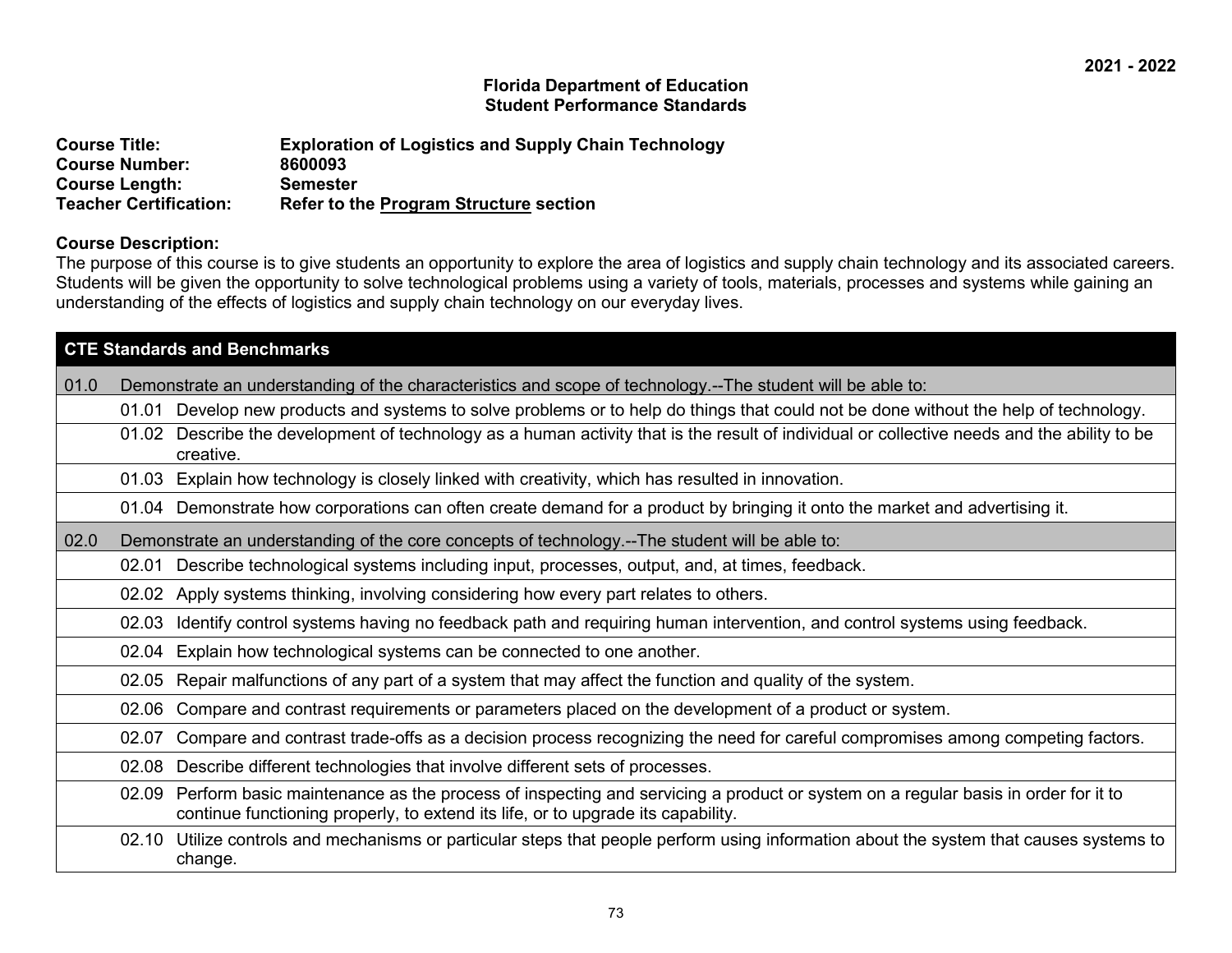2021 - 2022

**Florida Department of Education**
**Student Performance Standards**

**Course Title:** **Exploration of Logistics and Supply Chain Technology**
**Course Number:** **8600093**
**Course Length:** **Semester**
**Teacher Certification:** **Refer to the Program Structure section**

**Course Description:**
The purpose of this course is to give students an opportunity to explore the area of logistics and supply chain technology and its associated careers. Students will be given the opportunity to solve technological problems using a variety of tools, materials, processes and systems while gaining an understanding of the effects of logistics and supply chain technology on our everyday lives.

| CTE Standards and Benchmarks | | |
|---|---|---|
| 01.0 | Demonstrate an understanding of the characteristics and scope of technology.--The student will be able to: | |
| | 01.01 | Develop new products and systems to solve problems or to help do things that could not be done without the help of technology. |
| | 01.02 | Describe the development of technology as a human activity that is the result of individual or collective needs and the ability to be creative. |
| | 01.03 | Explain how technology is closely linked with creativity, which has resulted in innovation. |
| | 01.04 | Demonstrate how corporations can often create demand for a product by bringing it onto the market and advertising it. |
| 02.0 | Demonstrate an understanding of the core concepts of technology.--The student will be able to: | |
| | 02.01 | Describe technological systems including input, processes, output, and, at times, feedback. |
| | 02.02 | Apply systems thinking, involving considering how every part relates to others. |
| | 02.03 | Identify control systems having no feedback path and requiring human intervention, and control systems using feedback. |
| | 02.04 | Explain how technological systems can be connected to one another. |
| | 02.05 | Repair malfunctions of any part of a system that may affect the function and quality of the system. |
| | 02.06 | Compare and contrast requirements or parameters placed on the development of a product or system. |
| | 02.07 | Compare and contrast trade-offs as a decision process recognizing the need for careful compromises among competing factors. |
| | 02.08 | Describe different technologies that involve different sets of processes. |
| | 02.09 | Perform basic maintenance as the process of inspecting and servicing a product or system on a regular basis in order for it to continue functioning properly, to extend its life, or to upgrade its capability. |
| | 02.10 | Utilize controls and mechanisms or particular steps that people perform using information about the system that causes systems to change. |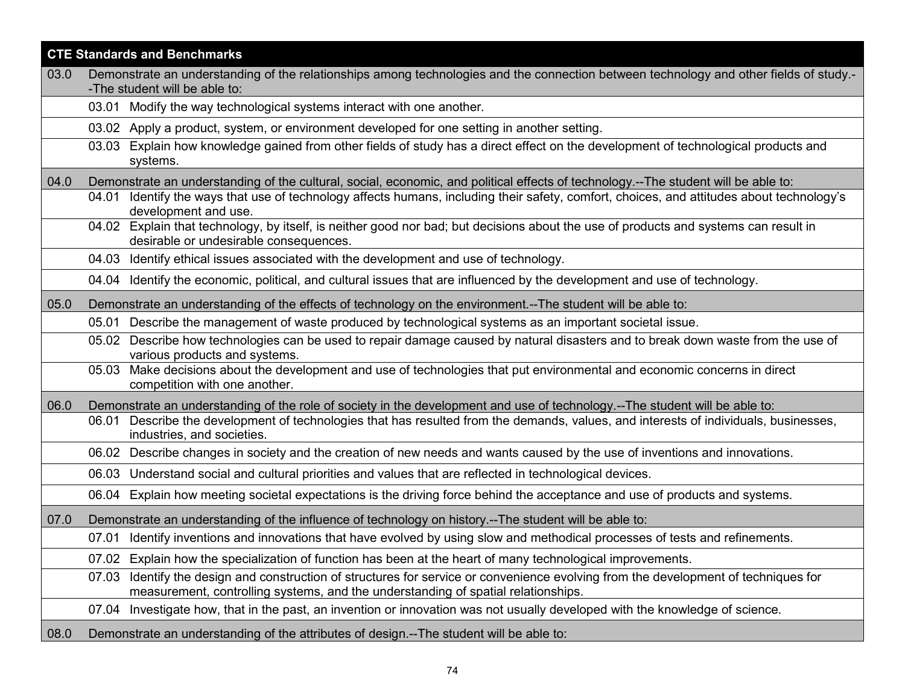| CTE Standards and Benchmarks | | |
|---|---|---|
| 03.0 | Demonstrate an understanding of the relationships among technologies and the connection between technology and other fields of study.--The student will be able to: | |
| | 03.01 | Modify the way technological systems interact with one another. |
| | 03.02 | Apply a product, system, or environment developed for one setting in another setting. |
| | 03.03 | Explain how knowledge gained from other fields of study has a direct effect on the development of technological products and systems. |
| 04.0 | Demonstrate an understanding of the cultural, social, economic, and political effects of technology.--The student will be able to: | |
| | 04.01 | Identify the ways that use of technology affects humans, including their safety, comfort, choices, and attitudes about technology's development and use. |
| | 04.02 | Explain that technology, by itself, is neither good nor bad; but decisions about the use of products and systems can result in desirable or undesirable consequences. |
| | 04.03 | Identify ethical issues associated with the development and use of technology. |
| | 04.04 | Identify the economic, political, and cultural issues that are influenced by the development and use of technology. |
| 05.0 | Demonstrate an understanding of the effects of technology on the environment.--The student will be able to: | |
| | 05.01 | Describe the management of waste produced by technological systems as an important societal issue. |
| | 05.02 | Describe how technologies can be used to repair damage caused by natural disasters and to break down waste from the use of various products and systems. |
| | 05.03 | Make decisions about the development and use of technologies that put environmental and economic concerns in direct competition with one another. |
| 06.0 | Demonstrate an understanding of the role of society in the development and use of technology.--The student will be able to: | |
| | 06.01 | Describe the development of technologies that has resulted from the demands, values, and interests of individuals, businesses, industries, and societies. |
| | 06.02 | Describe changes in society and the creation of new needs and wants caused by the use of inventions and innovations. |
| | 06.03 | Understand social and cultural priorities and values that are reflected in technological devices. |
| | 06.04 | Explain how meeting societal expectations is the driving force behind the acceptance and use of products and systems. |
| 07.0 | Demonstrate an understanding of the influence of technology on history.--The student will be able to: | |
| | 07.01 | Identify inventions and innovations that have evolved by using slow and methodical processes of tests and refinements. |
| | 07.02 | Explain how the specialization of function has been at the heart of many technological improvements. |
| | 07.03 | Identify the design and construction of structures for service or convenience evolving from the development of techniques for measurement, controlling systems, and the understanding of spatial relationships. |
| | 07.04 | Investigate how, that in the past, an invention or innovation was not usually developed with the knowledge of science. |
| 08.0 | Demonstrate an understanding of the attributes of design.--The student will be able to: | |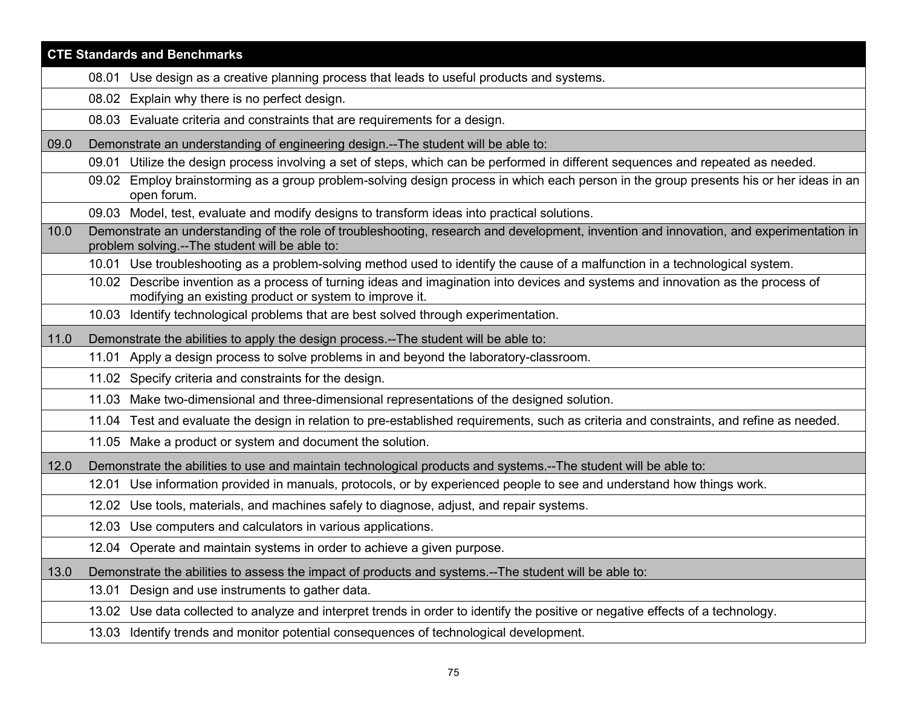| CTE Standards and Benchmarks | | |
|---|---|---|
| | 08.01 | Use design as a creative planning process that leads to useful products and systems. |
| | 08.02 | Explain why there is no perfect design. |
| | 08.03 | Evaluate criteria and constraints that are requirements for a design. |
| 09.0 | Demonstrate an understanding of engineering design.--The student will be able to: | |
| | 09.01 | Utilize the design process involving a set of steps, which can be performed in different sequences and repeated as needed. |
| | 09.02 | Employ brainstorming as a group problem-solving design process in which each person in the group presents his or her ideas in an open forum. |
| | 09.03 | Model, test, evaluate and modify designs to transform ideas into practical solutions. |
| 10.0 | Demonstrate an understanding of the role of troubleshooting, research and development, invention and innovation, and experimentation in problem solving.--The student will be able to: | |
| | 10.01 | Use troubleshooting as a problem-solving method used to identify the cause of a malfunction in a technological system. |
| | 10.02 | Describe invention as a process of turning ideas and imagination into devices and systems and innovation as the process of modifying an existing product or system to improve it. |
| | 10.03 | Identify technological problems that are best solved through experimentation. |
| 11.0 | Demonstrate the abilities to apply the design process.--The student will be able to: | |
| | 11.01 | Apply a design process to solve problems in and beyond the laboratory-classroom. |
| | 11.02 | Specify criteria and constraints for the design. |
| | 11.03 | Make two-dimensional and three-dimensional representations of the designed solution. |
| | 11.04 | Test and evaluate the design in relation to pre-established requirements, such as criteria and constraints, and refine as needed. |
| | 11.05 | Make a product or system and document the solution. |
| 12.0 | Demonstrate the abilities to use and maintain technological products and systems.--The student will be able to: | |
| | 12.01 | Use information provided in manuals, protocols, or by experienced people to see and understand how things work. |
| | 12.02 | Use tools, materials, and machines safely to diagnose, adjust, and repair systems. |
| | 12.03 | Use computers and calculators in various applications. |
| | 12.04 | Operate and maintain systems in order to achieve a given purpose. |
| 13.0 | Demonstrate the abilities to assess the impact of products and systems.--The student will be able to: | |
| | 13.01 | Design and use instruments to gather data. |
| | 13.02 | Use data collected to analyze and interpret trends in order to identify the positive or negative effects of a technology. |
| | 13.03 | Identify trends and monitor potential consequences of technological development. |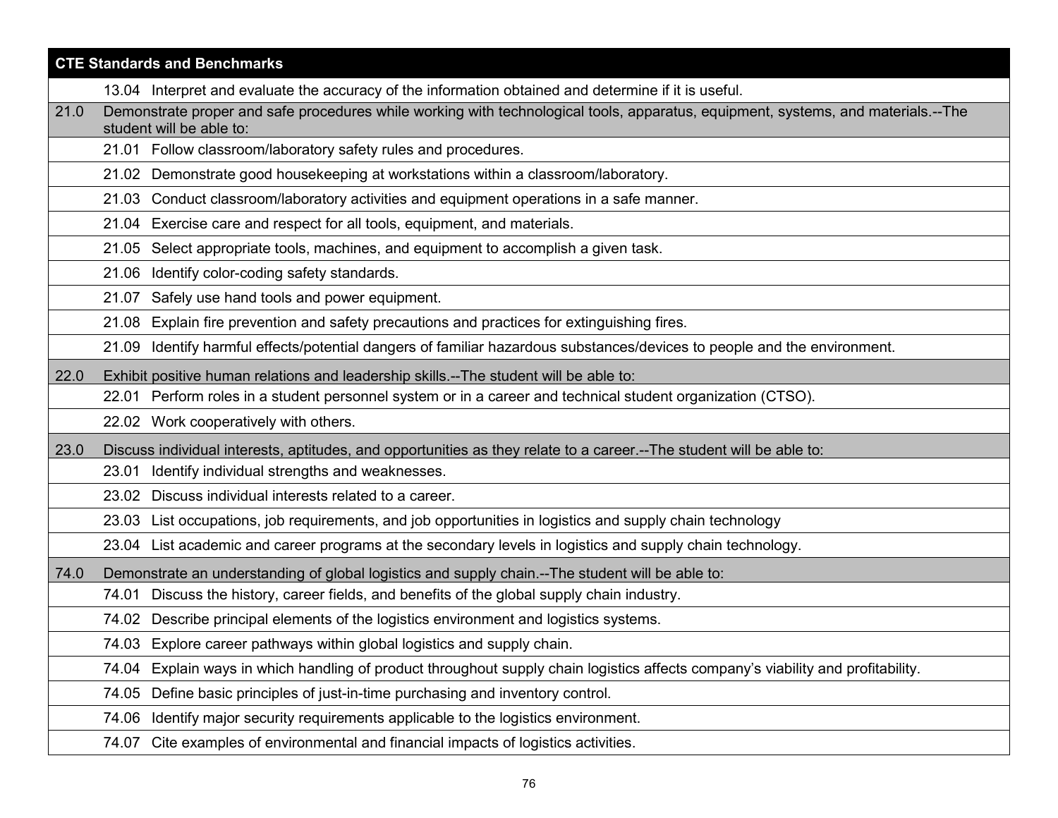| CTE Standards and Benchmarks | |
|---|---|
| | 13.04 Interpret and evaluate the accuracy of the information obtained and determine if it is useful. |
| 21.0 | Demonstrate proper and safe procedures while working with technological tools, apparatus, equipment, systems, and materials.--The student will be able to: |
| | 21.01 Follow classroom/laboratory safety rules and procedures. |
| | 21.02 Demonstrate good housekeeping at workstations within a classroom/laboratory. |
| | 21.03 Conduct classroom/laboratory activities and equipment operations in a safe manner. |
| | 21.04 Exercise care and respect for all tools, equipment, and materials. |
| | 21.05 Select appropriate tools, machines, and equipment to accomplish a given task. |
| | 21.06 Identify color-coding safety standards. |
| | 21.07 Safely use hand tools and power equipment. |
| | 21.08 Explain fire prevention and safety precautions and practices for extinguishing fires. |
| | 21.09 Identify harmful effects/potential dangers of familiar hazardous substances/devices to people and the environment. |
| 22.0 | Exhibit positive human relations and leadership skills.--The student will be able to: |
| | 22.01 Perform roles in a student personnel system or in a career and technical student organization (CTSO). |
| | 22.02 Work cooperatively with others. |
| 23.0 | Discuss individual interests, aptitudes, and opportunities as they relate to a career.--The student will be able to: |
| | 23.01 Identify individual strengths and weaknesses. |
| | 23.02 Discuss individual interests related to a career. |
| | 23.03 List occupations, job requirements, and job opportunities in logistics and supply chain technology |
| | 23.04 List academic and career programs at the secondary levels in logistics and supply chain technology. |
| 74.0 | Demonstrate an understanding of global logistics and supply chain.--The student will be able to: |
| | 74.01 Discuss the history, career fields, and benefits of the global supply chain industry. |
| | 74.02 Describe principal elements of the logistics environment and logistics systems. |
| | 74.03 Explore career pathways within global logistics and supply chain. |
| | 74.04 Explain ways in which handling of product throughout supply chain logistics affects company's viability and profitability. |
| | 74.05 Define basic principles of just-in-time purchasing and inventory control. |
| | 74.06 Identify major security requirements applicable to the logistics environment. |
| | 74.07 Cite examples of environmental and financial impacts of logistics activities. |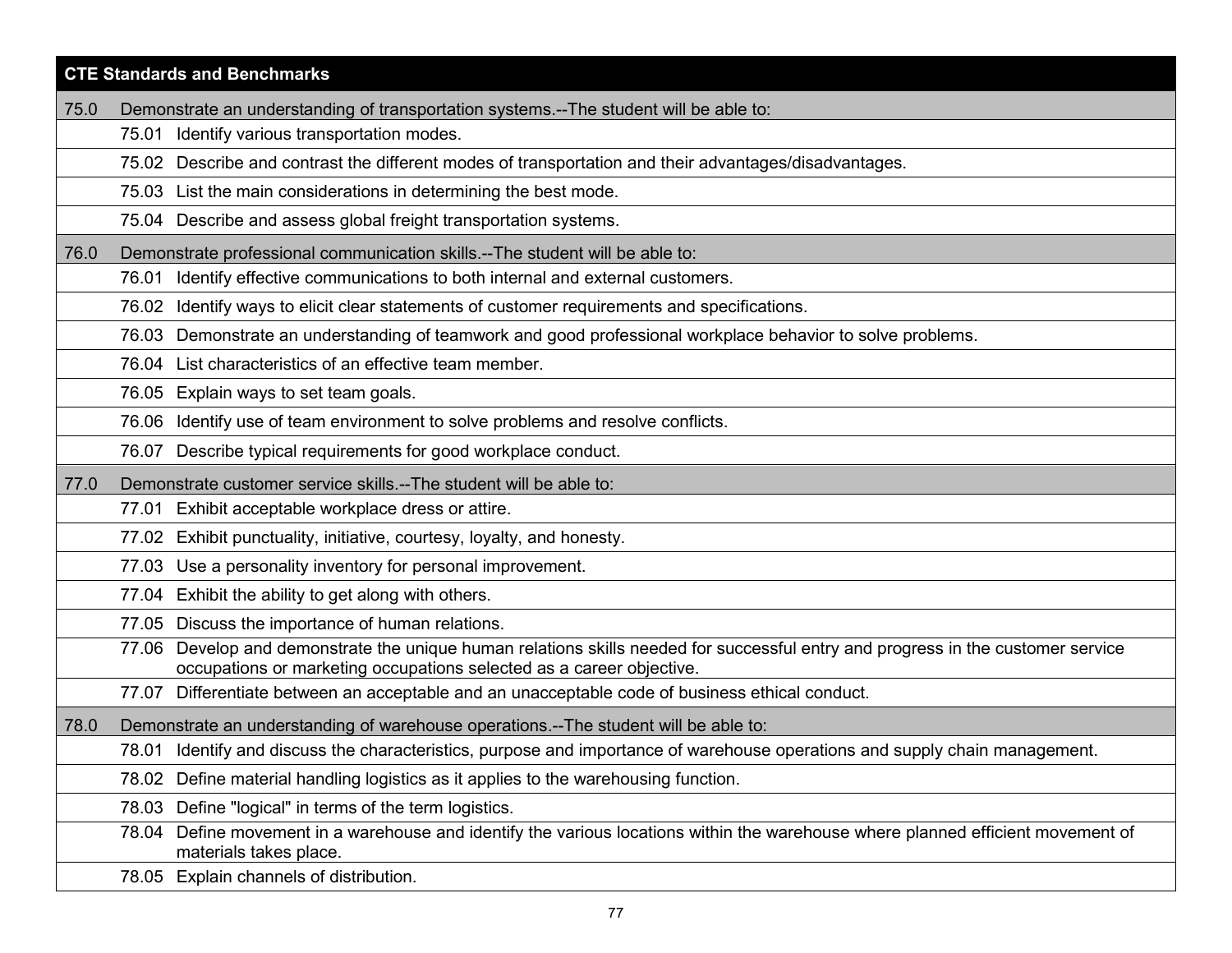| CTE Standards and Benchmarks | |
|---|---|
| 75.0 | Demonstrate an understanding of transportation systems.--The student will be able to: |
| | 75.01 Identify various transportation modes. |
| | 75.02 Describe and contrast the different modes of transportation and their advantages/disadvantages. |
| | 75.03 List the main considerations in determining the best mode. |
| | 75.04 Describe and assess global freight transportation systems. |
| 76.0 | Demonstrate professional communication skills.--The student will be able to: |
| | 76.01 Identify effective communications to both internal and external customers. |
| | 76.02 Identify ways to elicit clear statements of customer requirements and specifications. |
| | 76.03 Demonstrate an understanding of teamwork and good professional workplace behavior to solve problems. |
| | 76.04 List characteristics of an effective team member. |
| | 76.05 Explain ways to set team goals. |
| | 76.06 Identify use of team environment to solve problems and resolve conflicts. |
| | 76.07 Describe typical requirements for good workplace conduct. |
| 77.0 | Demonstrate customer service skills.--The student will be able to: |
| | 77.01 Exhibit acceptable workplace dress or attire. |
| | 77.02 Exhibit punctuality, initiative, courtesy, loyalty, and honesty. |
| | 77.03 Use a personality inventory for personal improvement. |
| | 77.04 Exhibit the ability to get along with others. |
| | 77.05 Discuss the importance of human relations. |
| | 77.06 Develop and demonstrate the unique human relations skills needed for successful entry and progress in the customer service occupations or marketing occupations selected as a career objective. |
| | 77.07 Differentiate between an acceptable and an unacceptable code of business ethical conduct. |
| 78.0 | Demonstrate an understanding of warehouse operations.--The student will be able to: |
| | 78.01 Identify and discuss the characteristics, purpose and importance of warehouse operations and supply chain management. |
| | 78.02 Define material handling logistics as it applies to the warehousing function. |
| | 78.03 Define "logical" in terms of the term logistics. |
| | 78.04 Define movement in a warehouse and identify the various locations within the warehouse where planned efficient movement of materials takes place. |
| | 78.05 Explain channels of distribution. |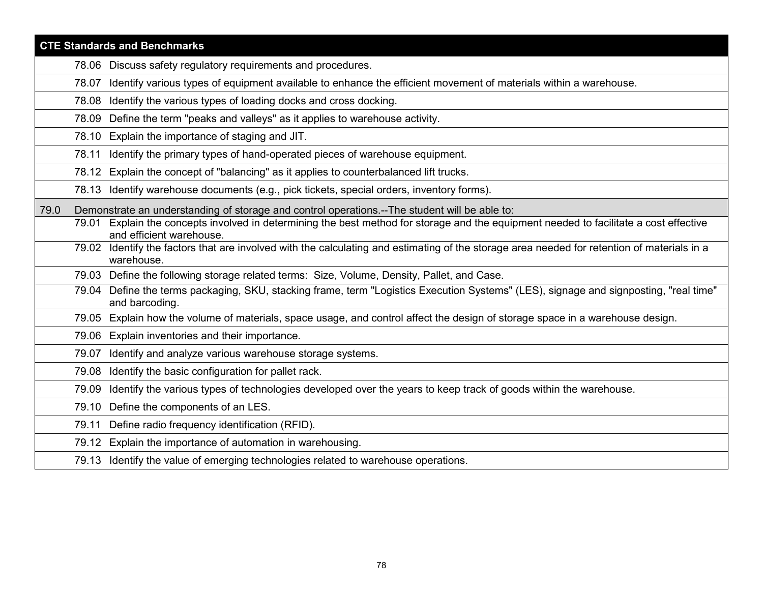| CTE Standards and Benchmarks | | |
|---|---|---|
| | 78.06 | Discuss safety regulatory requirements and procedures. |
| | 78.07 | Identify various types of equipment available to enhance the efficient movement of materials within a warehouse. |
| | 78.08 | Identify the various types of loading docks and cross docking. |
| | 78.09 | Define the term "peaks and valleys" as it applies to warehouse activity. |
| | 78.10 | Explain the importance of staging and JIT. |
| | 78.11 | Identify the primary types of hand-operated pieces of warehouse equipment. |
| | 78.12 | Explain the concept of "balancing" as it applies to counterbalanced lift trucks. |
| | 78.13 | Identify warehouse documents (e.g., pick tickets, special orders, inventory forms). |
| 79.0 | Demonstrate an understanding of storage and control operations.--The student will be able to: | |
| | 79.01 | Explain the concepts involved in determining the best method for storage and the equipment needed to facilitate a cost effective and efficient warehouse. |
| | 79.02 | Identify the factors that are involved with the calculating and estimating of the storage area needed for retention of materials in a warehouse. |
| | 79.03 | Define the following storage related terms: Size, Volume, Density, Pallet, and Case. |
| | 79.04 | Define the terms packaging, SKU, stacking frame, term "Logistics Execution Systems" (LES), signage and signposting, "real time" and barcoding. |
| | 79.05 | Explain how the volume of materials, space usage, and control affect the design of storage space in a warehouse design. |
| | 79.06 | Explain inventories and their importance. |
| | 79.07 | Identify and analyze various warehouse storage systems. |
| | 79.08 | Identify the basic configuration for pallet rack. |
| | 79.09 | Identify the various types of technologies developed over the years to keep track of goods within the warehouse. |
| | 79.10 | Define the components of an LES. |
| | 79.11 | Define radio frequency identification (RFID). |
| | 79.12 | Explain the importance of automation in warehousing. |
| | 79.13 | Identify the value of emerging technologies related to warehouse operations. |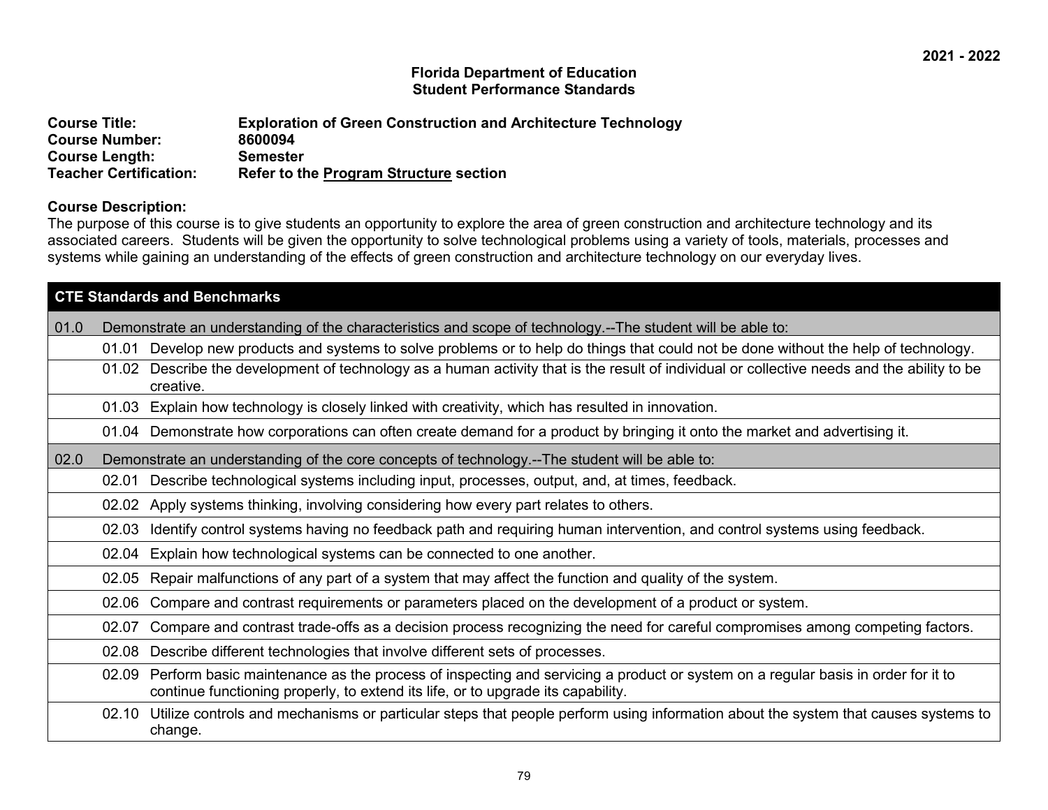2021 - 2022

**Florida Department of Education**
**Student Performance Standards**

**Course Title:** Exploration of Green Construction and Architecture Technology
**Course Number:** 8600094
**Course Length:** Semester
**Teacher Certification:** Refer to the Program Structure section

**Course Description:**
The purpose of this course is to give students an opportunity to explore the area of green construction and architecture technology and its associated careers. Students will be given the opportunity to solve technological problems using a variety of tools, materials, processes and systems while gaining an understanding of the effects of green construction and architecture technology on our everyday lives.

| CTE Standards and Benchmarks | |
|---|---|
| 01.0 | Demonstrate an understanding of the characteristics and scope of technology.--The student will be able to: |
| 01.01 | Develop new products and systems to solve problems or to help do things that could not be done without the help of technology. |
| 01.02 | Describe the development of technology as a human activity that is the result of individual or collective needs and the ability to be creative. |
| 01.03 | Explain how technology is closely linked with creativity, which has resulted in innovation. |
| 01.04 | Demonstrate how corporations can often create demand for a product by bringing it onto the market and advertising it. |
| 02.0 | Demonstrate an understanding of the core concepts of technology.--The student will be able to: |
| 02.01 | Describe technological systems including input, processes, output, and, at times, feedback. |
| 02.02 | Apply systems thinking, involving considering how every part relates to others. |
| 02.03 | Identify control systems having no feedback path and requiring human intervention, and control systems using feedback. |
| 02.04 | Explain how technological systems can be connected to one another. |
| 02.05 | Repair malfunctions of any part of a system that may affect the function and quality of the system. |
| 02.06 | Compare and contrast requirements or parameters placed on the development of a product or system. |
| 02.07 | Compare and contrast trade-offs as a decision process recognizing the need for careful compromises among competing factors. |
| 02.08 | Describe different technologies that involve different sets of processes. |
| 02.09 | Perform basic maintenance as the process of inspecting and servicing a product or system on a regular basis in order for it to continue functioning properly, to extend its life, or to upgrade its capability. |
| 02.10 | Utilize controls and mechanisms or particular steps that people perform using information about the system that causes systems to change. |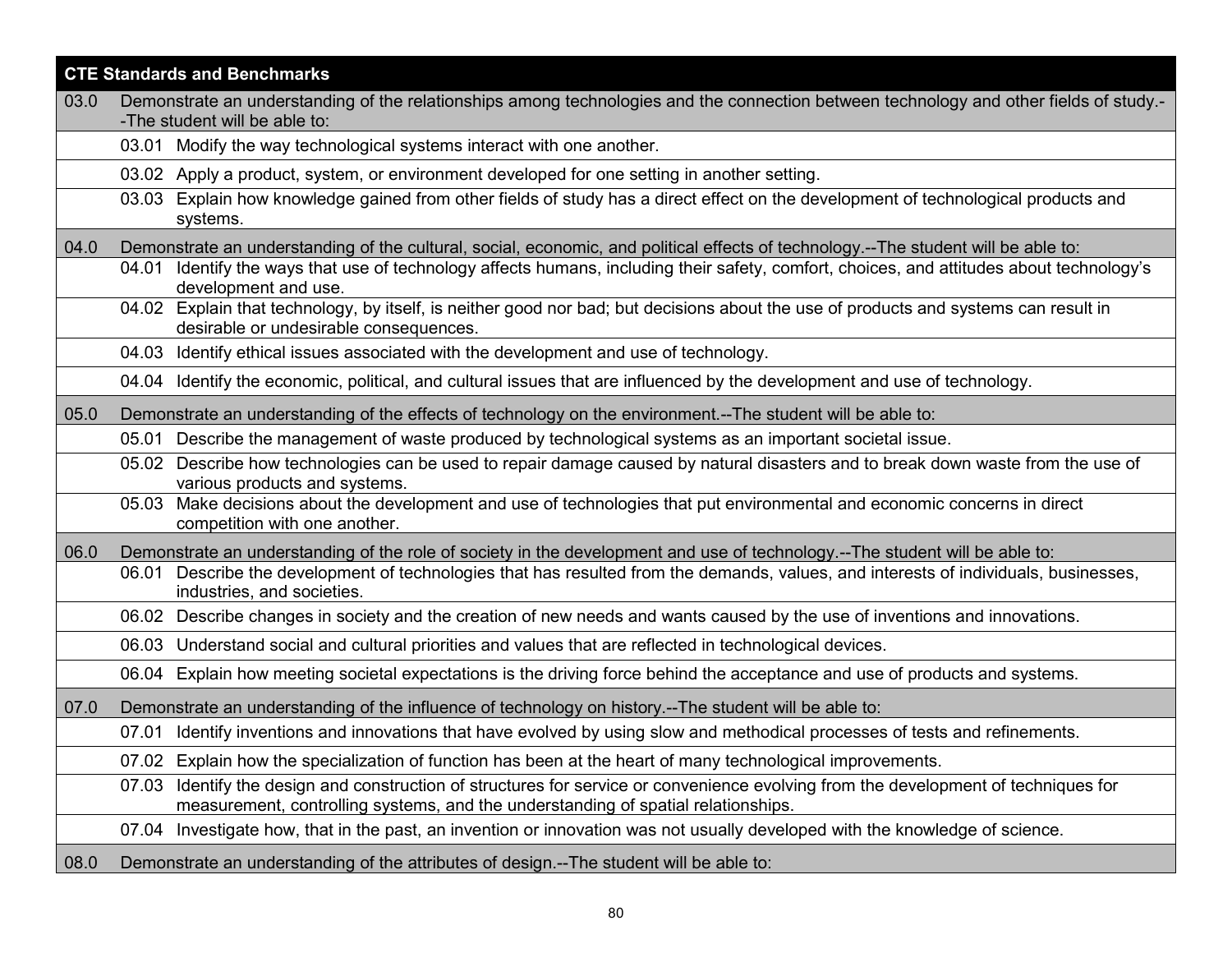| CTE Standards and Benchmarks | | |
|---|---|---|
| 03.0 | Demonstrate an understanding of the relationships among technologies and the connection between technology and other fields of study.--The student will be able to: | |
| | 03.01 | Modify the way technological systems interact with one another. |
| | 03.02 | Apply a product, system, or environment developed for one setting in another setting. |
| | 03.03 | Explain how knowledge gained from other fields of study has a direct effect on the development of technological products and systems. |
| 04.0 | Demonstrate an understanding of the cultural, social, economic, and political effects of technology.--The student will be able to: | |
| | 04.01 | Identify the ways that use of technology affects humans, including their safety, comfort, choices, and attitudes about technology's development and use. |
| | 04.02 | Explain that technology, by itself, is neither good nor bad; but decisions about the use of products and systems can result in desirable or undesirable consequences. |
| | 04.03 | Identify ethical issues associated with the development and use of technology. |
| | 04.04 | Identify the economic, political, and cultural issues that are influenced by the development and use of technology. |
| 05.0 | Demonstrate an understanding of the effects of technology on the environment.--The student will be able to: | |
| | 05.01 | Describe the management of waste produced by technological systems as an important societal issue. |
| | 05.02 | Describe how technologies can be used to repair damage caused by natural disasters and to break down waste from the use of various products and systems. |
| | 05.03 | Make decisions about the development and use of technologies that put environmental and economic concerns in direct competition with one another. |
| 06.0 | Demonstrate an understanding of the role of society in the development and use of technology.--The student will be able to: | |
| | 06.01 | Describe the development of technologies that has resulted from the demands, values, and interests of individuals, businesses, industries, and societies. |
| | 06.02 | Describe changes in society and the creation of new needs and wants caused by the use of inventions and innovations. |
| | 06.03 | Understand social and cultural priorities and values that are reflected in technological devices. |
| | 06.04 | Explain how meeting societal expectations is the driving force behind the acceptance and use of products and systems. |
| 07.0 | Demonstrate an understanding of the influence of technology on history.--The student will be able to: | |
| | 07.01 | Identify inventions and innovations that have evolved by using slow and methodical processes of tests and refinements. |
| | 07.02 | Explain how the specialization of function has been at the heart of many technological improvements. |
| | 07.03 | Identify the design and construction of structures for service or convenience evolving from the development of techniques for measurement, controlling systems, and the understanding of spatial relationships. |
| | 07.04 | Investigate how, that in the past, an invention or innovation was not usually developed with the knowledge of science. |
| 08.0 | Demonstrate an understanding of the attributes of design.--The student will be able to: | |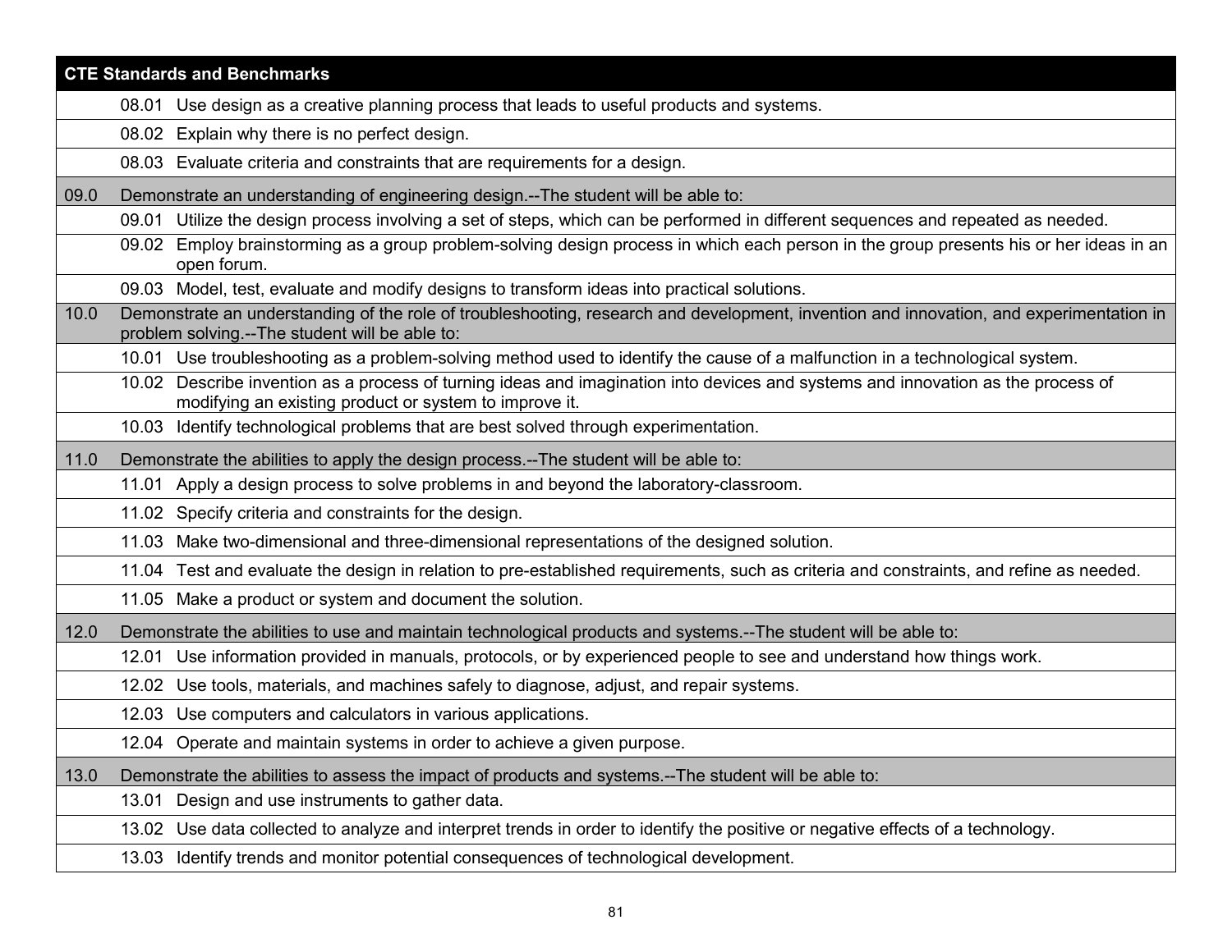| CTE Standards and Benchmarks | | |
|---|---|---|
| | 08.01 | Use design as a creative planning process that leads to useful products and systems. |
| | 08.02 | Explain why there is no perfect design. |
| | 08.03 | Evaluate criteria and constraints that are requirements for a design. |
| 09.0 | Demonstrate an understanding of engineering design.--The student will be able to: | |
| | 09.01 | Utilize the design process involving a set of steps, which can be performed in different sequences and repeated as needed. |
| | 09.02 | Employ brainstorming as a group problem-solving design process in which each person in the group presents his or her ideas in an open forum. |
| | 09.03 | Model, test, evaluate and modify designs to transform ideas into practical solutions. |
| 10.0 | Demonstrate an understanding of the role of troubleshooting, research and development, invention and innovation, and experimentation in problem solving.--The student will be able to: | |
| | 10.01 | Use troubleshooting as a problem-solving method used to identify the cause of a malfunction in a technological system. |
| | 10.02 | Describe invention as a process of turning ideas and imagination into devices and systems and innovation as the process of modifying an existing product or system to improve it. |
| | 10.03 | Identify technological problems that are best solved through experimentation. |
| 11.0 | Demonstrate the abilities to apply the design process.--The student will be able to: | |
| | 11.01 | Apply a design process to solve problems in and beyond the laboratory-classroom. |
| | 11.02 | Specify criteria and constraints for the design. |
| | 11.03 | Make two-dimensional and three-dimensional representations of the designed solution. |
| | 11.04 | Test and evaluate the design in relation to pre-established requirements, such as criteria and constraints, and refine as needed. |
| | 11.05 | Make a product or system and document the solution. |
| 12.0 | Demonstrate the abilities to use and maintain technological products and systems.--The student will be able to: | |
| | 12.01 | Use information provided in manuals, protocols, or by experienced people to see and understand how things work. |
| | 12.02 | Use tools, materials, and machines safely to diagnose, adjust, and repair systems. |
| | 12.03 | Use computers and calculators in various applications. |
| | 12.04 | Operate and maintain systems in order to achieve a given purpose. |
| 13.0 | Demonstrate the abilities to assess the impact of products and systems.--The student will be able to: | |
| | 13.01 | Design and use instruments to gather data. |
| | 13.02 | Use data collected to analyze and interpret trends in order to identify the positive or negative effects of a technology. |
| | 13.03 | Identify trends and monitor potential consequences of technological development. |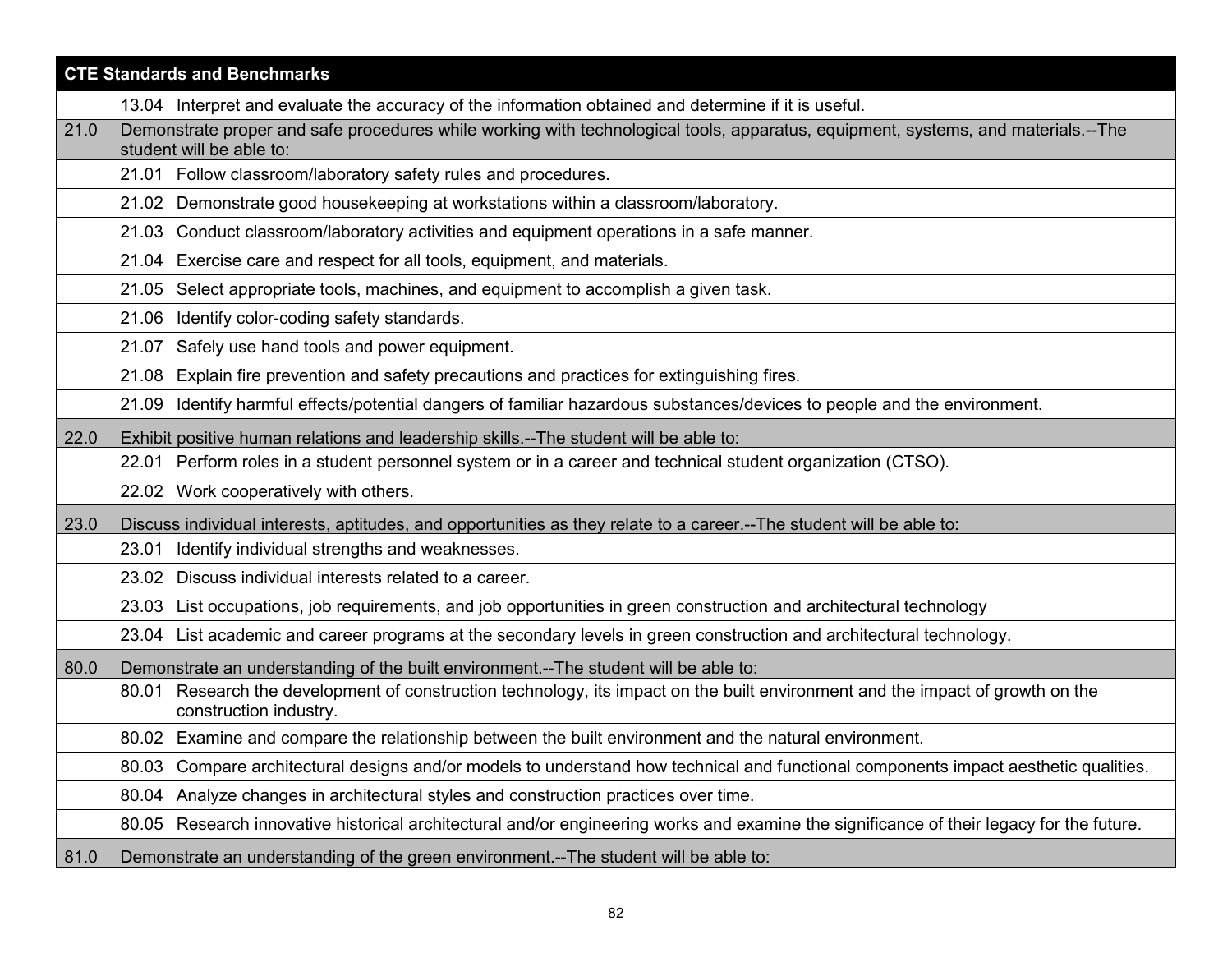| CTE Standards and Benchmarks | |
|---|---|
| | 13.04 Interpret and evaluate the accuracy of the information obtained and determine if it is useful. |
| 21.0 | Demonstrate proper and safe procedures while working with technological tools, apparatus, equipment, systems, and materials.--The student will be able to: |
| | 21.01 Follow classroom/laboratory safety rules and procedures. |
| | 21.02 Demonstrate good housekeeping at workstations within a classroom/laboratory. |
| | 21.03 Conduct classroom/laboratory activities and equipment operations in a safe manner. |
| | 21.04 Exercise care and respect for all tools, equipment, and materials. |
| | 21.05 Select appropriate tools, machines, and equipment to accomplish a given task. |
| | 21.06 Identify color-coding safety standards. |
| | 21.07 Safely use hand tools and power equipment. |
| | 21.08 Explain fire prevention and safety precautions and practices for extinguishing fires. |
| | 21.09 Identify harmful effects/potential dangers of familiar hazardous substances/devices to people and the environment. |
| 22.0 | Exhibit positive human relations and leadership skills.--The student will be able to: |
| | 22.01 Perform roles in a student personnel system or in a career and technical student organization (CTSO). |
| | 22.02 Work cooperatively with others. |
| 23.0 | Discuss individual interests, aptitudes, and opportunities as they relate to a career.--The student will be able to: |
| | 23.01 Identify individual strengths and weaknesses. |
| | 23.02 Discuss individual interests related to a career. |
| | 23.03 List occupations, job requirements, and job opportunities in green construction and architectural technology |
| | 23.04 List academic and career programs at the secondary levels in green construction and architectural technology. |
| 80.0 | Demonstrate an understanding of the built environment.--The student will be able to: |
| | 80.01 Research the development of construction technology, its impact on the built environment and the impact of growth on the construction industry. |
| | 80.02 Examine and compare the relationship between the built environment and the natural environment. |
| | 80.03 Compare architectural designs and/or models to understand how technical and functional components impact aesthetic qualities. |
| | 80.04 Analyze changes in architectural styles and construction practices over time. |
| | 80.05 Research innovative historical architectural and/or engineering works and examine the significance of their legacy for the future. |
| 81.0 | Demonstrate an understanding of the green environment.--The student will be able to: |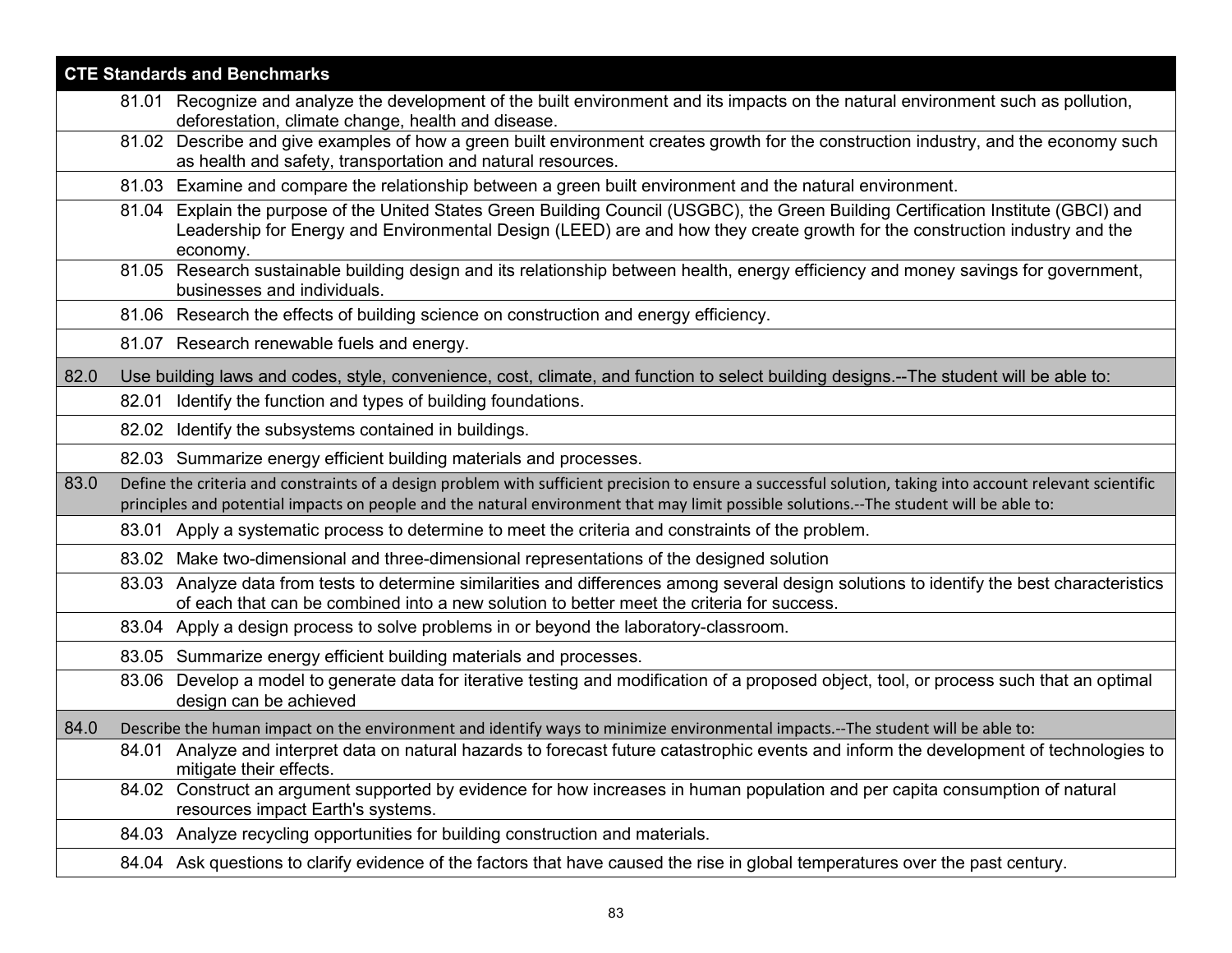| CTE Standards and Benchmarks | | |
|---|---|---|
| | 81.01 | Recognize and analyze the development of the built environment and its impacts on the natural environment such as pollution, deforestation, climate change, health and disease. |
| | 81.02 | Describe and give examples of how a green built environment creates growth for the construction industry, and the economy such as health and safety, transportation and natural resources. |
| | 81.03 | Examine and compare the relationship between a green built environment and the natural environment. |
| | 81.04 | Explain the purpose of the United States Green Building Council (USGBC), the Green Building Certification Institute (GBCI) and Leadership for Energy and Environmental Design (LEED) are and how they create growth for the construction industry and the economy. |
| | 81.05 | Research sustainable building design and its relationship between health, energy efficiency and money savings for government, businesses and individuals. |
| | 81.06 | Research the effects of building science on construction and energy efficiency. |
| | 81.07 | Research renewable fuels and energy. |
| 82.0 | Use building laws and codes, style, convenience, cost, climate, and function to select building designs.--The student will be able to: | |
| | 82.01 | Identify the function and types of building foundations. |
| | 82.02 | Identify the subsystems contained in buildings. |
| | 82.03 | Summarize energy efficient building materials and processes. |
| 83.0 | Define the criteria and constraints of a design problem with sufficient precision to ensure a successful solution, taking into account relevant scientific principles and potential impacts on people and the natural environment that may limit possible solutions.--The student will be able to: | |
| | 83.01 | Apply a systematic process to determine to meet the criteria and constraints of the problem. |
| | 83.02 | Make two-dimensional and three-dimensional representations of the designed solution |
| | 83.03 | Analyze data from tests to determine similarities and differences among several design solutions to identify the best characteristics of each that can be combined into a new solution to better meet the criteria for success. |
| | 83.04 | Apply a design process to solve problems in or beyond the laboratory-classroom. |
| | 83.05 | Summarize energy efficient building materials and processes. |
| | 83.06 | Develop a model to generate data for iterative testing and modification of a proposed object, tool, or process such that an optimal design can be achieved |
| 84.0 | Describe the human impact on the environment and identify ways to minimize environmental impacts.--The student will be able to: | |
| | 84.01 | Analyze and interpret data on natural hazards to forecast future catastrophic events and inform the development of technologies to mitigate their effects. |
| | 84.02 | Construct an argument supported by evidence for how increases in human population and per capita consumption of natural resources impact Earth's systems. |
| | 84.03 | Analyze recycling opportunities for building construction and materials. |
| | 84.04 | Ask questions to clarify evidence of the factors that have caused the rise in global temperatures over the past century. |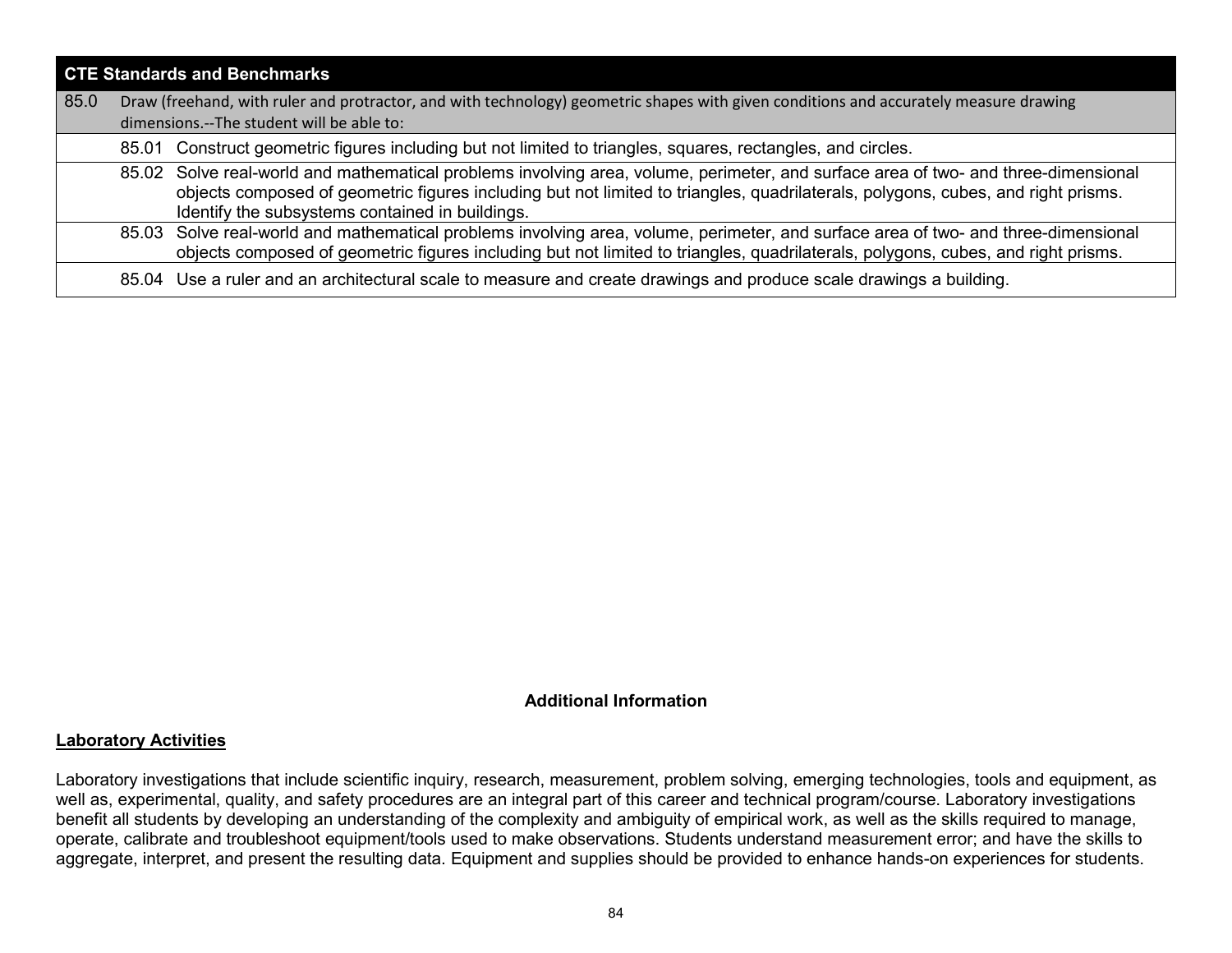| CTE Standards and Benchmarks | | |
|---|---|---|
| 85.0 | Draw (freehand, with ruler and protractor, and with technology) geometric shapes with given conditions and accurately measure drawing dimensions.--The student will be able to: | |
| | 85.01 | Construct geometric figures including but not limited to triangles, squares, rectangles, and circles. |
| | 85.02 | Solve real-world and mathematical problems involving area, volume, perimeter, and surface area of two- and three-dimensional objects composed of geometric figures including but not limited to triangles, quadrilaterals, polygons, cubes, and right prisms. Identify the subsystems contained in buildings. |
| | 85.03 | Solve real-world and mathematical problems involving area, volume, perimeter, and surface area of two- and three-dimensional objects composed of geometric figures including but not limited to triangles, quadrilaterals, polygons, cubes, and right prisms. |
| | 85.04 | Use a ruler and an architectural scale to measure and create drawings and produce scale drawings a building. |

## Additional Information

**Laboratory Activities**

Laboratory investigations that include scientific inquiry, research, measurement, problem solving, emerging technologies, tools and equipment, as well as, experimental, quality, and safety procedures are an integral part of this career and technical program/course. Laboratory investigations benefit all students by developing an understanding of the complexity and ambiguity of empirical work, as well as the skills required to manage, operate, calibrate and troubleshoot equipment/tools used to make observations. Students understand measurement error; and have the skills to aggregate, interpret, and present the resulting data. Equipment and supplies should be provided to enhance hands-on experiences for students.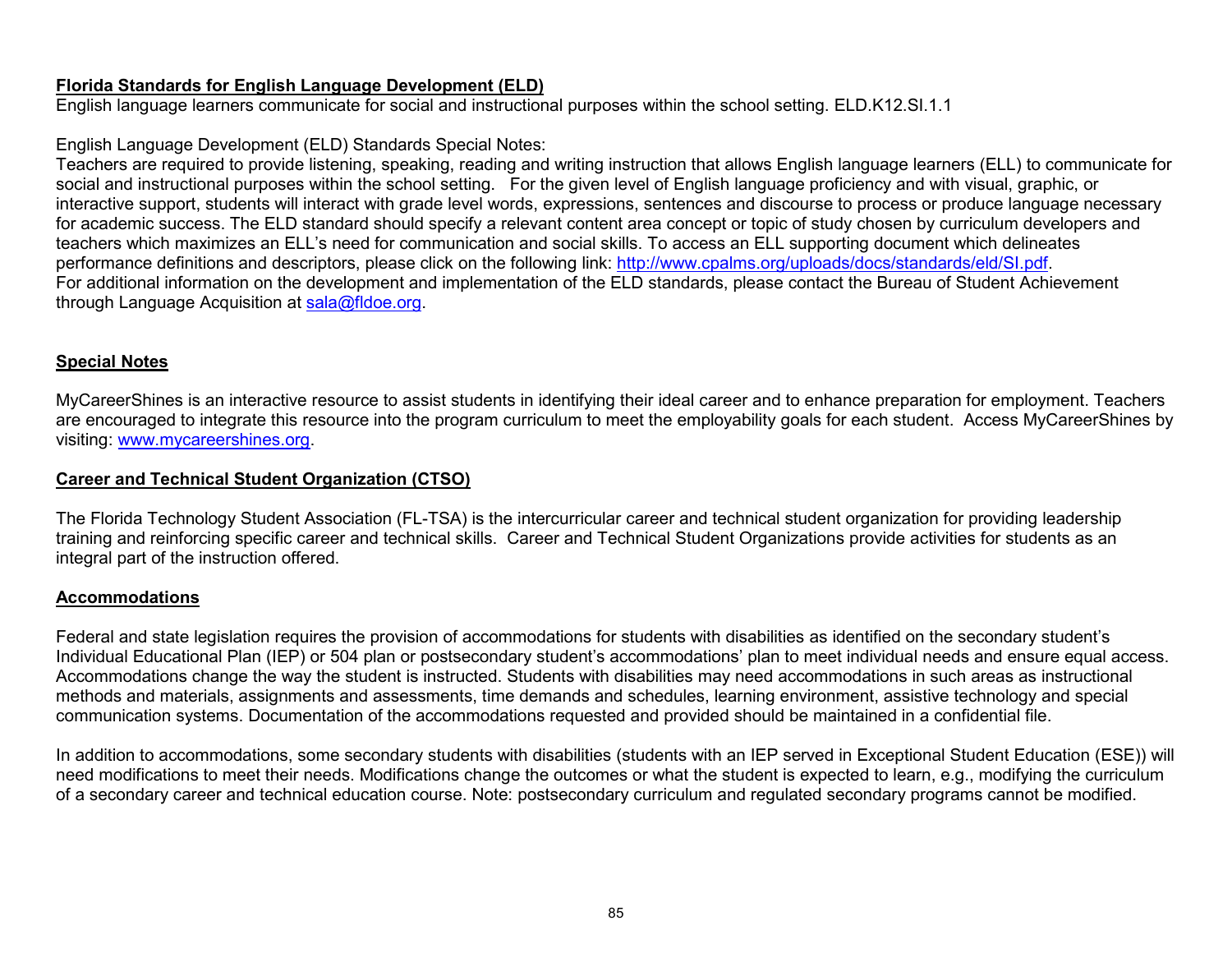**Florida Standards for English Language Development (ELD)**
English language learners communicate for social and instructional purposes within the school setting. ELD.K12.SI.1.1

English Language Development (ELD) Standards Special Notes:
Teachers are required to provide listening, speaking, reading and writing instruction that allows English language learners (ELL) to communicate for social and instructional purposes within the school setting. For the given level of English language proficiency and with visual, graphic, or interactive support, students will interact with grade level words, expressions, sentences and discourse to process or produce language necessary for academic success. The ELD standard should specify a relevant content area concept or topic of study chosen by curriculum developers and teachers which maximizes an ELL's need for communication and social skills. To access an ELL supporting document which delineates performance definitions and descriptors, please click on the following link: http://www.cpalms.org/uploads/docs/standards/eld/SI.pdf.
For additional information on the development and implementation of the ELD standards, please contact the Bureau of Student Achievement through Language Acquisition at sala@fldoe.org.

**Special Notes**

MyCareerShines is an interactive resource to assist students in identifying their ideal career and to enhance preparation for employment. Teachers are encouraged to integrate this resource into the program curriculum to meet the employability goals for each student. Access MyCareerShines by visiting: www.mycareershines.org.

**Career and Technical Student Organization (CTSO)**

The Florida Technology Student Association (FL-TSA) is the intercurricular career and technical student organization for providing leadership training and reinforcing specific career and technical skills. Career and Technical Student Organizations provide activities for students as an integral part of the instruction offered.

**Accommodations**

Federal and state legislation requires the provision of accommodations for students with disabilities as identified on the secondary student's Individual Educational Plan (IEP) or 504 plan or postsecondary student's accommodations' plan to meet individual needs and ensure equal access. Accommodations change the way the student is instructed. Students with disabilities may need accommodations in such areas as instructional methods and materials, assignments and assessments, time demands and schedules, learning environment, assistive technology and special communication systems. Documentation of the accommodations requested and provided should be maintained in a confidential file.

In addition to accommodations, some secondary students with disabilities (students with an IEP served in Exceptional Student Education (ESE)) will need modifications to meet their needs. Modifications change the outcomes or what the student is expected to learn, e.g., modifying the curriculum of a secondary career and technical education course. Note: postsecondary curriculum and regulated secondary programs cannot be modified.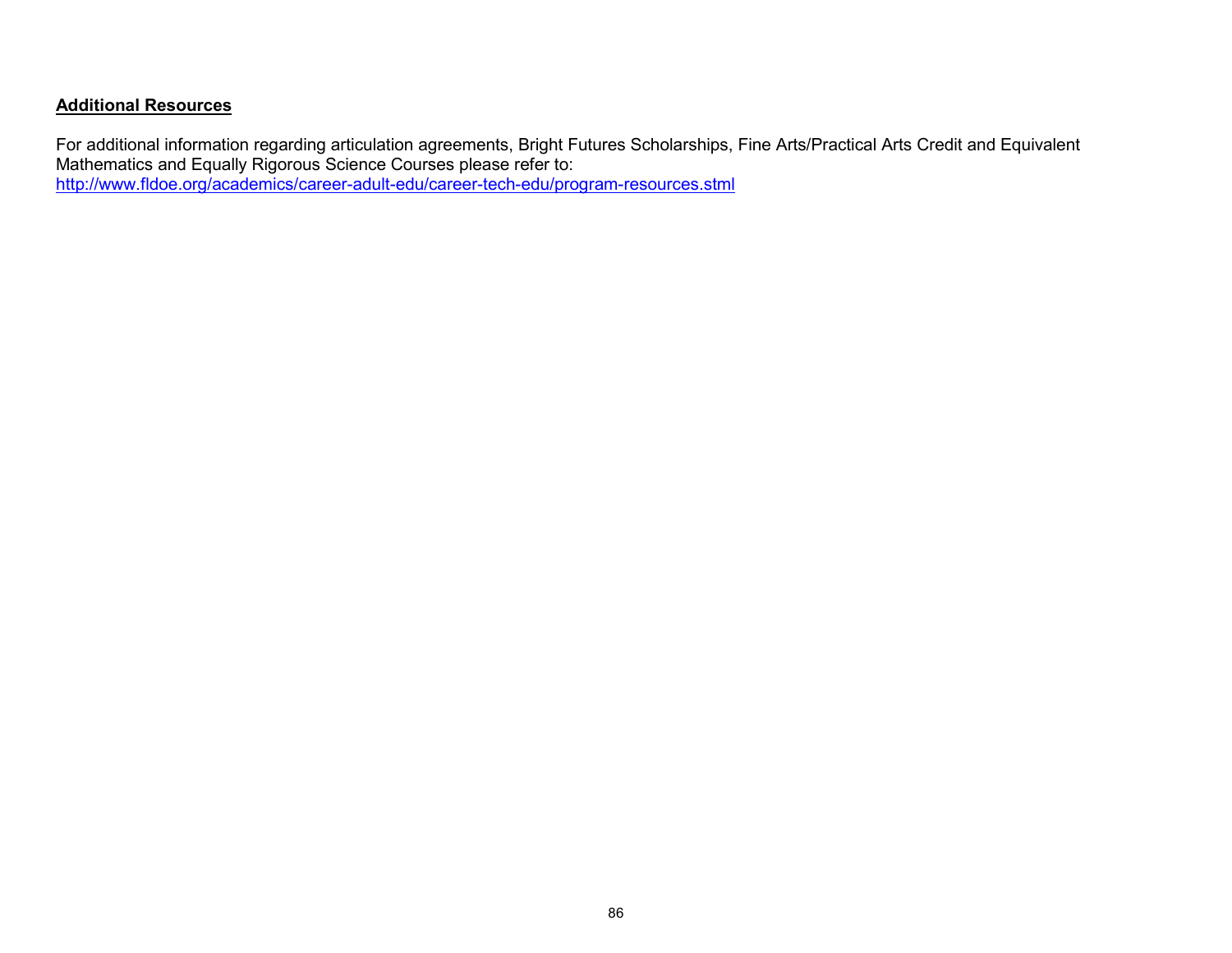**Additional Resources**

For additional information regarding articulation agreements, Bright Futures Scholarships, Fine Arts/Practical Arts Credit and Equivalent Mathematics and Equally Rigorous Science Courses please refer to:
http://www.fldoe.org/academics/career-adult-edu/career-tech-edu/program-resources.stml